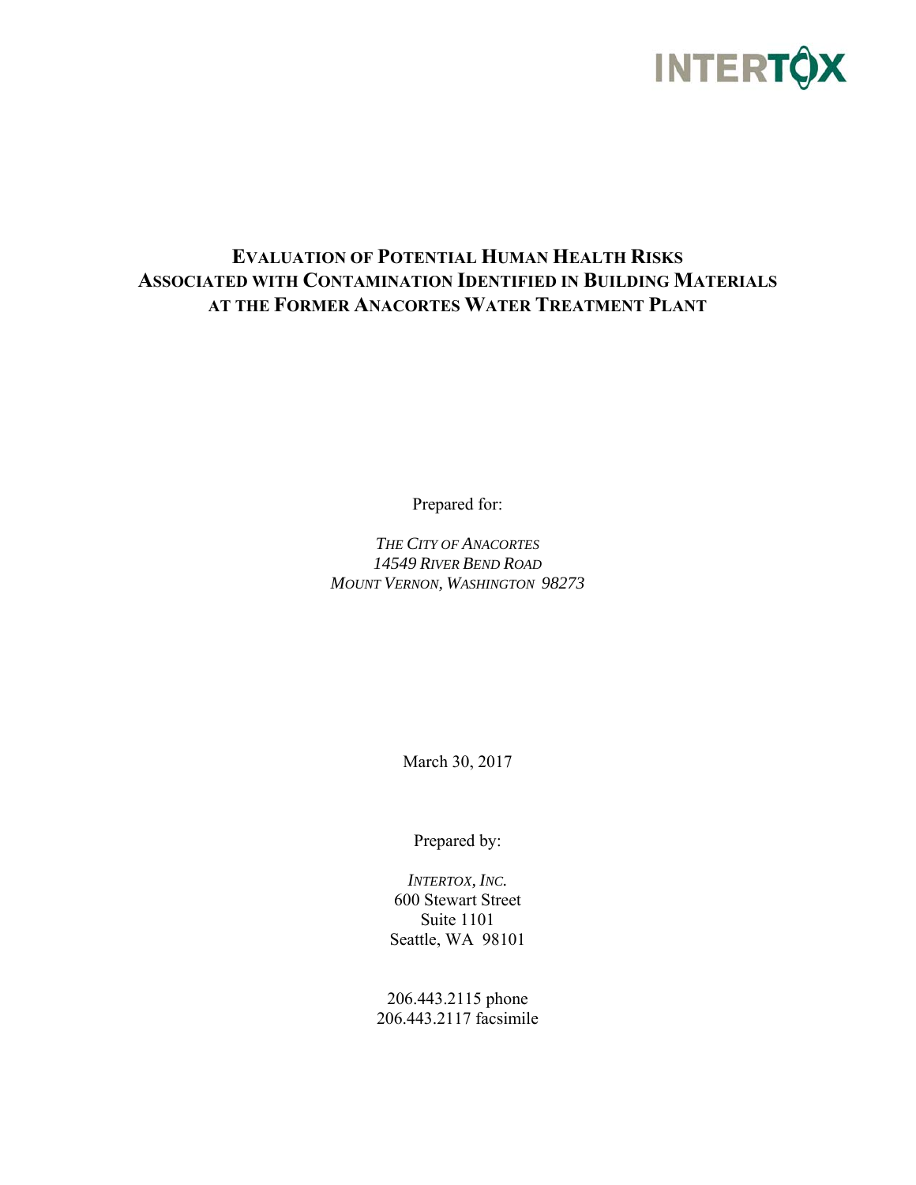INTERTOX

# EVALUATION OF POTENTIAL HUMAN HEALTH RISKS ASSOCIATED WITH CONTAMINATION IDENTIFIED IN BUILDING MATERIALS AT THE FORMER ANACORTES WATER TREATMENT PLANT

Prepared for:

*THE CITY OF ANACORTES*
*14549 RIVER BEND ROAD*
*MOUNT VERNON, WASHINGTON 98273*

March 30, 2017

Prepared by:

*INTERTOX, INC.*
600 Stewart Street
Suite 1101
Seattle, WA 98101

206.443.2115 phone
206.443.2117 facsimile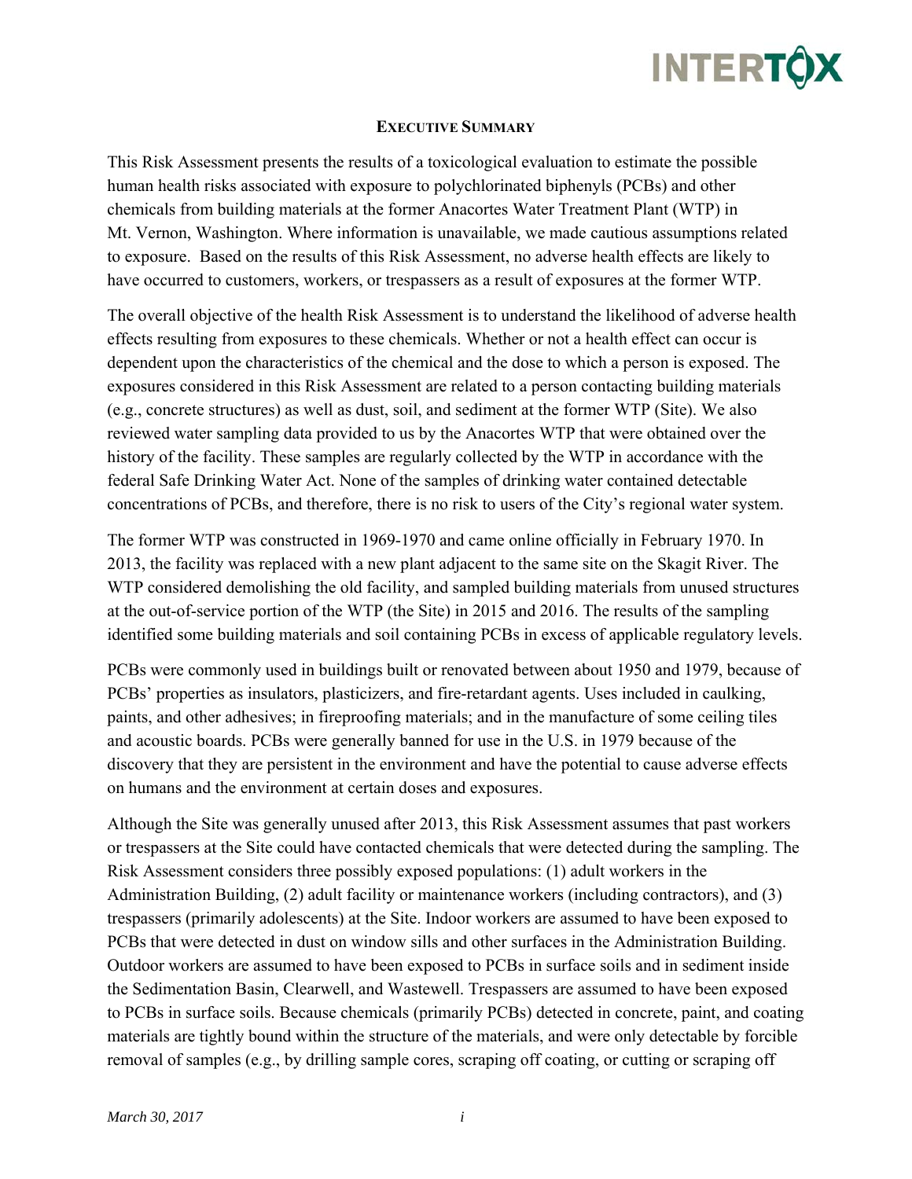## Executive Summary

This Risk Assessment presents the results of a toxicological evaluation to estimate the possible human health risks associated with exposure to polychlorinated biphenyls (PCBs) and other chemicals from building materials at the former Anacortes Water Treatment Plant (WTP) in Mt. Vernon, Washington. Where information is unavailable, we made cautious assumptions related to exposure. Based on the results of this Risk Assessment, no adverse health effects are likely to have occurred to customers, workers, or trespassers as a result of exposures at the former WTP.

The overall objective of the health Risk Assessment is to understand the likelihood of adverse health effects resulting from exposures to these chemicals. Whether or not a health effect can occur is dependent upon the characteristics of the chemical and the dose to which a person is exposed. The exposures considered in this Risk Assessment are related to a person contacting building materials (e.g., concrete structures) as well as dust, soil, and sediment at the former WTP (Site). We also reviewed water sampling data provided to us by the Anacortes WTP that were obtained over the history of the facility. These samples are regularly collected by the WTP in accordance with the federal Safe Drinking Water Act. None of the samples of drinking water contained detectable concentrations of PCBs, and therefore, there is no risk to users of the City's regional water system.

The former WTP was constructed in 1969-1970 and came online officially in February 1970. In 2013, the facility was replaced with a new plant adjacent to the same site on the Skagit River. The WTP considered demolishing the old facility, and sampled building materials from unused structures at the out-of-service portion of the WTP (the Site) in 2015 and 2016. The results of the sampling identified some building materials and soil containing PCBs in excess of applicable regulatory levels.

PCBs were commonly used in buildings built or renovated between about 1950 and 1979, because of PCBs' properties as insulators, plasticizers, and fire-retardant agents. Uses included in caulking, paints, and other adhesives; in fireproofing materials; and in the manufacture of some ceiling tiles and acoustic boards. PCBs were generally banned for use in the U.S. in 1979 because of the discovery that they are persistent in the environment and have the potential to cause adverse effects on humans and the environment at certain doses and exposures.

Although the Site was generally unused after 2013, this Risk Assessment assumes that past workers or trespassers at the Site could have contacted chemicals that were detected during the sampling. The Risk Assessment considers three possibly exposed populations: (1) adult workers in the Administration Building, (2) adult facility or maintenance workers (including contractors), and (3) trespassers (primarily adolescents) at the Site. Indoor workers are assumed to have been exposed to PCBs that were detected in dust on window sills and other surfaces in the Administration Building. Outdoor workers are assumed to have been exposed to PCBs in surface soils and in sediment inside the Sedimentation Basin, Clearwell, and Wastewell. Trespassers are assumed to have been exposed to PCBs in surface soils. Because chemicals (primarily PCBs) detected in concrete, paint, and coating materials are tightly bound within the structure of the materials, and were only detectable by forcible removal of samples (e.g., by drilling sample cores, scraping off coating, or cutting or scraping off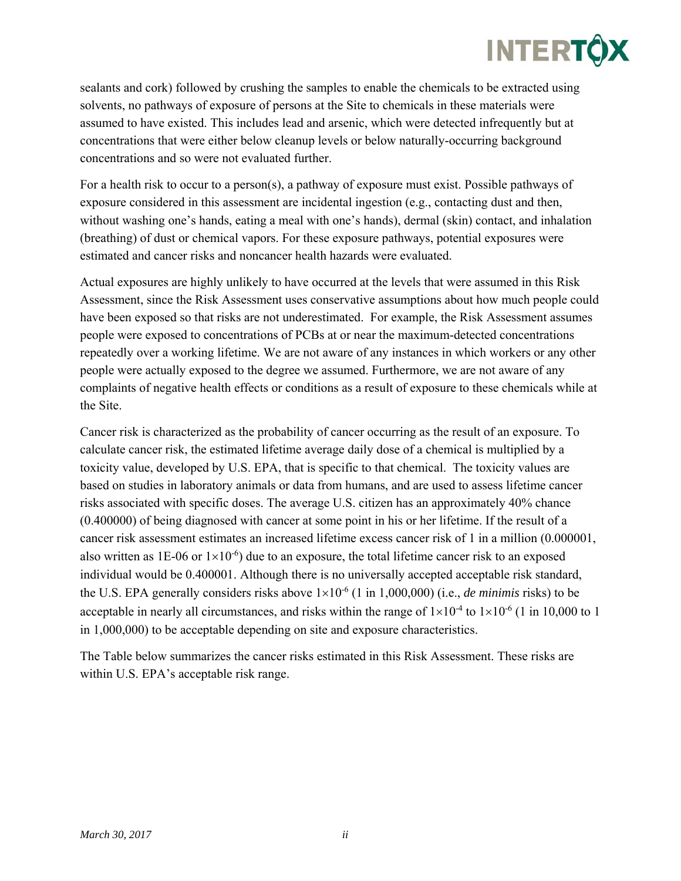sealants and cork) followed by crushing the samples to enable the chemicals to be extracted using solvents, no pathways of exposure of persons at the Site to chemicals in these materials were assumed to have existed. This includes lead and arsenic, which were detected infrequently but at concentrations that were either below cleanup levels or below naturally-occurring background concentrations and so were not evaluated further.

For a health risk to occur to a person(s), a pathway of exposure must exist. Possible pathways of exposure considered in this assessment are incidental ingestion (e.g., contacting dust and then, without washing one's hands, eating a meal with one's hands), dermal (skin) contact, and inhalation (breathing) of dust or chemical vapors. For these exposure pathways, potential exposures were estimated and cancer risks and noncancer health hazards were evaluated.

Actual exposures are highly unlikely to have occurred at the levels that were assumed in this Risk Assessment, since the Risk Assessment uses conservative assumptions about how much people could have been exposed so that risks are not underestimated. For example, the Risk Assessment assumes people were exposed to concentrations of PCBs at or near the maximum-detected concentrations repeatedly over a working lifetime. We are not aware of any instances in which workers or any other people were actually exposed to the degree we assumed. Furthermore, we are not aware of any complaints of negative health effects or conditions as a result of exposure to these chemicals while at the Site.

Cancer risk is characterized as the probability of cancer occurring as the result of an exposure. To calculate cancer risk, the estimated lifetime average daily dose of a chemical is multiplied by a toxicity value, developed by U.S. EPA, that is specific to that chemical. The toxicity values are based on studies in laboratory animals or data from humans, and are used to assess lifetime cancer risks associated with specific doses. The average U.S. citizen has an approximately 40% chance (0.400000) of being diagnosed with cancer at some point in his or her lifetime. If the result of a cancer risk assessment estimates an increased lifetime excess cancer risk of 1 in a million (0.000001, also written as 1E-06 or $1 \times 10^{-6}$) due to an exposure, the total lifetime cancer risk to an exposed individual would be 0.400001. Although there is no universally accepted acceptable risk standard, the U.S. EPA generally considers risks above $1 \times 10^{-6}$ (1 in 1,000,000) (i.e., *de minimis* risks) to be acceptable in nearly all circumstances, and risks within the range of $1 \times 10^{-4}$ to $1 \times 10^{-6}$ (1 in 10,000 to 1 in 1,000,000) to be acceptable depending on site and exposure characteristics.

The Table below summarizes the cancer risks estimated in this Risk Assessment. These risks are within U.S. EPA's acceptable risk range.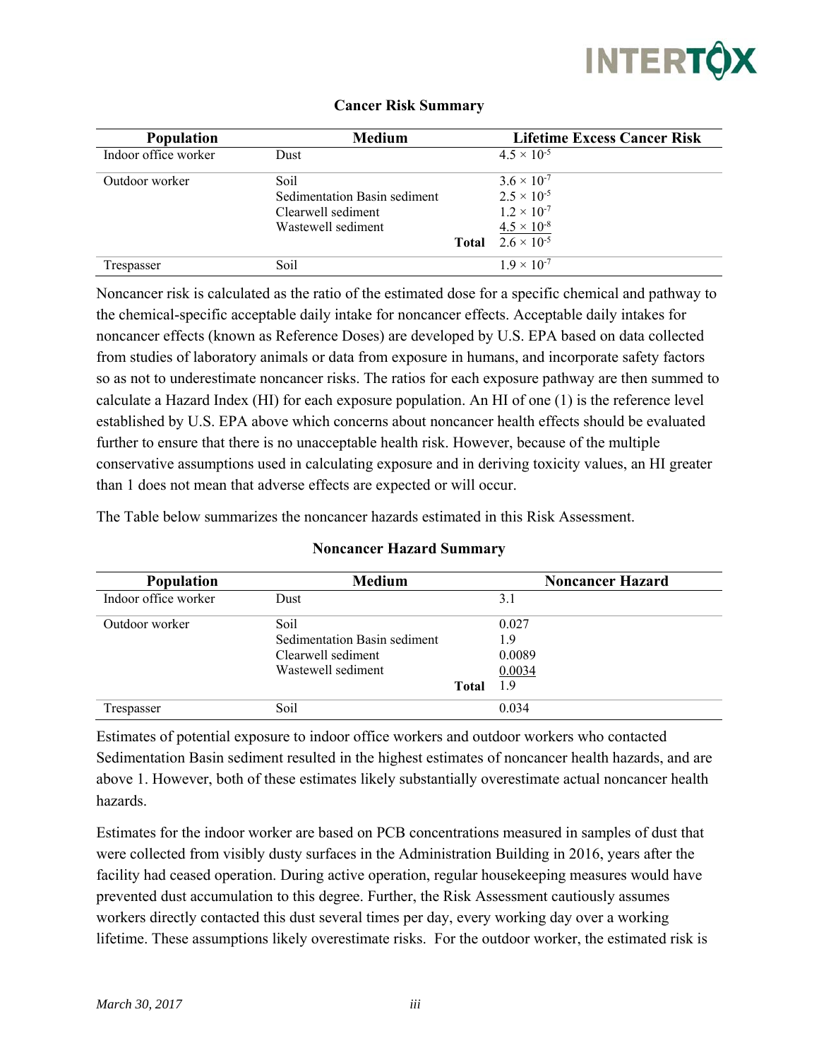**Cancer Risk Summary**

| Population | Medium | Lifetime Excess Cancer Risk |
|---|---|---|
| Indoor office worker | Dust | $4.5 \times 10^{-5}$ |
| Outdoor worker | Soil | $3.6 \times 10^{-7}$ |
| | Sedimentation Basin sediment | $2.5 \times 10^{-5}$ |
| | Clearwell sediment | $1.2 \times 10^{-7}$ |
| | Wastewell sediment | $4.5 \times 10^{-8}$ |
| | **Total** | $2.6 \times 10^{-5}$ |
| Trespasser | Soil | $1.9 \times 10^{-7}$ |

Noncancer risk is calculated as the ratio of the estimated dose for a specific chemical and pathway to the chemical-specific acceptable daily intake for noncancer effects. Acceptable daily intakes for noncancer effects (known as Reference Doses) are developed by U.S. EPA based on data collected from studies of laboratory animals or data from exposure in humans, and incorporate safety factors so as not to underestimate noncancer risks. The ratios for each exposure pathway are then summed to calculate a Hazard Index (HI) for each exposure population. An HI of one (1) is the reference level established by U.S. EPA above which concerns about noncancer health effects should be evaluated further to ensure that there is no unacceptable health risk. However, because of the multiple conservative assumptions used in calculating exposure and in deriving toxicity values, an HI greater than 1 does not mean that adverse effects are expected or will occur.

The Table below summarizes the noncancer hazards estimated in this Risk Assessment.

**Noncancer Hazard Summary**

| Population | Medium | Noncancer Hazard |
|---|---|---|
| Indoor office worker | Dust | 3.1 |
| Outdoor worker | Soil | 0.027 |
| | Sedimentation Basin sediment | 1.9 |
| | Clearwell sediment | 0.0089 |
| | Wastewell sediment | 0.0034 |
| | **Total** | 1.9 |
| Trespasser | Soil | 0.034 |

Estimates of potential exposure to indoor office workers and outdoor workers who contacted Sedimentation Basin sediment resulted in the highest estimates of noncancer health hazards, and are above 1. However, both of these estimates likely substantially overestimate actual noncancer health hazards.

Estimates for the indoor worker are based on PCB concentrations measured in samples of dust that were collected from visibly dusty surfaces in the Administration Building in 2016, years after the facility had ceased operation. During active operation, regular housekeeping measures would have prevented dust accumulation to this degree. Further, the Risk Assessment cautiously assumes workers directly contacted this dust several times per day, every working day over a working lifetime. These assumptions likely overestimate risks. For the outdoor worker, the estimated risk is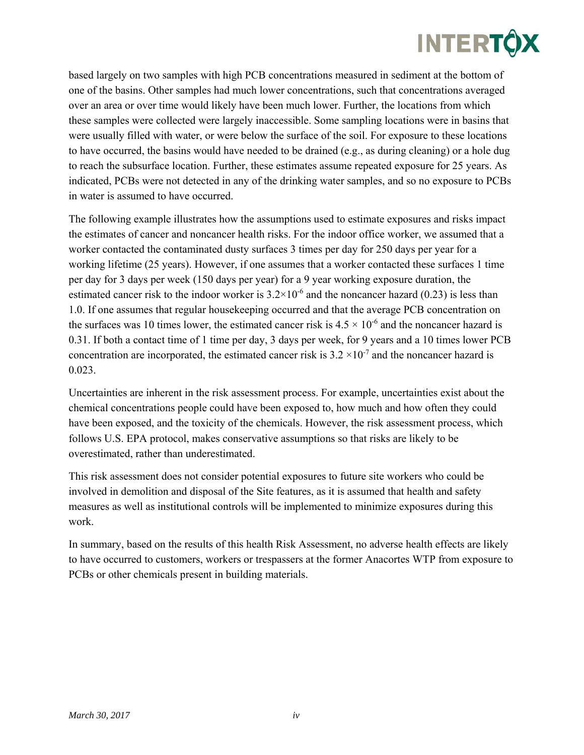based largely on two samples with high PCB concentrations measured in sediment at the bottom of one of the basins. Other samples had much lower concentrations, such that concentrations averaged over an area or over time would likely have been much lower. Further, the locations from which these samples were collected were largely inaccessible. Some sampling locations were in basins that were usually filled with water, or were below the surface of the soil. For exposure to these locations to have occurred, the basins would have needed to be drained (e.g., as during cleaning) or a hole dug to reach the subsurface location. Further, these estimates assume repeated exposure for 25 years. As indicated, PCBs were not detected in any of the drinking water samples, and so no exposure to PCBs in water is assumed to have occurred.

The following example illustrates how the assumptions used to estimate exposures and risks impact the estimates of cancer and noncancer health risks. For the indoor office worker, we assumed that a worker contacted the contaminated dusty surfaces 3 times per day for 250 days per year for a working lifetime (25 years). However, if one assumes that a worker contacted these surfaces 1 time per day for 3 days per week (150 days per year) for a 9 year working exposure duration, the estimated cancer risk to the indoor worker is $3.2\times10^{-6}$ and the noncancer hazard (0.23) is less than 1.0. If one assumes that regular housekeeping occurred and that the average PCB concentration on the surfaces was 10 times lower, the estimated cancer risk is $4.5 \times 10^{-6}$ and the noncancer hazard is 0.31. If both a contact time of 1 time per day, 3 days per week, for 9 years and a 10 times lower PCB concentration are incorporated, the estimated cancer risk is $3.2 \times10^{-7}$ and the noncancer hazard is 0.023.

Uncertainties are inherent in the risk assessment process. For example, uncertainties exist about the chemical concentrations people could have been exposed to, how much and how often they could have been exposed, and the toxicity of the chemicals. However, the risk assessment process, which follows U.S. EPA protocol, makes conservative assumptions so that risks are likely to be overestimated, rather than underestimated.

This risk assessment does not consider potential exposures to future site workers who could be involved in demolition and disposal of the Site features, as it is assumed that health and safety measures as well as institutional controls will be implemented to minimize exposures during this work.

In summary, based on the results of this health Risk Assessment, no adverse health effects are likely to have occurred to customers, workers or trespassers at the former Anacortes WTP from exposure to PCBs or other chemicals present in building materials.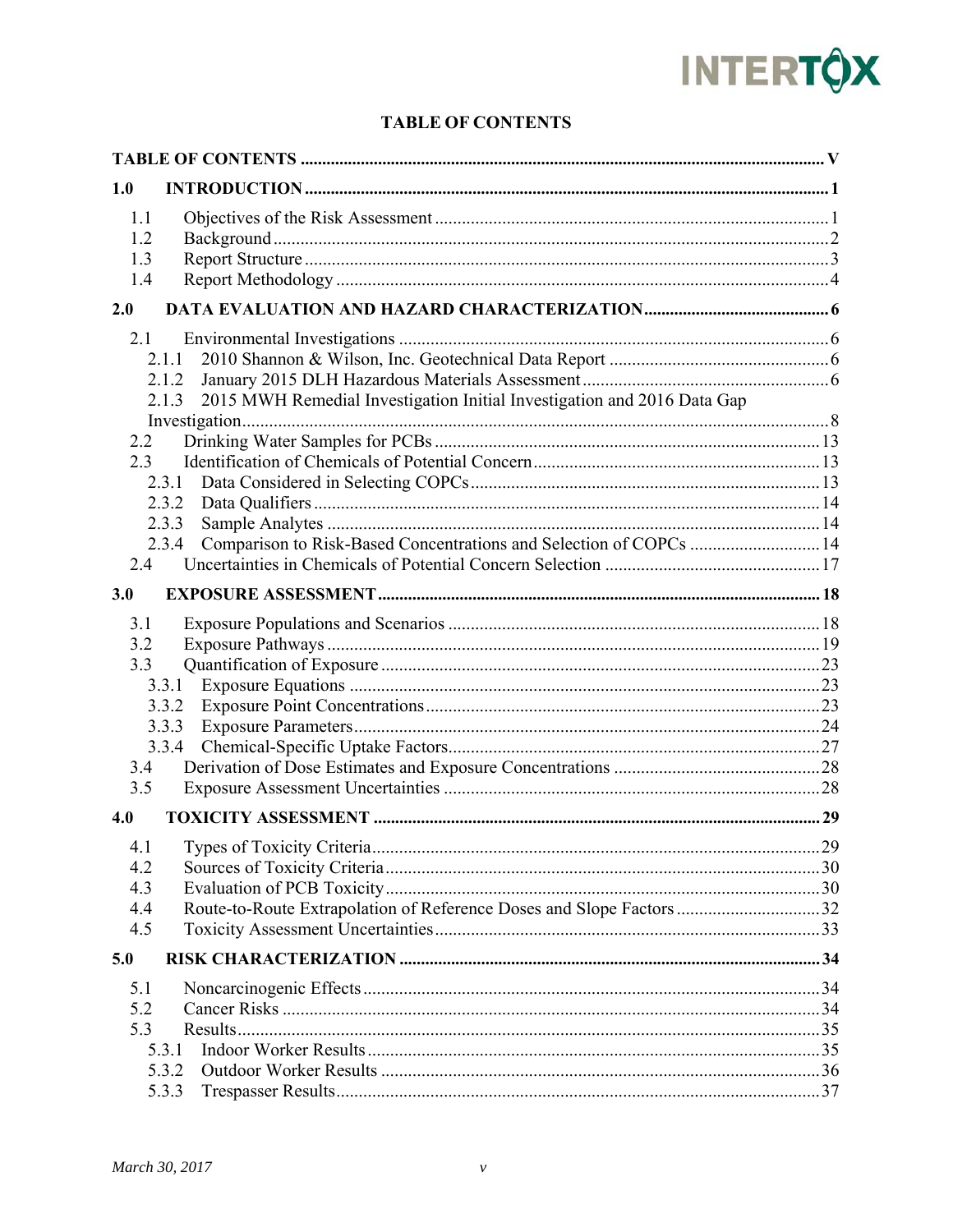# TABLE OF CONTENTS

**TABLE OF CONTENTS** ........................................................ **V**

**1.0 INTRODUCTION** ........................................................ **1**

- 1.1 Objectives of the Risk Assessment ........................................................ 1
- 1.2 Background ........................................................ 2
- 1.3 Report Structure ........................................................ 3
- 1.4 Report Methodology ........................................................ 4

**2.0 DATA EVALUATION AND HAZARD CHARACTERIZATION** ........................................................ **6**

- 2.1 Environmental Investigations ........................................................ 6
  - 2.1.1 2010 Shannon & Wilson, Inc. Geotechnical Data Report ........................................................ 6
  - 2.1.2 January 2015 DLH Hazardous Materials Assessment ........................................................ 6
  - 2.1.3 2015 MWH Remedial Investigation Initial Investigation and 2016 Data Gap Investigation ........................................................ 8
- 2.2 Drinking Water Samples for PCBs ........................................................ 13
- 2.3 Identification of Chemicals of Potential Concern ........................................................ 13
  - 2.3.1 Data Considered in Selecting COPCs ........................................................ 13
  - 2.3.2 Data Qualifiers ........................................................ 14
  - 2.3.3 Sample Analytes ........................................................ 14
  - 2.3.4 Comparison to Risk-Based Concentrations and Selection of COPCs ........................................................ 14
- 2.4 Uncertainties in Chemicals of Potential Concern Selection ........................................................ 17

**3.0 EXPOSURE ASSESSMENT** ........................................................ **18**

- 3.1 Exposure Populations and Scenarios ........................................................ 18
- 3.2 Exposure Pathways ........................................................ 19
- 3.3 Quantification of Exposure ........................................................ 23
  - 3.3.1 Exposure Equations ........................................................ 23
  - 3.3.2 Exposure Point Concentrations ........................................................ 23
  - 3.3.3 Exposure Parameters ........................................................ 24
  - 3.3.4 Chemical-Specific Uptake Factors ........................................................ 27
- 3.4 Derivation of Dose Estimates and Exposure Concentrations ........................................................ 28
- 3.5 Exposure Assessment Uncertainties ........................................................ 28

**4.0 TOXICITY ASSESSMENT** ........................................................ **29**

- 4.1 Types of Toxicity Criteria ........................................................ 29
- 4.2 Sources of Toxicity Criteria ........................................................ 30
- 4.3 Evaluation of PCB Toxicity ........................................................ 30
- 4.4 Route-to-Route Extrapolation of Reference Doses and Slope Factors ........................................................ 32
- 4.5 Toxicity Assessment Uncertainties ........................................................ 33

**5.0 RISK CHARACTERIZATION** ........................................................ **34**

- 5.1 Noncarcinogenic Effects ........................................................ 34
- 5.2 Cancer Risks ........................................................ 34
- 5.3 Results ........................................................ 35
  - 5.3.1 Indoor Worker Results ........................................................ 35
  - 5.3.2 Outdoor Worker Results ........................................................ 36
  - 5.3.3 Trespasser Results ........................................................ 37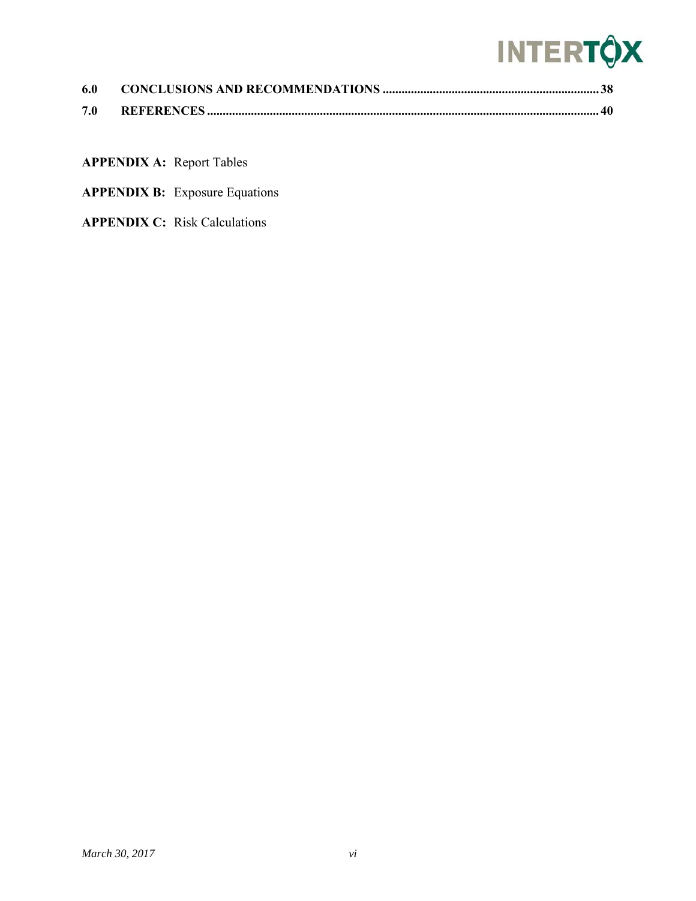**6.0 CONCLUSIONS AND RECOMMENDATIONS** .......... 38

**7.0 REFERENCES** .......... 40

**APPENDIX A:** Report Tables

**APPENDIX B:** Exposure Equations

**APPENDIX C:** Risk Calculations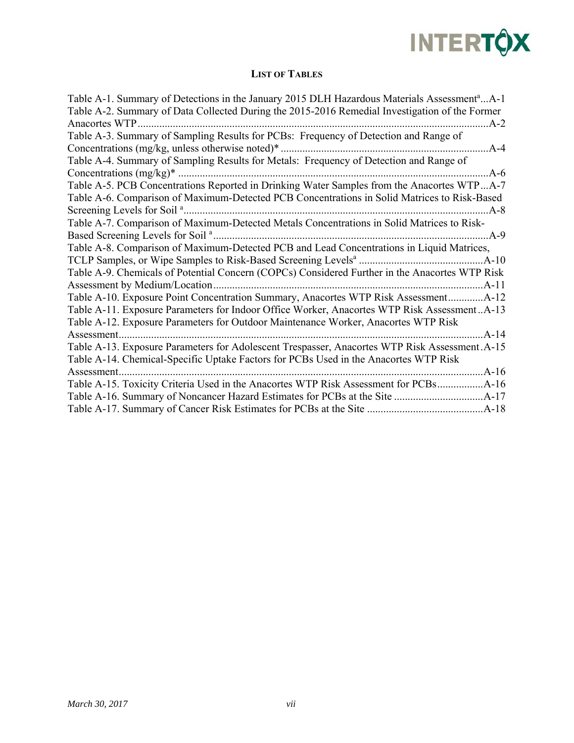## LIST OF TABLES

Table A-1. Summary of Detections in the January 2015 DLH Hazardous Materials Assessment[a]...A-1

Table A-2. Summary of Data Collected During the 2015-2016 Remedial Investigation of the Former Anacortes WTP.................................................................................................................A-2

Table A-3. Summary of Sampling Results for PCBs: Frequency of Detection and Range of Concentrations (mg/kg, unless otherwise noted)* ............................................................................A-4

Table A-4. Summary of Sampling Results for Metals: Frequency of Detection and Range of Concentrations (mg/kg)* ..................................................................................................................A-6

Table A-5. PCB Concentrations Reported in Drinking Water Samples from the Anacortes WTP...A-7

Table A-6. Comparison of Maximum-Detected PCB Concentrations in Solid Matrices to Risk-Based Screening Levels for Soil [a]................................................................................................................A-8

Table A-7. Comparison of Maximum-Detected Metals Concentrations in Solid Matrices to Risk-Based Screening Levels for Soil [a].....................................................................................................A-9

Table A-8. Comparison of Maximum-Detected PCB and Lead Concentrations in Liquid Matrices, TCLP Samples, or Wipe Samples to Risk-Based Screening Levels[a] .............................................A-10

Table A-9. Chemicals of Potential Concern (COPCs) Considered Further in the Anacortes WTP Risk Assessment by Medium/Location...................................................................................................A-11

Table A-10. Exposure Point Concentration Summary, Anacortes WTP Risk Assessment.............A-12

Table A-11. Exposure Parameters for Indoor Office Worker, Anacortes WTP Risk Assessment ..A-13

Table A-12. Exposure Parameters for Outdoor Maintenance Worker, Anacortes WTP Risk Assessment......................................................................................................................................A-14

Table A-13. Exposure Parameters for Adolescent Trespasser, Anacortes WTP Risk Assessment .A-15

Table A-14. Chemical-Specific Uptake Factors for PCBs Used in the Anacortes WTP Risk Assessment......................................................................................................................................A-16

Table A-15. Toxicity Criteria Used in the Anacortes WTP Risk Assessment for PCBs.................A-16

Table A-16. Summary of Noncancer Hazard Estimates for PCBs at the Site .................................A-17

Table A-17. Summary of Cancer Risk Estimates for PCBs at the Site ...........................................A-18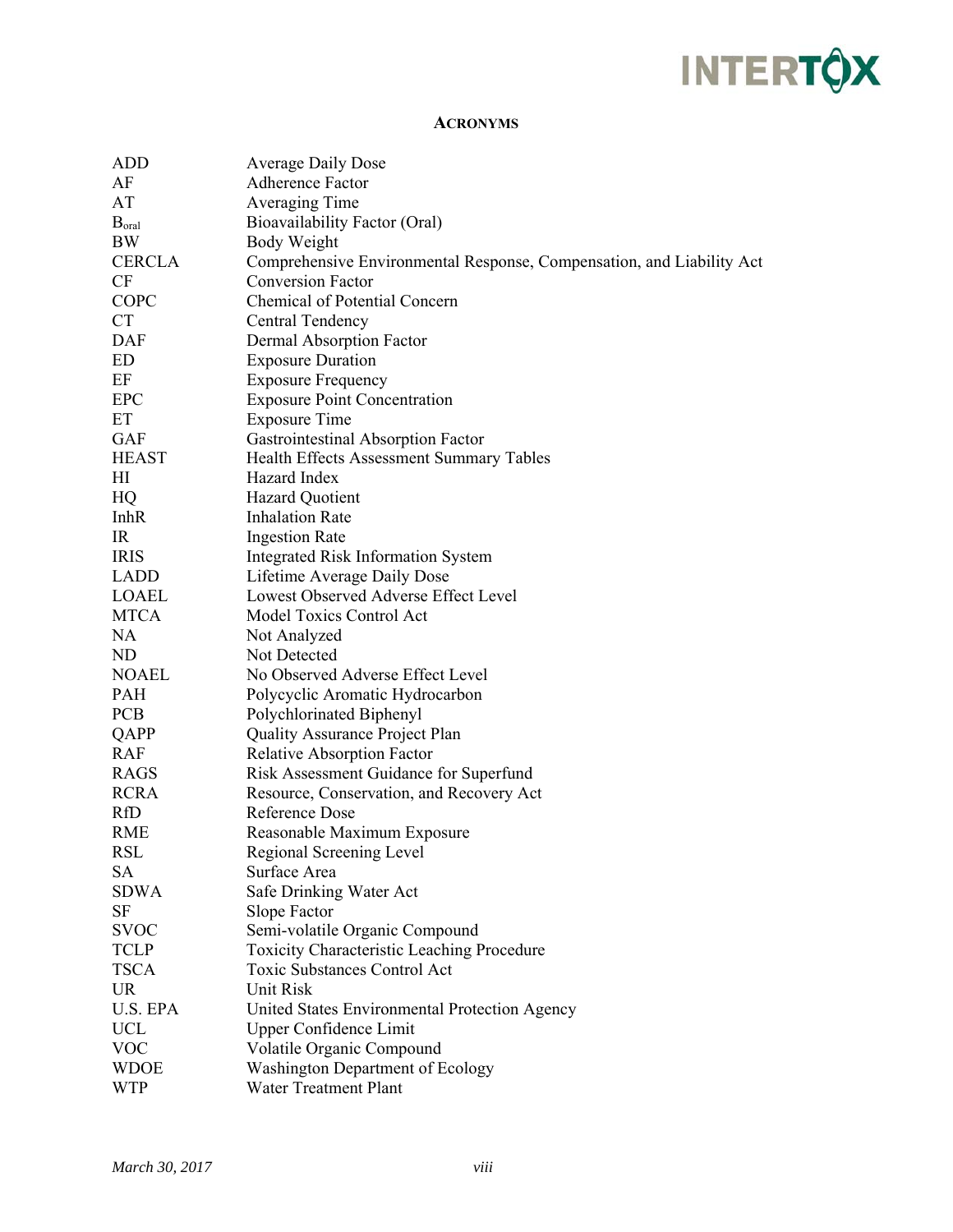## Acronyms

| | |
|---|---|
| ADD | Average Daily Dose |
| AF | Adherence Factor |
| AT | Averaging Time |
| $B_{oral}$ | Bioavailability Factor (Oral) |
| BW | Body Weight |
| CERCLA | Comprehensive Environmental Response, Compensation, and Liability Act |
| CF | Conversion Factor |
| COPC | Chemical of Potential Concern |
| CT | Central Tendency |
| DAF | Dermal Absorption Factor |
| ED | Exposure Duration |
| EF | Exposure Frequency |
| EPC | Exposure Point Concentration |
| ET | Exposure Time |
| GAF | Gastrointestinal Absorption Factor |
| HEAST | Health Effects Assessment Summary Tables |
| HI | Hazard Index |
| HQ | Hazard Quotient |
| InhR | Inhalation Rate |
| IR | Ingestion Rate |
| IRIS | Integrated Risk Information System |
| LADD | Lifetime Average Daily Dose |
| LOAEL | Lowest Observed Adverse Effect Level |
| MTCA | Model Toxics Control Act |
| NA | Not Analyzed |
| ND | Not Detected |
| NOAEL | No Observed Adverse Effect Level |
| PAH | Polycyclic Aromatic Hydrocarbon |
| PCB | Polychlorinated Biphenyl |
| QAPP | Quality Assurance Project Plan |
| RAF | Relative Absorption Factor |
| RAGS | Risk Assessment Guidance for Superfund |
| RCRA | Resource, Conservation, and Recovery Act |
| RfD | Reference Dose |
| RME | Reasonable Maximum Exposure |
| RSL | Regional Screening Level |
| SA | Surface Area |
| SDWA | Safe Drinking Water Act |
| SF | Slope Factor |
| SVOC | Semi-volatile Organic Compound |
| TCLP | Toxicity Characteristic Leaching Procedure |
| TSCA | Toxic Substances Control Act |
| UR | Unit Risk |
| U.S. EPA | United States Environmental Protection Agency |
| UCL | Upper Confidence Limit |
| VOC | Volatile Organic Compound |
| WDOE | Washington Department of Ecology |
| WTP | Water Treatment Plant |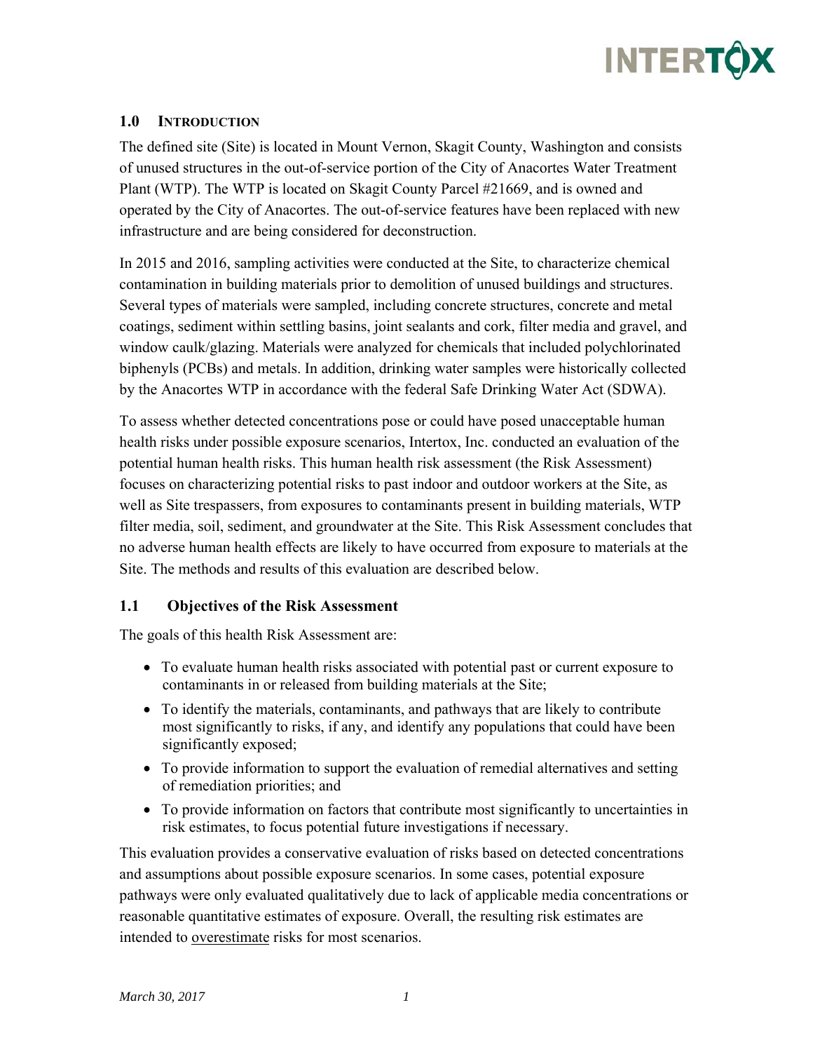## 1.0 INTRODUCTION

The defined site (Site) is located in Mount Vernon, Skagit County, Washington and consists of unused structures in the out-of-service portion of the City of Anacortes Water Treatment Plant (WTP). The WTP is located on Skagit County Parcel #21669, and is owned and operated by the City of Anacortes. The out-of-service features have been replaced with new infrastructure and are being considered for deconstruction.

In 2015 and 2016, sampling activities were conducted at the Site, to characterize chemical contamination in building materials prior to demolition of unused buildings and structures. Several types of materials were sampled, including concrete structures, concrete and metal coatings, sediment within settling basins, joint sealants and cork, filter media and gravel, and window caulk/glazing. Materials were analyzed for chemicals that included polychlorinated biphenyls (PCBs) and metals. In addition, drinking water samples were historically collected by the Anacortes WTP in accordance with the federal Safe Drinking Water Act (SDWA).

To assess whether detected concentrations pose or could have posed unacceptable human health risks under possible exposure scenarios, Intertox, Inc. conducted an evaluation of the potential human health risks. This human health risk assessment (the Risk Assessment) focuses on characterizing potential risks to past indoor and outdoor workers at the Site, as well as Site trespassers, from exposures to contaminants present in building materials, WTP filter media, soil, sediment, and groundwater at the Site. This Risk Assessment concludes that no adverse human health effects are likely to have occurred from exposure to materials at the Site. The methods and results of this evaluation are described below.

### 1.1 Objectives of the Risk Assessment

The goals of this health Risk Assessment are:

- To evaluate human health risks associated with potential past or current exposure to contaminants in or released from building materials at the Site;
- To identify the materials, contaminants, and pathways that are likely to contribute most significantly to risks, if any, and identify any populations that could have been significantly exposed;
- To provide information to support the evaluation of remedial alternatives and setting of remediation priorities; and
- To provide information on factors that contribute most significantly to uncertainties in risk estimates, to focus potential future investigations if necessary.

This evaluation provides a conservative evaluation of risks based on detected concentrations and assumptions about possible exposure scenarios. In some cases, potential exposure pathways were only evaluated qualitatively due to lack of applicable media concentrations or reasonable quantitative estimates of exposure. Overall, the resulting risk estimates are intended to overestimate risks for most scenarios.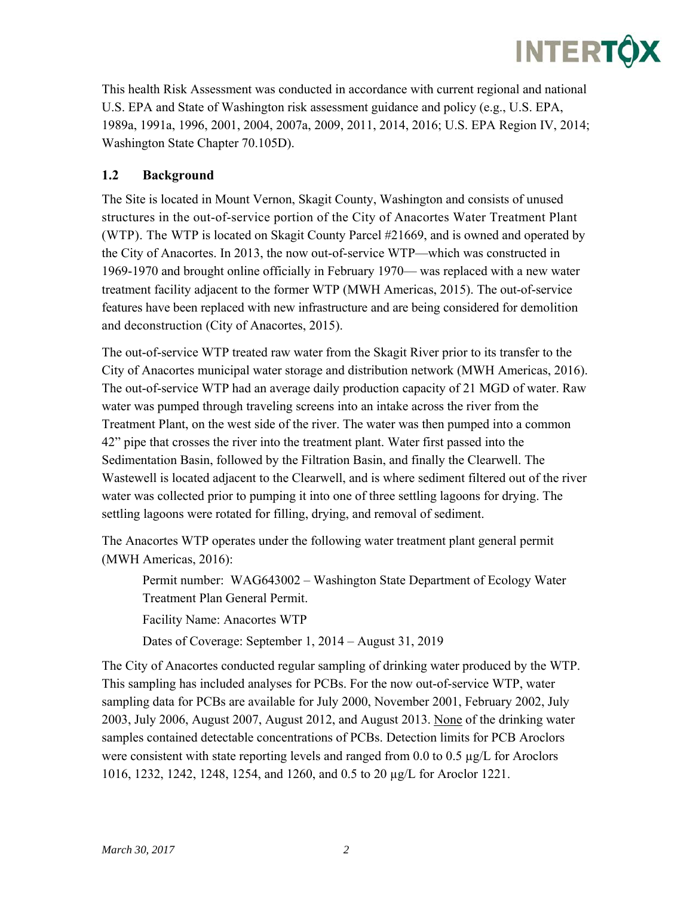This health Risk Assessment was conducted in accordance with current regional and national U.S. EPA and State of Washington risk assessment guidance and policy (e.g., U.S. EPA, 1989a, 1991a, 1996, 2001, 2004, 2007a, 2009, 2011, 2014, 2016; U.S. EPA Region IV, 2014; Washington State Chapter 70.105D).

## 1.2 Background

The Site is located in Mount Vernon, Skagit County, Washington and consists of unused structures in the out-of-service portion of the City of Anacortes Water Treatment Plant (WTP). The WTP is located on Skagit County Parcel #21669, and is owned and operated by the City of Anacortes. In 2013, the now out-of-service WTP—which was constructed in 1969-1970 and brought online officially in February 1970— was replaced with a new water treatment facility adjacent to the former WTP (MWH Americas, 2015). The out-of-service features have been replaced with new infrastructure and are being considered for demolition and deconstruction (City of Anacortes, 2015).

The out-of-service WTP treated raw water from the Skagit River prior to its transfer to the City of Anacortes municipal water storage and distribution network (MWH Americas, 2016). The out-of-service WTP had an average daily production capacity of 21 MGD of water. Raw water was pumped through traveling screens into an intake across the river from the Treatment Plant, on the west side of the river. The water was then pumped into a common 42" pipe that crosses the river into the treatment plant. Water first passed into the Sedimentation Basin, followed by the Filtration Basin, and finally the Clearwell. The Wastewell is located adjacent to the Clearwell, and is where sediment filtered out of the river water was collected prior to pumping it into one of three settling lagoons for drying. The settling lagoons were rotated for filling, drying, and removal of sediment.

The Anacortes WTP operates under the following water treatment plant general permit (MWH Americas, 2016):

> Permit number: WAG643002 – Washington State Department of Ecology Water Treatment Plan General Permit.
>
> Facility Name: Anacortes WTP
>
> Dates of Coverage: September 1, 2014 – August 31, 2019

The City of Anacortes conducted regular sampling of drinking water produced by the WTP. This sampling has included analyses for PCBs. For the now out-of-service WTP, water sampling data for PCBs are available for July 2000, November 2001, February 2002, July 2003, July 2006, August 2007, August 2012, and August 2013. None of the drinking water samples contained detectable concentrations of PCBs. Detection limits for PCB Aroclors were consistent with state reporting levels and ranged from 0.0 to 0.5 µg/L for Aroclors 1016, 1232, 1242, 1248, 1254, and 1260, and 0.5 to 20 µg/L for Aroclor 1221.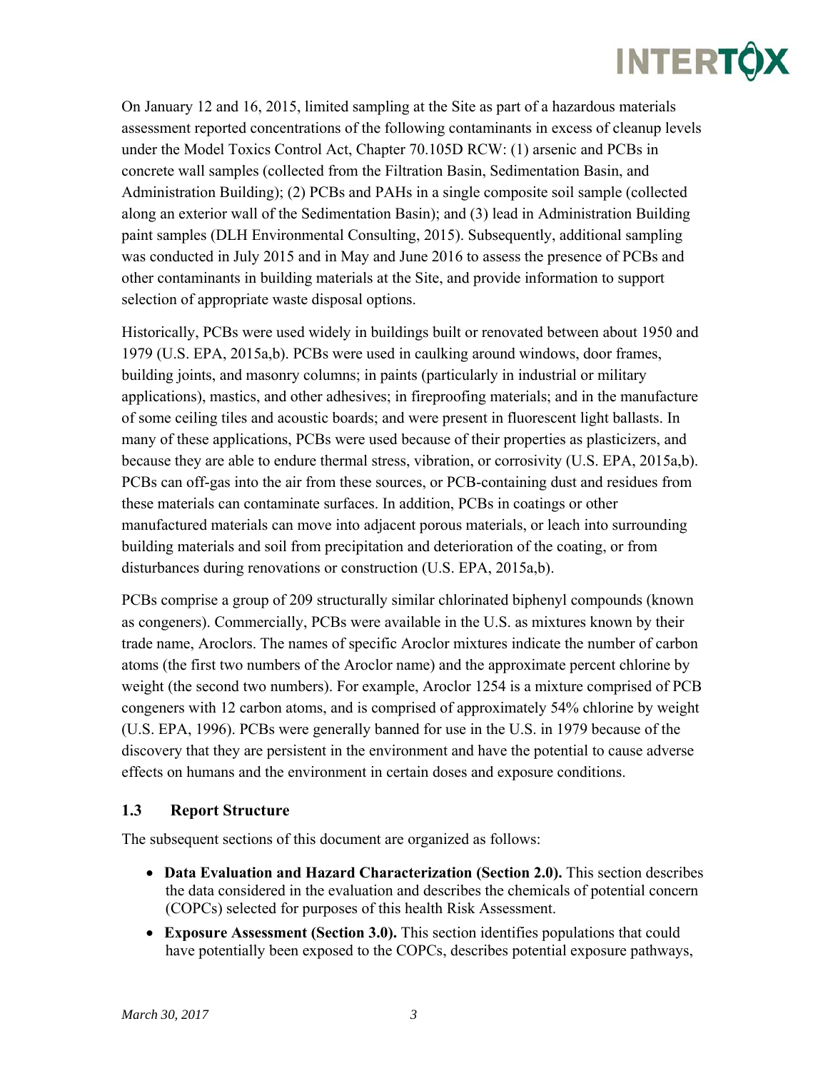On January 12 and 16, 2015, limited sampling at the Site as part of a hazardous materials assessment reported concentrations of the following contaminants in excess of cleanup levels under the Model Toxics Control Act, Chapter 70.105D RCW: (1) arsenic and PCBs in concrete wall samples (collected from the Filtration Basin, Sedimentation Basin, and Administration Building); (2) PCBs and PAHs in a single composite soil sample (collected along an exterior wall of the Sedimentation Basin); and (3) lead in Administration Building paint samples (DLH Environmental Consulting, 2015). Subsequently, additional sampling was conducted in July 2015 and in May and June 2016 to assess the presence of PCBs and other contaminants in building materials at the Site, and provide information to support selection of appropriate waste disposal options.

Historically, PCBs were used widely in buildings built or renovated between about 1950 and 1979 (U.S. EPA, 2015a,b). PCBs were used in caulking around windows, door frames, building joints, and masonry columns; in paints (particularly in industrial or military applications), mastics, and other adhesives; in fireproofing materials; and in the manufacture of some ceiling tiles and acoustic boards; and were present in fluorescent light ballasts. In many of these applications, PCBs were used because of their properties as plasticizers, and because they are able to endure thermal stress, vibration, or corrosivity (U.S. EPA, 2015a,b). PCBs can off-gas into the air from these sources, or PCB-containing dust and residues from these materials can contaminate surfaces. In addition, PCBs in coatings or other manufactured materials can move into adjacent porous materials, or leach into surrounding building materials and soil from precipitation and deterioration of the coating, or from disturbances during renovations or construction (U.S. EPA, 2015a,b).

PCBs comprise a group of 209 structurally similar chlorinated biphenyl compounds (known as congeners). Commercially, PCBs were available in the U.S. as mixtures known by their trade name, Aroclors. The names of specific Aroclor mixtures indicate the number of carbon atoms (the first two numbers of the Aroclor name) and the approximate percent chlorine by weight (the second two numbers). For example, Aroclor 1254 is a mixture comprised of PCB congeners with 12 carbon atoms, and is comprised of approximately 54% chlorine by weight (U.S. EPA, 1996). PCBs were generally banned for use in the U.S. in 1979 because of the discovery that they are persistent in the environment and have the potential to cause adverse effects on humans and the environment in certain doses and exposure conditions.

### 1.3 Report Structure

The subsequent sections of this document are organized as follows:

- **Data Evaluation and Hazard Characterization (Section 2.0).** This section describes the data considered in the evaluation and describes the chemicals of potential concern (COPCs) selected for purposes of this health Risk Assessment.
- **Exposure Assessment (Section 3.0).** This section identifies populations that could have potentially been exposed to the COPCs, describes potential exposure pathways,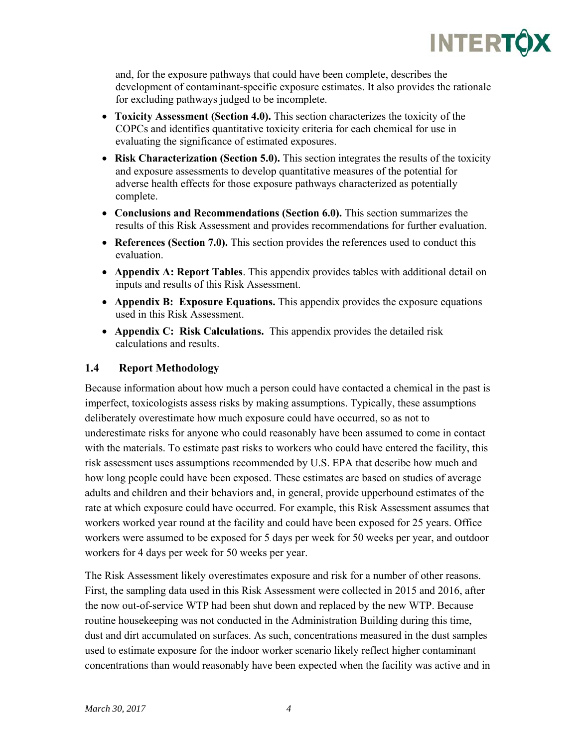and, for the exposure pathways that could have been complete, describes the development of contaminant-specific exposure estimates. It also provides the rationale for excluding pathways judged to be incomplete.

- **Toxicity Assessment (Section 4.0).** This section characterizes the toxicity of the COPCs and identifies quantitative toxicity criteria for each chemical for use in evaluating the significance of estimated exposures.
- **Risk Characterization (Section 5.0).** This section integrates the results of the toxicity and exposure assessments to develop quantitative measures of the potential for adverse health effects for those exposure pathways characterized as potentially complete.
- **Conclusions and Recommendations (Section 6.0).** This section summarizes the results of this Risk Assessment and provides recommendations for further evaluation.
- **References (Section 7.0).** This section provides the references used to conduct this evaluation.
- **Appendix A: Report Tables**. This appendix provides tables with additional detail on inputs and results of this Risk Assessment.
- **Appendix B: Exposure Equations.** This appendix provides the exposure equations used in this Risk Assessment.
- **Appendix C: Risk Calculations.** This appendix provides the detailed risk calculations and results.

## 1.4 Report Methodology

Because information about how much a person could have contacted a chemical in the past is imperfect, toxicologists assess risks by making assumptions. Typically, these assumptions deliberately overestimate how much exposure could have occurred, so as not to underestimate risks for anyone who could reasonably have been assumed to come in contact with the materials. To estimate past risks to workers who could have entered the facility, this risk assessment uses assumptions recommended by U.S. EPA that describe how much and how long people could have been exposed. These estimates are based on studies of average adults and children and their behaviors and, in general, provide upperbound estimates of the rate at which exposure could have occurred. For example, this Risk Assessment assumes that workers worked year round at the facility and could have been exposed for 25 years. Office workers were assumed to be exposed for 5 days per week for 50 weeks per year, and outdoor workers for 4 days per week for 50 weeks per year.

The Risk Assessment likely overestimates exposure and risk for a number of other reasons. First, the sampling data used in this Risk Assessment were collected in 2015 and 2016, after the now out-of-service WTP had been shut down and replaced by the new WTP. Because routine housekeeping was not conducted in the Administration Building during this time, dust and dirt accumulated on surfaces. As such, concentrations measured in the dust samples used to estimate exposure for the indoor worker scenario likely reflect higher contaminant concentrations than would reasonably have been expected when the facility was active and in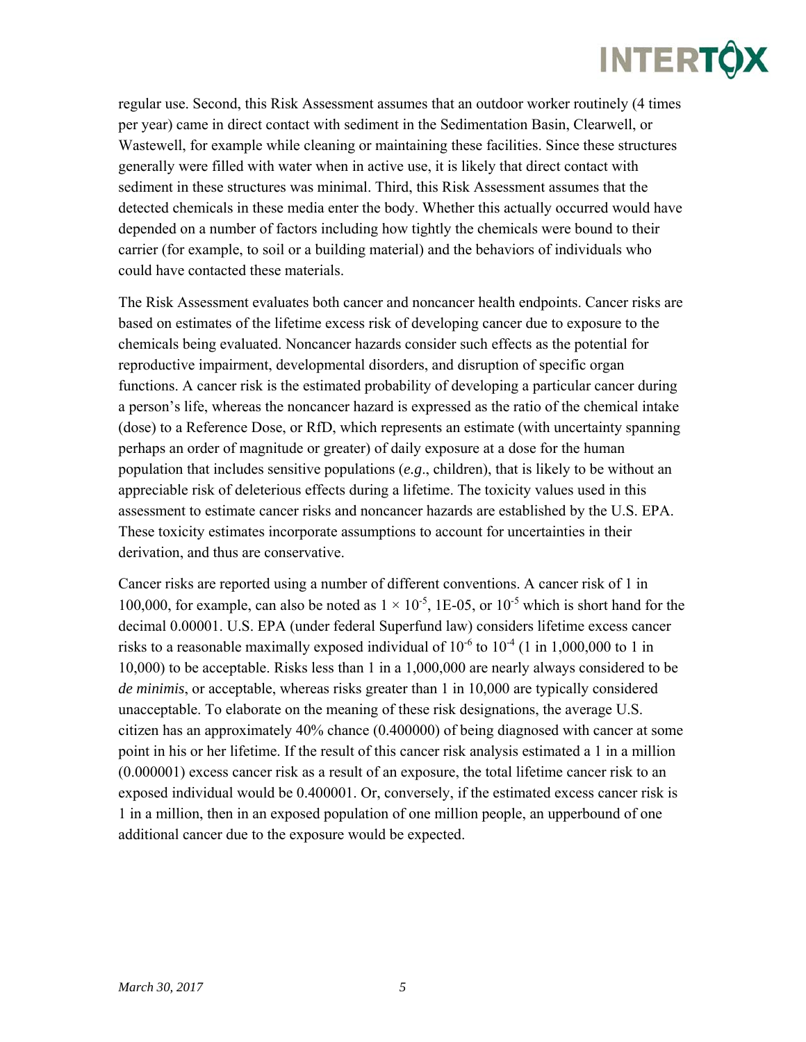regular use. Second, this Risk Assessment assumes that an outdoor worker routinely (4 times per year) came in direct contact with sediment in the Sedimentation Basin, Clearwell, or Wastewell, for example while cleaning or maintaining these facilities. Since these structures generally were filled with water when in active use, it is likely that direct contact with sediment in these structures was minimal. Third, this Risk Assessment assumes that the detected chemicals in these media enter the body. Whether this actually occurred would have depended on a number of factors including how tightly the chemicals were bound to their carrier (for example, to soil or a building material) and the behaviors of individuals who could have contacted these materials.

The Risk Assessment evaluates both cancer and noncancer health endpoints. Cancer risks are based on estimates of the lifetime excess risk of developing cancer due to exposure to the chemicals being evaluated. Noncancer hazards consider such effects as the potential for reproductive impairment, developmental disorders, and disruption of specific organ functions. A cancer risk is the estimated probability of developing a particular cancer during a person's life, whereas the noncancer hazard is expressed as the ratio of the chemical intake (dose) to a Reference Dose, or RfD, which represents an estimate (with uncertainty spanning perhaps an order of magnitude or greater) of daily exposure at a dose for the human population that includes sensitive populations (*e.g*., children), that is likely to be without an appreciable risk of deleterious effects during a lifetime. The toxicity values used in this assessment to estimate cancer risks and noncancer hazards are established by the U.S. EPA. These toxicity estimates incorporate assumptions to account for uncertainties in their derivation, and thus are conservative.

Cancer risks are reported using a number of different conventions. A cancer risk of 1 in 100,000, for example, can also be noted as $1 \times 10^{-5}$, 1E-05, or $10^{-5}$ which is short hand for the decimal 0.00001. U.S. EPA (under federal Superfund law) considers lifetime excess cancer risks to a reasonable maximally exposed individual of $10^{-6}$ to $10^{-4}$ (1 in 1,000,000 to 1 in 10,000) to be acceptable. Risks less than 1 in a 1,000,000 are nearly always considered to be *de minimis*, or acceptable, whereas risks greater than 1 in 10,000 are typically considered unacceptable. To elaborate on the meaning of these risk designations, the average U.S. citizen has an approximately 40% chance (0.400000) of being diagnosed with cancer at some point in his or her lifetime. If the result of this cancer risk analysis estimated a 1 in a million (0.000001) excess cancer risk as a result of an exposure, the total lifetime cancer risk to an exposed individual would be 0.400001. Or, conversely, if the estimated excess cancer risk is 1 in a million, then in an exposed population of one million people, an upperbound of one additional cancer due to the exposure would be expected.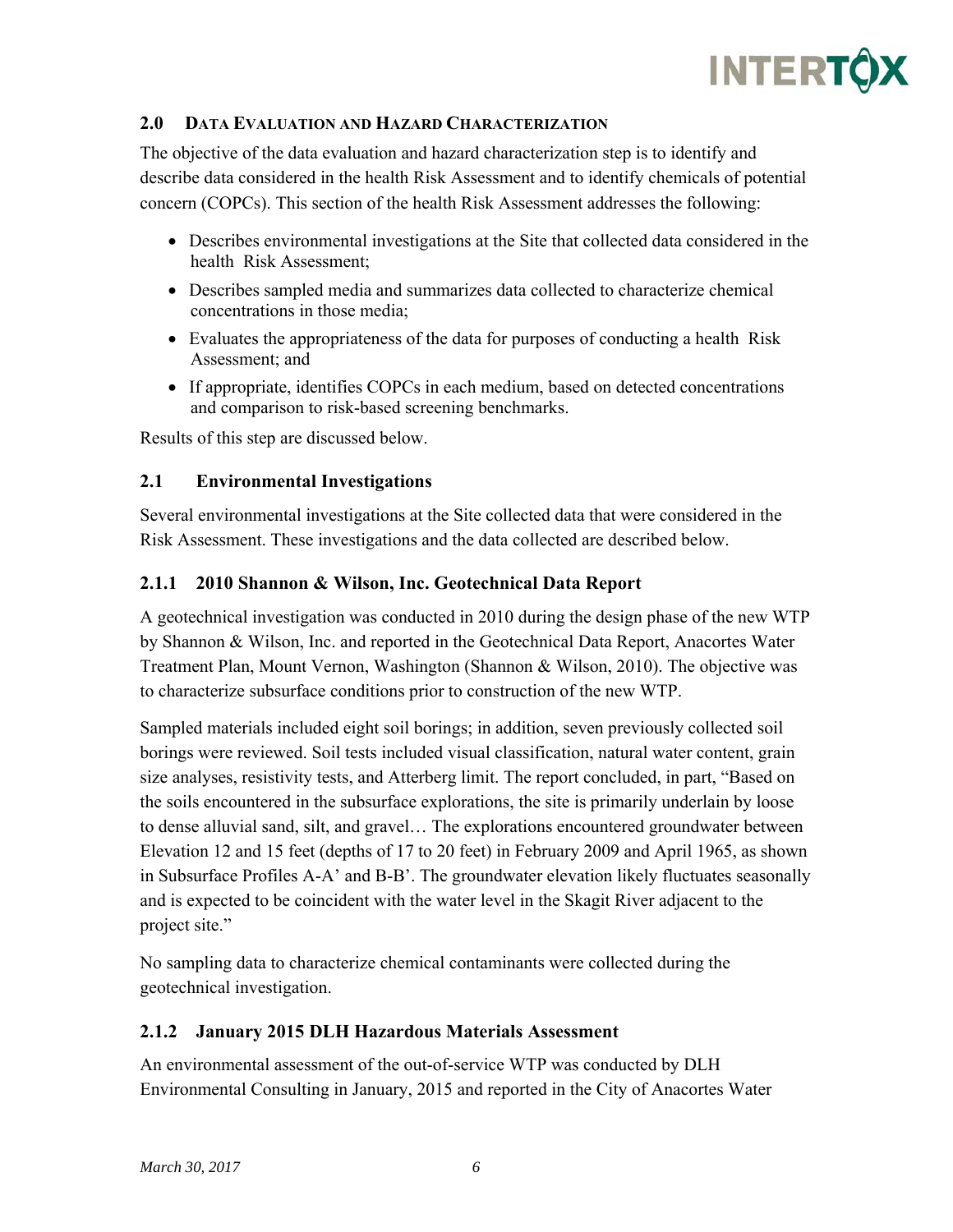## 2.0 DATA EVALUATION AND HAZARD CHARACTERIZATION

The objective of the data evaluation and hazard characterization step is to identify and describe data considered in the health Risk Assessment and to identify chemicals of potential concern (COPCs). This section of the health Risk Assessment addresses the following:

- Describes environmental investigations at the Site that collected data considered in the health Risk Assessment;
- Describes sampled media and summarizes data collected to characterize chemical concentrations in those media;
- Evaluates the appropriateness of the data for purposes of conducting a health Risk Assessment; and
- If appropriate, identifies COPCs in each medium, based on detected concentrations and comparison to risk-based screening benchmarks.

Results of this step are discussed below.

### 2.1 Environmental Investigations

Several environmental investigations at the Site collected data that were considered in the Risk Assessment. These investigations and the data collected are described below.

#### 2.1.1 2010 Shannon & Wilson, Inc. Geotechnical Data Report

A geotechnical investigation was conducted in 2010 during the design phase of the new WTP by Shannon & Wilson, Inc. and reported in the Geotechnical Data Report, Anacortes Water Treatment Plan, Mount Vernon, Washington (Shannon & Wilson, 2010). The objective was to characterize subsurface conditions prior to construction of the new WTP.

Sampled materials included eight soil borings; in addition, seven previously collected soil borings were reviewed. Soil tests included visual classification, natural water content, grain size analyses, resistivity tests, and Atterberg limit. The report concluded, in part, "Based on the soils encountered in the subsurface explorations, the site is primarily underlain by loose to dense alluvial sand, silt, and gravel… The explorations encountered groundwater between Elevation 12 and 15 feet (depths of 17 to 20 feet) in February 2009 and April 1965, as shown in Subsurface Profiles A-A' and B-B'. The groundwater elevation likely fluctuates seasonally and is expected to be coincident with the water level in the Skagit River adjacent to the project site."

No sampling data to characterize chemical contaminants were collected during the geotechnical investigation.

#### 2.1.2 January 2015 DLH Hazardous Materials Assessment

An environmental assessment of the out-of-service WTP was conducted by DLH Environmental Consulting in January, 2015 and reported in the City of Anacortes Water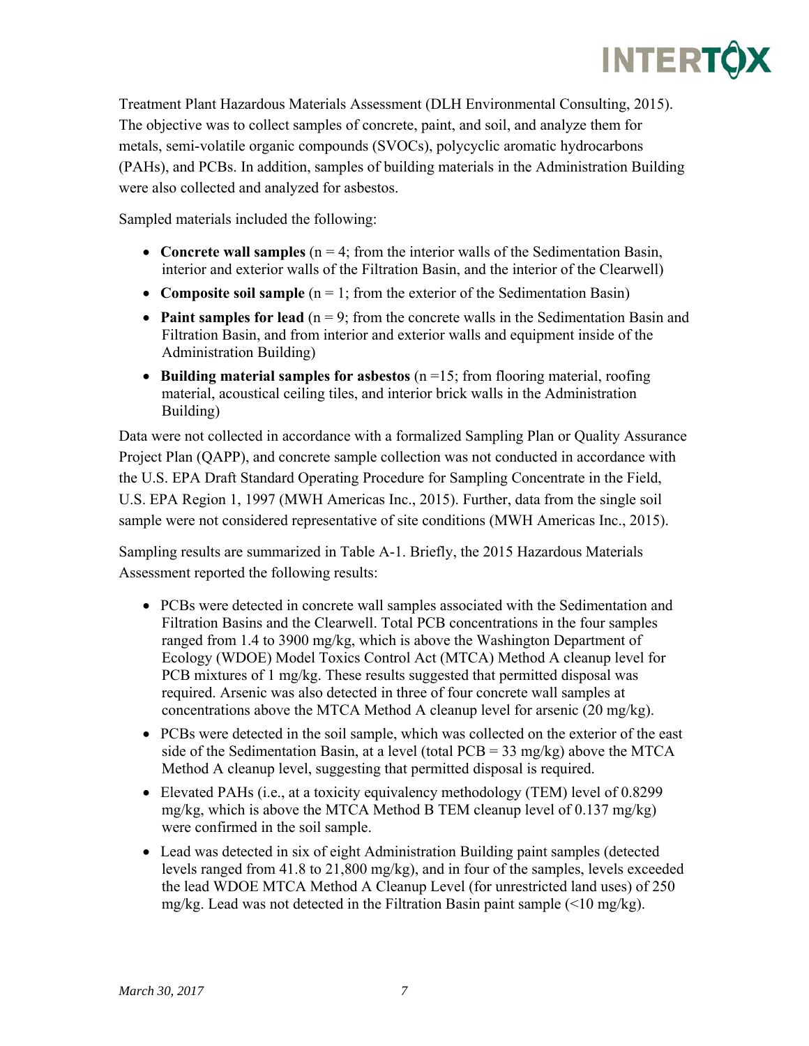Treatment Plant Hazardous Materials Assessment (DLH Environmental Consulting, 2015). The objective was to collect samples of concrete, paint, and soil, and analyze them for metals, semi-volatile organic compounds (SVOCs), polycyclic aromatic hydrocarbons (PAHs), and PCBs. In addition, samples of building materials in the Administration Building were also collected and analyzed for asbestos.

Sampled materials included the following:

- **Concrete wall samples** (n = 4; from the interior walls of the Sedimentation Basin, interior and exterior walls of the Filtration Basin, and the interior of the Clearwell)
- **Composite soil sample** (n = 1; from the exterior of the Sedimentation Basin)
- **Paint samples for lead** (n = 9; from the concrete walls in the Sedimentation Basin and Filtration Basin, and from interior and exterior walls and equipment inside of the Administration Building)
- **Building material samples for asbestos** (n =15; from flooring material, roofing material, acoustical ceiling tiles, and interior brick walls in the Administration Building)

Data were not collected in accordance with a formalized Sampling Plan or Quality Assurance Project Plan (QAPP), and concrete sample collection was not conducted in accordance with the U.S. EPA Draft Standard Operating Procedure for Sampling Concentrate in the Field, U.S. EPA Region 1, 1997 (MWH Americas Inc., 2015). Further, data from the single soil sample were not considered representative of site conditions (MWH Americas Inc., 2015).

Sampling results are summarized in Table A-1. Briefly, the 2015 Hazardous Materials Assessment reported the following results:

- PCBs were detected in concrete wall samples associated with the Sedimentation and Filtration Basins and the Clearwell. Total PCB concentrations in the four samples ranged from 1.4 to 3900 mg/kg, which is above the Washington Department of Ecology (WDOE) Model Toxics Control Act (MTCA) Method A cleanup level for PCB mixtures of 1 mg/kg. These results suggested that permitted disposal was required. Arsenic was also detected in three of four concrete wall samples at concentrations above the MTCA Method A cleanup level for arsenic (20 mg/kg).
- PCBs were detected in the soil sample, which was collected on the exterior of the east side of the Sedimentation Basin, at a level (total PCB = 33 mg/kg) above the MTCA Method A cleanup level, suggesting that permitted disposal is required.
- Elevated PAHs (i.e., at a toxicity equivalency methodology (TEM) level of 0.8299 mg/kg, which is above the MTCA Method B TEM cleanup level of 0.137 mg/kg) were confirmed in the soil sample.
- Lead was detected in six of eight Administration Building paint samples (detected levels ranged from 41.8 to 21,800 mg/kg), and in four of the samples, levels exceeded the lead WDOE MTCA Method A Cleanup Level (for unrestricted land uses) of 250 mg/kg. Lead was not detected in the Filtration Basin paint sample (<10 mg/kg).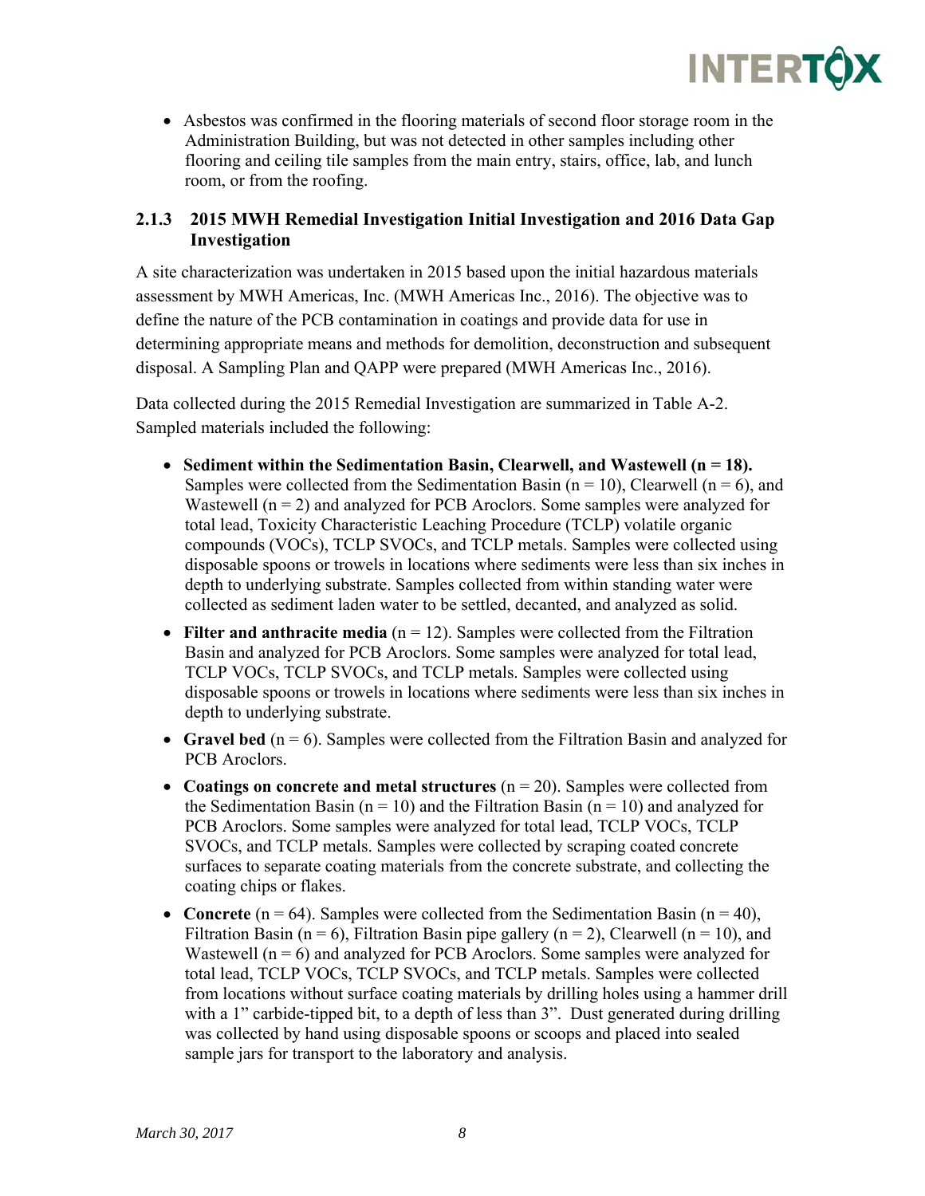- Asbestos was confirmed in the flooring materials of second floor storage room in the Administration Building, but was not detected in other samples including other flooring and ceiling tile samples from the main entry, stairs, office, lab, and lunch room, or from the roofing.

### 2.1.3 2015 MWH Remedial Investigation Initial Investigation and 2016 Data Gap Investigation

A site characterization was undertaken in 2015 based upon the initial hazardous materials assessment by MWH Americas, Inc. (MWH Americas Inc., 2016). The objective was to define the nature of the PCB contamination in coatings and provide data for use in determining appropriate means and methods for demolition, deconstruction and subsequent disposal. A Sampling Plan and QAPP were prepared (MWH Americas Inc., 2016).

Data collected during the 2015 Remedial Investigation are summarized in Table A-2. Sampled materials included the following:

- **Sediment within the Sedimentation Basin, Clearwell, and Wastewell (n = 18).** Samples were collected from the Sedimentation Basin (n = 10), Clearwell (n = 6), and Wastewell (n = 2) and analyzed for PCB Aroclors. Some samples were analyzed for total lead, Toxicity Characteristic Leaching Procedure (TCLP) volatile organic compounds (VOCs), TCLP SVOCs, and TCLP metals. Samples were collected using disposable spoons or trowels in locations where sediments were less than six inches in depth to underlying substrate. Samples collected from within standing water were collected as sediment laden water to be settled, decanted, and analyzed as solid.
- **Filter and anthracite media** (n = 12). Samples were collected from the Filtration Basin and analyzed for PCB Aroclors. Some samples were analyzed for total lead, TCLP VOCs, TCLP SVOCs, and TCLP metals. Samples were collected using disposable spoons or trowels in locations where sediments were less than six inches in depth to underlying substrate.
- **Gravel bed** (n = 6). Samples were collected from the Filtration Basin and analyzed for PCB Aroclors.
- **Coatings on concrete and metal structures** (n = 20). Samples were collected from the Sedimentation Basin (n = 10) and the Filtration Basin (n = 10) and analyzed for PCB Aroclors. Some samples were analyzed for total lead, TCLP VOCs, TCLP SVOCs, and TCLP metals. Samples were collected by scraping coated concrete surfaces to separate coating materials from the concrete substrate, and collecting the coating chips or flakes.
- **Concrete** (n = 64). Samples were collected from the Sedimentation Basin (n = 40), Filtration Basin (n = 6), Filtration Basin pipe gallery (n = 2), Clearwell (n = 10), and Wastewell (n = 6) and analyzed for PCB Aroclors. Some samples were analyzed for total lead, TCLP VOCs, TCLP SVOCs, and TCLP metals. Samples were collected from locations without surface coating materials by drilling holes using a hammer drill with a 1" carbide-tipped bit, to a depth of less than 3". Dust generated during drilling was collected by hand using disposable spoons or scoops and placed into sealed sample jars for transport to the laboratory and analysis.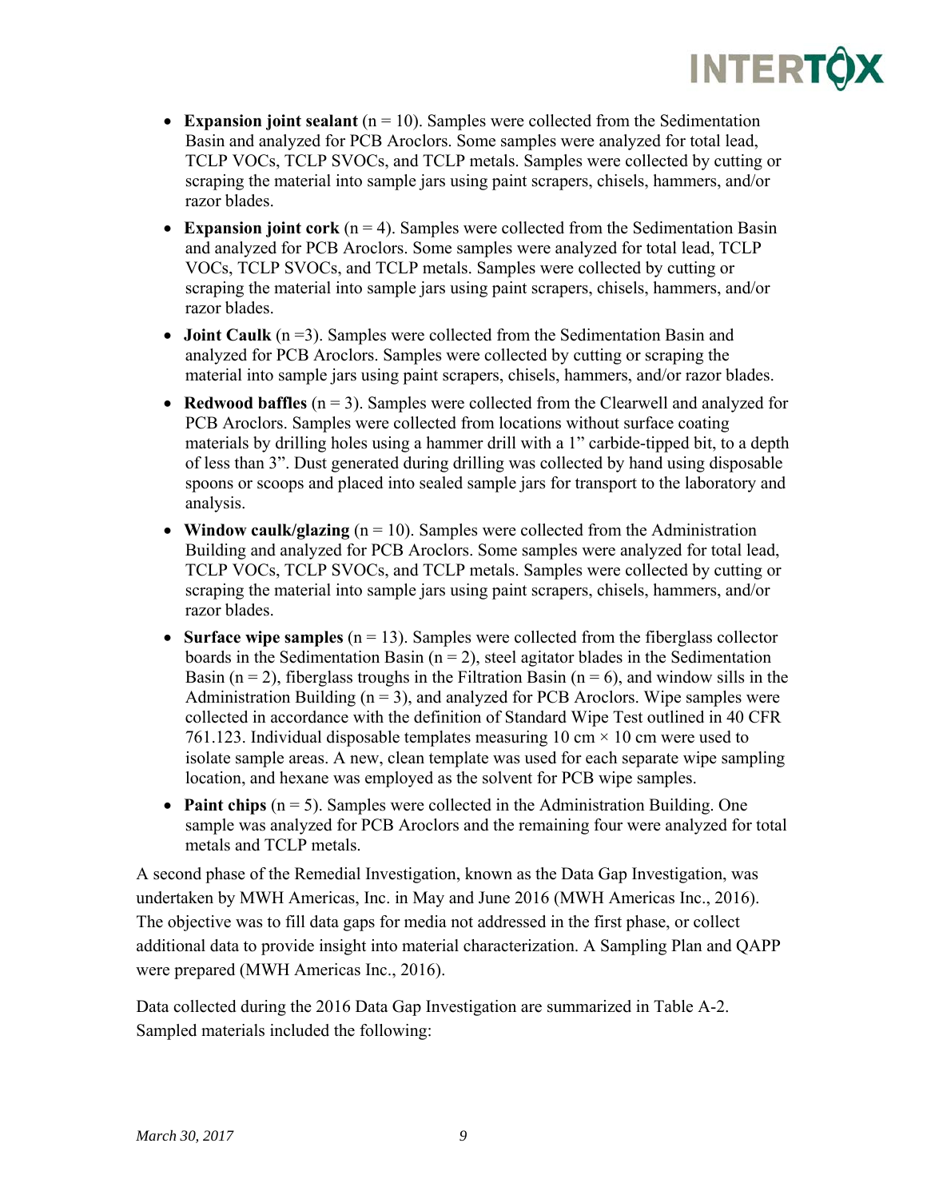- **Expansion joint sealant** (n = 10). Samples were collected from the Sedimentation Basin and analyzed for PCB Aroclors. Some samples were analyzed for total lead, TCLP VOCs, TCLP SVOCs, and TCLP metals. Samples were collected by cutting or scraping the material into sample jars using paint scrapers, chisels, hammers, and/or razor blades.
- **Expansion joint cork** (n = 4). Samples were collected from the Sedimentation Basin and analyzed for PCB Aroclors. Some samples were analyzed for total lead, TCLP VOCs, TCLP SVOCs, and TCLP metals. Samples were collected by cutting or scraping the material into sample jars using paint scrapers, chisels, hammers, and/or razor blades.
- **Joint Caulk** (n =3). Samples were collected from the Sedimentation Basin and analyzed for PCB Aroclors. Samples were collected by cutting or scraping the material into sample jars using paint scrapers, chisels, hammers, and/or razor blades.
- **Redwood baffles** (n = 3). Samples were collected from the Clearwell and analyzed for PCB Aroclors. Samples were collected from locations without surface coating materials by drilling holes using a hammer drill with a 1" carbide-tipped bit, to a depth of less than 3". Dust generated during drilling was collected by hand using disposable spoons or scoops and placed into sealed sample jars for transport to the laboratory and analysis.
- **Window caulk/glazing** (n = 10). Samples were collected from the Administration Building and analyzed for PCB Aroclors. Some samples were analyzed for total lead, TCLP VOCs, TCLP SVOCs, and TCLP metals. Samples were collected by cutting or scraping the material into sample jars using paint scrapers, chisels, hammers, and/or razor blades.
- **Surface wipe samples** (n = 13). Samples were collected from the fiberglass collector boards in the Sedimentation Basin (n = 2), steel agitator blades in the Sedimentation Basin (n = 2), fiberglass troughs in the Filtration Basin (n = 6), and window sills in the Administration Building (n = 3), and analyzed for PCB Aroclors. Wipe samples were collected in accordance with the definition of Standard Wipe Test outlined in 40 CFR 761.123. Individual disposable templates measuring 10 cm × 10 cm were used to isolate sample areas. A new, clean template was used for each separate wipe sampling location, and hexane was employed as the solvent for PCB wipe samples.
- **Paint chips** (n = 5). Samples were collected in the Administration Building. One sample was analyzed for PCB Aroclors and the remaining four were analyzed for total metals and TCLP metals.

A second phase of the Remedial Investigation, known as the Data Gap Investigation, was undertaken by MWH Americas, Inc. in May and June 2016 (MWH Americas Inc., 2016). The objective was to fill data gaps for media not addressed in the first phase, or collect additional data to provide insight into material characterization. A Sampling Plan and QAPP were prepared (MWH Americas Inc., 2016).

Data collected during the 2016 Data Gap Investigation are summarized in Table A-2. Sampled materials included the following: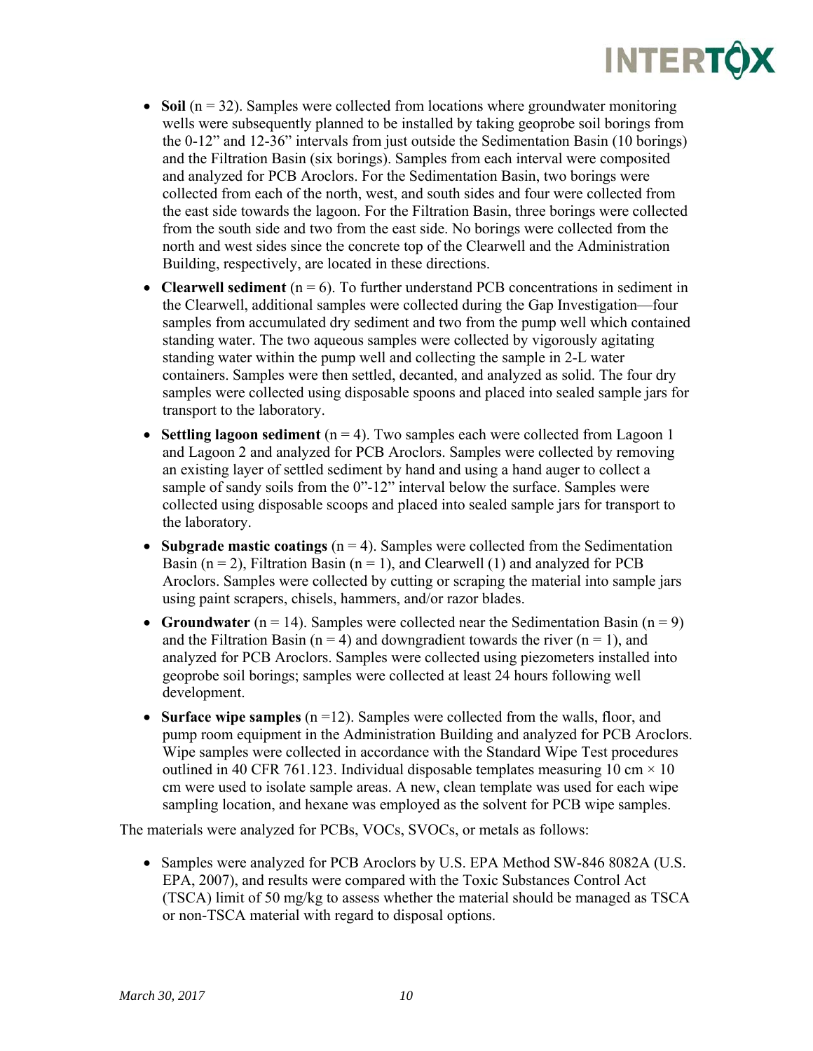- **Soil** (n = 32). Samples were collected from locations where groundwater monitoring wells were subsequently planned to be installed by taking geoprobe soil borings from the 0-12" and 12-36" intervals from just outside the Sedimentation Basin (10 borings) and the Filtration Basin (six borings). Samples from each interval were composited and analyzed for PCB Aroclors. For the Sedimentation Basin, two borings were collected from each of the north, west, and south sides and four were collected from the east side towards the lagoon. For the Filtration Basin, three borings were collected from the south side and two from the east side. No borings were collected from the north and west sides since the concrete top of the Clearwell and the Administration Building, respectively, are located in these directions.
- **Clearwell sediment** (n = 6). To further understand PCB concentrations in sediment in the Clearwell, additional samples were collected during the Gap Investigation—four samples from accumulated dry sediment and two from the pump well which contained standing water. The two aqueous samples were collected by vigorously agitating standing water within the pump well and collecting the sample in 2-L water containers. Samples were then settled, decanted, and analyzed as solid. The four dry samples were collected using disposable spoons and placed into sealed sample jars for transport to the laboratory.
- **Settling lagoon sediment** (n = 4). Two samples each were collected from Lagoon 1 and Lagoon 2 and analyzed for PCB Aroclors. Samples were collected by removing an existing layer of settled sediment by hand and using a hand auger to collect a sample of sandy soils from the 0"-12" interval below the surface. Samples were collected using disposable scoops and placed into sealed sample jars for transport to the laboratory.
- **Subgrade mastic coatings** (n = 4). Samples were collected from the Sedimentation Basin (n = 2), Filtration Basin (n = 1), and Clearwell (1) and analyzed for PCB Aroclors. Samples were collected by cutting or scraping the material into sample jars using paint scrapers, chisels, hammers, and/or razor blades.
- **Groundwater** (n = 14). Samples were collected near the Sedimentation Basin (n = 9) and the Filtration Basin (n = 4) and downgradient towards the river (n = 1), and analyzed for PCB Aroclors. Samples were collected using piezometers installed into geoprobe soil borings; samples were collected at least 24 hours following well development.
- **Surface wipe samples** (n =12). Samples were collected from the walls, floor, and pump room equipment in the Administration Building and analyzed for PCB Aroclors. Wipe samples were collected in accordance with the Standard Wipe Test procedures outlined in 40 CFR 761.123. Individual disposable templates measuring 10 cm × 10 cm were used to isolate sample areas. A new, clean template was used for each wipe sampling location, and hexane was employed as the solvent for PCB wipe samples.

The materials were analyzed for PCBs, VOCs, SVOCs, or metals as follows:

- Samples were analyzed for PCB Aroclors by U.S. EPA Method SW-846 8082A (U.S. EPA, 2007), and results were compared with the Toxic Substances Control Act (TSCA) limit of 50 mg/kg to assess whether the material should be managed as TSCA or non-TSCA material with regard to disposal options.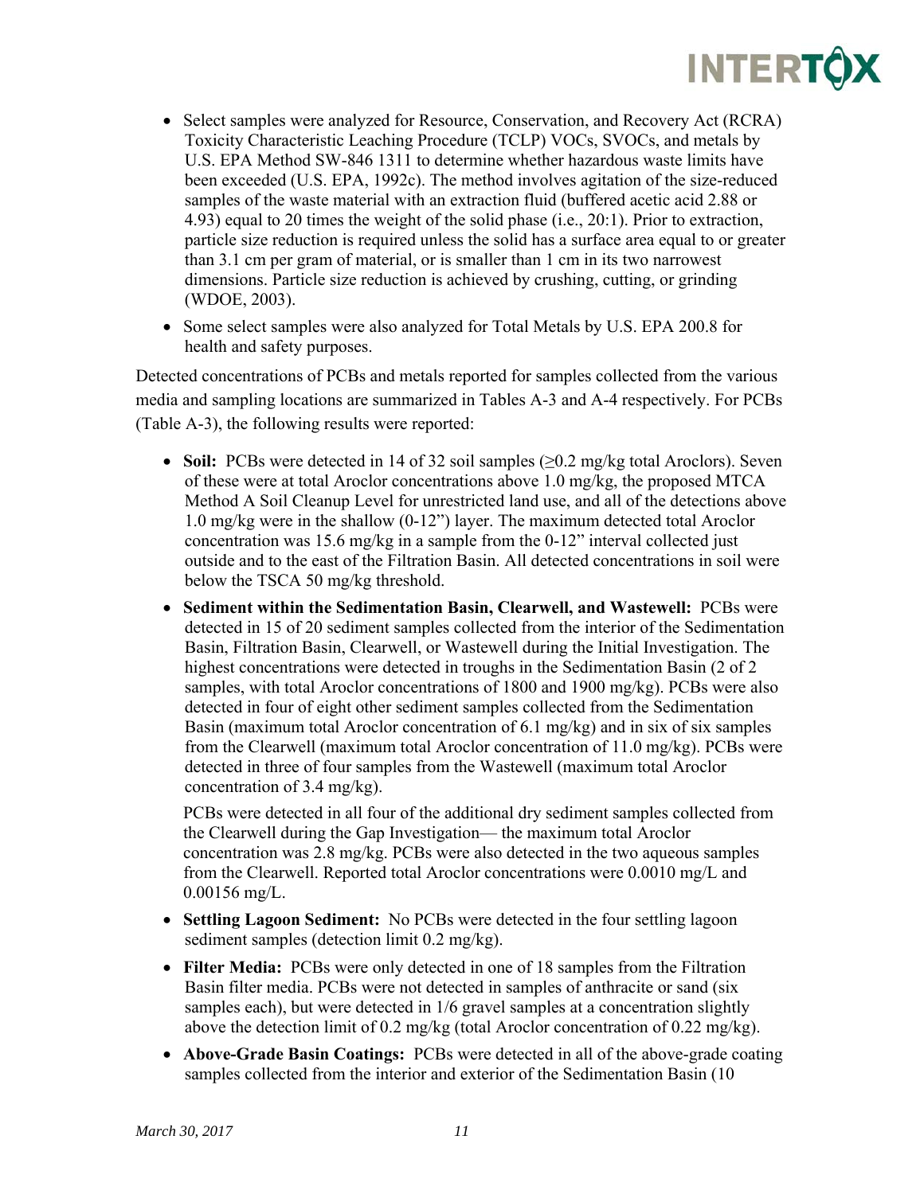- Select samples were analyzed for Resource, Conservation, and Recovery Act (RCRA) Toxicity Characteristic Leaching Procedure (TCLP) VOCs, SVOCs, and metals by U.S. EPA Method SW-846 1311 to determine whether hazardous waste limits have been exceeded (U.S. EPA, 1992c). The method involves agitation of the size-reduced samples of the waste material with an extraction fluid (buffered acetic acid 2.88 or 4.93) equal to 20 times the weight of the solid phase (i.e., 20:1). Prior to extraction, particle size reduction is required unless the solid has a surface area equal to or greater than 3.1 cm per gram of material, or is smaller than 1 cm in its two narrowest dimensions. Particle size reduction is achieved by crushing, cutting, or grinding (WDOE, 2003).
- Some select samples were also analyzed for Total Metals by U.S. EPA 200.8 for health and safety purposes.

Detected concentrations of PCBs and metals reported for samples collected from the various media and sampling locations are summarized in Tables A-3 and A-4 respectively. For PCBs (Table A-3), the following results were reported:

- **Soil:** PCBs were detected in 14 of 32 soil samples (≥0.2 mg/kg total Aroclors). Seven of these were at total Aroclor concentrations above 1.0 mg/kg, the proposed MTCA Method A Soil Cleanup Level for unrestricted land use, and all of the detections above 1.0 mg/kg were in the shallow (0-12") layer. The maximum detected total Aroclor concentration was 15.6 mg/kg in a sample from the 0-12" interval collected just outside and to the east of the Filtration Basin. All detected concentrations in soil were below the TSCA 50 mg/kg threshold.
- **Sediment within the Sedimentation Basin, Clearwell, and Wastewell:** PCBs were detected in 15 of 20 sediment samples collected from the interior of the Sedimentation Basin, Filtration Basin, Clearwell, or Wastewell during the Initial Investigation. The highest concentrations were detected in troughs in the Sedimentation Basin (2 of 2 samples, with total Aroclor concentrations of 1800 and 1900 mg/kg). PCBs were also detected in four of eight other sediment samples collected from the Sedimentation Basin (maximum total Aroclor concentration of 6.1 mg/kg) and in six of six samples from the Clearwell (maximum total Aroclor concentration of 11.0 mg/kg). PCBs were detected in three of four samples from the Wastewell (maximum total Aroclor concentration of 3.4 mg/kg).

  PCBs were detected in all four of the additional dry sediment samples collected from the Clearwell during the Gap Investigation— the maximum total Aroclor concentration was 2.8 mg/kg. PCBs were also detected in the two aqueous samples from the Clearwell. Reported total Aroclor concentrations were 0.0010 mg/L and 0.00156 mg/L.
- **Settling Lagoon Sediment:** No PCBs were detected in the four settling lagoon sediment samples (detection limit 0.2 mg/kg).
- **Filter Media:** PCBs were only detected in one of 18 samples from the Filtration Basin filter media. PCBs were not detected in samples of anthracite or sand (six samples each), but were detected in 1/6 gravel samples at a concentration slightly above the detection limit of 0.2 mg/kg (total Aroclor concentration of 0.22 mg/kg).
- **Above-Grade Basin Coatings:** PCBs were detected in all of the above-grade coating samples collected from the interior and exterior of the Sedimentation Basin (10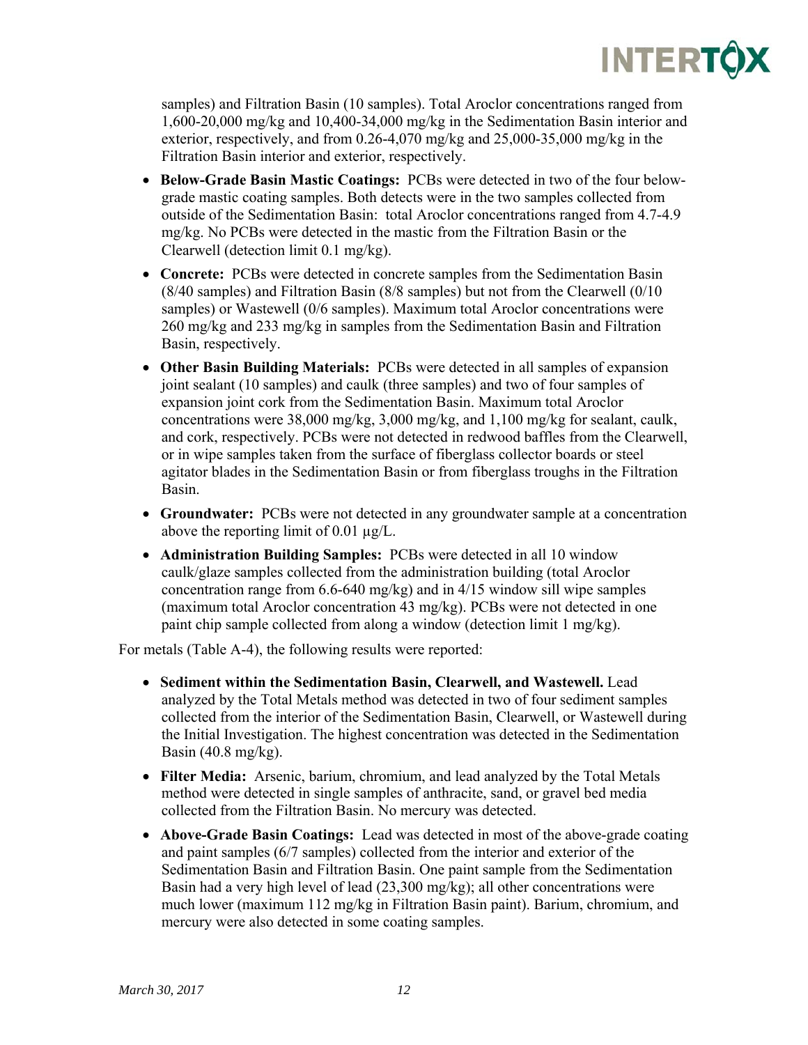samples) and Filtration Basin (10 samples). Total Aroclor concentrations ranged from 1,600-20,000 mg/kg and 10,400-34,000 mg/kg in the Sedimentation Basin interior and exterior, respectively, and from 0.26-4,070 mg/kg and 25,000-35,000 mg/kg in the Filtration Basin interior and exterior, respectively.

- **Below-Grade Basin Mastic Coatings:** PCBs were detected in two of the four below-grade mastic coating samples. Both detects were in the two samples collected from outside of the Sedimentation Basin: total Aroclor concentrations ranged from 4.7-4.9 mg/kg. No PCBs were detected in the mastic from the Filtration Basin or the Clearwell (detection limit 0.1 mg/kg).
- **Concrete:** PCBs were detected in concrete samples from the Sedimentation Basin (8/40 samples) and Filtration Basin (8/8 samples) but not from the Clearwell (0/10 samples) or Wastewell (0/6 samples). Maximum total Aroclor concentrations were 260 mg/kg and 233 mg/kg in samples from the Sedimentation Basin and Filtration Basin, respectively.
- **Other Basin Building Materials:** PCBs were detected in all samples of expansion joint sealant (10 samples) and caulk (three samples) and two of four samples of expansion joint cork from the Sedimentation Basin. Maximum total Aroclor concentrations were 38,000 mg/kg, 3,000 mg/kg, and 1,100 mg/kg for sealant, caulk, and cork, respectively. PCBs were not detected in redwood baffles from the Clearwell, or in wipe samples taken from the surface of fiberglass collector boards or steel agitator blades in the Sedimentation Basin or from fiberglass troughs in the Filtration Basin.
- **Groundwater:** PCBs were not detected in any groundwater sample at a concentration above the reporting limit of 0.01 µg/L.
- **Administration Building Samples:** PCBs were detected in all 10 window caulk/glaze samples collected from the administration building (total Aroclor concentration range from 6.6-640 mg/kg) and in 4/15 window sill wipe samples (maximum total Aroclor concentration 43 mg/kg). PCBs were not detected in one paint chip sample collected from along a window (detection limit 1 mg/kg).

For metals (Table A-4), the following results were reported:

- **Sediment within the Sedimentation Basin, Clearwell, and Wastewell.** Lead analyzed by the Total Metals method was detected in two of four sediment samples collected from the interior of the Sedimentation Basin, Clearwell, or Wastewell during the Initial Investigation. The highest concentration was detected in the Sedimentation Basin (40.8 mg/kg).
- **Filter Media:** Arsenic, barium, chromium, and lead analyzed by the Total Metals method were detected in single samples of anthracite, sand, or gravel bed media collected from the Filtration Basin. No mercury was detected.
- **Above-Grade Basin Coatings:** Lead was detected in most of the above-grade coating and paint samples (6/7 samples) collected from the interior and exterior of the Sedimentation Basin and Filtration Basin. One paint sample from the Sedimentation Basin had a very high level of lead (23,300 mg/kg); all other concentrations were much lower (maximum 112 mg/kg in Filtration Basin paint). Barium, chromium, and mercury were also detected in some coating samples.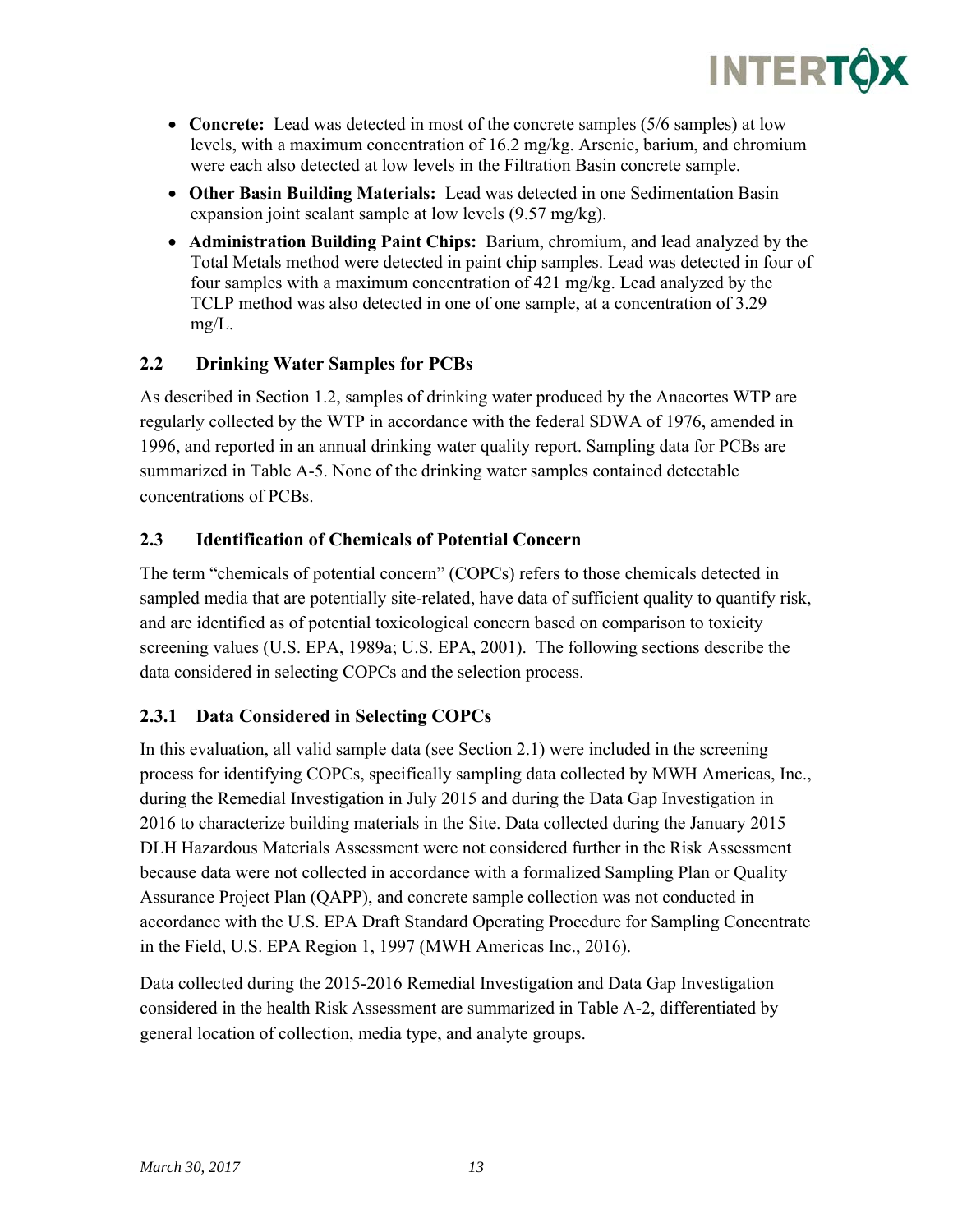- **Concrete:** Lead was detected in most of the concrete samples (5/6 samples) at low levels, with a maximum concentration of 16.2 mg/kg. Arsenic, barium, and chromium were each also detected at low levels in the Filtration Basin concrete sample.
- **Other Basin Building Materials:** Lead was detected in one Sedimentation Basin expansion joint sealant sample at low levels (9.57 mg/kg).
- **Administration Building Paint Chips:** Barium, chromium, and lead analyzed by the Total Metals method were detected in paint chip samples. Lead was detected in four of four samples with a maximum concentration of 421 mg/kg. Lead analyzed by the TCLP method was also detected in one of one sample, at a concentration of 3.29 mg/L.

## 2.2 Drinking Water Samples for PCBs

As described in Section 1.2, samples of drinking water produced by the Anacortes WTP are regularly collected by the WTP in accordance with the federal SDWA of 1976, amended in 1996, and reported in an annual drinking water quality report. Sampling data for PCBs are summarized in Table A-5. None of the drinking water samples contained detectable concentrations of PCBs.

## 2.3 Identification of Chemicals of Potential Concern

The term "chemicals of potential concern" (COPCs) refers to those chemicals detected in sampled media that are potentially site-related, have data of sufficient quality to quantify risk, and are identified as of potential toxicological concern based on comparison to toxicity screening values (U.S. EPA, 1989a; U.S. EPA, 2001). The following sections describe the data considered in selecting COPCs and the selection process.

### 2.3.1 Data Considered in Selecting COPCs

In this evaluation, all valid sample data (see Section 2.1) were included in the screening process for identifying COPCs, specifically sampling data collected by MWH Americas, Inc., during the Remedial Investigation in July 2015 and during the Data Gap Investigation in 2016 to characterize building materials in the Site. Data collected during the January 2015 DLH Hazardous Materials Assessment were not considered further in the Risk Assessment because data were not collected in accordance with a formalized Sampling Plan or Quality Assurance Project Plan (QAPP), and concrete sample collection was not conducted in accordance with the U.S. EPA Draft Standard Operating Procedure for Sampling Concentrate in the Field, U.S. EPA Region 1, 1997 (MWH Americas Inc., 2016).

Data collected during the 2015-2016 Remedial Investigation and Data Gap Investigation considered in the health Risk Assessment are summarized in Table A-2, differentiated by general location of collection, media type, and analyte groups.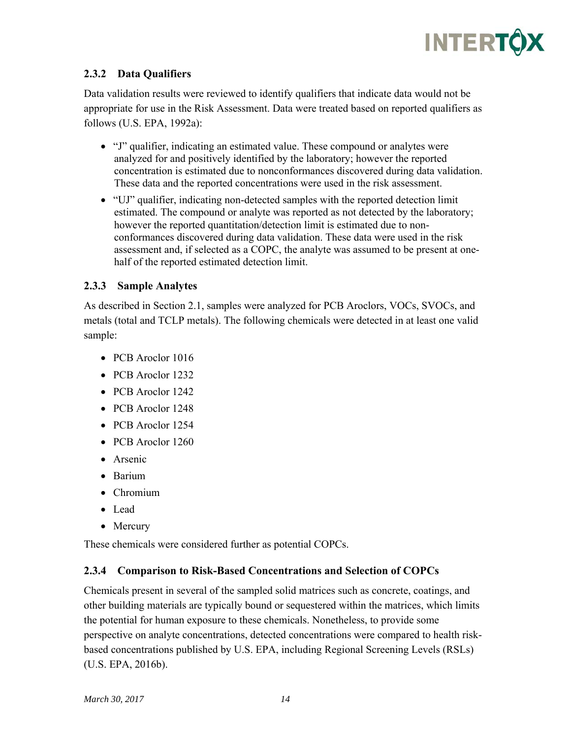### 2.3.2 Data Qualifiers

Data validation results were reviewed to identify qualifiers that indicate data would not be appropriate for use in the Risk Assessment. Data were treated based on reported qualifiers as follows (U.S. EPA, 1992a):

- "J" qualifier, indicating an estimated value. These compound or analytes were analyzed for and positively identified by the laboratory; however the reported concentration is estimated due to nonconformances discovered during data validation. These data and the reported concentrations were used in the risk assessment.
- "UJ" qualifier, indicating non-detected samples with the reported detection limit estimated. The compound or analyte was reported as not detected by the laboratory; however the reported quantitation/detection limit is estimated due to non-conformances discovered during data validation. These data were used in the risk assessment and, if selected as a COPC, the analyte was assumed to be present at one-half of the reported estimated detection limit.

### 2.3.3 Sample Analytes

As described in Section 2.1, samples were analyzed for PCB Aroclors, VOCs, SVOCs, and metals (total and TCLP metals). The following chemicals were detected in at least one valid sample:

- PCB Aroclor 1016
- PCB Aroclor 1232
- PCB Aroclor 1242
- PCB Aroclor 1248
- PCB Aroclor 1254
- PCB Aroclor 1260
- Arsenic
- Barium
- Chromium
- Lead
- Mercury

These chemicals were considered further as potential COPCs.

### 2.3.4 Comparison to Risk-Based Concentrations and Selection of COPCs

Chemicals present in several of the sampled solid matrices such as concrete, coatings, and other building materials are typically bound or sequestered within the matrices, which limits the potential for human exposure to these chemicals. Nonetheless, to provide some perspective on analyte concentrations, detected concentrations were compared to health risk-based concentrations published by U.S. EPA, including Regional Screening Levels (RSLs) (U.S. EPA, 2016b).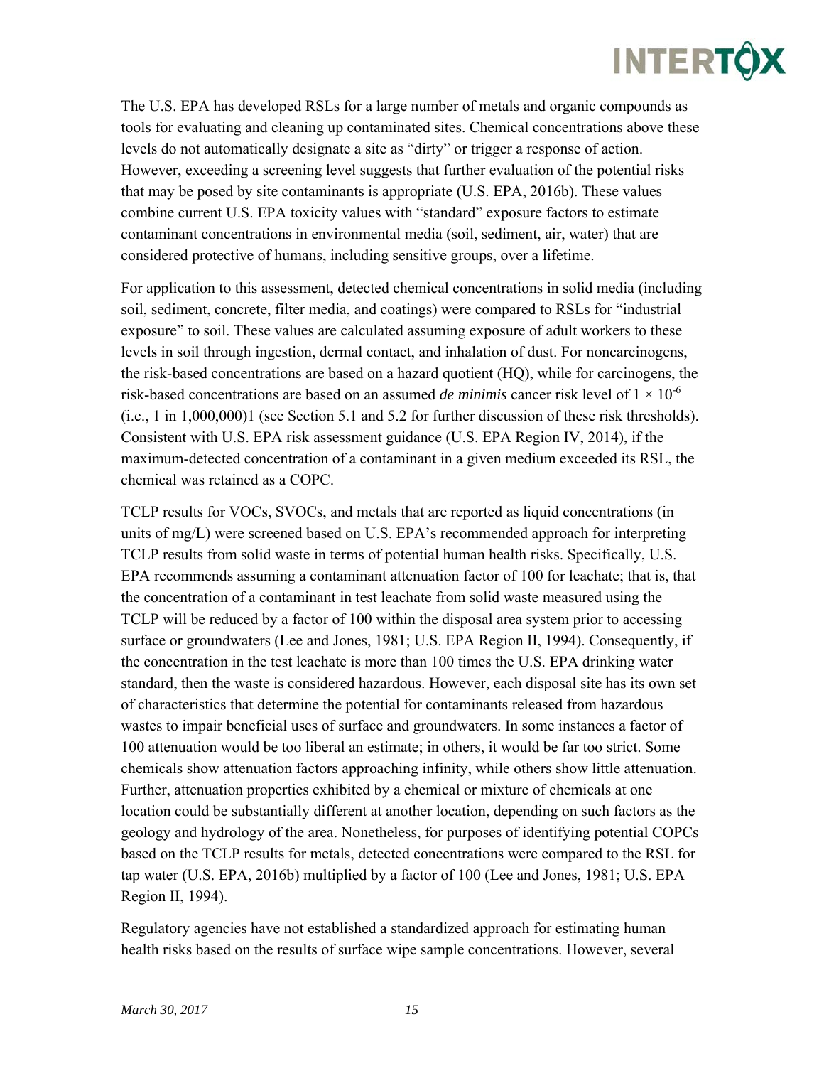The U.S. EPA has developed RSLs for a large number of metals and organic compounds as tools for evaluating and cleaning up contaminated sites. Chemical concentrations above these levels do not automatically designate a site as "dirty" or trigger a response of action. However, exceeding a screening level suggests that further evaluation of the potential risks that may be posed by site contaminants is appropriate (U.S. EPA, 2016b). These values combine current U.S. EPA toxicity values with "standard" exposure factors to estimate contaminant concentrations in environmental media (soil, sediment, air, water) that are considered protective of humans, including sensitive groups, over a lifetime.

For application to this assessment, detected chemical concentrations in solid media (including soil, sediment, concrete, filter media, and coatings) were compared to RSLs for "industrial exposure" to soil. These values are calculated assuming exposure of adult workers to these levels in soil through ingestion, dermal contact, and inhalation of dust. For noncarcinogens, the risk-based concentrations are based on a hazard quotient (HQ), while for carcinogens, the risk-based concentrations are based on an assumed *de minimis* cancer risk level of $1 \times 10^{-6}$ (i.e., 1 in 1,000,000)1 (see Section 5.1 and 5.2 for further discussion of these risk thresholds). Consistent with U.S. EPA risk assessment guidance (U.S. EPA Region IV, 2014), if the maximum-detected concentration of a contaminant in a given medium exceeded its RSL, the chemical was retained as a COPC.

TCLP results for VOCs, SVOCs, and metals that are reported as liquid concentrations (in units of mg/L) were screened based on U.S. EPA's recommended approach for interpreting TCLP results from solid waste in terms of potential human health risks. Specifically, U.S. EPA recommends assuming a contaminant attenuation factor of 100 for leachate; that is, that the concentration of a contaminant in test leachate from solid waste measured using the TCLP will be reduced by a factor of 100 within the disposal area system prior to accessing surface or groundwaters (Lee and Jones, 1981; U.S. EPA Region II, 1994). Consequently, if the concentration in the test leachate is more than 100 times the U.S. EPA drinking water standard, then the waste is considered hazardous. However, each disposal site has its own set of characteristics that determine the potential for contaminants released from hazardous wastes to impair beneficial uses of surface and groundwaters. In some instances a factor of 100 attenuation would be too liberal an estimate; in others, it would be far too strict. Some chemicals show attenuation factors approaching infinity, while others show little attenuation. Further, attenuation properties exhibited by a chemical or mixture of chemicals at one location could be substantially different at another location, depending on such factors as the geology and hydrology of the area. Nonetheless, for purposes of identifying potential COPCs based on the TCLP results for metals, detected concentrations were compared to the RSL for tap water (U.S. EPA, 2016b) multiplied by a factor of 100 (Lee and Jones, 1981; U.S. EPA Region II, 1994).

Regulatory agencies have not established a standardized approach for estimating human health risks based on the results of surface wipe sample concentrations. However, several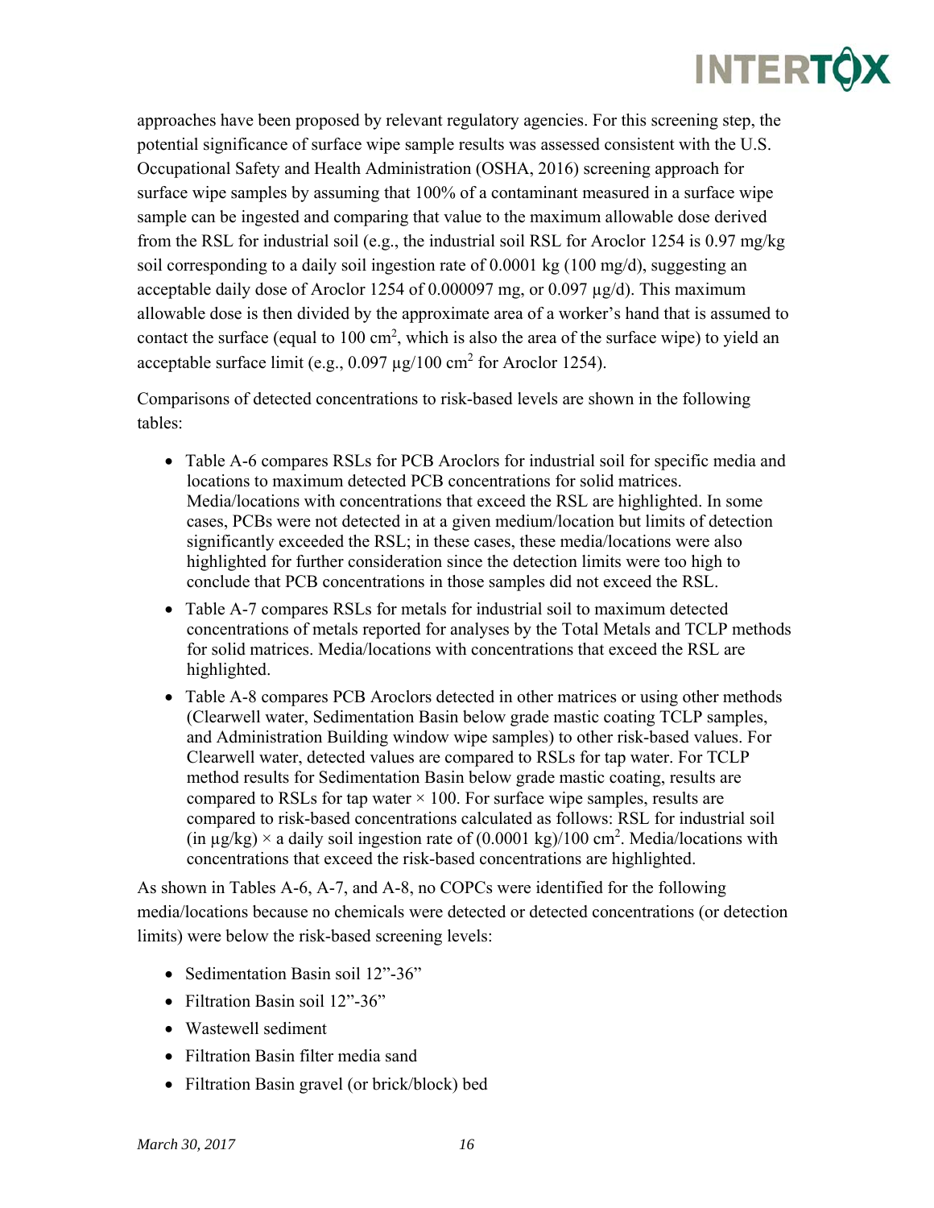approaches have been proposed by relevant regulatory agencies. For this screening step, the potential significance of surface wipe sample results was assessed consistent with the U.S. Occupational Safety and Health Administration (OSHA, 2016) screening approach for surface wipe samples by assuming that 100% of a contaminant measured in a surface wipe sample can be ingested and comparing that value to the maximum allowable dose derived from the RSL for industrial soil (e.g., the industrial soil RSL for Aroclor 1254 is 0.97 mg/kg soil corresponding to a daily soil ingestion rate of 0.0001 kg (100 mg/d), suggesting an acceptable daily dose of Aroclor 1254 of 0.000097 mg, or 0.097 µg/d). This maximum allowable dose is then divided by the approximate area of a worker's hand that is assumed to contact the surface (equal to 100 $cm^2$, which is also the area of the surface wipe) to yield an acceptable surface limit (e.g., 0.097 µg/100 $cm^2$ for Aroclor 1254).

Comparisons of detected concentrations to risk-based levels are shown in the following tables:

- Table A-6 compares RSLs for PCB Aroclors for industrial soil for specific media and locations to maximum detected PCB concentrations for solid matrices. Media/locations with concentrations that exceed the RSL are highlighted. In some cases, PCBs were not detected in at a given medium/location but limits of detection significantly exceeded the RSL; in these cases, these media/locations were also highlighted for further consideration since the detection limits were too high to conclude that PCB concentrations in those samples did not exceed the RSL.
- Table A-7 compares RSLs for metals for industrial soil to maximum detected concentrations of metals reported for analyses by the Total Metals and TCLP methods for solid matrices. Media/locations with concentrations that exceed the RSL are highlighted.
- Table A-8 compares PCB Aroclors detected in other matrices or using other methods (Clearwell water, Sedimentation Basin below grade mastic coating TCLP samples, and Administration Building window wipe samples) to other risk-based values. For Clearwell water, detected values are compared to RSLs for tap water. For TCLP method results for Sedimentation Basin below grade mastic coating, results are compared to RSLs for tap water × 100. For surface wipe samples, results are compared to risk-based concentrations calculated as follows: RSL for industrial soil (in µg/kg) × a daily soil ingestion rate of (0.0001 kg)/100 $cm^2$. Media/locations with concentrations that exceed the risk-based concentrations are highlighted.

As shown in Tables A-6, A-7, and A-8, no COPCs were identified for the following media/locations because no chemicals were detected or detected concentrations (or detection limits) were below the risk-based screening levels:

- Sedimentation Basin soil 12"-36"
- Filtration Basin soil 12"-36"
- Wastewell sediment
- Filtration Basin filter media sand
- Filtration Basin gravel (or brick/block) bed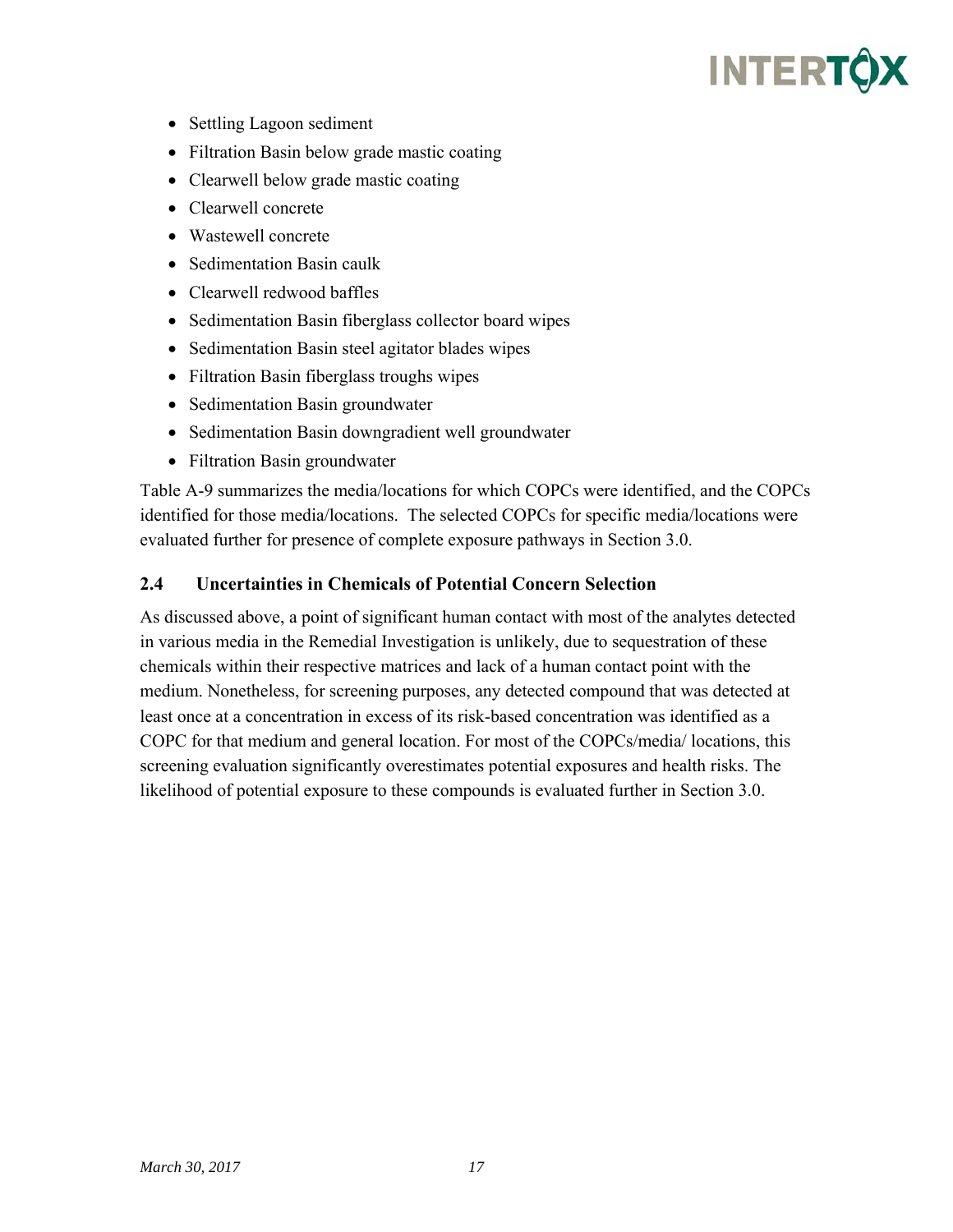- Settling Lagoon sediment
- Filtration Basin below grade mastic coating
- Clearwell below grade mastic coating
- Clearwell concrete
- Wastewell concrete
- Sedimentation Basin caulk
- Clearwell redwood baffles
- Sedimentation Basin fiberglass collector board wipes
- Sedimentation Basin steel agitator blades wipes
- Filtration Basin fiberglass troughs wipes
- Sedimentation Basin groundwater
- Sedimentation Basin downgradient well groundwater
- Filtration Basin groundwater

Table A-9 summarizes the media/locations for which COPCs were identified, and the COPCs identified for those media/locations. The selected COPCs for specific media/locations were evaluated further for presence of complete exposure pathways in Section 3.0.

## 2.4 Uncertainties in Chemicals of Potential Concern Selection

As discussed above, a point of significant human contact with most of the analytes detected in various media in the Remedial Investigation is unlikely, due to sequestration of these chemicals within their respective matrices and lack of a human contact point with the medium. Nonetheless, for screening purposes, any detected compound that was detected at least once at a concentration in excess of its risk-based concentration was identified as a COPC for that medium and general location. For most of the COPCs/media/ locations, this screening evaluation significantly overestimates potential exposures and health risks. The likelihood of potential exposure to these compounds is evaluated further in Section 3.0.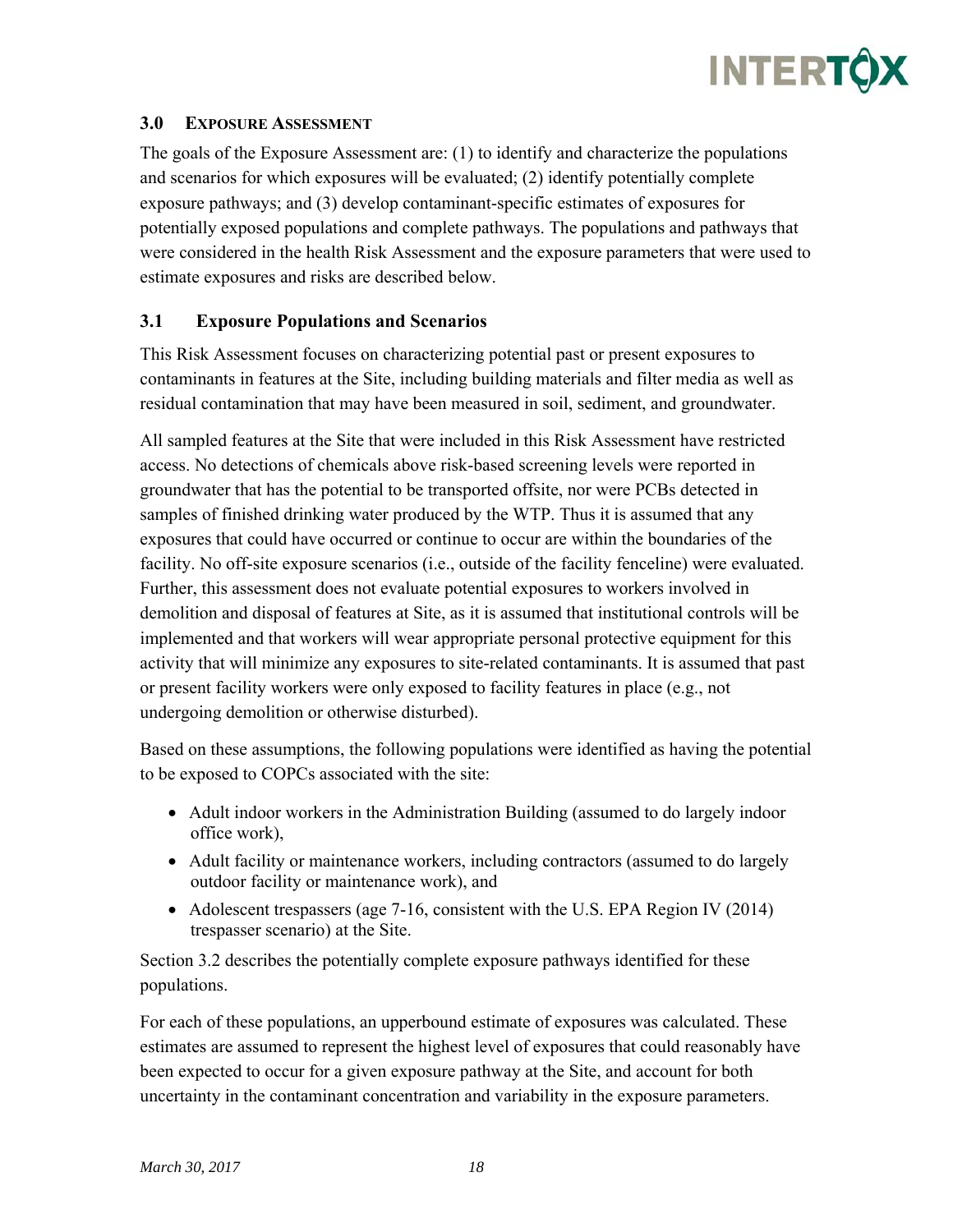## 3.0 Exposure Assessment

The goals of the Exposure Assessment are: (1) to identify and characterize the populations and scenarios for which exposures will be evaluated; (2) identify potentially complete exposure pathways; and (3) develop contaminant-specific estimates of exposures for potentially exposed populations and complete pathways. The populations and pathways that were considered in the health Risk Assessment and the exposure parameters that were used to estimate exposures and risks are described below.

### 3.1 Exposure Populations and Scenarios

This Risk Assessment focuses on characterizing potential past or present exposures to contaminants in features at the Site, including building materials and filter media as well as residual contamination that may have been measured in soil, sediment, and groundwater.

All sampled features at the Site that were included in this Risk Assessment have restricted access. No detections of chemicals above risk-based screening levels were reported in groundwater that has the potential to be transported offsite, nor were PCBs detected in samples of finished drinking water produced by the WTP. Thus it is assumed that any exposures that could have occurred or continue to occur are within the boundaries of the facility. No off-site exposure scenarios (i.e., outside of the facility fenceline) were evaluated. Further, this assessment does not evaluate potential exposures to workers involved in demolition and disposal of features at Site, as it is assumed that institutional controls will be implemented and that workers will wear appropriate personal protective equipment for this activity that will minimize any exposures to site-related contaminants. It is assumed that past or present facility workers were only exposed to facility features in place (e.g., not undergoing demolition or otherwise disturbed).

Based on these assumptions, the following populations were identified as having the potential to be exposed to COPCs associated with the site:

- Adult indoor workers in the Administration Building (assumed to do largely indoor office work),
- Adult facility or maintenance workers, including contractors (assumed to do largely outdoor facility or maintenance work), and
- Adolescent trespassers (age 7-16, consistent with the U.S. EPA Region IV (2014) trespasser scenario) at the Site.

Section 3.2 describes the potentially complete exposure pathways identified for these populations.

For each of these populations, an upperbound estimate of exposures was calculated. These estimates are assumed to represent the highest level of exposures that could reasonably have been expected to occur for a given exposure pathway at the Site, and account for both uncertainty in the contaminant concentration and variability in the exposure parameters.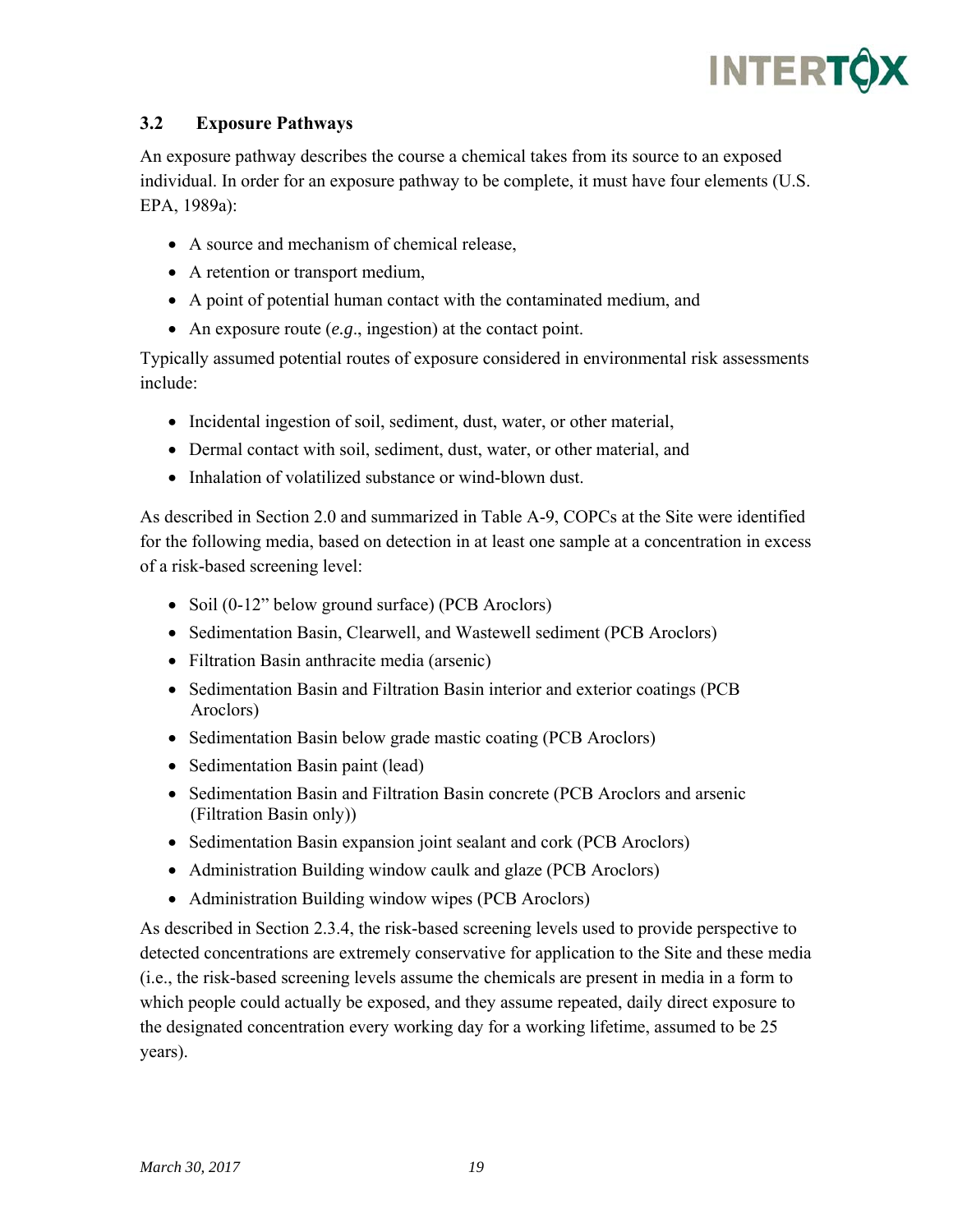### 3.2 Exposure Pathways

An exposure pathway describes the course a chemical takes from its source to an exposed individual. In order for an exposure pathway to be complete, it must have four elements (U.S. EPA, 1989a):

- A source and mechanism of chemical release,
- A retention or transport medium,
- A point of potential human contact with the contaminated medium, and
- An exposure route (*e.g*., ingestion) at the contact point.

Typically assumed potential routes of exposure considered in environmental risk assessments include:

- Incidental ingestion of soil, sediment, dust, water, or other material,
- Dermal contact with soil, sediment, dust, water, or other material, and
- Inhalation of volatilized substance or wind-blown dust.

As described in Section 2.0 and summarized in Table A-9, COPCs at the Site were identified for the following media, based on detection in at least one sample at a concentration in excess of a risk-based screening level:

- Soil (0-12" below ground surface) (PCB Aroclors)
- Sedimentation Basin, Clearwell, and Wastewell sediment (PCB Aroclors)
- Filtration Basin anthracite media (arsenic)
- Sedimentation Basin and Filtration Basin interior and exterior coatings (PCB Aroclors)
- Sedimentation Basin below grade mastic coating (PCB Aroclors)
- Sedimentation Basin paint (lead)
- Sedimentation Basin and Filtration Basin concrete (PCB Aroclors and arsenic (Filtration Basin only))
- Sedimentation Basin expansion joint sealant and cork (PCB Aroclors)
- Administration Building window caulk and glaze (PCB Aroclors)
- Administration Building window wipes (PCB Aroclors)

As described in Section 2.3.4, the risk-based screening levels used to provide perspective to detected concentrations are extremely conservative for application to the Site and these media (i.e., the risk-based screening levels assume the chemicals are present in media in a form to which people could actually be exposed, and they assume repeated, daily direct exposure to the designated concentration every working day for a working lifetime, assumed to be 25 years).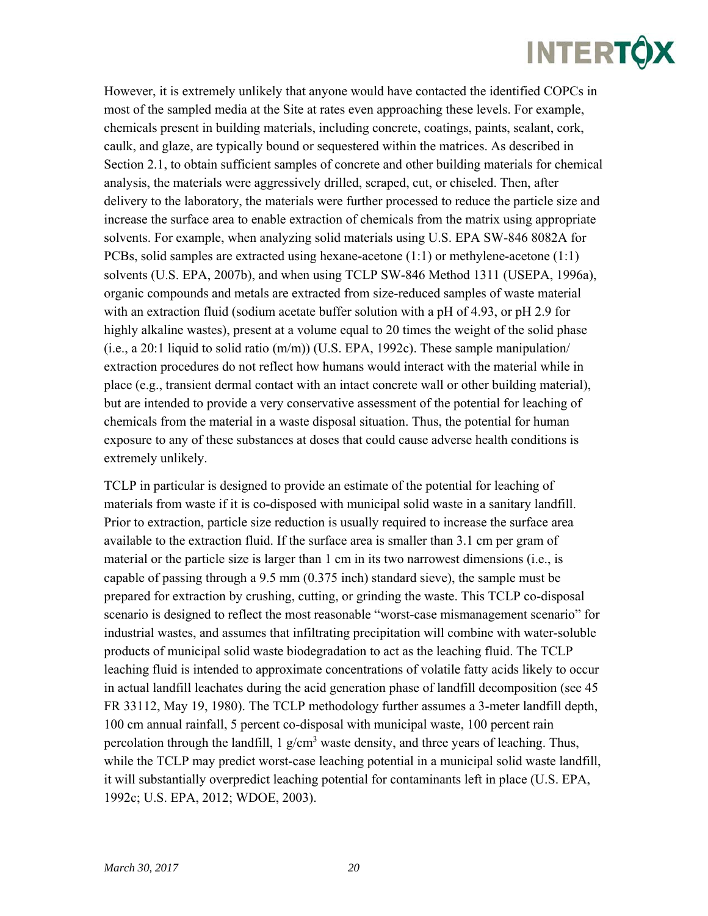However, it is extremely unlikely that anyone would have contacted the identified COPCs in most of the sampled media at the Site at rates even approaching these levels. For example, chemicals present in building materials, including concrete, coatings, paints, sealant, cork, caulk, and glaze, are typically bound or sequestered within the matrices. As described in Section 2.1, to obtain sufficient samples of concrete and other building materials for chemical analysis, the materials were aggressively drilled, scraped, cut, or chiseled. Then, after delivery to the laboratory, the materials were further processed to reduce the particle size and increase the surface area to enable extraction of chemicals from the matrix using appropriate solvents. For example, when analyzing solid materials using U.S. EPA SW-846 8082A for PCBs, solid samples are extracted using hexane-acetone (1:1) or methylene-acetone (1:1) solvents (U.S. EPA, 2007b), and when using TCLP SW-846 Method 1311 (USEPA, 1996a), organic compounds and metals are extracted from size-reduced samples of waste material with an extraction fluid (sodium acetate buffer solution with a pH of 4.93, or pH 2.9 for highly alkaline wastes), present at a volume equal to 20 times the weight of the solid phase (i.e., a 20:1 liquid to solid ratio (m/m)) (U.S. EPA, 1992c). These sample manipulation/ extraction procedures do not reflect how humans would interact with the material while in place (e.g., transient dermal contact with an intact concrete wall or other building material), but are intended to provide a very conservative assessment of the potential for leaching of chemicals from the material in a waste disposal situation. Thus, the potential for human exposure to any of these substances at doses that could cause adverse health conditions is extremely unlikely.

TCLP in particular is designed to provide an estimate of the potential for leaching of materials from waste if it is co-disposed with municipal solid waste in a sanitary landfill. Prior to extraction, particle size reduction is usually required to increase the surface area available to the extraction fluid. If the surface area is smaller than 3.1 cm per gram of material or the particle size is larger than 1 cm in its two narrowest dimensions (i.e., is capable of passing through a 9.5 mm (0.375 inch) standard sieve), the sample must be prepared for extraction by crushing, cutting, or grinding the waste. This TCLP co-disposal scenario is designed to reflect the most reasonable "worst-case mismanagement scenario" for industrial wastes, and assumes that infiltrating precipitation will combine with water-soluble products of municipal solid waste biodegradation to act as the leaching fluid. The TCLP leaching fluid is intended to approximate concentrations of volatile fatty acids likely to occur in actual landfill leachates during the acid generation phase of landfill decomposition (see 45 FR 33112, May 19, 1980). The TCLP methodology further assumes a 3-meter landfill depth, 100 cm annual rainfall, 5 percent co-disposal with municipal waste, 100 percent rain percolation through the landfill, 1 $g/cm^3$ waste density, and three years of leaching. Thus, while the TCLP may predict worst-case leaching potential in a municipal solid waste landfill, it will substantially overpredict leaching potential for contaminants left in place (U.S. EPA, 1992c; U.S. EPA, 2012; WDOE, 2003).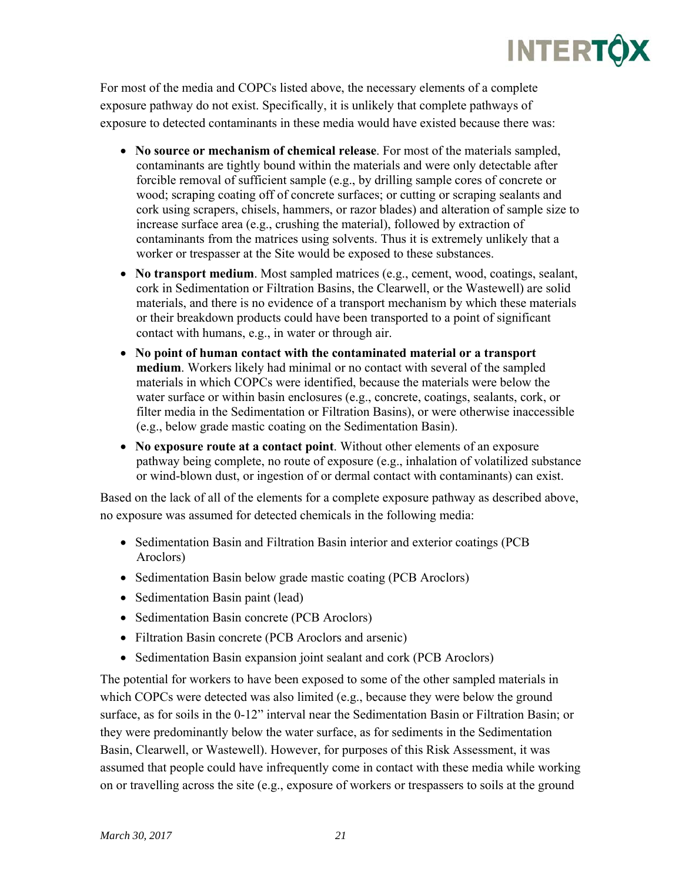For most of the media and COPCs listed above, the necessary elements of a complete exposure pathway do not exist. Specifically, it is unlikely that complete pathways of exposure to detected contaminants in these media would have existed because there was:

- **No source or mechanism of chemical release**. For most of the materials sampled, contaminants are tightly bound within the materials and were only detectable after forcible removal of sufficient sample (e.g., by drilling sample cores of concrete or wood; scraping coating off of concrete surfaces; or cutting or scraping sealants and cork using scrapers, chisels, hammers, or razor blades) and alteration of sample size to increase surface area (e.g., crushing the material), followed by extraction of contaminants from the matrices using solvents. Thus it is extremely unlikely that a worker or trespasser at the Site would be exposed to these substances.
- **No transport medium**. Most sampled matrices (e.g., cement, wood, coatings, sealant, cork in Sedimentation or Filtration Basins, the Clearwell, or the Wastewell) are solid materials, and there is no evidence of a transport mechanism by which these materials or their breakdown products could have been transported to a point of significant contact with humans, e.g., in water or through air.
- **No point of human contact with the contaminated material or a transport medium**. Workers likely had minimal or no contact with several of the sampled materials in which COPCs were identified, because the materials were below the water surface or within basin enclosures (e.g., concrete, coatings, sealants, cork, or filter media in the Sedimentation or Filtration Basins), or were otherwise inaccessible (e.g., below grade mastic coating on the Sedimentation Basin).
- **No exposure route at a contact point**. Without other elements of an exposure pathway being complete, no route of exposure (e.g., inhalation of volatilized substance or wind-blown dust, or ingestion of or dermal contact with contaminants) can exist.

Based on the lack of all of the elements for a complete exposure pathway as described above, no exposure was assumed for detected chemicals in the following media:

- Sedimentation Basin and Filtration Basin interior and exterior coatings (PCB Aroclors)
- Sedimentation Basin below grade mastic coating (PCB Aroclors)
- Sedimentation Basin paint (lead)
- Sedimentation Basin concrete (PCB Aroclors)
- Filtration Basin concrete (PCB Aroclors and arsenic)
- Sedimentation Basin expansion joint sealant and cork (PCB Aroclors)

The potential for workers to have been exposed to some of the other sampled materials in which COPCs were detected was also limited (e.g., because they were below the ground surface, as for soils in the 0-12" interval near the Sedimentation Basin or Filtration Basin; or they were predominantly below the water surface, as for sediments in the Sedimentation Basin, Clearwell, or Wastewell). However, for purposes of this Risk Assessment, it was assumed that people could have infrequently come in contact with these media while working on or travelling across the site (e.g., exposure of workers or trespassers to soils at the ground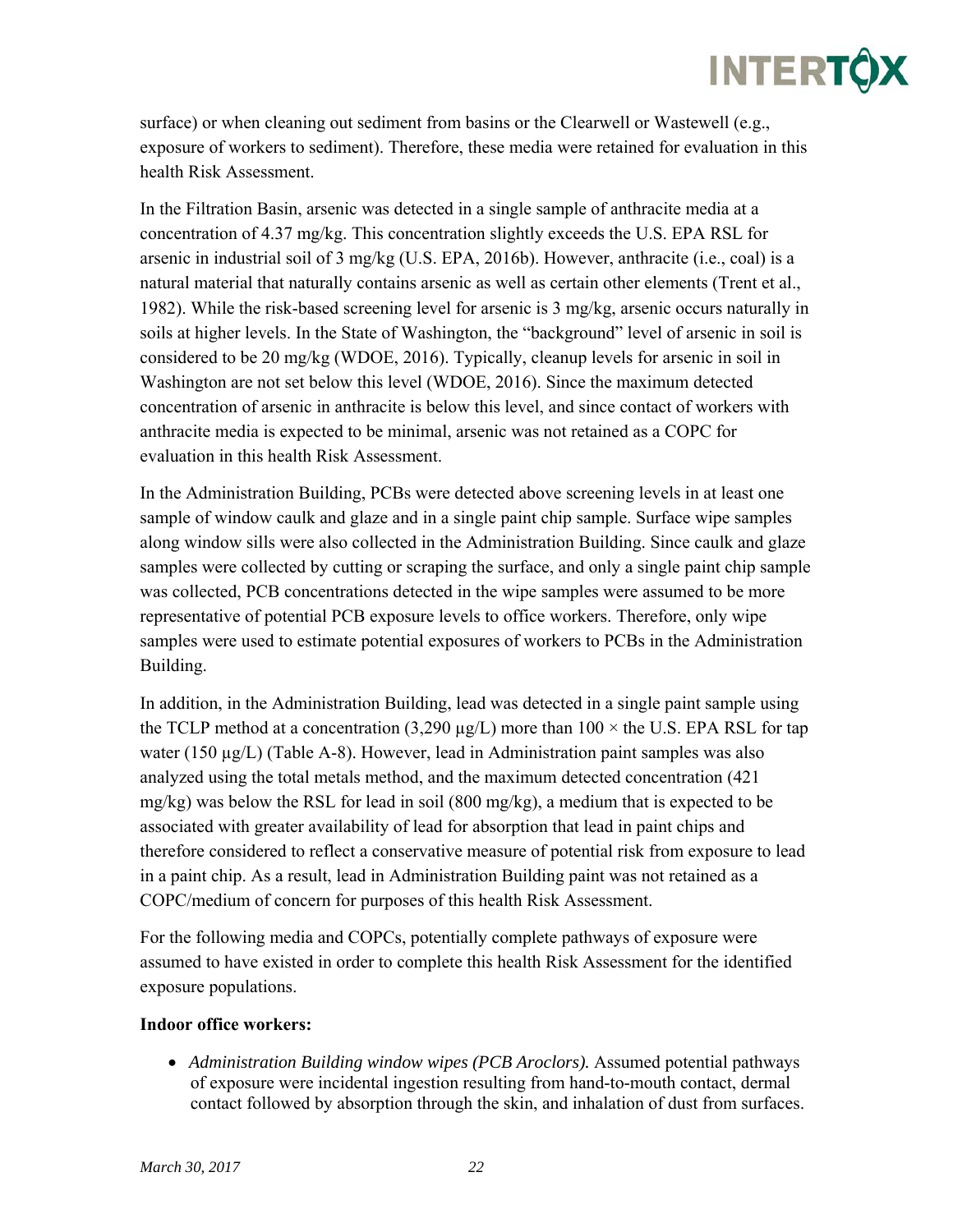surface) or when cleaning out sediment from basins or the Clearwell or Wastewell (e.g., exposure of workers to sediment). Therefore, these media were retained for evaluation in this health Risk Assessment.

In the Filtration Basin, arsenic was detected in a single sample of anthracite media at a concentration of 4.37 mg/kg. This concentration slightly exceeds the U.S. EPA RSL for arsenic in industrial soil of 3 mg/kg (U.S. EPA, 2016b). However, anthracite (i.e., coal) is a natural material that naturally contains arsenic as well as certain other elements (Trent et al., 1982). While the risk-based screening level for arsenic is 3 mg/kg, arsenic occurs naturally in soils at higher levels. In the State of Washington, the "background" level of arsenic in soil is considered to be 20 mg/kg (WDOE, 2016). Typically, cleanup levels for arsenic in soil in Washington are not set below this level (WDOE, 2016). Since the maximum detected concentration of arsenic in anthracite is below this level, and since contact of workers with anthracite media is expected to be minimal, arsenic was not retained as a COPC for evaluation in this health Risk Assessment.

In the Administration Building, PCBs were detected above screening levels in at least one sample of window caulk and glaze and in a single paint chip sample. Surface wipe samples along window sills were also collected in the Administration Building. Since caulk and glaze samples were collected by cutting or scraping the surface, and only a single paint chip sample was collected, PCB concentrations detected in the wipe samples were assumed to be more representative of potential PCB exposure levels to office workers. Therefore, only wipe samples were used to estimate potential exposures of workers to PCBs in the Administration Building.

In addition, in the Administration Building, lead was detected in a single paint sample using the TCLP method at a concentration (3,290 µg/L) more than 100 × the U.S. EPA RSL for tap water (150 µg/L) (Table A-8). However, lead in Administration paint samples was also analyzed using the total metals method, and the maximum detected concentration (421 mg/kg) was below the RSL for lead in soil (800 mg/kg), a medium that is expected to be associated with greater availability of lead for absorption that lead in paint chips and therefore considered to reflect a conservative measure of potential risk from exposure to lead in a paint chip. As a result, lead in Administration Building paint was not retained as a COPC/medium of concern for purposes of this health Risk Assessment.

For the following media and COPCs, potentially complete pathways of exposure were assumed to have existed in order to complete this health Risk Assessment for the identified exposure populations.

**Indoor office workers:**

- *Administration Building window wipes (PCB Aroclors).* Assumed potential pathways of exposure were incidental ingestion resulting from hand-to-mouth contact, dermal contact followed by absorption through the skin, and inhalation of dust from surfaces.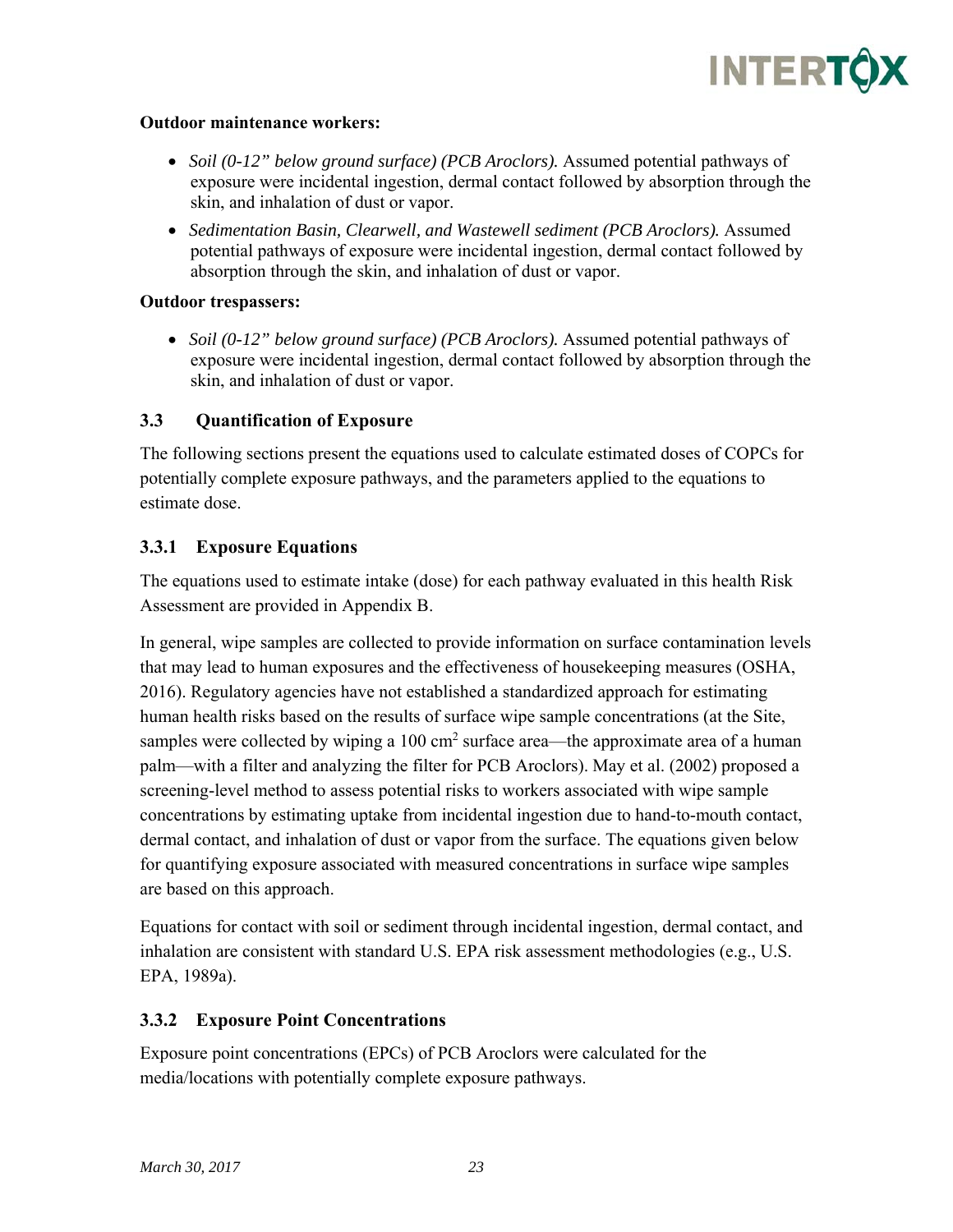**Outdoor maintenance workers:**

- *Soil (0-12" below ground surface) (PCB Aroclors).* Assumed potential pathways of exposure were incidental ingestion, dermal contact followed by absorption through the skin, and inhalation of dust or vapor.
- *Sedimentation Basin, Clearwell, and Wastewell sediment (PCB Aroclors).* Assumed potential pathways of exposure were incidental ingestion, dermal contact followed by absorption through the skin, and inhalation of dust or vapor.

**Outdoor trespassers:**

- *Soil (0-12" below ground surface) (PCB Aroclors).* Assumed potential pathways of exposure were incidental ingestion, dermal contact followed by absorption through the skin, and inhalation of dust or vapor.

### 3.3 Quantification of Exposure

The following sections present the equations used to calculate estimated doses of COPCs for potentially complete exposure pathways, and the parameters applied to the equations to estimate dose.

#### 3.3.1 Exposure Equations

The equations used to estimate intake (dose) for each pathway evaluated in this health Risk Assessment are provided in Appendix B.

In general, wipe samples are collected to provide information on surface contamination levels that may lead to human exposures and the effectiveness of housekeeping measures (OSHA, 2016). Regulatory agencies have not established a standardized approach for estimating human health risks based on the results of surface wipe sample concentrations (at the Site, samples were collected by wiping a 100 $cm^2$ surface area—the approximate area of a human palm—with a filter and analyzing the filter for PCB Aroclors). May et al. (2002) proposed a screening-level method to assess potential risks to workers associated with wipe sample concentrations by estimating uptake from incidental ingestion due to hand-to-mouth contact, dermal contact, and inhalation of dust or vapor from the surface. The equations given below for quantifying exposure associated with measured concentrations in surface wipe samples are based on this approach.

Equations for contact with soil or sediment through incidental ingestion, dermal contact, and inhalation are consistent with standard U.S. EPA risk assessment methodologies (e.g., U.S. EPA, 1989a).

#### 3.3.2 Exposure Point Concentrations

Exposure point concentrations (EPCs) of PCB Aroclors were calculated for the media/locations with potentially complete exposure pathways.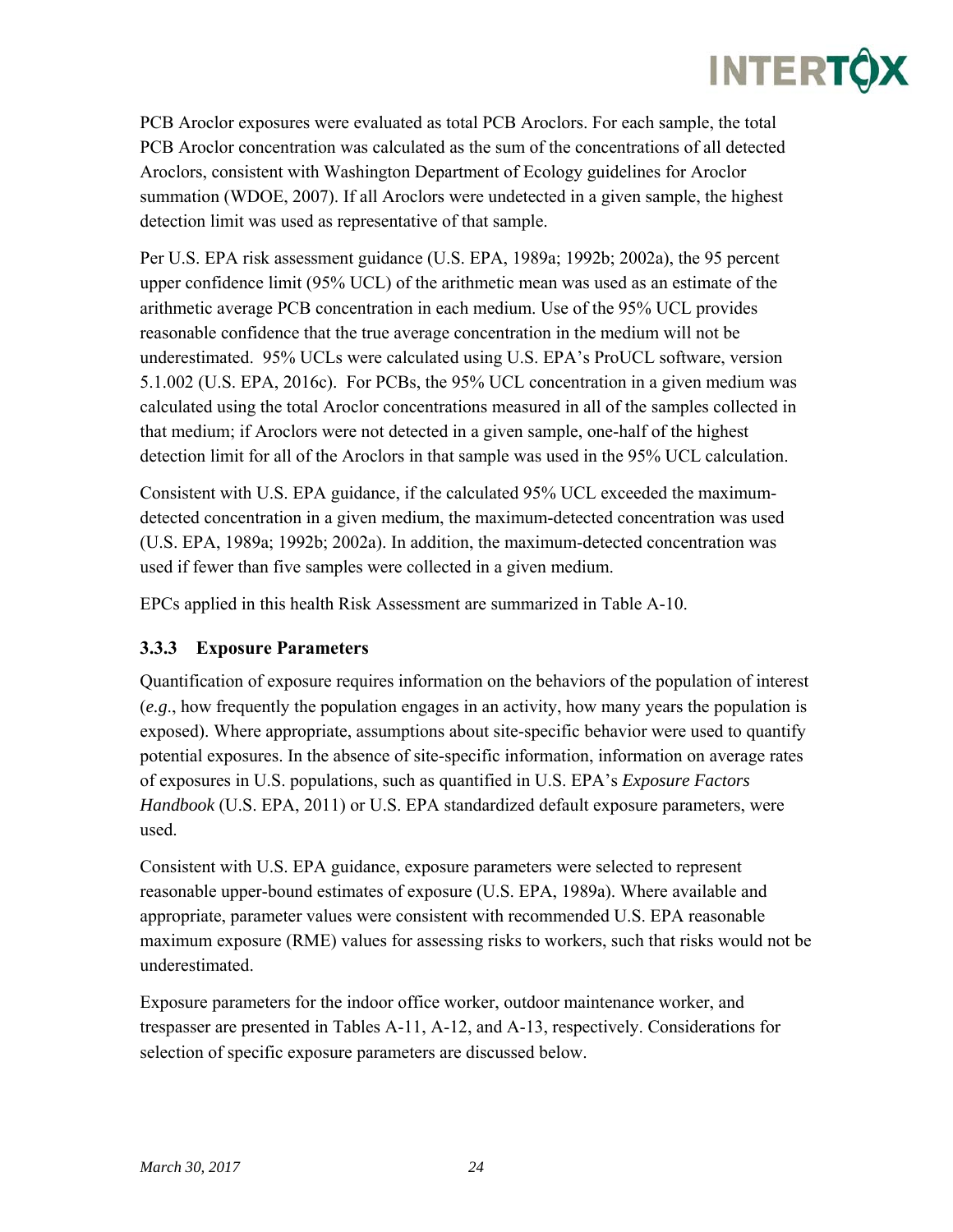PCB Aroclor exposures were evaluated as total PCB Aroclors. For each sample, the total PCB Aroclor concentration was calculated as the sum of the concentrations of all detected Aroclors, consistent with Washington Department of Ecology guidelines for Aroclor summation (WDOE, 2007). If all Aroclors were undetected in a given sample, the highest detection limit was used as representative of that sample.

Per U.S. EPA risk assessment guidance (U.S. EPA, 1989a; 1992b; 2002a), the 95 percent upper confidence limit (95% UCL) of the arithmetic mean was used as an estimate of the arithmetic average PCB concentration in each medium. Use of the 95% UCL provides reasonable confidence that the true average concentration in the medium will not be underestimated. 95% UCLs were calculated using U.S. EPA's ProUCL software, version 5.1.002 (U.S. EPA, 2016c). For PCBs, the 95% UCL concentration in a given medium was calculated using the total Aroclor concentrations measured in all of the samples collected in that medium; if Aroclors were not detected in a given sample, one-half of the highest detection limit for all of the Aroclors in that sample was used in the 95% UCL calculation.

Consistent with U.S. EPA guidance, if the calculated 95% UCL exceeded the maximum-detected concentration in a given medium, the maximum-detected concentration was used (U.S. EPA, 1989a; 1992b; 2002a). In addition, the maximum-detected concentration was used if fewer than five samples were collected in a given medium.

EPCs applied in this health Risk Assessment are summarized in Table A-10.

### 3.3.3 Exposure Parameters

Quantification of exposure requires information on the behaviors of the population of interest (*e.g.*, how frequently the population engages in an activity, how many years the population is exposed). Where appropriate, assumptions about site-specific behavior were used to quantify potential exposures. In the absence of site-specific information, information on average rates of exposures in U.S. populations, such as quantified in U.S. EPA's *Exposure Factors Handbook* (U.S. EPA, 2011) or U.S. EPA standardized default exposure parameters, were used.

Consistent with U.S. EPA guidance, exposure parameters were selected to represent reasonable upper-bound estimates of exposure (U.S. EPA, 1989a). Where available and appropriate, parameter values were consistent with recommended U.S. EPA reasonable maximum exposure (RME) values for assessing risks to workers, such that risks would not be underestimated.

Exposure parameters for the indoor office worker, outdoor maintenance worker, and trespasser are presented in Tables A-11, A-12, and A-13, respectively. Considerations for selection of specific exposure parameters are discussed below.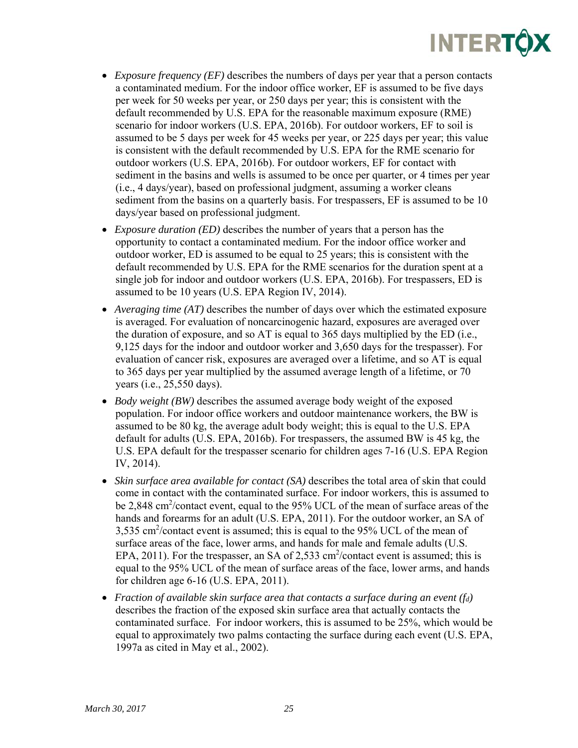- *Exposure frequency (EF)* describes the numbers of days per year that a person contacts a contaminated medium. For the indoor office worker, EF is assumed to be five days per week for 50 weeks per year, or 250 days per year; this is consistent with the default recommended by U.S. EPA for the reasonable maximum exposure (RME) scenario for indoor workers (U.S. EPA, 2016b). For outdoor workers, EF to soil is assumed to be 5 days per week for 45 weeks per year, or 225 days per year; this value is consistent with the default recommended by U.S. EPA for the RME scenario for outdoor workers (U.S. EPA, 2016b). For outdoor workers, EF for contact with sediment in the basins and wells is assumed to be once per quarter, or 4 times per year (i.e., 4 days/year), based on professional judgment, assuming a worker cleans sediment from the basins on a quarterly basis. For trespassers, EF is assumed to be 10 days/year based on professional judgment.
- *Exposure duration (ED)* describes the number of years that a person has the opportunity to contact a contaminated medium. For the indoor office worker and outdoor worker, ED is assumed to be equal to 25 years; this is consistent with the default recommended by U.S. EPA for the RME scenarios for the duration spent at a single job for indoor and outdoor workers (U.S. EPA, 2016b). For trespassers, ED is assumed to be 10 years (U.S. EPA Region IV, 2014).
- *Averaging time (AT)* describes the number of days over which the estimated exposure is averaged. For evaluation of noncarcinogenic hazard, exposures are averaged over the duration of exposure, and so AT is equal to 365 days multiplied by the ED (i.e., 9,125 days for the indoor and outdoor worker and 3,650 days for the trespasser). For evaluation of cancer risk, exposures are averaged over a lifetime, and so AT is equal to 365 days per year multiplied by the assumed average length of a lifetime, or 70 years (i.e., 25,550 days).
- *Body weight (BW)* describes the assumed average body weight of the exposed population. For indoor office workers and outdoor maintenance workers, the BW is assumed to be 80 kg, the average adult body weight; this is equal to the U.S. EPA default for adults (U.S. EPA, 2016b). For trespassers, the assumed BW is 45 kg, the U.S. EPA default for the trespasser scenario for children ages 7-16 (U.S. EPA Region IV, 2014).
- *Skin surface area available for contact (SA)* describes the total area of skin that could come in contact with the contaminated surface. For indoor workers, this is assumed to be 2,848 $cm^2$/contact event, equal to the 95% UCL of the mean of surface areas of the hands and forearms for an adult (U.S. EPA, 2011). For the outdoor worker, an SA of 3,535 $cm^2$/contact event is assumed; this is equal to the 95% UCL of the mean of surface areas of the face, lower arms, and hands for male and female adults (U.S. EPA, 2011). For the trespasser, an SA of 2,533 $cm^2$/contact event is assumed; this is equal to the 95% UCL of the mean of surface areas of the face, lower arms, and hands for children age 6-16 (U.S. EPA, 2011).
- *Fraction of available skin surface area that contacts a surface during an event ($f_d$)* describes the fraction of the exposed skin surface area that actually contacts the contaminated surface. For indoor workers, this is assumed to be 25%, which would be equal to approximately two palms contacting the surface during each event (U.S. EPA, 1997a as cited in May et al., 2002).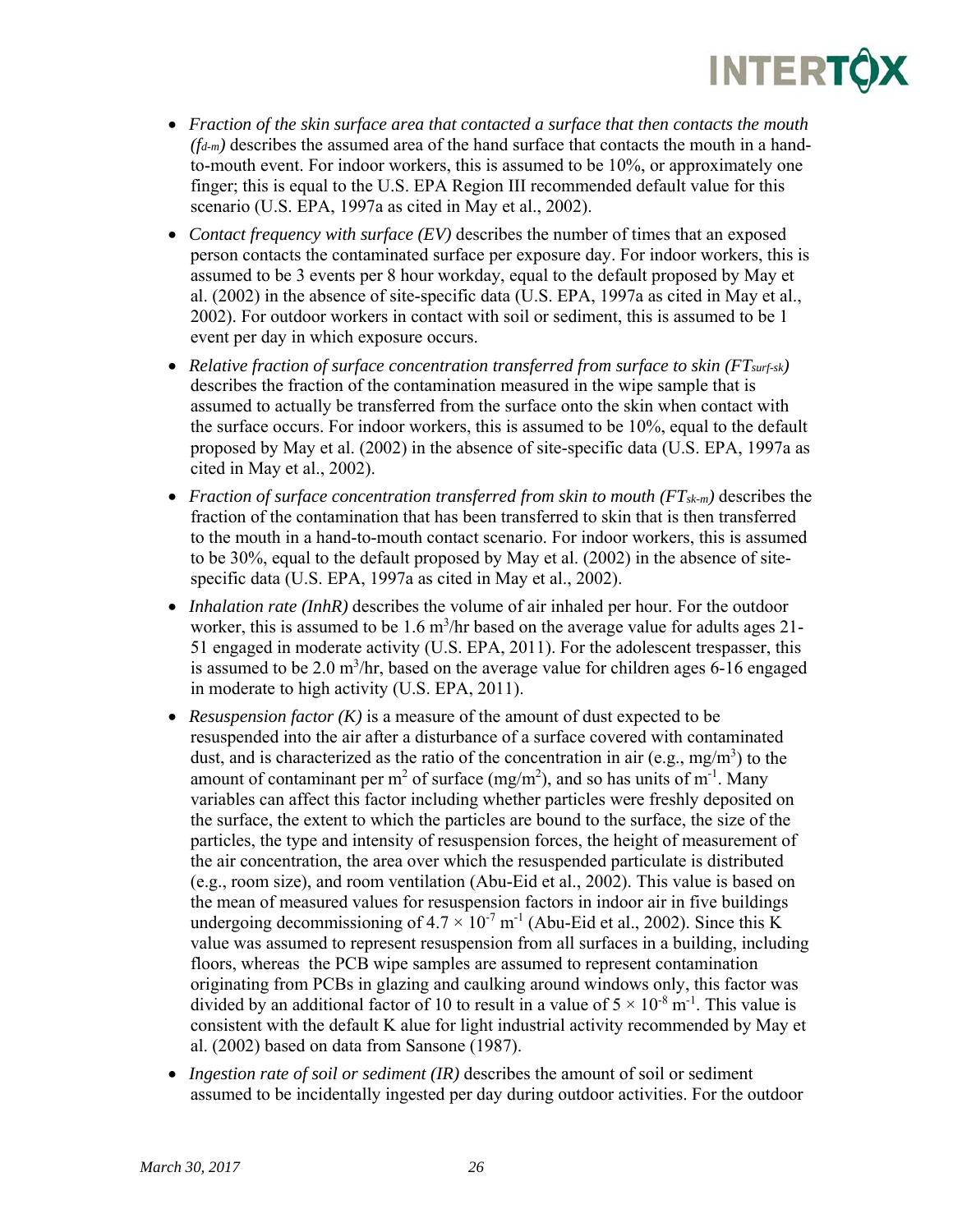- *Fraction of the skin surface area that contacted a surface that then contacts the mouth ($f_{d\text{-}m}$)* describes the assumed area of the hand surface that contacts the mouth in a hand-to-mouth event. For indoor workers, this is assumed to be 10%, or approximately one finger; this is equal to the U.S. EPA Region III recommended default value for this scenario (U.S. EPA, 1997a as cited in May et al., 2002).
- *Contact frequency with surface (EV)* describes the number of times that an exposed person contacts the contaminated surface per exposure day. For indoor workers, this is assumed to be 3 events per 8 hour workday, equal to the default proposed by May et al. (2002) in the absence of site-specific data (U.S. EPA, 1997a as cited in May et al., 2002). For outdoor workers in contact with soil or sediment, this is assumed to be 1 event per day in which exposure occurs.
- *Relative fraction of surface concentration transferred from surface to skin ($FT_{surf\text{-}sk}$)* describes the fraction of the contamination measured in the wipe sample that is assumed to actually be transferred from the surface onto the skin when contact with the surface occurs. For indoor workers, this is assumed to be 10%, equal to the default proposed by May et al. (2002) in the absence of site-specific data (U.S. EPA, 1997a as cited in May et al., 2002).
- *Fraction of surface concentration transferred from skin to mouth ($FT_{sk\text{-}m}$)* describes the fraction of the contamination that has been transferred to skin that is then transferred to the mouth in a hand-to-mouth contact scenario. For indoor workers, this is assumed to be 30%, equal to the default proposed by May et al. (2002) in the absence of site-specific data (U.S. EPA, 1997a as cited in May et al., 2002).
- *Inhalation rate (InhR)* describes the volume of air inhaled per hour. For the outdoor worker, this is assumed to be 1.6 $m^3$/hr based on the average value for adults ages 21-51 engaged in moderate activity (U.S. EPA, 2011). For the adolescent trespasser, this is assumed to be 2.0 $m^3$/hr, based on the average value for children ages 6-16 engaged in moderate to high activity (U.S. EPA, 2011).
- *Resuspension factor (K)* is a measure of the amount of dust expected to be resuspended into the air after a disturbance of a surface covered with contaminated dust, and is characterized as the ratio of the concentration in air (e.g., mg/$m^3$) to the amount of contaminant per $m^2$ of surface (mg/$m^2$), and so has units of $m^{-1}$. Many variables can affect this factor including whether particles were freshly deposited on the surface, the extent to which the particles are bound to the surface, the size of the particles, the type and intensity of resuspension forces, the height of measurement of the air concentration, the area over which the resuspended particulate is distributed (e.g., room size), and room ventilation (Abu-Eid et al., 2002). This value is based on the mean of measured values for resuspension factors in indoor air in five buildings undergoing decommissioning of $4.7 \times 10^{-7}$ $m^{-1}$ (Abu-Eid et al., 2002). Since this K value was assumed to represent resuspension from all surfaces in a building, including floors, whereas the PCB wipe samples are assumed to represent contamination originating from PCBs in glazing and caulking around windows only, this factor was divided by an additional factor of 10 to result in a value of $5 \times 10^{-8}$ $m^{-1}$. This value is consistent with the default K alue for light industrial activity recommended by May et al. (2002) based on data from Sansone (1987).
- *Ingestion rate of soil or sediment (IR)* describes the amount of soil or sediment assumed to be incidentally ingested per day during outdoor activities. For the outdoor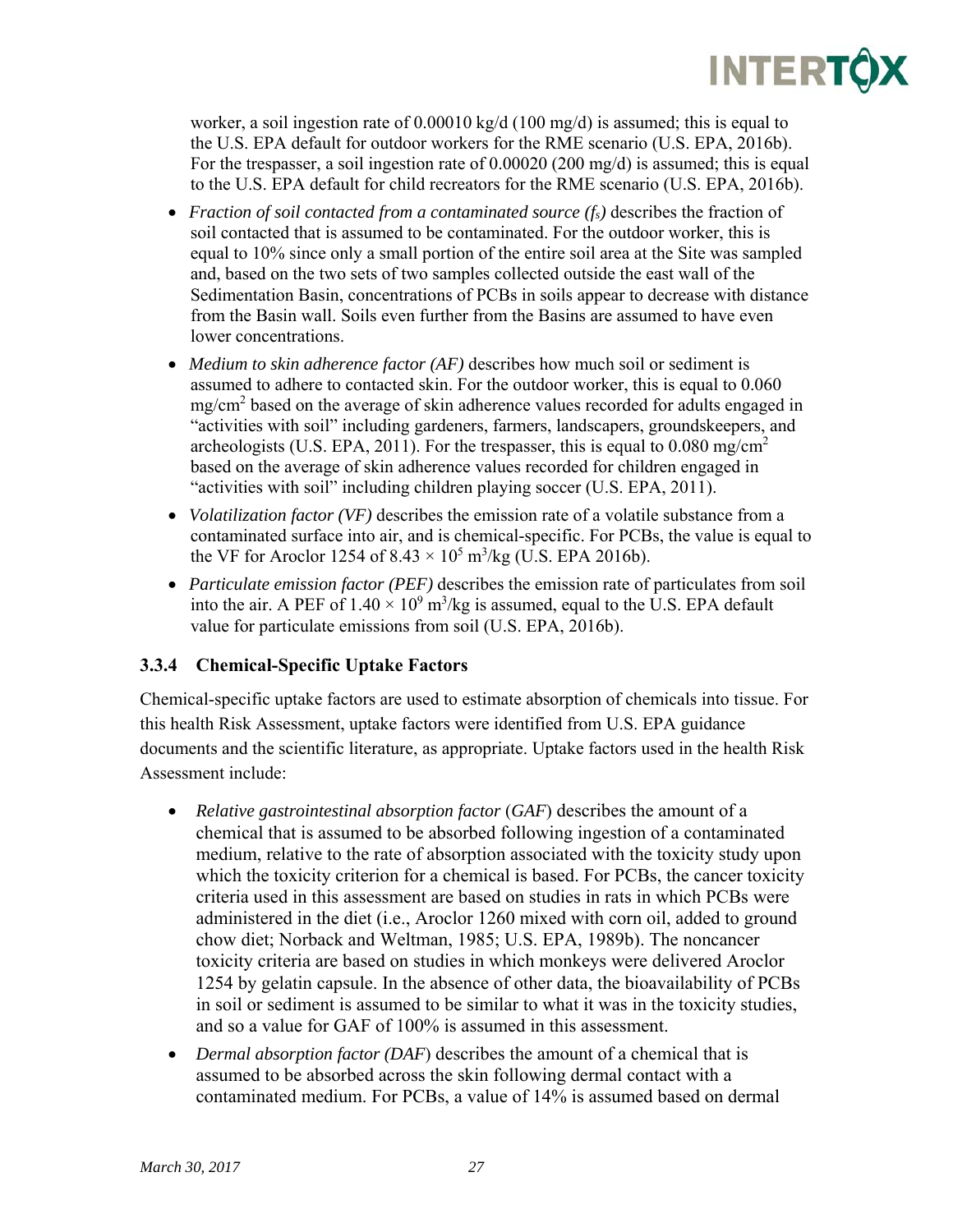worker, a soil ingestion rate of 0.00010 kg/d (100 mg/d) is assumed; this is equal to the U.S. EPA default for outdoor workers for the RME scenario (U.S. EPA, 2016b). For the trespasser, a soil ingestion rate of 0.00020 (200 mg/d) is assumed; this is equal to the U.S. EPA default for child recreators for the RME scenario (U.S. EPA, 2016b).

- *Fraction of soil contacted from a contaminated source ($f_s$)* describes the fraction of soil contacted that is assumed to be contaminated. For the outdoor worker, this is equal to 10% since only a small portion of the entire soil area at the Site was sampled and, based on the two sets of two samples collected outside the east wall of the Sedimentation Basin, concentrations of PCBs in soils appear to decrease with distance from the Basin wall. Soils even further from the Basins are assumed to have even lower concentrations.
- *Medium to skin adherence factor (AF)* describes how much soil or sediment is assumed to adhere to contacted skin. For the outdoor worker, this is equal to 0.060 $mg/cm^2$ based on the average of skin adherence values recorded for adults engaged in "activities with soil" including gardeners, farmers, landscapers, groundskeepers, and archeologists (U.S. EPA, 2011). For the trespasser, this is equal to 0.080 $mg/cm^2$ based on the average of skin adherence values recorded for children engaged in "activities with soil" including children playing soccer (U.S. EPA, 2011).
- *Volatilization factor (VF)* describes the emission rate of a volatile substance from a contaminated surface into air, and is chemical-specific. For PCBs, the value is equal to the VF for Aroclor 1254 of $8.43 \times 10^5$ $m^3/kg$ (U.S. EPA 2016b).
- *Particulate emission factor (PEF)* describes the emission rate of particulates from soil into the air. A PEF of $1.40 \times 10^9$ $m^3/kg$ is assumed, equal to the U.S. EPA default value for particulate emissions from soil (U.S. EPA, 2016b).

### 3.3.4 Chemical-Specific Uptake Factors

Chemical-specific uptake factors are used to estimate absorption of chemicals into tissue. For this health Risk Assessment, uptake factors were identified from U.S. EPA guidance documents and the scientific literature, as appropriate. Uptake factors used in the health Risk Assessment include:

- *Relative gastrointestinal absorption factor* (*GAF*) describes the amount of a chemical that is assumed to be absorbed following ingestion of a contaminated medium, relative to the rate of absorption associated with the toxicity study upon which the toxicity criterion for a chemical is based. For PCBs, the cancer toxicity criteria used in this assessment are based on studies in rats in which PCBs were administered in the diet (i.e., Aroclor 1260 mixed with corn oil, added to ground chow diet; Norback and Weltman, 1985; U.S. EPA, 1989b). The noncancer toxicity criteria are based on studies in which monkeys were delivered Aroclor 1254 by gelatin capsule. In the absence of other data, the bioavailability of PCBs in soil or sediment is assumed to be similar to what it was in the toxicity studies, and so a value for GAF of 100% is assumed in this assessment.
- *Dermal absorption factor (DAF*) describes the amount of a chemical that is assumed to be absorbed across the skin following dermal contact with a contaminated medium. For PCBs, a value of 14% is assumed based on dermal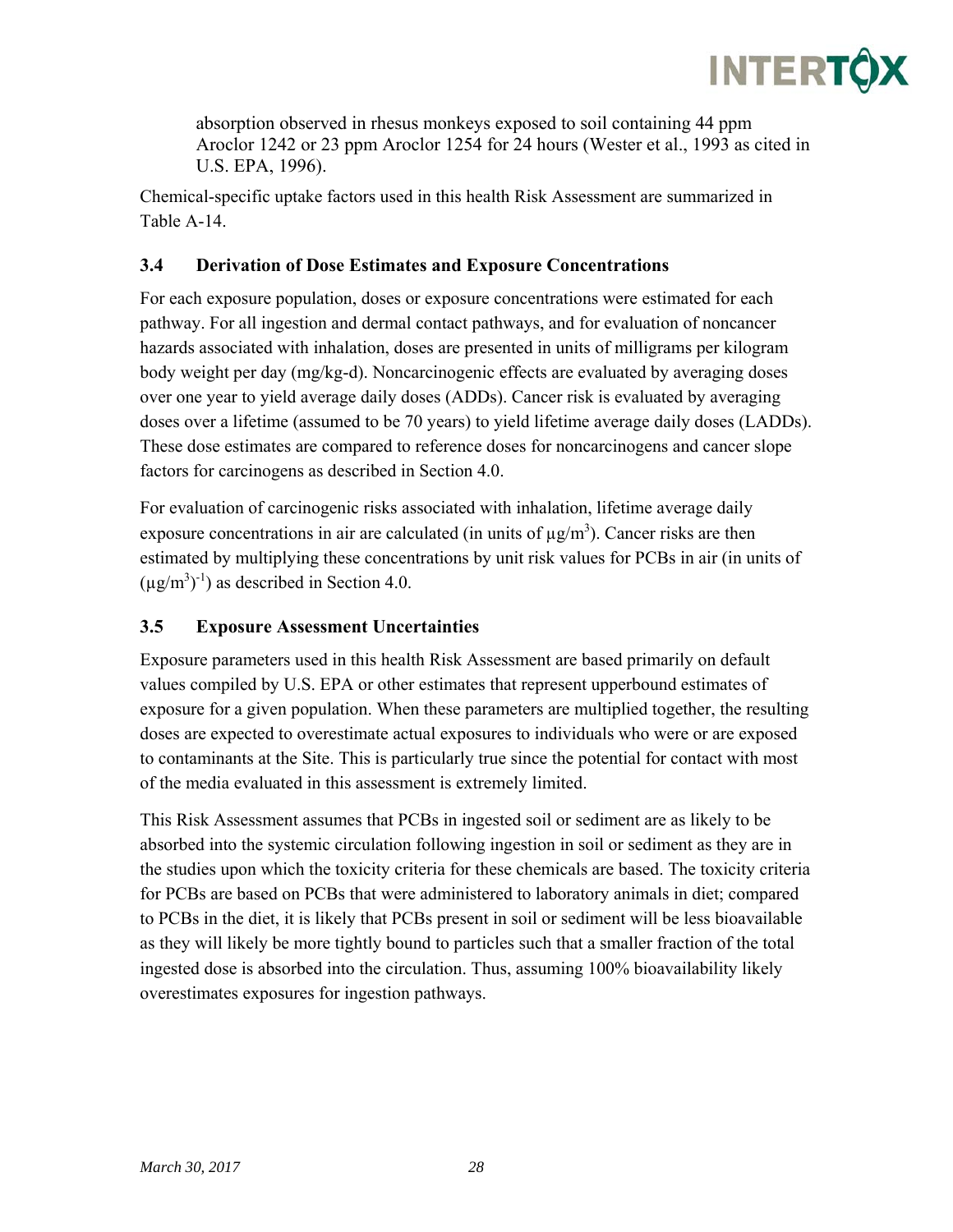absorption observed in rhesus monkeys exposed to soil containing 44 ppm Aroclor 1242 or 23 ppm Aroclor 1254 for 24 hours (Wester et al., 1993 as cited in U.S. EPA, 1996).

Chemical-specific uptake factors used in this health Risk Assessment are summarized in Table A-14.

### 3.4 Derivation of Dose Estimates and Exposure Concentrations

For each exposure population, doses or exposure concentrations were estimated for each pathway. For all ingestion and dermal contact pathways, and for evaluation of noncancer hazards associated with inhalation, doses are presented in units of milligrams per kilogram body weight per day (mg/kg-d). Noncarcinogenic effects are evaluated by averaging doses over one year to yield average daily doses (ADDs). Cancer risk is evaluated by averaging doses over a lifetime (assumed to be 70 years) to yield lifetime average daily doses (LADDs). These dose estimates are compared to reference doses for noncarcinogens and cancer slope factors for carcinogens as described in Section 4.0.

For evaluation of carcinogenic risks associated with inhalation, lifetime average daily exposure concentrations in air are calculated (in units of $\mu g/m^3$). Cancer risks are then estimated by multiplying these concentrations by unit risk values for PCBs in air (in units of $(\mu g/m^3)^{-1}$) as described in Section 4.0.

### 3.5 Exposure Assessment Uncertainties

Exposure parameters used in this health Risk Assessment are based primarily on default values compiled by U.S. EPA or other estimates that represent upperbound estimates of exposure for a given population. When these parameters are multiplied together, the resulting doses are expected to overestimate actual exposures to individuals who were or are exposed to contaminants at the Site. This is particularly true since the potential for contact with most of the media evaluated in this assessment is extremely limited.

This Risk Assessment assumes that PCBs in ingested soil or sediment are as likely to be absorbed into the systemic circulation following ingestion in soil or sediment as they are in the studies upon which the toxicity criteria for these chemicals are based. The toxicity criteria for PCBs are based on PCBs that were administered to laboratory animals in diet; compared to PCBs in the diet, it is likely that PCBs present in soil or sediment will be less bioavailable as they will likely be more tightly bound to particles such that a smaller fraction of the total ingested dose is absorbed into the circulation. Thus, assuming 100% bioavailability likely overestimates exposures for ingestion pathways.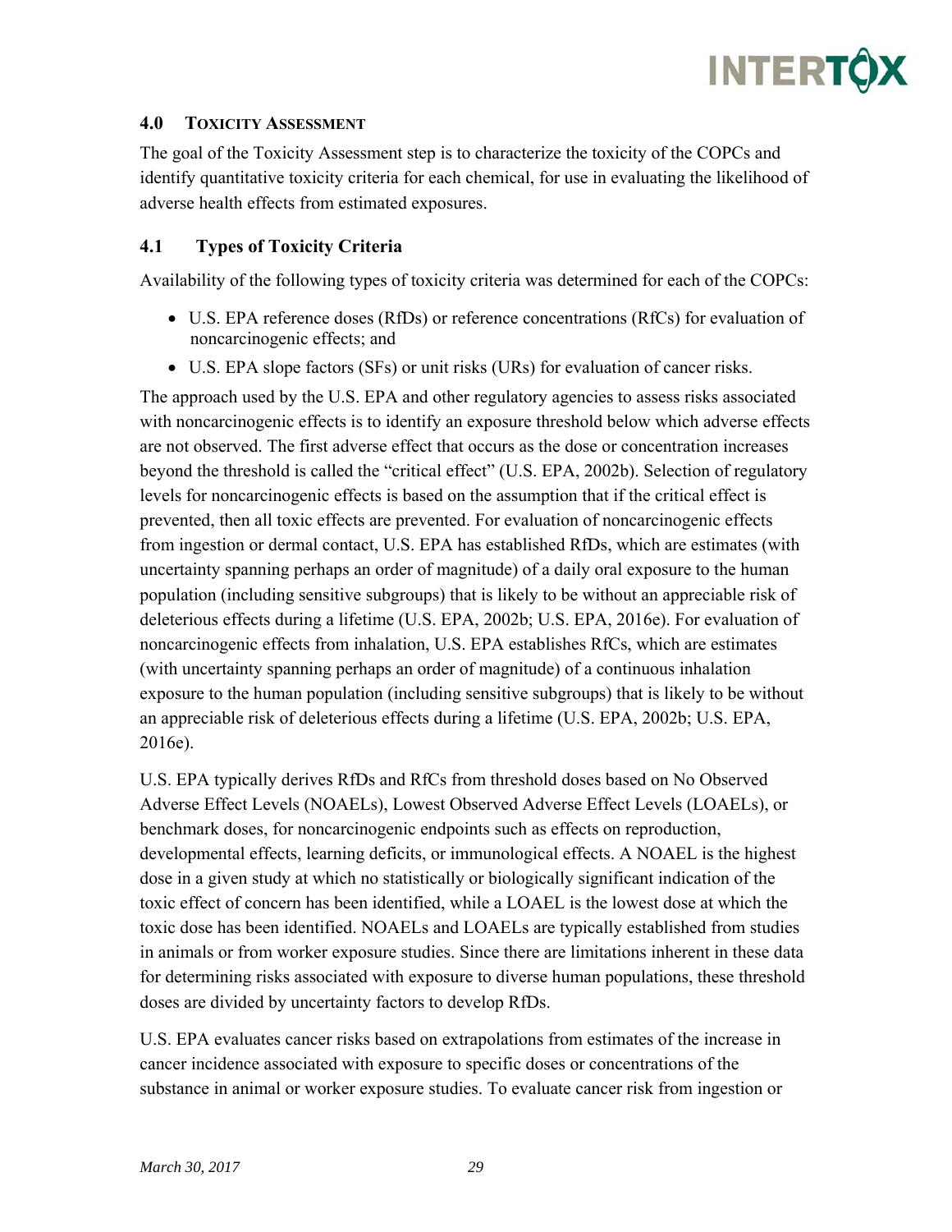## 4.0 Toxicity Assessment

The goal of the Toxicity Assessment step is to characterize the toxicity of the COPCs and identify quantitative toxicity criteria for each chemical, for use in evaluating the likelihood of adverse health effects from estimated exposures.

### 4.1 Types of Toxicity Criteria

Availability of the following types of toxicity criteria was determined for each of the COPCs:

- U.S. EPA reference doses (RfDs) or reference concentrations (RfCs) for evaluation of noncarcinogenic effects; and
- U.S. EPA slope factors (SFs) or unit risks (URs) for evaluation of cancer risks.

The approach used by the U.S. EPA and other regulatory agencies to assess risks associated with noncarcinogenic effects is to identify an exposure threshold below which adverse effects are not observed. The first adverse effect that occurs as the dose or concentration increases beyond the threshold is called the "critical effect" (U.S. EPA, 2002b). Selection of regulatory levels for noncarcinogenic effects is based on the assumption that if the critical effect is prevented, then all toxic effects are prevented. For evaluation of noncarcinogenic effects from ingestion or dermal contact, U.S. EPA has established RfDs, which are estimates (with uncertainty spanning perhaps an order of magnitude) of a daily oral exposure to the human population (including sensitive subgroups) that is likely to be without an appreciable risk of deleterious effects during a lifetime (U.S. EPA, 2002b; U.S. EPA, 2016e). For evaluation of noncarcinogenic effects from inhalation, U.S. EPA establishes RfCs, which are estimates (with uncertainty spanning perhaps an order of magnitude) of a continuous inhalation exposure to the human population (including sensitive subgroups) that is likely to be without an appreciable risk of deleterious effects during a lifetime (U.S. EPA, 2002b; U.S. EPA, 2016e).

U.S. EPA typically derives RfDs and RfCs from threshold doses based on No Observed Adverse Effect Levels (NOAELs), Lowest Observed Adverse Effect Levels (LOAELs), or benchmark doses, for noncarcinogenic endpoints such as effects on reproduction, developmental effects, learning deficits, or immunological effects. A NOAEL is the highest dose in a given study at which no statistically or biologically significant indication of the toxic effect of concern has been identified, while a LOAEL is the lowest dose at which the toxic dose has been identified. NOAELs and LOAELs are typically established from studies in animals or from worker exposure studies. Since there are limitations inherent in these data for determining risks associated with exposure to diverse human populations, these threshold doses are divided by uncertainty factors to develop RfDs.

U.S. EPA evaluates cancer risks based on extrapolations from estimates of the increase in cancer incidence associated with exposure to specific doses or concentrations of the substance in animal or worker exposure studies. To evaluate cancer risk from ingestion or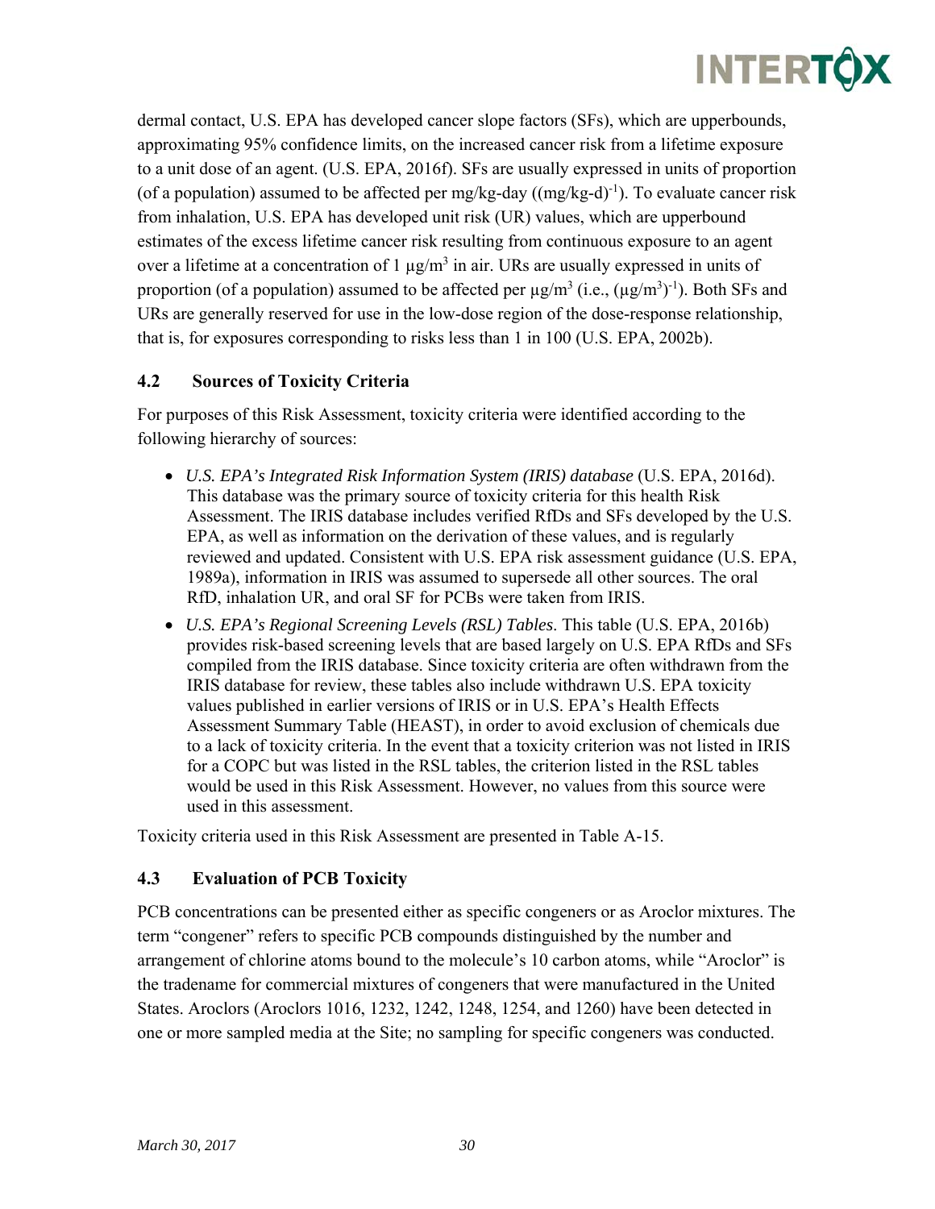dermal contact, U.S. EPA has developed cancer slope factors (SFs), which are upperbounds, approximating 95% confidence limits, on the increased cancer risk from a lifetime exposure to a unit dose of an agent. (U.S. EPA, 2016f). SFs are usually expressed in units of proportion (of a population) assumed to be affected per mg/kg-day ($(mg/kg\text{-}d)^{-1}$). To evaluate cancer risk from inhalation, U.S. EPA has developed unit risk (UR) values, which are upperbound estimates of the excess lifetime cancer risk resulting from continuous exposure to an agent over a lifetime at a concentration of 1 $\mu g/m^3$ in air. URs are usually expressed in units of proportion (of a population) assumed to be affected per $\mu g/m^3$ (i.e., $(\mu g/m^3)^{-1}$). Both SFs and URs are generally reserved for use in the low-dose region of the dose-response relationship, that is, for exposures corresponding to risks less than 1 in 100 (U.S. EPA, 2002b).

## 4.2 Sources of Toxicity Criteria

For purposes of this Risk Assessment, toxicity criteria were identified according to the following hierarchy of sources:

- *U.S. EPA's Integrated Risk Information System (IRIS) database* (U.S. EPA, 2016d). This database was the primary source of toxicity criteria for this health Risk Assessment. The IRIS database includes verified RfDs and SFs developed by the U.S. EPA, as well as information on the derivation of these values, and is regularly reviewed and updated. Consistent with U.S. EPA risk assessment guidance (U.S. EPA, 1989a), information in IRIS was assumed to supersede all other sources. The oral RfD, inhalation UR, and oral SF for PCBs were taken from IRIS.
- *U.S. EPA's Regional Screening Levels (RSL) Tables*. This table (U.S. EPA, 2016b) provides risk-based screening levels that are based largely on U.S. EPA RfDs and SFs compiled from the IRIS database. Since toxicity criteria are often withdrawn from the IRIS database for review, these tables also include withdrawn U.S. EPA toxicity values published in earlier versions of IRIS or in U.S. EPA's Health Effects Assessment Summary Table (HEAST), in order to avoid exclusion of chemicals due to a lack of toxicity criteria. In the event that a toxicity criterion was not listed in IRIS for a COPC but was listed in the RSL tables, the criterion listed in the RSL tables would be used in this Risk Assessment. However, no values from this source were used in this assessment.

Toxicity criteria used in this Risk Assessment are presented in Table A-15.

## 4.3 Evaluation of PCB Toxicity

PCB concentrations can be presented either as specific congeners or as Aroclor mixtures. The term "congener" refers to specific PCB compounds distinguished by the number and arrangement of chlorine atoms bound to the molecule's 10 carbon atoms, while "Aroclor" is the tradename for commercial mixtures of congeners that were manufactured in the United States. Aroclors (Aroclors 1016, 1232, 1242, 1248, 1254, and 1260) have been detected in one or more sampled media at the Site; no sampling for specific congeners was conducted.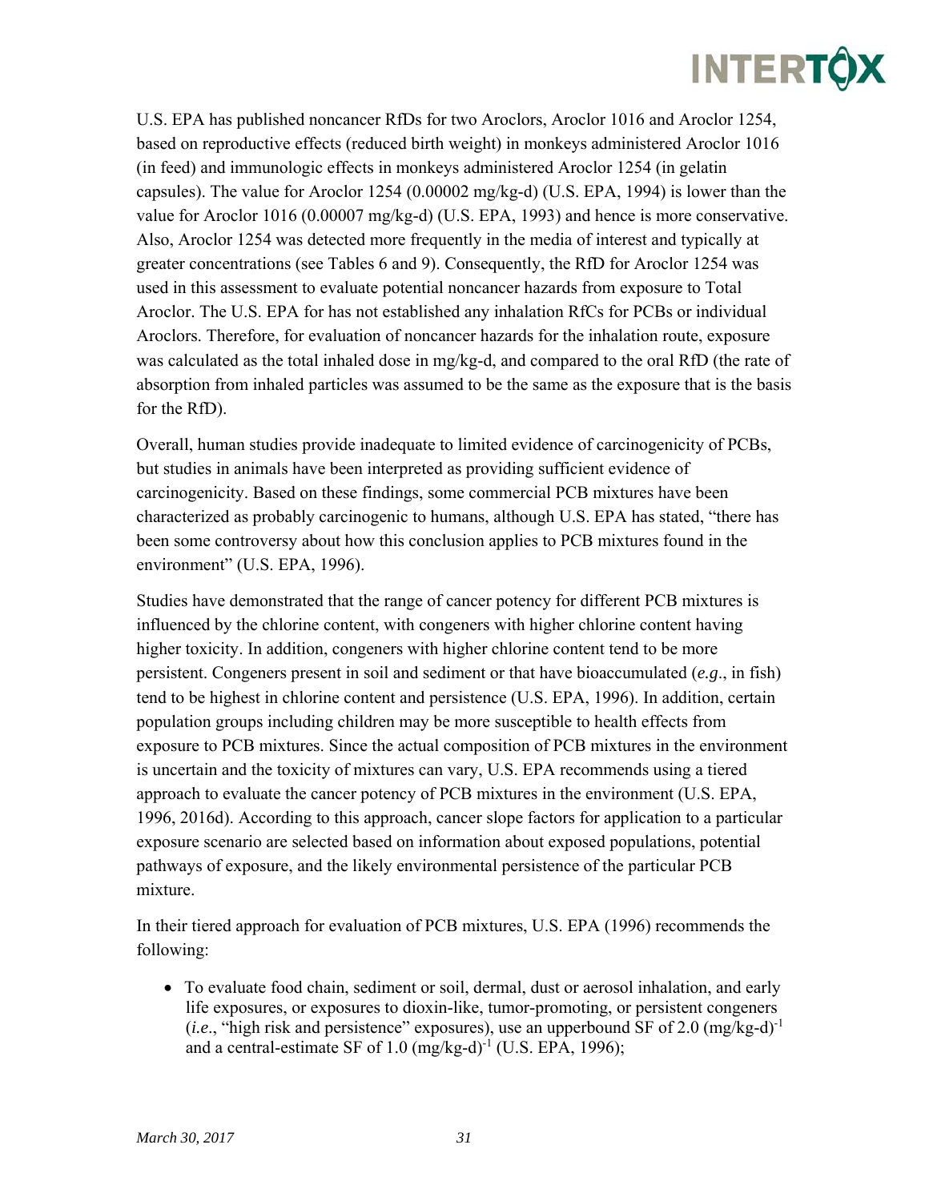U.S. EPA has published noncancer RfDs for two Aroclors, Aroclor 1016 and Aroclor 1254, based on reproductive effects (reduced birth weight) in monkeys administered Aroclor 1016 (in feed) and immunologic effects in monkeys administered Aroclor 1254 (in gelatin capsules). The value for Aroclor 1254 (0.00002 mg/kg-d) (U.S. EPA, 1994) is lower than the value for Aroclor 1016 (0.00007 mg/kg-d) (U.S. EPA, 1993) and hence is more conservative. Also, Aroclor 1254 was detected more frequently in the media of interest and typically at greater concentrations (see Tables 6 and 9). Consequently, the RfD for Aroclor 1254 was used in this assessment to evaluate potential noncancer hazards from exposure to Total Aroclor. The U.S. EPA for has not established any inhalation RfCs for PCBs or individual Aroclors. Therefore, for evaluation of noncancer hazards for the inhalation route, exposure was calculated as the total inhaled dose in mg/kg-d, and compared to the oral RfD (the rate of absorption from inhaled particles was assumed to be the same as the exposure that is the basis for the RfD).

Overall, human studies provide inadequate to limited evidence of carcinogenicity of PCBs, but studies in animals have been interpreted as providing sufficient evidence of carcinogenicity. Based on these findings, some commercial PCB mixtures have been characterized as probably carcinogenic to humans, although U.S. EPA has stated, "there has been some controversy about how this conclusion applies to PCB mixtures found in the environment" (U.S. EPA, 1996).

Studies have demonstrated that the range of cancer potency for different PCB mixtures is influenced by the chlorine content, with congeners with higher chlorine content having higher toxicity. In addition, congeners with higher chlorine content tend to be more persistent. Congeners present in soil and sediment or that have bioaccumulated (*e.g.*, in fish) tend to be highest in chlorine content and persistence (U.S. EPA, 1996). In addition, certain population groups including children may be more susceptible to health effects from exposure to PCB mixtures. Since the actual composition of PCB mixtures in the environment is uncertain and the toxicity of mixtures can vary, U.S. EPA recommends using a tiered approach to evaluate the cancer potency of PCB mixtures in the environment (U.S. EPA, 1996, 2016d). According to this approach, cancer slope factors for application to a particular exposure scenario are selected based on information about exposed populations, potential pathways of exposure, and the likely environmental persistence of the particular PCB mixture.

In their tiered approach for evaluation of PCB mixtures, U.S. EPA (1996) recommends the following:

- To evaluate food chain, sediment or soil, dermal, dust or aerosol inhalation, and early life exposures, or exposures to dioxin-like, tumor-promoting, or persistent congeners (*i.e.*, "high risk and persistence" exposures), use an upperbound SF of 2.0 $(mg/kg\text{-}d)^{-1}$ and a central-estimate SF of 1.0 $(mg/kg\text{-}d)^{-1}$ (U.S. EPA, 1996);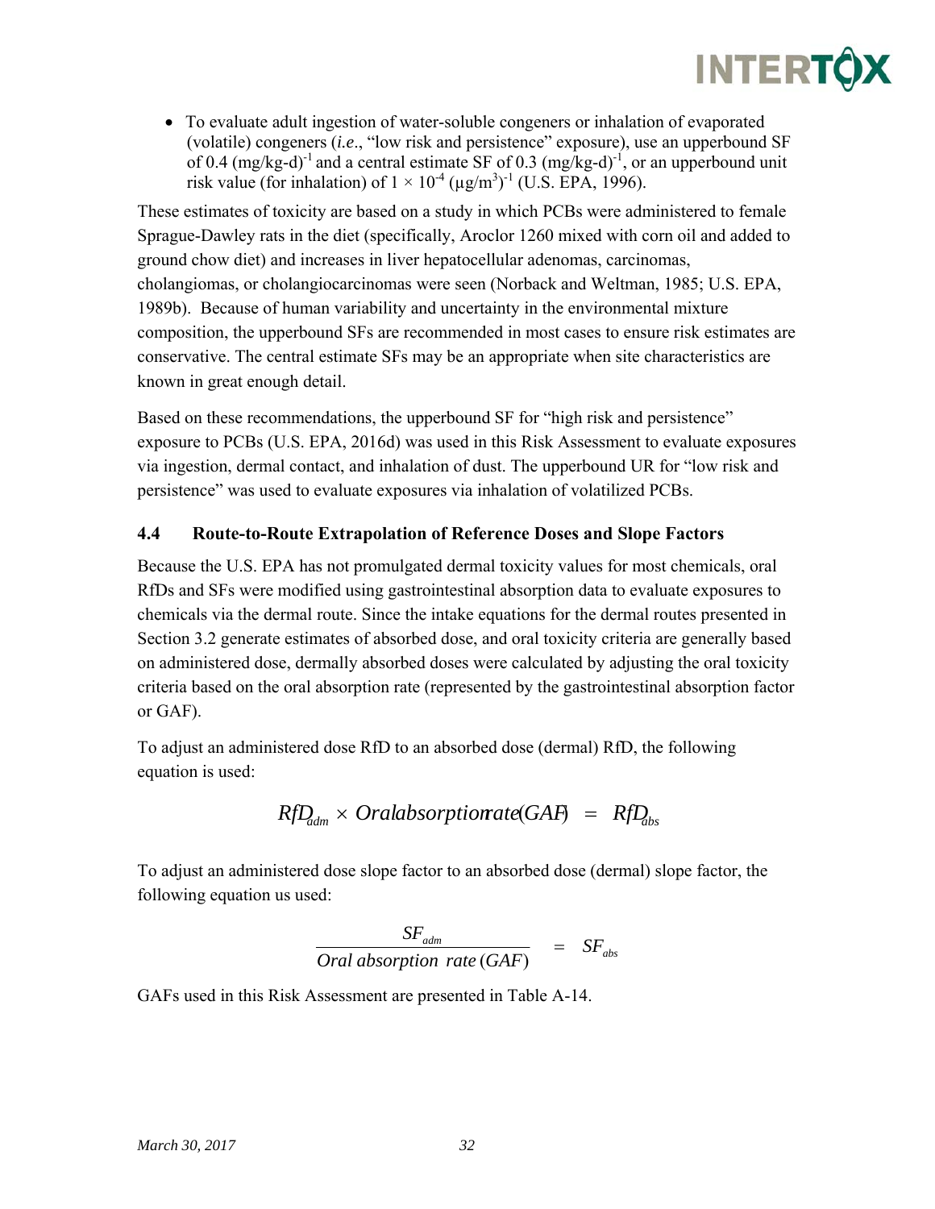- To evaluate adult ingestion of water-soluble congeners or inhalation of evaporated (volatile) congeners (*i.e*., "low risk and persistence" exposure), use an upperbound SF of 0.4 $(\text{mg/kg-d})^{-1}$ and a central estimate SF of 0.3 $(\text{mg/kg-d})^{-1}$, or an upperbound unit risk value (for inhalation) of $1 \times 10^{-4}$ $(\mu\text{g/m}^3)^{-1}$ (U.S. EPA, 1996).

These estimates of toxicity are based on a study in which PCBs were administered to female Sprague-Dawley rats in the diet (specifically, Aroclor 1260 mixed with corn oil and added to ground chow diet) and increases in liver hepatocellular adenomas, carcinomas, cholangiomas, or cholangiocarcinomas were seen (Norback and Weltman, 1985; U.S. EPA, 1989b). Because of human variability and uncertainty in the environmental mixture composition, the upperbound SFs are recommended in most cases to ensure risk estimates are conservative. The central estimate SFs may be an appropriate when site characteristics are known in great enough detail.

Based on these recommendations, the upperbound SF for "high risk and persistence" exposure to PCBs (U.S. EPA, 2016d) was used in this Risk Assessment to evaluate exposures via ingestion, dermal contact, and inhalation of dust. The upperbound UR for "low risk and persistence" was used to evaluate exposures via inhalation of volatilized PCBs.

## 4.4 Route-to-Route Extrapolation of Reference Doses and Slope Factors

Because the U.S. EPA has not promulgated dermal toxicity values for most chemicals, oral RfDs and SFs were modified using gastrointestinal absorption data to evaluate exposures to chemicals via the dermal route. Since the intake equations for the dermal routes presented in Section 3.2 generate estimates of absorbed dose, and oral toxicity criteria are generally based on administered dose, dermally absorbed doses were calculated by adjusting the oral toxicity criteria based on the oral absorption rate (represented by the gastrointestinal absorption factor or GAF).

To adjust an administered dose RfD to an absorbed dose (dermal) RfD, the following equation is used:

$$RfD_{adm} \times Oral\,absorption\,rate(GAF) = RfD_{abs}$$

To adjust an administered dose slope factor to an absorbed dose (dermal) slope factor, the following equation us used:

$$\frac{SF_{adm}}{Oral\ absorption\ rate\,(GAF)} = SF_{abs}$$

GAFs used in this Risk Assessment are presented in Table A-14.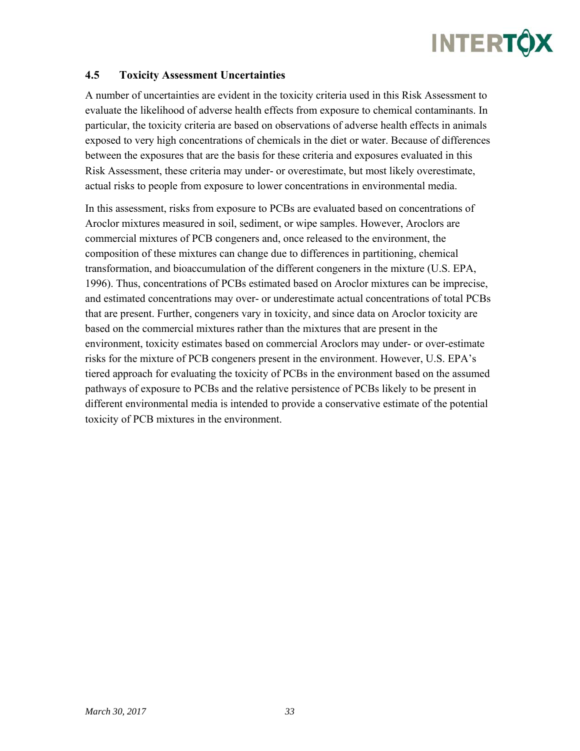### 4.5 Toxicity Assessment Uncertainties

A number of uncertainties are evident in the toxicity criteria used in this Risk Assessment to evaluate the likelihood of adverse health effects from exposure to chemical contaminants. In particular, the toxicity criteria are based on observations of adverse health effects in animals exposed to very high concentrations of chemicals in the diet or water. Because of differences between the exposures that are the basis for these criteria and exposures evaluated in this Risk Assessment, these criteria may under- or overestimate, but most likely overestimate, actual risks to people from exposure to lower concentrations in environmental media.

In this assessment, risks from exposure to PCBs are evaluated based on concentrations of Aroclor mixtures measured in soil, sediment, or wipe samples. However, Aroclors are commercial mixtures of PCB congeners and, once released to the environment, the composition of these mixtures can change due to differences in partitioning, chemical transformation, and bioaccumulation of the different congeners in the mixture (U.S. EPA, 1996). Thus, concentrations of PCBs estimated based on Aroclor mixtures can be imprecise, and estimated concentrations may over- or underestimate actual concentrations of total PCBs that are present. Further, congeners vary in toxicity, and since data on Aroclor toxicity are based on the commercial mixtures rather than the mixtures that are present in the environment, toxicity estimates based on commercial Aroclors may under- or over-estimate risks for the mixture of PCB congeners present in the environment. However, U.S. EPA's tiered approach for evaluating the toxicity of PCBs in the environment based on the assumed pathways of exposure to PCBs and the relative persistence of PCBs likely to be present in different environmental media is intended to provide a conservative estimate of the potential toxicity of PCB mixtures in the environment.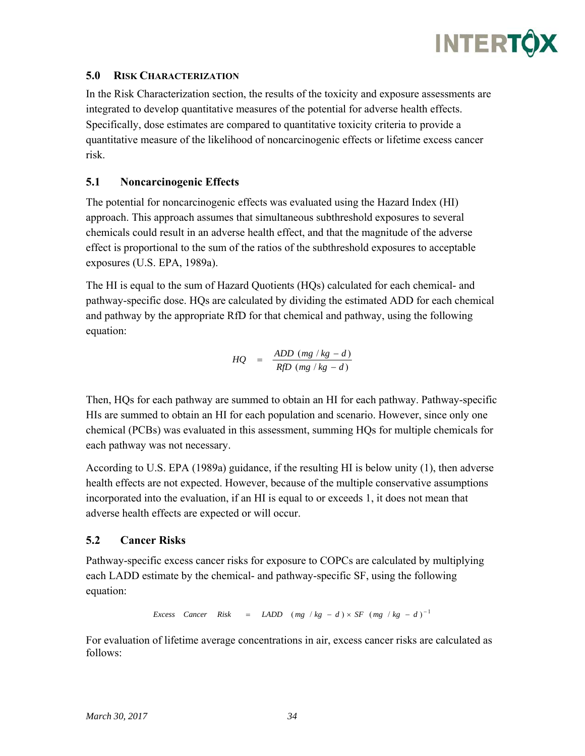## 5.0 RISK CHARACTERIZATION

In the Risk Characterization section, the results of the toxicity and exposure assessments are integrated to develop quantitative measures of the potential for adverse health effects. Specifically, dose estimates are compared to quantitative toxicity criteria to provide a quantitative measure of the likelihood of noncarcinogenic effects or lifetime excess cancer risk.

### 5.1 Noncarcinogenic Effects

The potential for noncarcinogenic effects was evaluated using the Hazard Index (HI) approach. This approach assumes that simultaneous subthreshold exposures to several chemicals could result in an adverse health effect, and that the magnitude of the adverse effect is proportional to the sum of the ratios of the subthreshold exposures to acceptable exposures (U.S. EPA, 1989a).

The HI is equal to the sum of Hazard Quotients (HQs) calculated for each chemical- and pathway-specific dose. HQs are calculated by dividing the estimated ADD for each chemical and pathway by the appropriate RfD for that chemical and pathway, using the following equation:

$$HQ = \frac{ADD\ (mg/kg-d)}{RfD\ (mg/kg-d)}$$

Then, HQs for each pathway are summed to obtain an HI for each pathway. Pathway-specific HIs are summed to obtain an HI for each population and scenario. However, since only one chemical (PCBs) was evaluated in this assessment, summing HQs for multiple chemicals for each pathway was not necessary.

According to U.S. EPA (1989a) guidance, if the resulting HI is below unity (1), then adverse health effects are not expected. However, because of the multiple conservative assumptions incorporated into the evaluation, if an HI is equal to or exceeds 1, it does not mean that adverse health effects are expected or will occur.

### 5.2 Cancer Risks

Pathway-specific excess cancer risks for exposure to COPCs are calculated by multiplying each LADD estimate by the chemical- and pathway-specific SF, using the following equation:

$$Excess\ Cancer\ Risk = LADD\ (mg/kg-d) \times SF\ (mg/kg-d)^{-1}$$

For evaluation of lifetime average concentrations in air, excess cancer risks are calculated as follows: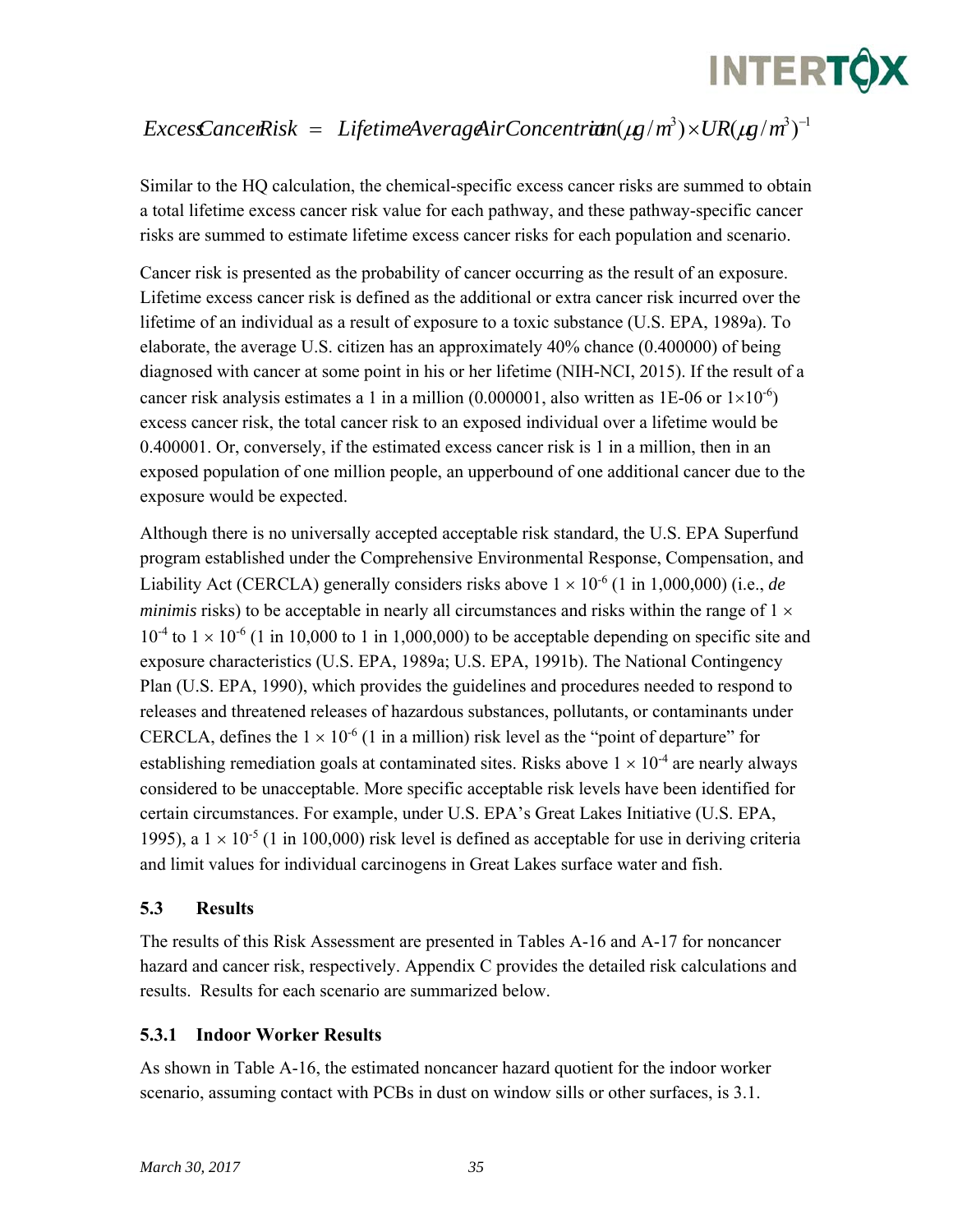$$Excess\,Cancer\,Risk = Lifetime\,Average\,Air\,Concentration(\mu g/m^3) \times UR(\mu g/m^3)^{-1}$$

Similar to the HQ calculation, the chemical-specific excess cancer risks are summed to obtain a total lifetime excess cancer risk value for each pathway, and these pathway-specific cancer risks are summed to estimate lifetime excess cancer risks for each population and scenario.

Cancer risk is presented as the probability of cancer occurring as the result of an exposure. Lifetime excess cancer risk is defined as the additional or extra cancer risk incurred over the lifetime of an individual as a result of exposure to a toxic substance (U.S. EPA, 1989a). To elaborate, the average U.S. citizen has an approximately 40% chance (0.400000) of being diagnosed with cancer at some point in his or her lifetime (NIH-NCI, 2015). If the result of a cancer risk analysis estimates a 1 in a million (0.000001, also written as 1E-06 or $1\times10^{-6}$) excess cancer risk, the total cancer risk to an exposed individual over a lifetime would be 0.400001. Or, conversely, if the estimated excess cancer risk is 1 in a million, then in an exposed population of one million people, an upperbound of one additional cancer due to the exposure would be expected.

Although there is no universally accepted acceptable risk standard, the U.S. EPA Superfund program established under the Comprehensive Environmental Response, Compensation, and Liability Act (CERCLA) generally considers risks above $1 \times 10^{-6}$ (1 in 1,000,000) (i.e., *de minimis* risks) to be acceptable in nearly all circumstances and risks within the range of $1 \times 10^{-4}$ to $1 \times 10^{-6}$ (1 in 10,000 to 1 in 1,000,000) to be acceptable depending on specific site and exposure characteristics (U.S. EPA, 1989a; U.S. EPA, 1991b). The National Contingency Plan (U.S. EPA, 1990), which provides the guidelines and procedures needed to respond to releases and threatened releases of hazardous substances, pollutants, or contaminants under CERCLA, defines the $1 \times 10^{-6}$ (1 in a million) risk level as the "point of departure" for establishing remediation goals at contaminated sites. Risks above $1 \times 10^{-4}$ are nearly always considered to be unacceptable. More specific acceptable risk levels have been identified for certain circumstances. For example, under U.S. EPA's Great Lakes Initiative (U.S. EPA, 1995), a $1 \times 10^{-5}$ (1 in 100,000) risk level is defined as acceptable for use in deriving criteria and limit values for individual carcinogens in Great Lakes surface water and fish.

## 5.3 Results

The results of this Risk Assessment are presented in Tables A-16 and A-17 for noncancer hazard and cancer risk, respectively. Appendix C provides the detailed risk calculations and results. Results for each scenario are summarized below.

### 5.3.1 Indoor Worker Results

As shown in Table A-16, the estimated noncancer hazard quotient for the indoor worker scenario, assuming contact with PCBs in dust on window sills or other surfaces, is 3.1.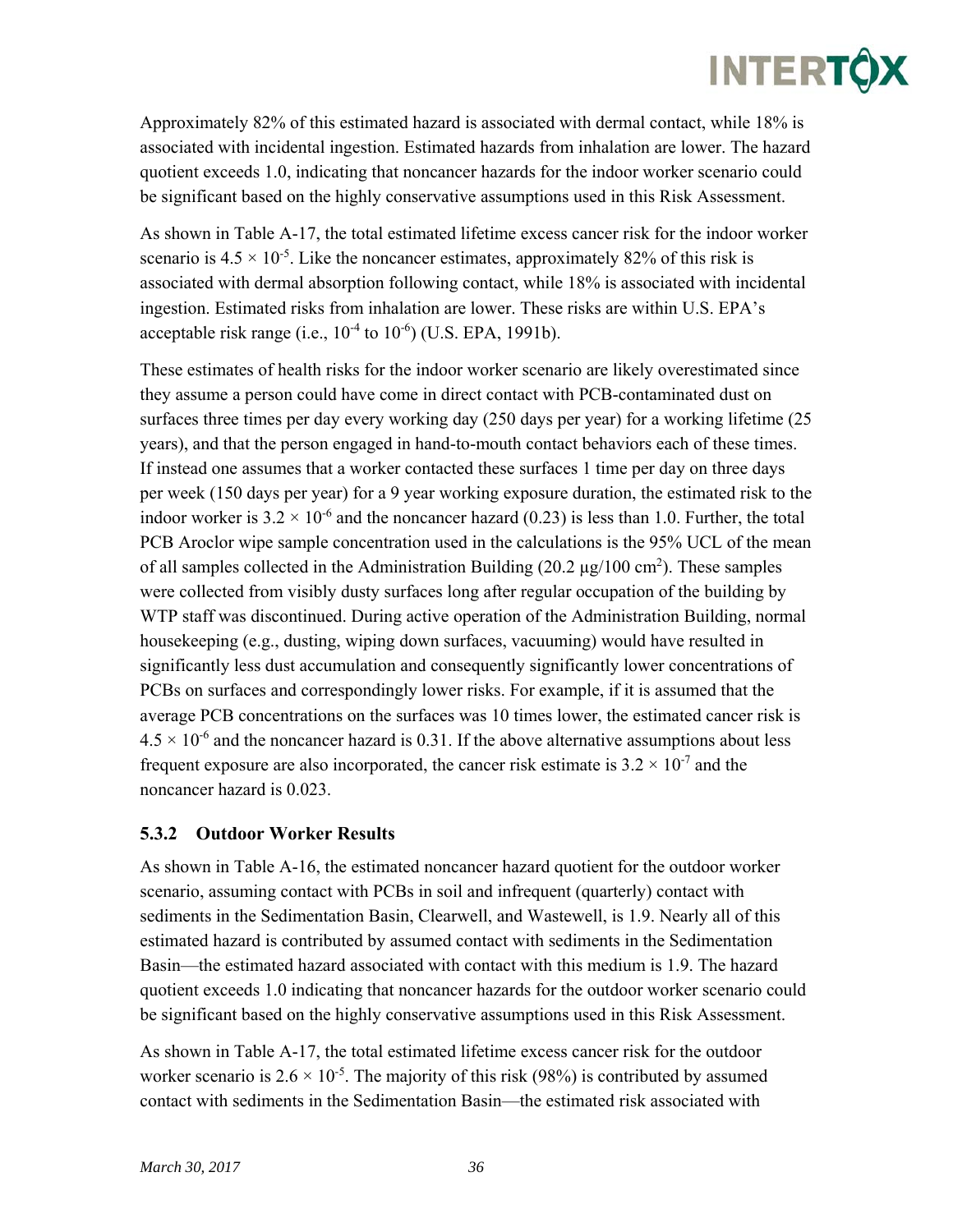Approximately 82% of this estimated hazard is associated with dermal contact, while 18% is associated with incidental ingestion. Estimated hazards from inhalation are lower. The hazard quotient exceeds 1.0, indicating that noncancer hazards for the indoor worker scenario could be significant based on the highly conservative assumptions used in this Risk Assessment.

As shown in Table A-17, the total estimated lifetime excess cancer risk for the indoor worker scenario is $4.5 \times 10^{-5}$. Like the noncancer estimates, approximately 82% of this risk is associated with dermal absorption following contact, while 18% is associated with incidental ingestion. Estimated risks from inhalation are lower. These risks are within U.S. EPA's acceptable risk range (i.e., $10^{-4}$ to $10^{-6}$) (U.S. EPA, 1991b).

These estimates of health risks for the indoor worker scenario are likely overestimated since they assume a person could have come in direct contact with PCB-contaminated dust on surfaces three times per day every working day (250 days per year) for a working lifetime (25 years), and that the person engaged in hand-to-mouth contact behaviors each of these times. If instead one assumes that a worker contacted these surfaces 1 time per day on three days per week (150 days per year) for a 9 year working exposure duration, the estimated risk to the indoor worker is $3.2 \times 10^{-6}$ and the noncancer hazard (0.23) is less than 1.0. Further, the total PCB Aroclor wipe sample concentration used in the calculations is the 95% UCL of the mean of all samples collected in the Administration Building (20.2 µg/100 cm$^2$). These samples were collected from visibly dusty surfaces long after regular occupation of the building by WTP staff was discontinued. During active operation of the Administration Building, normal housekeeping (e.g., dusting, wiping down surfaces, vacuuming) would have resulted in significantly less dust accumulation and consequently significantly lower concentrations of PCBs on surfaces and correspondingly lower risks. For example, if it is assumed that the average PCB concentrations on the surfaces was 10 times lower, the estimated cancer risk is $4.5 \times 10^{-6}$ and the noncancer hazard is 0.31. If the above alternative assumptions about less frequent exposure are also incorporated, the cancer risk estimate is $3.2 \times 10^{-7}$ and the noncancer hazard is 0.023.

### 5.3.2 Outdoor Worker Results

As shown in Table A-16, the estimated noncancer hazard quotient for the outdoor worker scenario, assuming contact with PCBs in soil and infrequent (quarterly) contact with sediments in the Sedimentation Basin, Clearwell, and Wastewell, is 1.9. Nearly all of this estimated hazard is contributed by assumed contact with sediments in the Sedimentation Basin—the estimated hazard associated with contact with this medium is 1.9. The hazard quotient exceeds 1.0 indicating that noncancer hazards for the outdoor worker scenario could be significant based on the highly conservative assumptions used in this Risk Assessment.

As shown in Table A-17, the total estimated lifetime excess cancer risk for the outdoor worker scenario is $2.6 \times 10^{-5}$. The majority of this risk (98%) is contributed by assumed contact with sediments in the Sedimentation Basin—the estimated risk associated with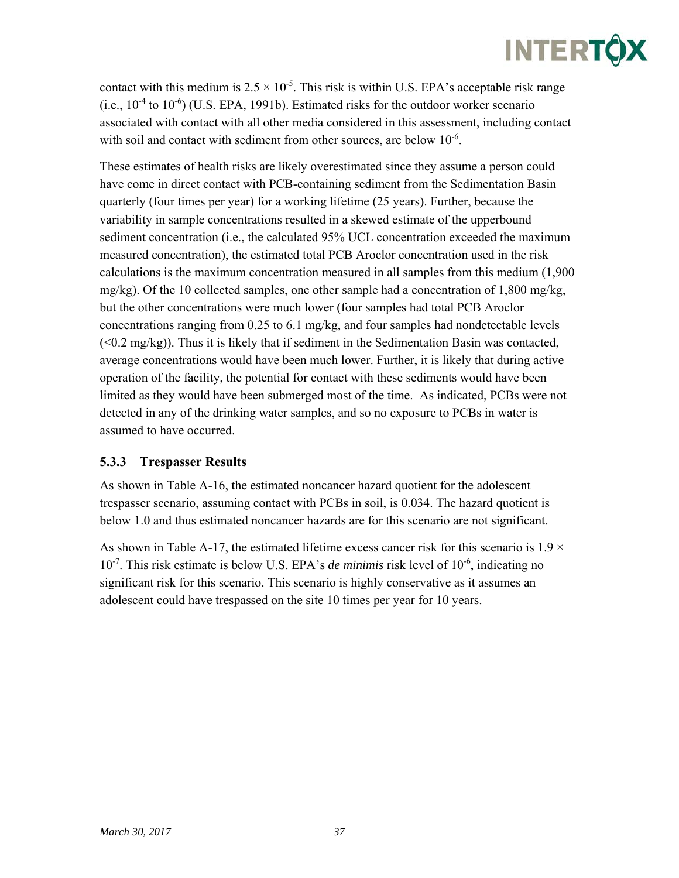contact with this medium is $2.5 \times 10^{-5}$. This risk is within U.S. EPA's acceptable risk range (i.e., $10^{-4}$ to $10^{-6}$) (U.S. EPA, 1991b). Estimated risks for the outdoor worker scenario associated with contact with all other media considered in this assessment, including contact with soil and contact with sediment from other sources, are below $10^{-6}$.

These estimates of health risks are likely overestimated since they assume a person could have come in direct contact with PCB-containing sediment from the Sedimentation Basin quarterly (four times per year) for a working lifetime (25 years). Further, because the variability in sample concentrations resulted in a skewed estimate of the upperbound sediment concentration (i.e., the calculated 95% UCL concentration exceeded the maximum measured concentration), the estimated total PCB Aroclor concentration used in the risk calculations is the maximum concentration measured in all samples from this medium (1,900 mg/kg). Of the 10 collected samples, one other sample had a concentration of 1,800 mg/kg, but the other concentrations were much lower (four samples had total PCB Aroclor concentrations ranging from 0.25 to 6.1 mg/kg, and four samples had nondetectable levels (<0.2 mg/kg)). Thus it is likely that if sediment in the Sedimentation Basin was contacted, average concentrations would have been much lower. Further, it is likely that during active operation of the facility, the potential for contact with these sediments would have been limited as they would have been submerged most of the time. As indicated, PCBs were not detected in any of the drinking water samples, and so no exposure to PCBs in water is assumed to have occurred.

### 5.3.3 Trespasser Results

As shown in Table A-16, the estimated noncancer hazard quotient for the adolescent trespasser scenario, assuming contact with PCBs in soil, is 0.034. The hazard quotient is below 1.0 and thus estimated noncancer hazards are for this scenario are not significant.

As shown in Table A-17, the estimated lifetime excess cancer risk for this scenario is $1.9 \times 10^{-7}$. This risk estimate is below U.S. EPA's *de minimis* risk level of $10^{-6}$, indicating no significant risk for this scenario. This scenario is highly conservative as it assumes an adolescent could have trespassed on the site 10 times per year for 10 years.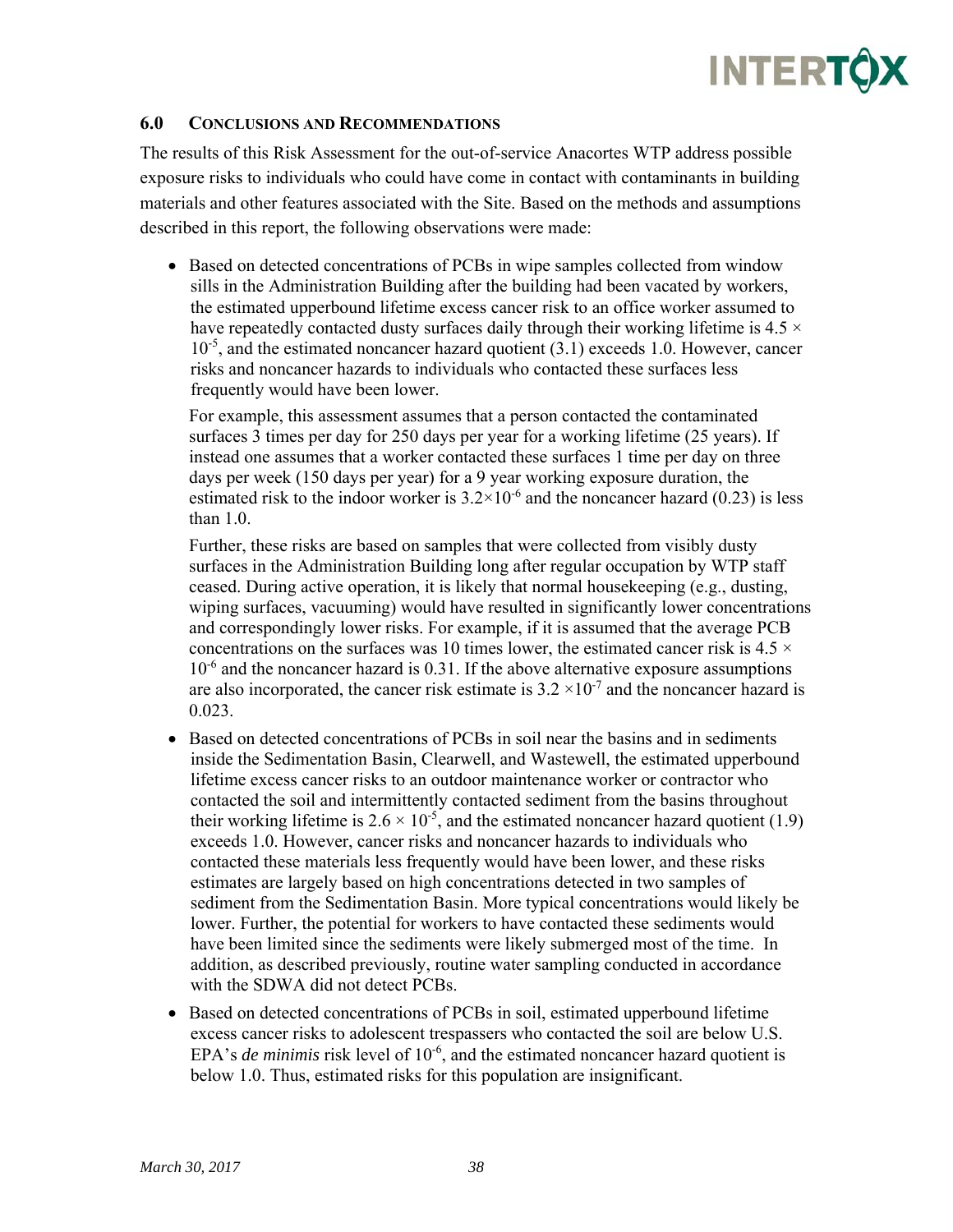## 6.0 CONCLUSIONS AND RECOMMENDATIONS

The results of this Risk Assessment for the out-of-service Anacortes WTP address possible exposure risks to individuals who could have come in contact with contaminants in building materials and other features associated with the Site. Based on the methods and assumptions described in this report, the following observations were made:

- Based on detected concentrations of PCBs in wipe samples collected from window sills in the Administration Building after the building had been vacated by workers, the estimated upperbound lifetime excess cancer risk to an office worker assumed to have repeatedly contacted dusty surfaces daily through their working lifetime is $4.5 \times 10^{-5}$, and the estimated noncancer hazard quotient (3.1) exceeds 1.0. However, cancer risks and noncancer hazards to individuals who contacted these surfaces less frequently would have been lower.

  For example, this assessment assumes that a person contacted the contaminated surfaces 3 times per day for 250 days per year for a working lifetime (25 years). If instead one assumes that a worker contacted these surfaces 1 time per day on three days per week (150 days per year) for a 9 year working exposure duration, the estimated risk to the indoor worker is $3.2 \times 10^{-6}$ and the noncancer hazard (0.23) is less than 1.0.

  Further, these risks are based on samples that were collected from visibly dusty surfaces in the Administration Building long after regular occupation by WTP staff ceased. During active operation, it is likely that normal housekeeping (e.g., dusting, wiping surfaces, vacuuming) would have resulted in significantly lower concentrations and correspondingly lower risks. For example, if it is assumed that the average PCB concentrations on the surfaces was 10 times lower, the estimated cancer risk is $4.5 \times 10^{-6}$ and the noncancer hazard is 0.31. If the above alternative exposure assumptions are also incorporated, the cancer risk estimate is $3.2 \times 10^{-7}$ and the noncancer hazard is 0.023.

- Based on detected concentrations of PCBs in soil near the basins and in sediments inside the Sedimentation Basin, Clearwell, and Wastewell, the estimated upperbound lifetime excess cancer risks to an outdoor maintenance worker or contractor who contacted the soil and intermittently contacted sediment from the basins throughout their working lifetime is $2.6 \times 10^{-5}$, and the estimated noncancer hazard quotient (1.9) exceeds 1.0. However, cancer risks and noncancer hazards to individuals who contacted these materials less frequently would have been lower, and these risks estimates are largely based on high concentrations detected in two samples of sediment from the Sedimentation Basin. More typical concentrations would likely be lower. Further, the potential for workers to have contacted these sediments would have been limited since the sediments were likely submerged most of the time. In addition, as described previously, routine water sampling conducted in accordance with the SDWA did not detect PCBs.

- Based on detected concentrations of PCBs in soil, estimated upperbound lifetime excess cancer risks to adolescent trespassers who contacted the soil are below U.S. EPA's *de minimis* risk level of $10^{-6}$, and the estimated noncancer hazard quotient is below 1.0. Thus, estimated risks for this population are insignificant.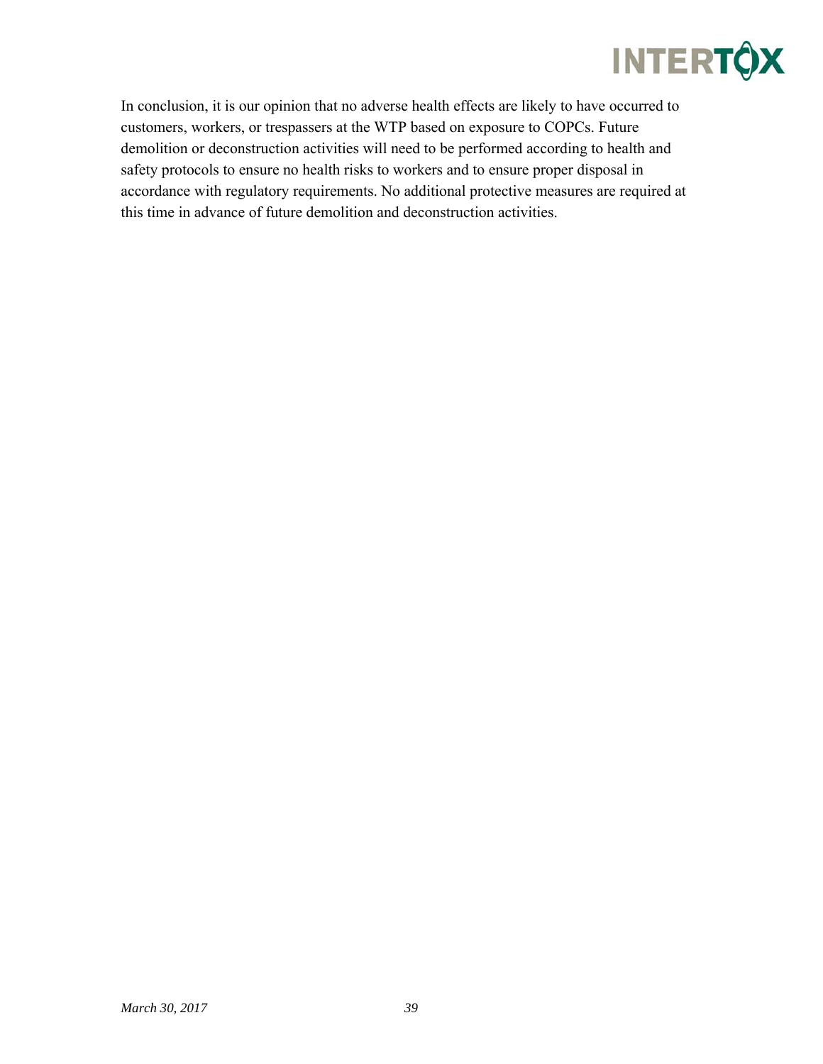In conclusion, it is our opinion that no adverse health effects are likely to have occurred to customers, workers, or trespassers at the WTP based on exposure to COPCs. Future demolition or deconstruction activities will need to be performed according to health and safety protocols to ensure no health risks to workers and to ensure proper disposal in accordance with regulatory requirements. No additional protective measures are required at this time in advance of future demolition and deconstruction activities.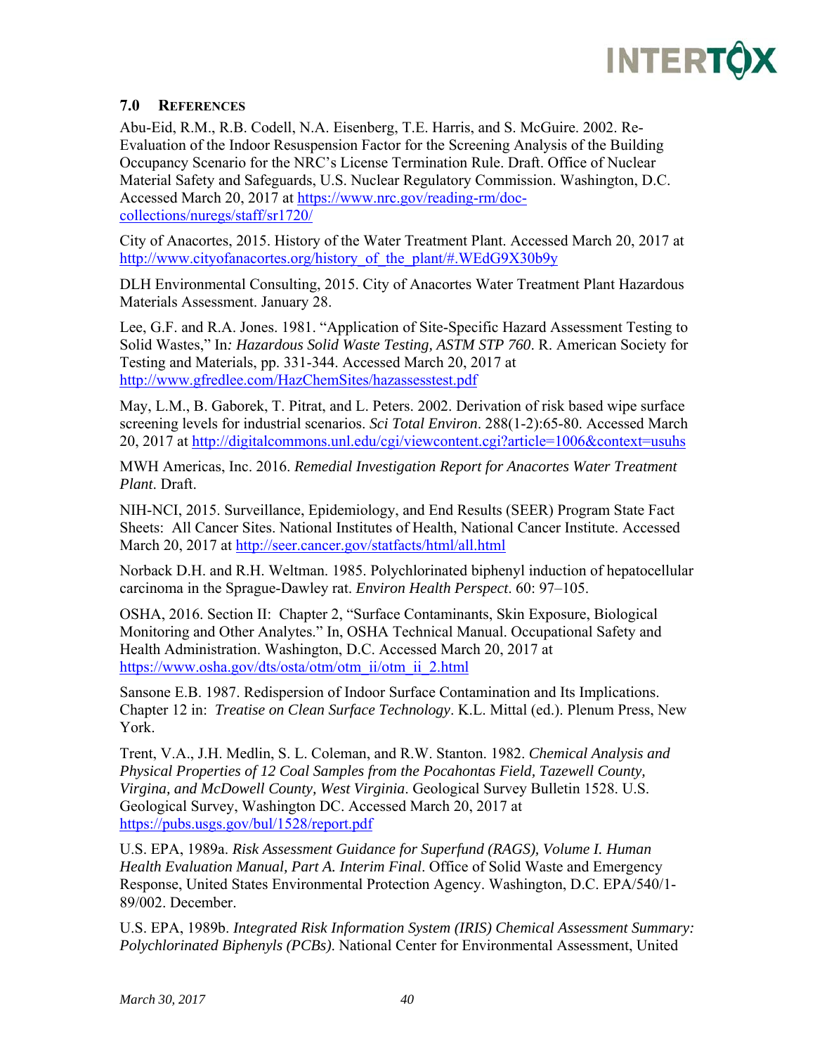## 7.0 REFERENCES

Abu-Eid, R.M., R.B. Codell, N.A. Eisenberg, T.E. Harris, and S. McGuire. 2002. Re-Evaluation of the Indoor Resuspension Factor for the Screening Analysis of the Building Occupancy Scenario for the NRC's License Termination Rule. Draft. Office of Nuclear Material Safety and Safeguards, U.S. Nuclear Regulatory Commission. Washington, D.C. Accessed March 20, 2017 at https://www.nrc.gov/reading-rm/doc-collections/nuregs/staff/sr1720/

City of Anacortes, 2015. History of the Water Treatment Plant. Accessed March 20, 2017 at http://www.cityofanacortes.org/history_of_the_plant/#.WEdG9X30b9y

DLH Environmental Consulting, 2015. City of Anacortes Water Treatment Plant Hazardous Materials Assessment. January 28.

Lee, G.F. and R.A. Jones. 1981. "Application of Site-Specific Hazard Assessment Testing to Solid Wastes," In*: Hazardous Solid Waste Testing, ASTM STP 760*. R. American Society for Testing and Materials, pp. 331-344. Accessed March 20, 2017 at http://www.gfredlee.com/HazChemSites/hazassesstest.pdf

May, L.M., B. Gaborek, T. Pitrat, and L. Peters. 2002. Derivation of risk based wipe surface screening levels for industrial scenarios. *Sci Total Environ*. 288(1-2):65-80. Accessed March 20, 2017 at http://digitalcommons.unl.edu/cgi/viewcontent.cgi?article=1006&context=usuhs

MWH Americas, Inc. 2016. *Remedial Investigation Report for Anacortes Water Treatment Plant*. Draft.

NIH-NCI, 2015. Surveillance, Epidemiology, and End Results (SEER) Program State Fact Sheets: All Cancer Sites. National Institutes of Health, National Cancer Institute. Accessed March 20, 2017 at http://seer.cancer.gov/statfacts/html/all.html

Norback D.H. and R.H. Weltman. 1985. Polychlorinated biphenyl induction of hepatocellular carcinoma in the Sprague-Dawley rat. *Environ Health Perspect*. 60: 97–105.

OSHA, 2016. Section II: Chapter 2, "Surface Contaminants, Skin Exposure, Biological Monitoring and Other Analytes." In, OSHA Technical Manual. Occupational Safety and Health Administration. Washington, D.C. Accessed March 20, 2017 at https://www.osha.gov/dts/osta/otm/otm_ii/otm_ii_2.html

Sansone E.B. 1987. Redispersion of Indoor Surface Contamination and Its Implications. Chapter 12 in: *Treatise on Clean Surface Technology*. K.L. Mittal (ed.). Plenum Press, New York.

Trent, V.A., J.H. Medlin, S. L. Coleman, and R.W. Stanton. 1982. *Chemical Analysis and Physical Properties of 12 Coal Samples from the Pocahontas Field, Tazewell County, Virgina, and McDowell County, West Virginia*. Geological Survey Bulletin 1528. U.S. Geological Survey, Washington DC. Accessed March 20, 2017 at https://pubs.usgs.gov/bul/1528/report.pdf

U.S. EPA, 1989a. *Risk Assessment Guidance for Superfund (RAGS), Volume I. Human Health Evaluation Manual, Part A. Interim Final*. Office of Solid Waste and Emergency Response, United States Environmental Protection Agency. Washington, D.C. EPA/540/1-89/002. December.

U.S. EPA, 1989b. *Integrated Risk Information System (IRIS) Chemical Assessment Summary: Polychlorinated Biphenyls (PCBs)*. National Center for Environmental Assessment, United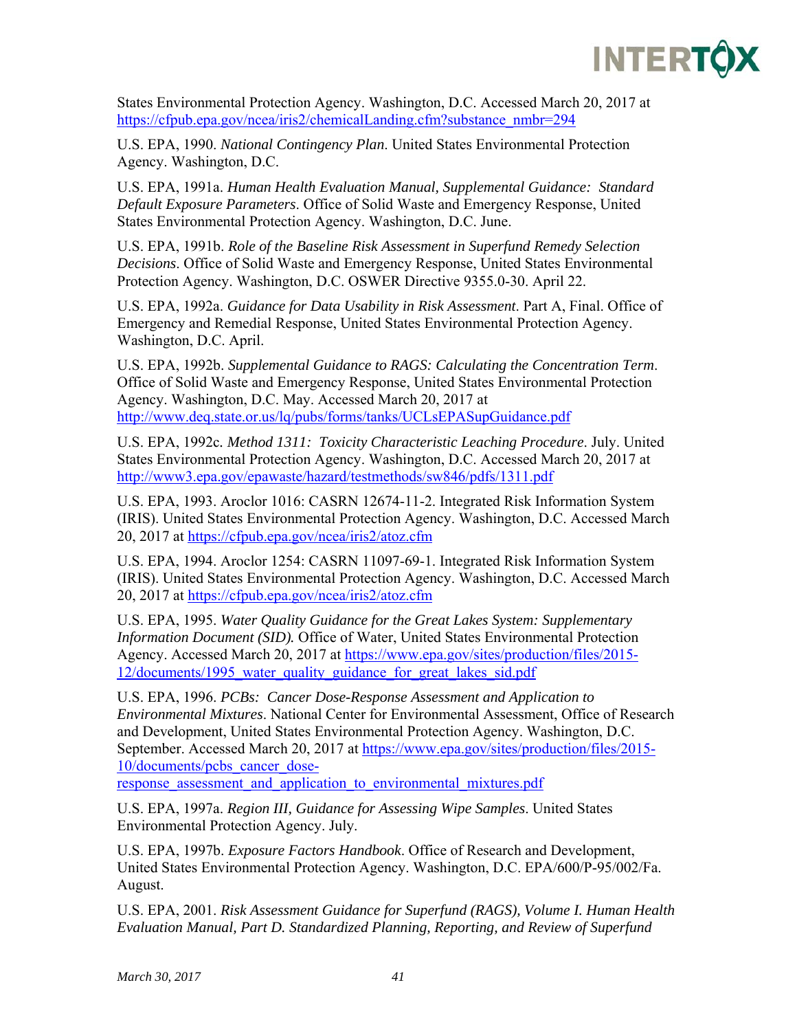States Environmental Protection Agency. Washington, D.C. Accessed March 20, 2017 at https://cfpub.epa.gov/ncea/iris2/chemicalLanding.cfm?substance_nmbr=294

U.S. EPA, 1990. *National Contingency Plan*. United States Environmental Protection Agency. Washington, D.C.

U.S. EPA, 1991a. *Human Health Evaluation Manual, Supplemental Guidance: Standard Default Exposure Parameters*. Office of Solid Waste and Emergency Response, United States Environmental Protection Agency. Washington, D.C. June.

U.S. EPA, 1991b. *Role of the Baseline Risk Assessment in Superfund Remedy Selection Decisions*. Office of Solid Waste and Emergency Response, United States Environmental Protection Agency. Washington, D.C. OSWER Directive 9355.0-30. April 22.

U.S. EPA, 1992a. *Guidance for Data Usability in Risk Assessment*. Part A, Final. Office of Emergency and Remedial Response, United States Environmental Protection Agency. Washington, D.C. April.

U.S. EPA, 1992b. *Supplemental Guidance to RAGS: Calculating the Concentration Term*. Office of Solid Waste and Emergency Response, United States Environmental Protection Agency. Washington, D.C. May. Accessed March 20, 2017 at http://www.deq.state.or.us/lq/pubs/forms/tanks/UCLsEPASupGuidance.pdf

U.S. EPA, 1992c. *Method 1311: Toxicity Characteristic Leaching Procedure*. July. United States Environmental Protection Agency. Washington, D.C. Accessed March 20, 2017 at http://www3.epa.gov/epawaste/hazard/testmethods/sw846/pdfs/1311.pdf

U.S. EPA, 1993. Aroclor 1016: CASRN 12674-11-2. Integrated Risk Information System (IRIS). United States Environmental Protection Agency. Washington, D.C. Accessed March 20, 2017 at https://cfpub.epa.gov/ncea/iris2/atoz.cfm

U.S. EPA, 1994. Aroclor 1254: CASRN 11097-69-1. Integrated Risk Information System (IRIS). United States Environmental Protection Agency. Washington, D.C. Accessed March 20, 2017 at https://cfpub.epa.gov/ncea/iris2/atoz.cfm

U.S. EPA, 1995. *Water Quality Guidance for the Great Lakes System: Supplementary Information Document (SID).* Office of Water, United States Environmental Protection Agency. Accessed March 20, 2017 at https://www.epa.gov/sites/production/files/2015-12/documents/1995_water_quality_guidance_for_great_lakes_sid.pdf

U.S. EPA, 1996. *PCBs: Cancer Dose-Response Assessment and Application to Environmental Mixtures*. National Center for Environmental Assessment, Office of Research and Development, United States Environmental Protection Agency. Washington, D.C. September. Accessed March 20, 2017 at https://www.epa.gov/sites/production/files/2015-10/documents/pcbs_cancer_dose-response_assessment_and_application_to_environmental_mixtures.pdf

U.S. EPA, 1997a. *Region III, Guidance for Assessing Wipe Samples*. United States Environmental Protection Agency. July.

U.S. EPA, 1997b. *Exposure Factors Handbook*. Office of Research and Development, United States Environmental Protection Agency. Washington, D.C. EPA/600/P-95/002/Fa. August.

U.S. EPA, 2001. *Risk Assessment Guidance for Superfund (RAGS), Volume I. Human Health Evaluation Manual, Part D. Standardized Planning, Reporting, and Review of Superfund*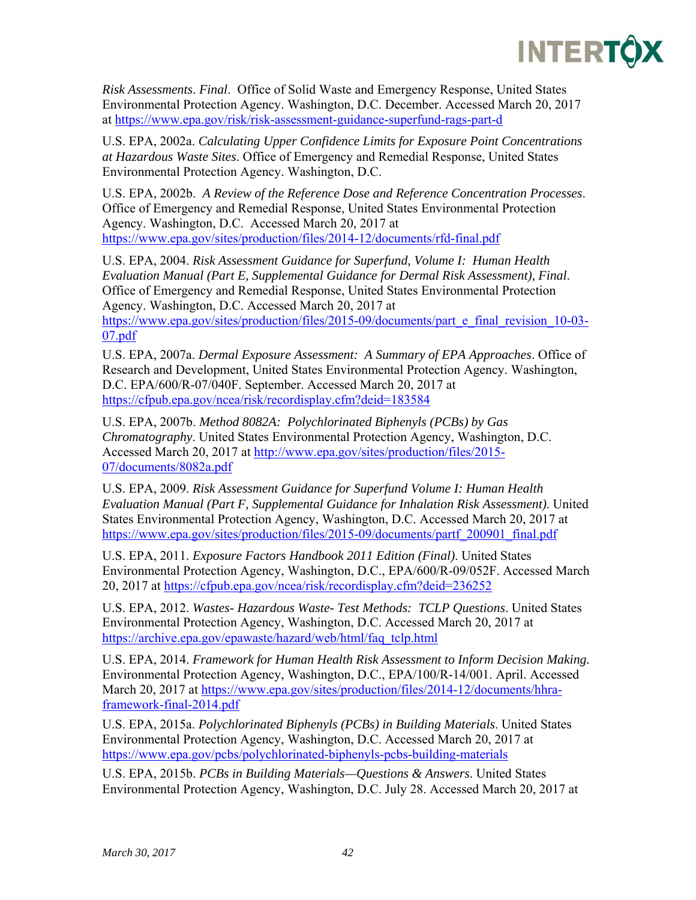*Risk Assessments. Final*. Office of Solid Waste and Emergency Response, United States Environmental Protection Agency. Washington, D.C. December. Accessed March 20, 2017 at https://www.epa.gov/risk/risk-assessment-guidance-superfund-rags-part-d

U.S. EPA, 2002a. *Calculating Upper Confidence Limits for Exposure Point Concentrations at Hazardous Waste Sites*. Office of Emergency and Remedial Response, United States Environmental Protection Agency. Washington, D.C.

U.S. EPA, 2002b. *A Review of the Reference Dose and Reference Concentration Processes*. Office of Emergency and Remedial Response, United States Environmental Protection Agency. Washington, D.C. Accessed March 20, 2017 at https://www.epa.gov/sites/production/files/2014-12/documents/rfd-final.pdf

U.S. EPA, 2004. *Risk Assessment Guidance for Superfund, Volume I: Human Health Evaluation Manual (Part E, Supplemental Guidance for Dermal Risk Assessment), Final*. Office of Emergency and Remedial Response, United States Environmental Protection Agency. Washington, D.C. Accessed March 20, 2017 at https://www.epa.gov/sites/production/files/2015-09/documents/part_e_final_revision_10-03-07.pdf

U.S. EPA, 2007a. *Dermal Exposure Assessment: A Summary of EPA Approaches*. Office of Research and Development, United States Environmental Protection Agency. Washington, D.C. EPA/600/R-07/040F. September. Accessed March 20, 2017 at https://cfpub.epa.gov/ncea/risk/recordisplay.cfm?deid=183584

U.S. EPA, 2007b. *Method 8082A: Polychlorinated Biphenyls (PCBs) by Gas Chromatography*. United States Environmental Protection Agency, Washington, D.C. Accessed March 20, 2017 at http://www.epa.gov/sites/production/files/2015-07/documents/8082a.pdf

U.S. EPA, 2009. *Risk Assessment Guidance for Superfund Volume I: Human Health Evaluation Manual (Part F, Supplemental Guidance for Inhalation Risk Assessment).* United States Environmental Protection Agency, Washington, D.C. Accessed March 20, 2017 at https://www.epa.gov/sites/production/files/2015-09/documents/partf_200901_final.pdf

U.S. EPA, 2011. *Exposure Factors Handbook 2011 Edition (Final)*. United States Environmental Protection Agency, Washington, D.C., EPA/600/R-09/052F. Accessed March 20, 2017 at https://cfpub.epa.gov/ncea/risk/recordisplay.cfm?deid=236252

U.S. EPA, 2012. *Wastes- Hazardous Waste- Test Methods: TCLP Questions*. United States Environmental Protection Agency, Washington, D.C. Accessed March 20, 2017 at https://archive.epa.gov/epawaste/hazard/web/html/faq_tclp.html

U.S. EPA, 2014. *Framework for Human Health Risk Assessment to Inform Decision Making.* Environmental Protection Agency, Washington, D.C., EPA/100/R-14/001. April. Accessed March 20, 2017 at https://www.epa.gov/sites/production/files/2014-12/documents/hhra-framework-final-2014.pdf

U.S. EPA, 2015a. *Polychlorinated Biphenyls (PCBs) in Building Materials*. United States Environmental Protection Agency, Washington, D.C. Accessed March 20, 2017 at https://www.epa.gov/pcbs/polychlorinated-biphenyls-pcbs-building-materials

U.S. EPA, 2015b. *PCBs in Building Materials—Questions & Answers.* United States Environmental Protection Agency, Washington, D.C. July 28. Accessed March 20, 2017 at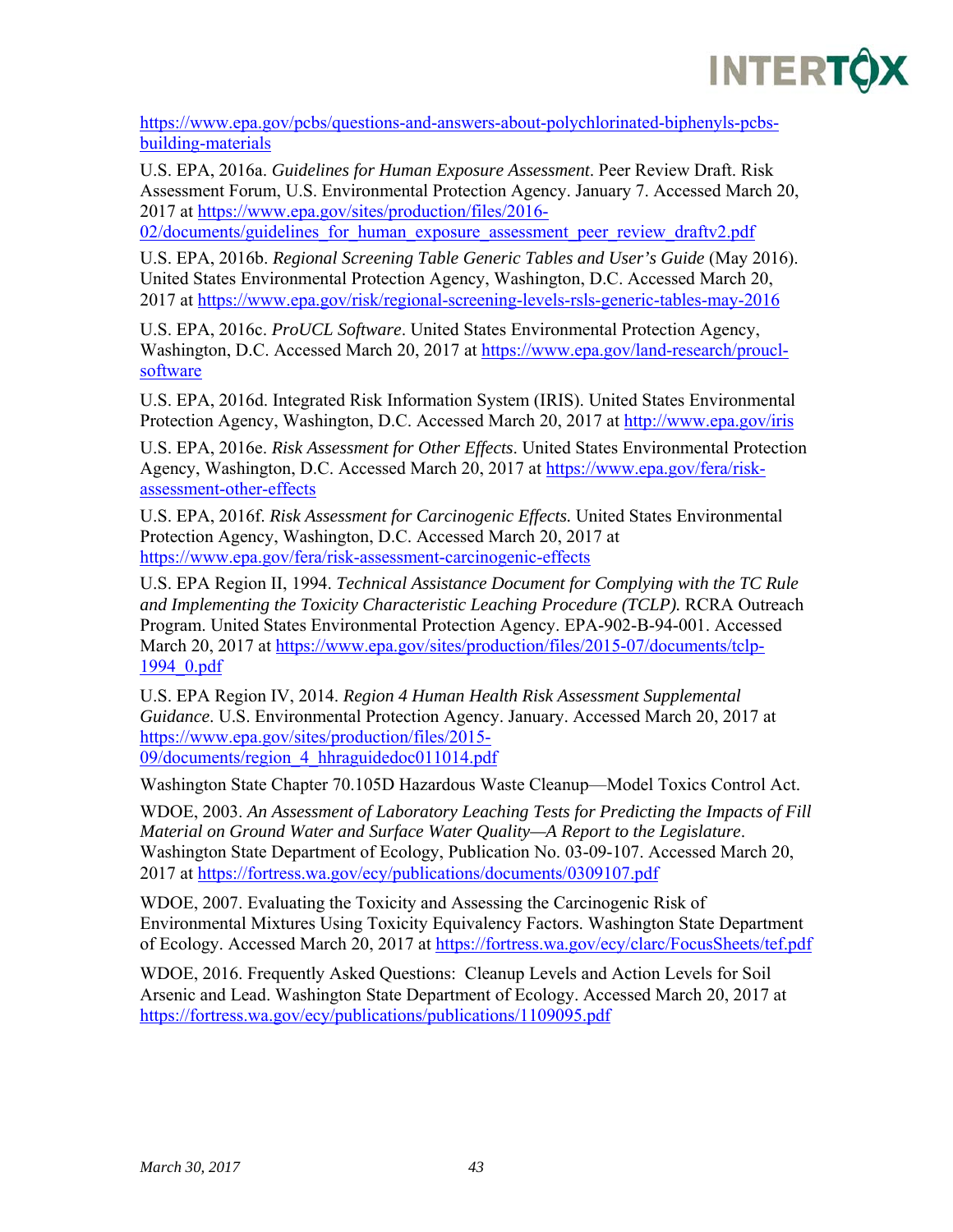https://www.epa.gov/pcbs/questions-and-answers-about-polychlorinated-biphenyls-pcbs-building-materials

U.S. EPA, 2016a. *Guidelines for Human Exposure Assessment*. Peer Review Draft. Risk Assessment Forum, U.S. Environmental Protection Agency. January 7. Accessed March 20, 2017 at https://www.epa.gov/sites/production/files/2016-02/documents/guidelines_for_human_exposure_assessment_peer_review_draftv2.pdf

U.S. EPA, 2016b. *Regional Screening Table Generic Tables and User's Guide* (May 2016). United States Environmental Protection Agency, Washington, D.C. Accessed March 20, 2017 at https://www.epa.gov/risk/regional-screening-levels-rsls-generic-tables-may-2016

U.S. EPA, 2016c. *ProUCL Software*. United States Environmental Protection Agency, Washington, D.C. Accessed March 20, 2017 at https://www.epa.gov/land-research/proucl-software

U.S. EPA, 2016d. Integrated Risk Information System (IRIS). United States Environmental Protection Agency, Washington, D.C. Accessed March 20, 2017 at http://www.epa.gov/iris

U.S. EPA, 2016e. *Risk Assessment for Other Effects*. United States Environmental Protection Agency, Washington, D.C. Accessed March 20, 2017 at https://www.epa.gov/fera/risk-assessment-other-effects

U.S. EPA, 2016f. *Risk Assessment for Carcinogenic Effects.* United States Environmental Protection Agency, Washington, D.C. Accessed March 20, 2017 at https://www.epa.gov/fera/risk-assessment-carcinogenic-effects

U.S. EPA Region II, 1994. *Technical Assistance Document for Complying with the TC Rule and Implementing the Toxicity Characteristic Leaching Procedure (TCLP).* RCRA Outreach Program. United States Environmental Protection Agency. EPA-902-B-94-001. Accessed March 20, 2017 at https://www.epa.gov/sites/production/files/2015-07/documents/tclp-1994_0.pdf

U.S. EPA Region IV, 2014. *Region 4 Human Health Risk Assessment Supplemental Guidance*. U.S. Environmental Protection Agency. January. Accessed March 20, 2017 at https://www.epa.gov/sites/production/files/2015-09/documents/region_4_hhraguidedoc011014.pdf

Washington State Chapter 70.105D Hazardous Waste Cleanup—Model Toxics Control Act.

WDOE, 2003. *An Assessment of Laboratory Leaching Tests for Predicting the Impacts of Fill Material on Ground Water and Surface Water Quality—A Report to the Legislature*. Washington State Department of Ecology, Publication No. 03-09-107. Accessed March 20, 2017 at https://fortress.wa.gov/ecy/publications/documents/0309107.pdf

WDOE, 2007. Evaluating the Toxicity and Assessing the Carcinogenic Risk of Environmental Mixtures Using Toxicity Equivalency Factors. Washington State Department of Ecology. Accessed March 20, 2017 at https://fortress.wa.gov/ecy/clarc/FocusSheets/tef.pdf

WDOE, 2016. Frequently Asked Questions: Cleanup Levels and Action Levels for Soil Arsenic and Lead. Washington State Department of Ecology. Accessed March 20, 2017 at https://fortress.wa.gov/ecy/publications/publications/1109095.pdf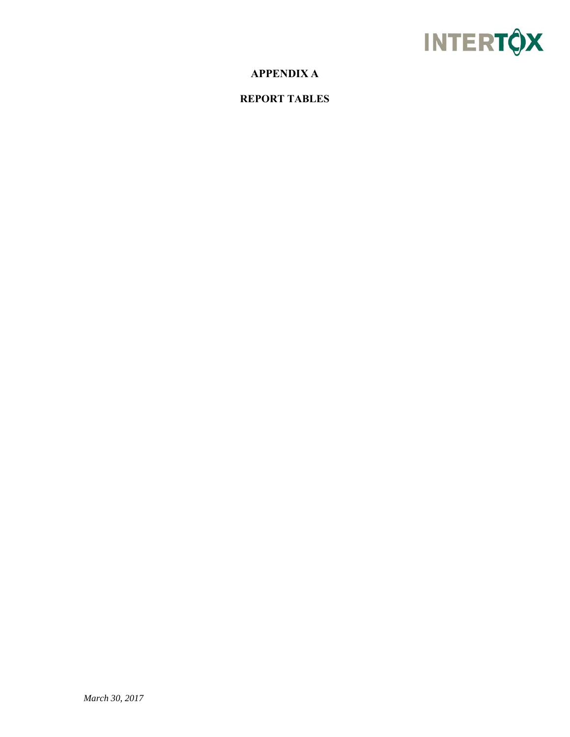# APPENDIX A

# REPORT TABLES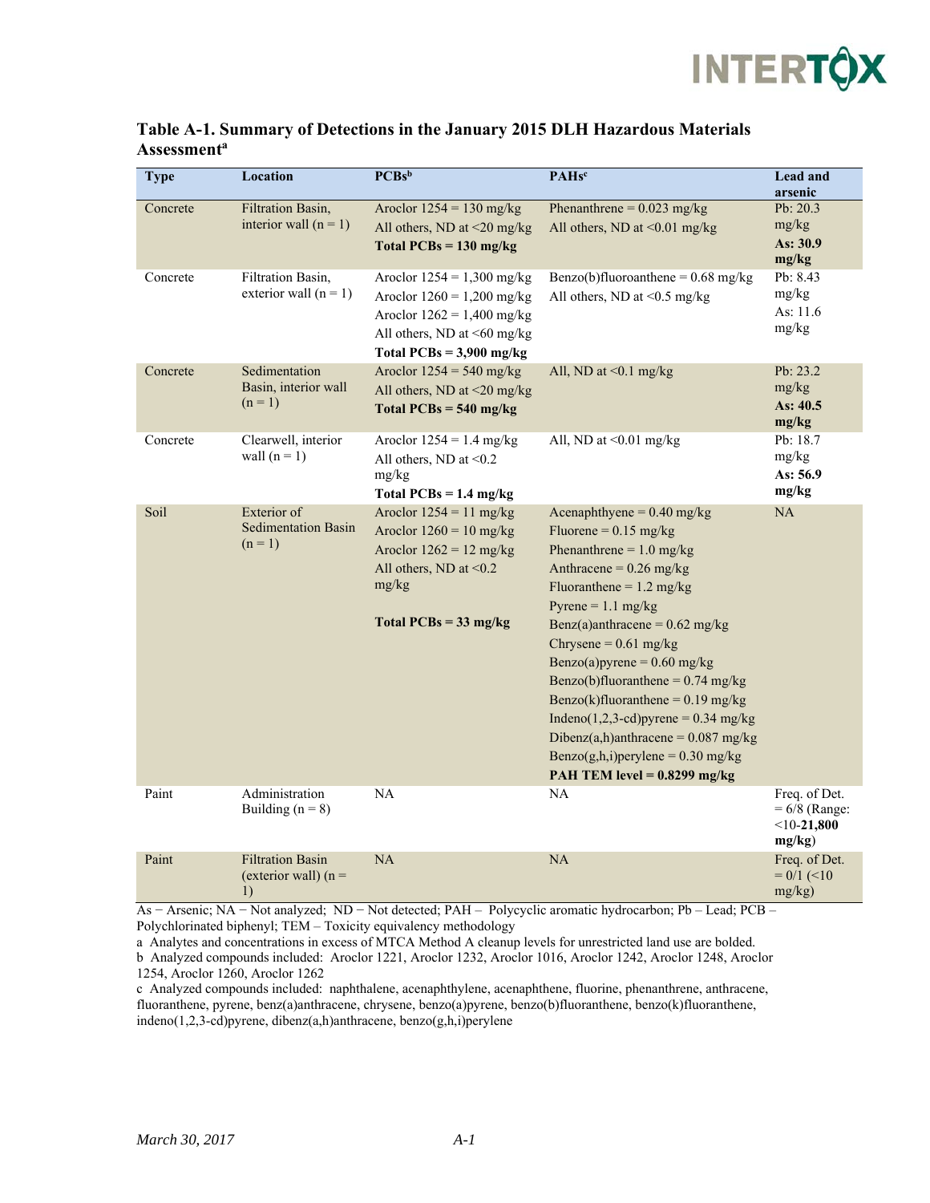**Table A-1. Summary of Detections in the January 2015 DLH Hazardous Materials Assessment[a]**

| Type | Location | PCBs[b] | PAHs[c] | Lead and arsenic |
|---|---|---|---|---|
| Concrete | Filtration Basin, interior wall (n = 1) | Aroclor 1254 = 130 mg/kg<br>All others, ND at <20 mg/kg<br>**Total PCBs = 130 mg/kg** | Phenanthrene = 0.023 mg/kg<br>All others, ND at <0.01 mg/kg | Pb: 20.3 mg/kg<br>**As: 30.9 mg/kg** |
| Concrete | Filtration Basin, exterior wall (n = 1) | Aroclor 1254 = 1,300 mg/kg<br>Aroclor 1260 = 1,200 mg/kg<br>Aroclor 1262 = 1,400 mg/kg<br>All others, ND at <60 mg/kg<br>**Total PCBs = 3,900 mg/kg** | Benzo(b)fluoroanthene = 0.68 mg/kg<br>All others, ND at <0.5 mg/kg | Pb: 8.43 mg/kg<br>As: 11.6 mg/kg |
| Concrete | Sedimentation Basin, interior wall (n = 1) | Aroclor 1254 = 540 mg/kg<br>All others, ND at <20 mg/kg<br>**Total PCBs = 540 mg/kg** | All, ND at <0.1 mg/kg | Pb: 23.2 mg/kg<br>**As: 40.5 mg/kg** |
| Concrete | Clearwell, interior wall (n = 1) | Aroclor 1254 = 1.4 mg/kg<br>All others, ND at <0.2 mg/kg<br>**Total PCBs = 1.4 mg/kg** | All, ND at <0.01 mg/kg | Pb: 18.7 mg/kg<br>**As: 56.9 mg/kg** |
| Soil | Exterior of Sedimentation Basin (n = 1) | Aroclor 1254 = 11 mg/kg<br>Aroclor 1260 = 10 mg/kg<br>Aroclor 1262 = 12 mg/kg<br>All others, ND at <0.2 mg/kg<br><br>**Total PCBs = 33 mg/kg** | Acenaphthyene = 0.40 mg/kg<br>Fluorene = 0.15 mg/kg<br>Phenanthrene = 1.0 mg/kg<br>Anthracene = 0.26 mg/kg<br>Fluoranthene = 1.2 mg/kg<br>Pyrene = 1.1 mg/kg<br>Benz(a)anthracene = 0.62 mg/kg<br>Chrysene = 0.61 mg/kg<br>Benzo(a)pyrene = 0.60 mg/kg<br>Benzo(b)fluoranthene = 0.74 mg/kg<br>Benzo(k)fluoranthene = 0.19 mg/kg<br>Indeno(1,2,3-cd)pyrene = 0.34 mg/kg<br>Dibenz(a,h)anthracene = 0.087 mg/kg<br>Benzo(g,h,i)perylene = 0.30 mg/kg<br>**PAH TEM level = 0.8299 mg/kg** | NA |
| Paint | Administration Building (n = 8) | NA | NA | Freq. of Det. = 6/8 (Range: <10-**21,800 mg/kg**) |
| Paint | Filtration Basin (exterior wall) (n = 1) | NA | NA | Freq. of Det. = 0/1 (<10 mg/kg) |

As − Arsenic; NA − Not analyzed; ND − Not detected; PAH – Polycyclic aromatic hydrocarbon; Pb – Lead; PCB – Polychlorinated biphenyl; TEM – Toxicity equivalency methodology

a Analytes and concentrations in excess of MTCA Method A cleanup levels for unrestricted land use are bolded.

b Analyzed compounds included: Aroclor 1221, Aroclor 1232, Aroclor 1016, Aroclor 1242, Aroclor 1248, Aroclor 1254, Aroclor 1260, Aroclor 1262

c Analyzed compounds included: naphthalene, acenaphthylene, acenaphthene, fluorine, phenanthrene, anthracene, fluoranthene, pyrene, benz(a)anthracene, chrysene, benzo(a)pyrene, benzo(b)fluoranthene, benzo(k)fluoranthene, indeno(1,2,3-cd)pyrene, dibenz(a,h)anthracene, benzo(g,h,i)perylene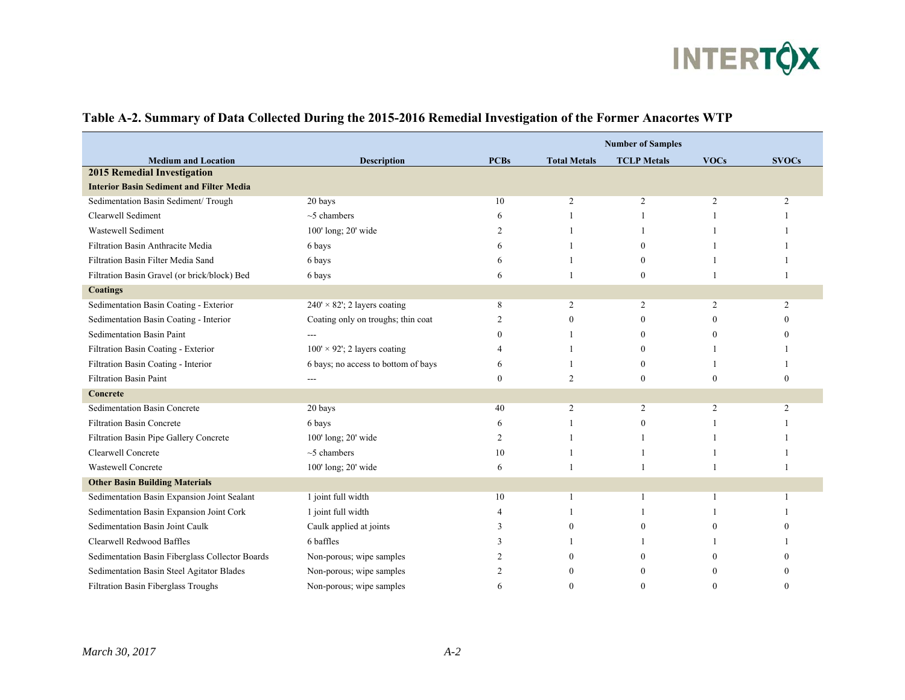**Table A-2. Summary of Data Collected During the 2015-2016 Remedial Investigation of the Former Anacortes WTP**

| Medium and Location | Description | Number of Samples | | | | |
|---|---|---|---|---|---|---|
| | | PCBs | Total Metals | TCLP Metals | VOCs | SVOCs |
| **2015 Remedial Investigation** | | | | | | |
| **Interior Basin Sediment and Filter Media** | | | | | | |
| Sedimentation Basin Sediment/ Trough | 20 bays | 10 | 2 | 2 | 2 | 2 |
| Clearwell Sediment | ~5 chambers | 6 | 1 | 1 | 1 | 1 |
| Wastewell Sediment | 100' long; 20' wide | 2 | 1 | 1 | 1 | 1 |
| Filtration Basin Anthracite Media | 6 bays | 6 | 1 | 0 | 1 | 1 |
| Filtration Basin Filter Media Sand | 6 bays | 6 | 1 | 0 | 1 | 1 |
| Filtration Basin Gravel (or brick/block) Bed | 6 bays | 6 | 1 | 0 | 1 | 1 |
| **Coatings** | | | | | | |
| Sedimentation Basin Coating - Exterior | 240' × 82'; 2 layers coating | 8 | 2 | 2 | 2 | 2 |
| Sedimentation Basin Coating - Interior | Coating only on troughs; thin coat | 2 | 0 | 0 | 0 | 0 |
| Sedimentation Basin Paint | --- | 0 | 1 | 0 | 0 | 0 |
| Filtration Basin Coating - Exterior | 100' × 92'; 2 layers coating | 4 | 1 | 0 | 1 | 1 |
| Filtration Basin Coating - Interior | 6 bays; no access to bottom of bays | 6 | 1 | 0 | 1 | 1 |
| Filtration Basin Paint | --- | 0 | 2 | 0 | 0 | 0 |
| **Concrete** | | | | | | |
| Sedimentation Basin Concrete | 20 bays | 40 | 2 | 2 | 2 | 2 |
| Filtration Basin Concrete | 6 bays | 6 | 1 | 0 | 1 | 1 |
| Filtration Basin Pipe Gallery Concrete | 100' long; 20' wide | 2 | 1 | 1 | 1 | 1 |
| Clearwell Concrete | ~5 chambers | 10 | 1 | 1 | 1 | 1 |
| Wastewell Concrete | 100' long; 20' wide | 6 | 1 | 1 | 1 | 1 |
| **Other Basin Building Materials** | | | | | | |
| Sedimentation Basin Expansion Joint Sealant | 1 joint full width | 10 | 1 | 1 | 1 | 1 |
| Sedimentation Basin Expansion Joint Cork | 1 joint full width | 4 | 1 | 1 | 1 | 1 |
| Sedimentation Basin Joint Caulk | Caulk applied at joints | 3 | 0 | 0 | 0 | 0 |
| Clearwell Redwood Baffles | 6 baffles | 3 | 1 | 1 | 1 | 1 |
| Sedimentation Basin Fiberglass Collector Boards | Non-porous; wipe samples | 2 | 0 | 0 | 0 | 0 |
| Sedimentation Basin Steel Agitator Blades | Non-porous; wipe samples | 2 | 0 | 0 | 0 | 0 |
| Filtration Basin Fiberglass Troughs | Non-porous; wipe samples | 6 | 0 | 0 | 0 | 0 |

*March 30, 2017*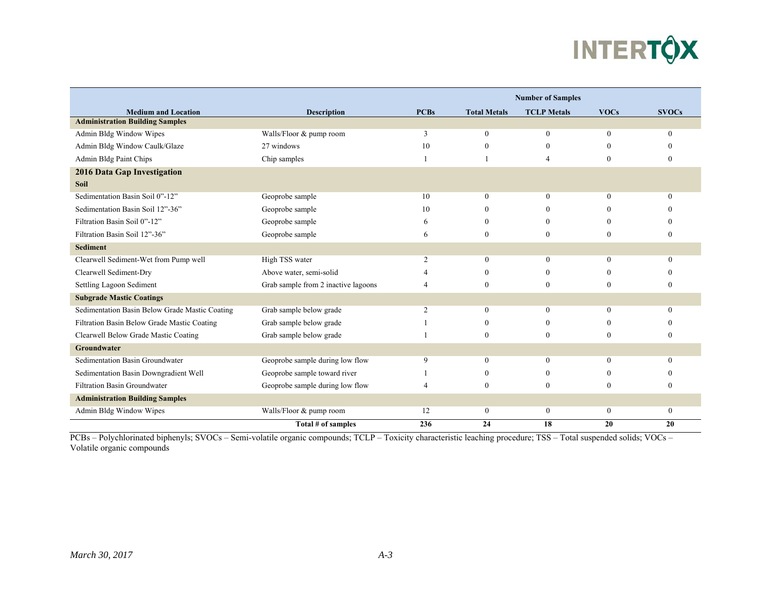| Medium and Location | Description | Number of Samples | | | | |
|---|---|---|---|---|---|---|
| | | PCBs | Total Metals | TCLP Metals | VOCs | SVOCs |
| **Administration Building Samples** | | | | | | |
| Admin Bldg Window Wipes | Walls/Floor & pump room | 3 | 0 | 0 | 0 | 0 |
| Admin Bldg Window Caulk/Glaze | 27 windows | 10 | 0 | 0 | 0 | 0 |
| Admin Bldg Paint Chips | Chip samples | 1 | 1 | 4 | 0 | 0 |
| **2016 Data Gap Investigation** | | | | | | |
| **Soil** | | | | | | |
| Sedimentation Basin Soil 0"-12" | Geoprobe sample | 10 | 0 | 0 | 0 | 0 |
| Sedimentation Basin Soil 12"-36" | Geoprobe sample | 10 | 0 | 0 | 0 | 0 |
| Filtration Basin Soil 0"-12" | Geoprobe sample | 6 | 0 | 0 | 0 | 0 |
| Filtration Basin Soil 12"-36" | Geoprobe sample | 6 | 0 | 0 | 0 | 0 |
| **Sediment** | | | | | | |
| Clearwell Sediment-Wet from Pump well | High TSS water | 2 | 0 | 0 | 0 | 0 |
| Clearwell Sediment-Dry | Above water, semi-solid | 4 | 0 | 0 | 0 | 0 |
| Settling Lagoon Sediment | Grab sample from 2 inactive lagoons | 4 | 0 | 0 | 0 | 0 |
| **Subgrade Mastic Coatings** | | | | | | |
| Sedimentation Basin Below Grade Mastic Coating | Grab sample below grade | 2 | 0 | 0 | 0 | 0 |
| Filtration Basin Below Grade Mastic Coating | Grab sample below grade | 1 | 0 | 0 | 0 | 0 |
| Clearwell Below Grade Mastic Coating | Grab sample below grade | 1 | 0 | 0 | 0 | 0 |
| **Groundwater** | | | | | | |
| Sedimentation Basin Groundwater | Geoprobe sample during low flow | 9 | 0 | 0 | 0 | 0 |
| Sedimentation Basin Downgradient Well | Geoprobe sample toward river | 1 | 0 | 0 | 0 | 0 |
| Filtration Basin Groundwater | Geoprobe sample during low flow | 4 | 0 | 0 | 0 | 0 |
| **Administration Building Samples** | | | | | | |
| Admin Bldg Window Wipes | Walls/Floor & pump room | 12 | 0 | 0 | 0 | 0 |
| | **Total # of samples** | **236** | **24** | **18** | **20** | **20** |

PCBs – Polychlorinated biphenyls; SVOCs – Semi-volatile organic compounds; TCLP – Toxicity characteristic leaching procedure; TSS – Total suspended solids; VOCs – Volatile organic compounds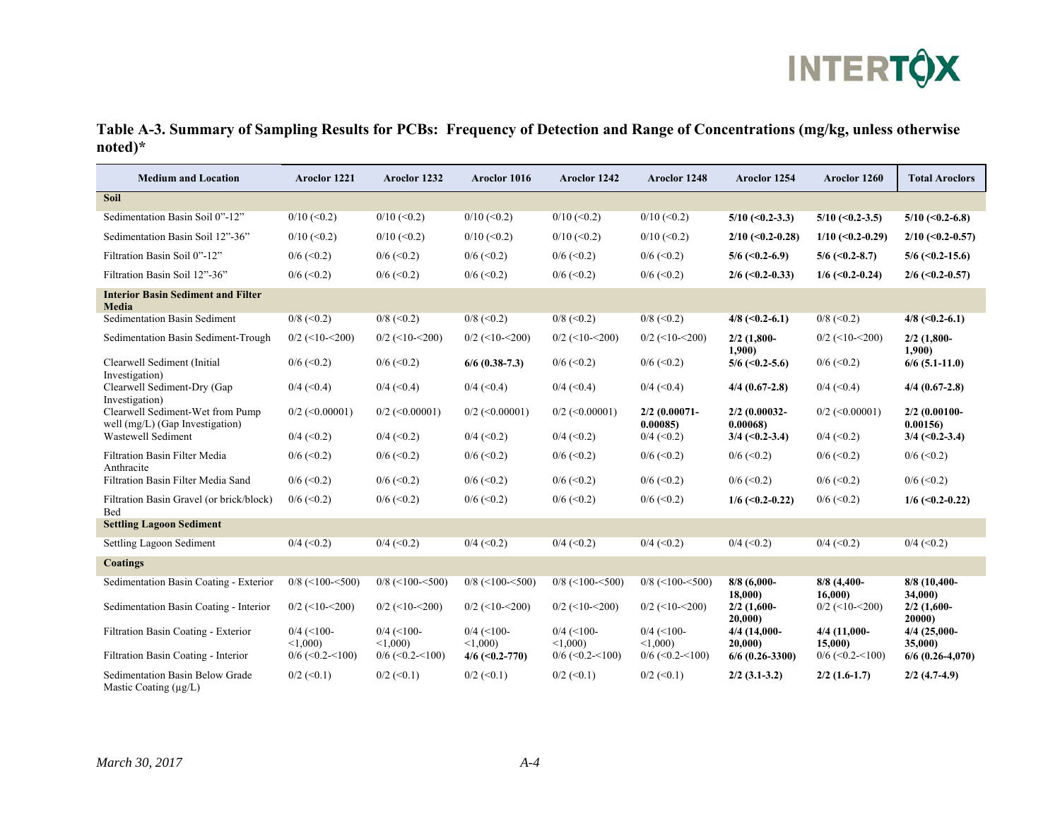**Table A-3. Summary of Sampling Results for PCBs: Frequency of Detection and Range of Concentrations (mg/kg, unless otherwise noted)***

| Medium and Location | Aroclor 1221 | Aroclor 1232 | Aroclor 1016 | Aroclor 1242 | Aroclor 1248 | Aroclor 1254 | Aroclor 1260 | Total Aroclors |
|---|---|---|---|---|---|---|---|---|
| **Soil** | | | | | | | | |
| Sedimentation Basin Soil 0"-12" | 0/10 (<0.2) | 0/10 (<0.2) | 0/10 (<0.2) | 0/10 (<0.2) | 0/10 (<0.2) | **5/10 (<0.2-3.3)** | **5/10 (<0.2-3.5)** | **5/10 (<0.2-6.8)** |
| Sedimentation Basin Soil 12"-36" | 0/10 (<0.2) | 0/10 (<0.2) | 0/10 (<0.2) | 0/10 (<0.2) | 0/10 (<0.2) | **2/10 (<0.2-0.28)** | **1/10 (<0.2-0.29)** | **2/10 (<0.2-0.57)** |
| Filtration Basin Soil 0"-12" | 0/6 (<0.2) | 0/6 (<0.2) | 0/6 (<0.2) | 0/6 (<0.2) | 0/6 (<0.2) | **5/6 (<0.2-6.9)** | **5/6 (<0.2-8.7)** | **5/6 (<0.2-15.6)** |
| Filtration Basin Soil 12"-36" | 0/6 (<0.2) | 0/6 (<0.2) | 0/6 (<0.2) | 0/6 (<0.2) | 0/6 (<0.2) | **2/6 (<0.2-0.33)** | **1/6 (<0.2-0.24)** | **2/6 (<0.2-0.57)** |
| **Interior Basin Sediment and Filter Media** | | | | | | | | |
| Sedimentation Basin Sediment | 0/8 (<0.2) | 0/8 (<0.2) | 0/8 (<0.2) | 0/8 (<0.2) | 0/8 (<0.2) | **4/8 (<0.2-6.1)** | 0/8 (<0.2) | **4/8 (<0.2-6.1)** |
| Sedimentation Basin Sediment-Trough | 0/2 (<10-<200) | 0/2 (<10-<200) | 0/2 (<10-<200) | 0/2 (<10-<200) | 0/2 (<10-<200) | **2/2 (1,800-1,900)** | 0/2 (<10-<200) | **2/2 (1,800-1,900)** |
| Clearwell Sediment (Initial Investigation) | 0/6 (<0.2) | 0/6 (<0.2) | **6/6 (0.38-7.3)** | 0/6 (<0.2) | 0/6 (<0.2) | **5/6 (<0.2-5.6)** | 0/6 (<0.2) | **6/6 (5.1-11.0)** |
| Clearwell Sediment-Dry (Gap Investigation) | 0/4 (<0.4) | 0/4 (<0.4) | 0/4 (<0.4) | 0/4 (<0.4) | 0/4 (<0.4) | **4/4 (0.67-2.8)** | 0/4 (<0.4) | **4/4 (0.67-2.8)** |
| Clearwell Sediment-Wet from Pump well (mg/L) (Gap Investigation) | 0/2 (<0.00001) | 0/2 (<0.00001) | 0/2 (<0.00001) | 0/2 (<0.00001) | **2/2 (0.00071-0.00085)** | **2/2 (0.00032-0.00068)** | 0/2 (<0.00001) | **2/2 (0.00100-0.00156)** |
| Wastewell Sediment | 0/4 (<0.2) | 0/4 (<0.2) | 0/4 (<0.2) | 0/4 (<0.2) | 0/4 (<0.2) | **3/4 (<0.2-3.4)** | 0/4 (<0.2) | **3/4 (<0.2-3.4)** |
| Filtration Basin Filter Media Anthracite | 0/6 (<0.2) | 0/6 (<0.2) | 0/6 (<0.2) | 0/6 (<0.2) | 0/6 (<0.2) | 0/6 (<0.2) | 0/6 (<0.2) | 0/6 (<0.2) |
| Filtration Basin Filter Media Sand | 0/6 (<0.2) | 0/6 (<0.2) | 0/6 (<0.2) | 0/6 (<0.2) | 0/6 (<0.2) | 0/6 (<0.2) | 0/6 (<0.2) | 0/6 (<0.2) |
| Filtration Basin Gravel (or brick/block) Bed | 0/6 (<0.2) | 0/6 (<0.2) | 0/6 (<0.2) | 0/6 (<0.2) | 0/6 (<0.2) | **1/6 (<0.2-0.22)** | 0/6 (<0.2) | **1/6 (<0.2-0.22)** |
| **Settling Lagoon Sediment** | | | | | | | | |
| Settling Lagoon Sediment | 0/4 (<0.2) | 0/4 (<0.2) | 0/4 (<0.2) | 0/4 (<0.2) | 0/4 (<0.2) | 0/4 (<0.2) | 0/4 (<0.2) | 0/4 (<0.2) |
| **Coatings** | | | | | | | | |
| Sedimentation Basin Coating - Exterior | 0/8 (<100-<500) | 0/8 (<100-<500) | 0/8 (<100-<500) | 0/8 (<100-<500) | 0/8 (<100-<500) | **8/8 (6,000-18,000)** | **8/8 (4,400-16,000)** | **8/8 (10,400-34,000)** |
| Sedimentation Basin Coating - Interior | 0/2 (<10-<200) | 0/2 (<10-<200) | 0/2 (<10-<200) | 0/2 (<10-<200) | 0/2 (<10-<200) | **2/2 (1,600-20,000)** | 0/2 (<10-<200) | **2/2 (1,600-20000)** |
| Filtration Basin Coating - Exterior | 0/4 (<100-<1,000) | 0/4 (<100-<1,000) | 0/4 (<100-<1,000) | 0/4 (<100-<1,000) | 0/4 (<100-<1,000) | **4/4 (14,000-20,000)** | **4/4 (11,000-15,000)** | **4/4 (25,000-35,000)** |
| Filtration Basin Coating - Interior | 0/6 (<0.2-<100) | 0/6 (<0.2-<100) | **4/6 (<0.2-770)** | 0/6 (<0.2-<100) | 0/6 (<0.2-<100) | **6/6 (0.26-3300)** | 0/6 (<0.2-<100) | **6/6 (0.26-4,070)** |
| Sedimentation Basin Below Grade Mastic Coating (µg/L) | 0/2 (<0.1) | 0/2 (<0.1) | 0/2 (<0.1) | 0/2 (<0.1) | 0/2 (<0.1) | **2/2 (3.1-3.2)** | **2/2 (1.6-1.7)** | **2/2 (4.7-4.9)** |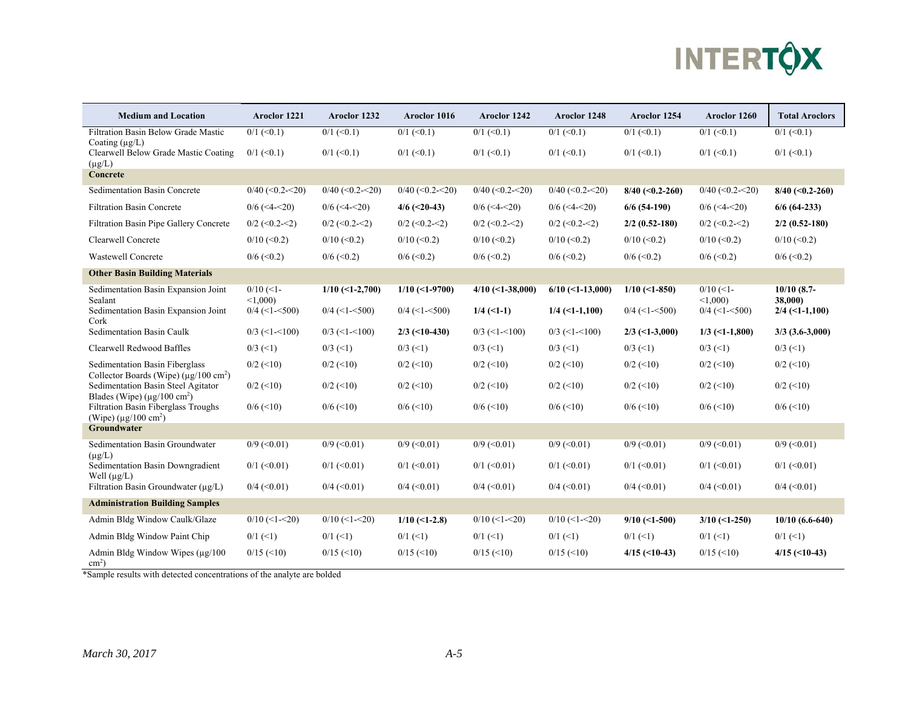| Medium and Location | Aroclor 1221 | Aroclor 1232 | Aroclor 1016 | Aroclor 1242 | Aroclor 1248 | Aroclor 1254 | Aroclor 1260 | Total Aroclors |
|---|---|---|---|---|---|---|---|---|
| Filtration Basin Below Grade Mastic Coating (µg/L) | 0/1 (<0.1) | 0/1 (<0.1) | 0/1 (<0.1) | 0/1 (<0.1) | 0/1 (<0.1) | 0/1 (<0.1) | 0/1 (<0.1) | 0/1 (<0.1) |
| Clearwell Below Grade Mastic Coating (µg/L) | 0/1 (<0.1) | 0/1 (<0.1) | 0/1 (<0.1) | 0/1 (<0.1) | 0/1 (<0.1) | 0/1 (<0.1) | 0/1 (<0.1) | 0/1 (<0.1) |
| **Concrete** | | | | | | | | |
| Sedimentation Basin Concrete | 0/40 (<0.2-<20) | 0/40 (<0.2-<20) | 0/40 (<0.2-<20) | 0/40 (<0.2-<20) | 0/40 (<0.2-<20) | **8/40 (<0.2-260)** | 0/40 (<0.2-<20) | **8/40 (<0.2-260)** |
| Filtration Basin Concrete | 0/6 (<4-<20) | 0/6 (<4-<20) | **4/6 (<20-43)** | 0/6 (<4-<20) | 0/6 (<4-<20) | **6/6 (54-190)** | 0/6 (<4-<20) | **6/6 (64-233)** |
| Filtration Basin Pipe Gallery Concrete | 0/2 (<0.2-<2) | 0/2 (<0.2-<2) | 0/2 (<0.2-<2) | 0/2 (<0.2-<2) | 0/2 (<0.2-<2) | **2/2 (0.52-180)** | 0/2 (<0.2-<2) | **2/2 (0.52-180)** |
| Clearwell Concrete | 0/10 (<0.2) | 0/10 (<0.2) | 0/10 (<0.2) | 0/10 (<0.2) | 0/10 (<0.2) | 0/10 (<0.2) | 0/10 (<0.2) | 0/10 (<0.2) |
| Wastewell Concrete | 0/6 (<0.2) | 0/6 (<0.2) | 0/6 (<0.2) | 0/6 (<0.2) | 0/6 (<0.2) | 0/6 (<0.2) | 0/6 (<0.2) | 0/6 (<0.2) |
| **Other Basin Building Materials** | | | | | | | | |
| Sedimentation Basin Expansion Joint Sealant | 0/10 (<1-<1,000) | **1/10 (<1-2,700)** | **1/10 (<1-9700)** | **4/10 (<1-38,000)** | **6/10 (<1-13,000)** | **1/10 (<1-850)** | 0/10 (<1-<1,000) | **10/10 (8.7-38,000)** |
| Sedimentation Basin Expansion Joint Cork | 0/4 (<1-<500) | 0/4 (<1-<500) | 0/4 (<1-<500) | **1/4 (<1-1)** | **1/4 (<1-1,100)** | 0/4 (<1-<500) | 0/4 (<1-<500) | **2/4 (<1-1,100)** |
| Sedimentation Basin Caulk | 0/3 (<1-<100) | 0/3 (<1-<100) | **2/3 (<10-430)** | 0/3 (<1-<100) | 0/3 (<1-<100) | **2/3 (<1-3,000)** | **1/3 (<1-1,800)** | **3/3 (3.6-3,000)** |
| Clearwell Redwood Baffles | 0/3 (<1) | 0/3 (<1) | 0/3 (<1) | 0/3 (<1) | 0/3 (<1) | 0/3 (<1) | 0/3 (<1) | 0/3 (<1) |
| Sedimentation Basin Fiberglass Collector Boards (Wipe) (µg/100 cm$^2$) | 0/2 (<10) | 0/2 (<10) | 0/2 (<10) | 0/2 (<10) | 0/2 (<10) | 0/2 (<10) | 0/2 (<10) | 0/2 (<10) |
| Sedimentation Basin Steel Agitator Blades (Wipe) (µg/100 cm$^2$) | 0/2 (<10) | 0/2 (<10) | 0/2 (<10) | 0/2 (<10) | 0/2 (<10) | 0/2 (<10) | 0/2 (<10) | 0/2 (<10) |
| Filtration Basin Fiberglass Troughs (Wipe) (µg/100 cm$^2$) | 0/6 (<10) | 0/6 (<10) | 0/6 (<10) | 0/6 (<10) | 0/6 (<10) | 0/6 (<10) | 0/6 (<10) | 0/6 (<10) |
| **Groundwater** | | | | | | | | |
| Sedimentation Basin Groundwater (µg/L) | 0/9 (<0.01) | 0/9 (<0.01) | 0/9 (<0.01) | 0/9 (<0.01) | 0/9 (<0.01) | 0/9 (<0.01) | 0/9 (<0.01) | 0/9 (<0.01) |
| Sedimentation Basin Downgradient Well (µg/L) | 0/1 (<0.01) | 0/1 (<0.01) | 0/1 (<0.01) | 0/1 (<0.01) | 0/1 (<0.01) | 0/1 (<0.01) | 0/1 (<0.01) | 0/1 (<0.01) |
| Filtration Basin Groundwater (µg/L) | 0/4 (<0.01) | 0/4 (<0.01) | 0/4 (<0.01) | 0/4 (<0.01) | 0/4 (<0.01) | 0/4 (<0.01) | 0/4 (<0.01) | 0/4 (<0.01) |
| **Administration Building Samples** | | | | | | | | |
| Admin Bldg Window Caulk/Glaze | 0/10 (<1-<20) | 0/10 (<1-<20) | **1/10 (<1-2.8)** | 0/10 (<1-<20) | 0/10 (<1-<20) | **9/10 (<1-500)** | **3/10 (<1-250)** | **10/10 (6.6-640)** |
| Admin Bldg Window Paint Chip | 0/1 (<1) | 0/1 (<1) | 0/1 (<1) | 0/1 (<1) | 0/1 (<1) | 0/1 (<1) | 0/1 (<1) | 0/1 (<1) |
| Admin Bldg Window Wipes (µg/100 cm$^2$) | 0/15 (<10) | 0/15 (<10) | 0/15 (<10) | 0/15 (<10) | 0/15 (<10) | **4/15 (<10-43)** | 0/15 (<10) | **4/15 (<10-43)** |

*Sample results with detected concentrations of the analyte are bolded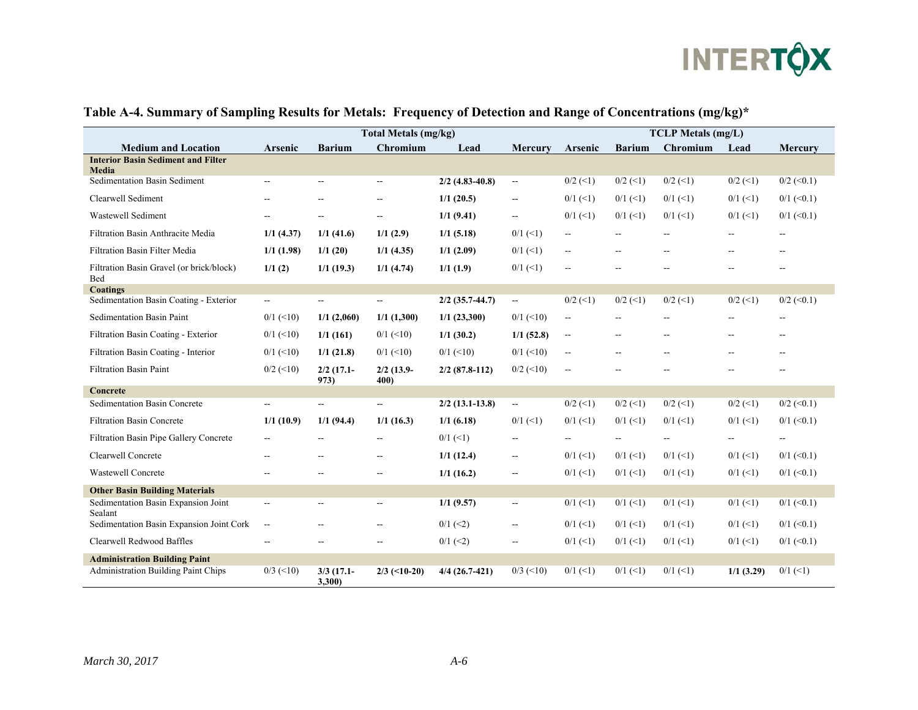## Table A-4. Summary of Sampling Results for Metals: Frequency of Detection and Range of Concentrations (mg/kg)*

| | Total Metals (mg/kg) | | | | | TCLP Metals (mg/L) | | | | |
|---|---|---|---|---|---|---|---|---|---|---|
| **Medium and Location** | **Arsenic** | **Barium** | **Chromium** | **Lead** | **Mercury** | **Arsenic** | **Barium** | **Chromium** | **Lead** | **Mercury** |
| **Interior Basin Sediment and Filter Media** | | | | | | | | | | |
| Sedimentation Basin Sediment | -- | -- | -- | **2/2 (4.83-40.8)** | -- | 0/2 (<1) | 0/2 (<1) | 0/2 (<1) | 0/2 (<1) | 0/2 (<0.1) |
| Clearwell Sediment | -- | -- | -- | **1/1 (20.5)** | -- | 0/1 (<1) | 0/1 (<1) | 0/1 (<1) | 0/1 (<1) | 0/1 (<0.1) |
| Wastewell Sediment | -- | -- | -- | **1/1 (9.41)** | -- | 0/1 (<1) | 0/1 (<1) | 0/1 (<1) | 0/1 (<1) | 0/1 (<0.1) |
| Filtration Basin Anthracite Media | **1/1 (4.37)** | **1/1 (41.6)** | **1/1 (2.9)** | **1/1 (5.18)** | 0/1 (<1) | -- | -- | -- | -- | -- |
| Filtration Basin Filter Media | **1/1 (1.98)** | **1/1 (20)** | **1/1 (4.35)** | **1/1 (2.09)** | 0/1 (<1) | -- | -- | -- | -- | -- |
| Filtration Basin Gravel (or brick/block) Bed | **1/1 (2)** | **1/1 (19.3)** | **1/1 (4.74)** | **1/1 (1.9)** | 0/1 (<1) | -- | -- | -- | -- | -- |
| **Coatings** | | | | | | | | | | |
| Sedimentation Basin Coating - Exterior | -- | -- | -- | **2/2 (35.7-44.7)** | -- | 0/2 (<1) | 0/2 (<1) | 0/2 (<1) | 0/2 (<1) | 0/2 (<0.1) |
| Sedimentation Basin Paint | 0/1 (<10) | **1/1 (2,060)** | **1/1 (1,300)** | **1/1 (23,300)** | 0/1 (<10) | -- | -- | -- | -- | -- |
| Filtration Basin Coating - Exterior | 0/1 (<10) | **1/1 (161)** | 0/1 (<10) | **1/1 (30.2)** | **1/1 (52.8)** | -- | -- | -- | -- | -- |
| Filtration Basin Coating - Interior | 0/1 (<10) | **1/1 (21.8)** | 0/1 (<10) | 0/1 (<10) | 0/1 (<10) | -- | -- | -- | -- | -- |
| Filtration Basin Paint | 0/2 (<10) | **2/2 (17.1-973)** | **2/2 (13.9-400)** | **2/2 (87.8-112)** | 0/2 (<10) | -- | -- | -- | -- | -- |
| **Concrete** | | | | | | | | | | |
| Sedimentation Basin Concrete | -- | -- | -- | **2/2 (13.1-13.8)** | -- | 0/2 (<1) | 0/2 (<1) | 0/2 (<1) | 0/2 (<1) | 0/2 (<0.1) |
| Filtration Basin Concrete | **1/1 (10.9)** | **1/1 (94.4)** | **1/1 (16.3)** | **1/1 (6.18)** | 0/1 (<1) | 0/1 (<1) | 0/1 (<1) | 0/1 (<1) | 0/1 (<1) | 0/1 (<0.1) |
| Filtration Basin Pipe Gallery Concrete | -- | -- | -- | 0/1 (<1) | -- | -- | -- | -- | -- | -- |
| Clearwell Concrete | -- | -- | -- | **1/1 (12.4)** | -- | 0/1 (<1) | 0/1 (<1) | 0/1 (<1) | 0/1 (<1) | 0/1 (<0.1) |
| Wastewell Concrete | -- | -- | -- | **1/1 (16.2)** | -- | 0/1 (<1) | 0/1 (<1) | 0/1 (<1) | 0/1 (<1) | 0/1 (<0.1) |
| **Other Basin Building Materials** | | | | | | | | | | |
| Sedimentation Basin Expansion Joint Sealant | -- | -- | -- | **1/1 (9.57)** | -- | 0/1 (<1) | 0/1 (<1) | 0/1 (<1) | 0/1 (<1) | 0/1 (<0.1) |
| Sedimentation Basin Expansion Joint Cork | -- | -- | -- | 0/1 (<2) | -- | 0/1 (<1) | 0/1 (<1) | 0/1 (<1) | 0/1 (<1) | 0/1 (<0.1) |
| Clearwell Redwood Baffles | -- | -- | -- | 0/1 (<2) | -- | 0/1 (<1) | 0/1 (<1) | 0/1 (<1) | 0/1 (<1) | 0/1 (<0.1) |
| **Administration Building Paint** | | | | | | | | | | |
| Administration Building Paint Chips | 0/3 (<10) | **3/3 (17.1-3,300)** | **2/3 (<10-20)** | **4/4 (26.7-421)** | 0/3 (<10) | 0/1 (<1) | 0/1 (<1) | 0/1 (<1) | **1/1 (3.29)** | 0/1 (<1) |

*March 30, 2017*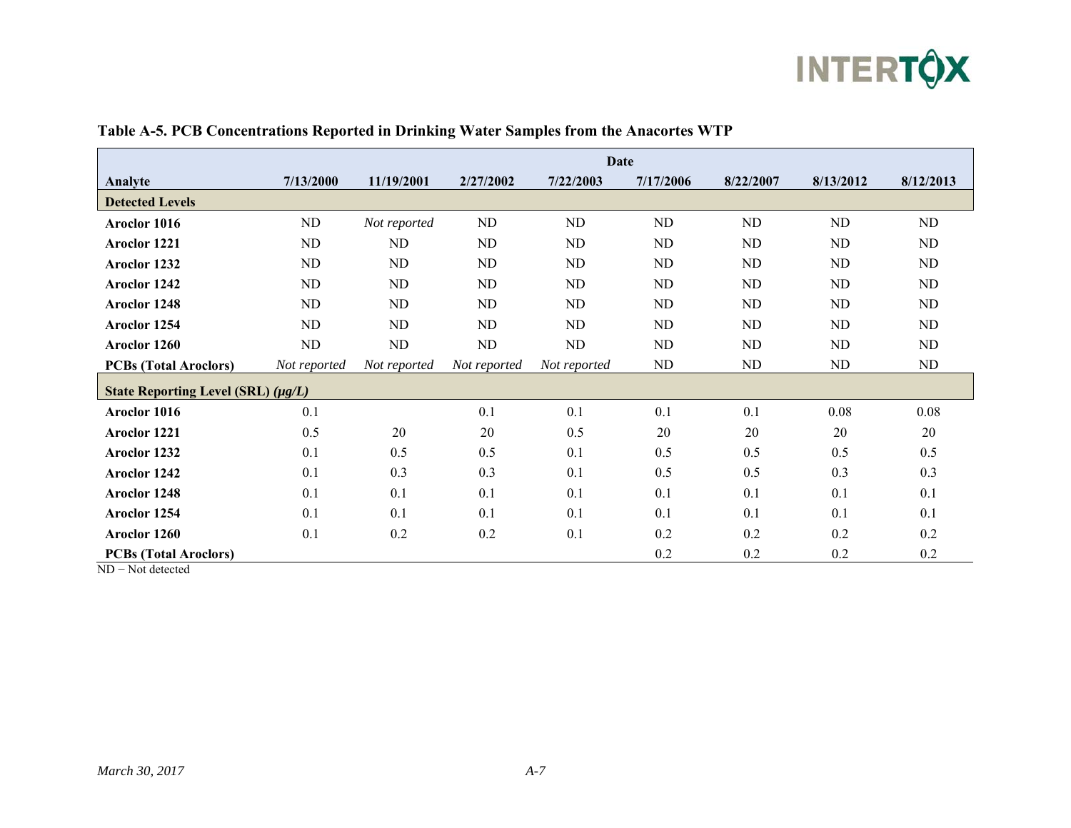**Table A-5. PCB Concentrations Reported in Drinking Water Samples from the Anacortes WTP**

| Analyte | Date | | | | | | | |
|---|---|---|---|---|---|---|---|---|
| | 7/13/2000 | 11/19/2001 | 2/27/2002 | 7/22/2003 | 7/17/2006 | 8/22/2007 | 8/13/2012 | 8/12/2013 |
| **Detected Levels** | | | | | | | | |
| **Aroclor 1016** | ND | *Not reported* | ND | ND | ND | ND | ND | ND |
| **Aroclor 1221** | ND | ND | ND | ND | ND | ND | ND | ND |
| **Aroclor 1232** | ND | ND | ND | ND | ND | ND | ND | ND |
| **Aroclor 1242** | ND | ND | ND | ND | ND | ND | ND | ND |
| **Aroclor 1248** | ND | ND | ND | ND | ND | ND | ND | ND |
| **Aroclor 1254** | ND | ND | ND | ND | ND | ND | ND | ND |
| **Aroclor 1260** | ND | ND | ND | ND | ND | ND | ND | ND |
| **PCBs (Total Aroclors)** | *Not reported* | *Not reported* | *Not reported* | *Not reported* | ND | ND | ND | ND |
| **State Reporting Level (SRL) *(μg/L)*** | | | | | | | | |
| **Aroclor 1016** | 0.1 | | 0.1 | 0.1 | 0.1 | 0.1 | 0.08 | 0.08 |
| **Aroclor 1221** | 0.5 | 20 | 20 | 0.5 | 20 | 20 | 20 | 20 |
| **Aroclor 1232** | 0.1 | 0.5 | 0.5 | 0.1 | 0.5 | 0.5 | 0.5 | 0.5 |
| **Aroclor 1242** | 0.1 | 0.3 | 0.3 | 0.1 | 0.5 | 0.5 | 0.3 | 0.3 |
| **Aroclor 1248** | 0.1 | 0.1 | 0.1 | 0.1 | 0.1 | 0.1 | 0.1 | 0.1 |
| **Aroclor 1254** | 0.1 | 0.1 | 0.1 | 0.1 | 0.1 | 0.1 | 0.1 | 0.1 |
| **Aroclor 1260** | 0.1 | 0.2 | 0.2 | 0.1 | 0.2 | 0.2 | 0.2 | 0.2 |
| **PCBs (Total Aroclors)** | | | | | 0.2 | 0.2 | 0.2 | 0.2 |

ND − Not detected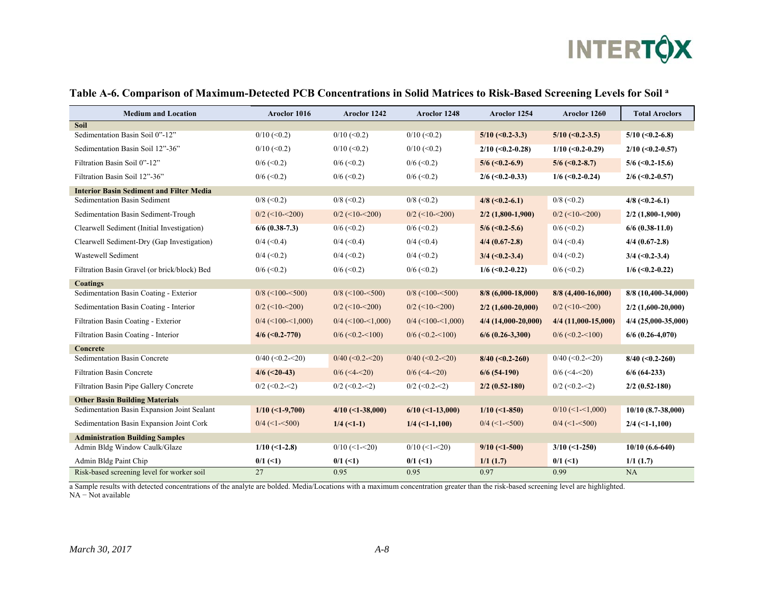**Table A-6. Comparison of Maximum-Detected PCB Concentrations in Solid Matrices to Risk-Based Screening Levels for Soil [a]**

| Medium and Location | Aroclor 1016 | Aroclor 1242 | Aroclor 1248 | Aroclor 1254 | Aroclor 1260 | Total Aroclors |
|---|---|---|---|---|---|---|
| **Soil** | | | | | | |
| Sedimentation Basin Soil 0"-12" | 0/10 (<0.2) | 0/10 (<0.2) | 0/10 (<0.2) | **5/10 (<0.2-3.3)** | **5/10 (<0.2-3.5)** | **5/10 (<0.2-6.8)** |
| Sedimentation Basin Soil 12"-36" | 0/10 (<0.2) | 0/10 (<0.2) | 0/10 (<0.2) | **2/10 (<0.2-0.28)** | **1/10 (<0.2-0.29)** | **2/10 (<0.2-0.57)** |
| Filtration Basin Soil 0"-12" | 0/6 (<0.2) | 0/6 (<0.2) | 0/6 (<0.2) | **5/6 (<0.2-6.9)** | **5/6 (<0.2-8.7)** | **5/6 (<0.2-15.6)** |
| Filtration Basin Soil 12"-36" | 0/6 (<0.2) | 0/6 (<0.2) | 0/6 (<0.2) | **2/6 (<0.2-0.33)** | **1/6 (<0.2-0.24)** | **2/6 (<0.2-0.57)** |
| **Interior Basin Sediment and Filter Media** | | | | | | |
| Sedimentation Basin Sediment | 0/8 (<0.2) | 0/8 (<0.2) | 0/8 (<0.2) | **4/8 (<0.2-6.1)** | 0/8 (<0.2) | **4/8 (<0.2-6.1)** |
| Sedimentation Basin Sediment-Trough | 0/2 (<10-<200) | 0/2 (<10-<200) | 0/2 (<10-<200) | **2/2 (1,800-1,900)** | 0/2 (<10-<200) | **2/2 (1,800-1,900)** |
| Clearwell Sediment (Initial Investigation) | **6/6 (0.38-7.3)** | 0/6 (<0.2) | 0/6 (<0.2) | **5/6 (<0.2-5.6)** | 0/6 (<0.2) | **6/6 (0.38-11.0)** |
| Clearwell Sediment-Dry (Gap Investigation) | 0/4 (<0.4) | 0/4 (<0.4) | 0/4 (<0.4) | **4/4 (0.67-2.8)** | 0/4 (<0.4) | **4/4 (0.67-2.8)** |
| Wastewell Sediment | 0/4 (<0.2) | 0/4 (<0.2) | 0/4 (<0.2) | **3/4 (<0.2-3.4)** | 0/4 (<0.2) | **3/4 (<0.2-3.4)** |
| Filtration Basin Gravel (or brick/block) Bed | 0/6 (<0.2) | 0/6 (<0.2) | 0/6 (<0.2) | **1/6 (<0.2-0.22)** | 0/6 (<0.2) | **1/6 (<0.2-0.22)** |
| **Coatings** | | | | | | |
| Sedimentation Basin Coating - Exterior | 0/8 (<100-<500) | 0/8 (<100-<500) | 0/8 (<100-<500) | **8/8 (6,000-18,000)** | **8/8 (4,400-16,000)** | **8/8 (10,400-34,000)** |
| Sedimentation Basin Coating - Interior | 0/2 (<10-<200) | 0/2 (<10-<200) | 0/2 (<10-<200) | **2/2 (1,600-20,000)** | 0/2 (<10-<200) | **2/2 (1,600-20,000)** |
| Filtration Basin Coating - Exterior | 0/4 (<100-<1,000) | 0/4 (<100-<1,000) | 0/4 (<100-<1,000) | **4/4 (14,000-20,000)** | **4/4 (11,000-15,000)** | **4/4 (25,000-35,000)** |
| Filtration Basin Coating - Interior | **4/6 (<0.2-770)** | 0/6 (<0.2-<100) | 0/6 (<0.2-<100) | **6/6 (0.26-3,300)** | 0/6 (<0.2-<100) | **6/6 (0.26-4,070)** |
| **Concrete** | | | | | | |
| Sedimentation Basin Concrete | 0/40 (<0.2-<20) | 0/40 (<0.2-<20) | 0/40 (<0.2-<20) | **8/40 (<0.2-260)** | 0/40 (<0.2-<20) | **8/40 (<0.2-260)** |
| Filtration Basin Concrete | **4/6 (<20-43)** | 0/6 (<4-<20) | 0/6 (<4-<20) | **6/6 (54-190)** | 0/6 (<4-<20) | **6/6 (64-233)** |
| Filtration Basin Pipe Gallery Concrete | 0/2 (<0.2-<2) | 0/2 (<0.2-<2) | 0/2 (<0.2-<2) | **2/2 (0.52-180)** | 0/2 (<0.2-<2) | **2/2 (0.52-180)** |
| **Other Basin Building Materials** | | | | | | |
| Sedimentation Basin Expansion Joint Sealant | **1/10 (<1-9,700)** | **4/10 (<1-38,000)** | **6/10 (<1-13,000)** | **1/10 (<1-850)** | 0/10 (<1-<1,000) | **10/10 (8.7-38,000)** |
| Sedimentation Basin Expansion Joint Cork | 0/4 (<1-<500) | **1/4 (<1-1)** | **1/4 (<1-1,100)** | 0/4 (<1-<500) | 0/4 (<1-<500) | **2/4 (<1-1,100)** |
| **Administration Building Samples** | | | | | | |
| Admin Bldg Window Caulk/Glaze | **1/10 (<1-2.8)** | 0/10 (<1-<20) | 0/10 (<1-<20) | **9/10 (<1-500)** | **3/10 (<1-250)** | **10/10 (6.6-640)** |
| Admin Bldg Paint Chip | **0/1 (<1)** | **0/1 (<1)** | **0/1 (<1)** | **1/1 (1.7)** | **0/1 (<1)** | **1/1 (1.7)** |
| Risk-based screening level for worker soil | 27 | 0.95 | 0.95 | 0.97 | 0.99 | NA |

a Sample results with detected concentrations of the analyte are bolded. Media/Locations with a maximum concentration greater than the risk-based screening level are highlighted.
NA − Not available

*March 30, 2017*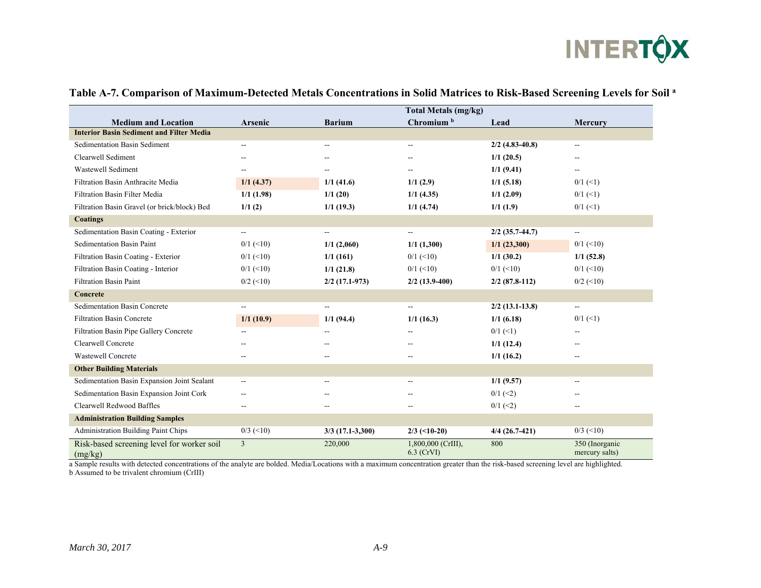**Table A-7. Comparison of Maximum-Detected Metals Concentrations in Solid Matrices to Risk-Based Screening Levels for Soil [a]**

| Medium and Location | Total Metals (mg/kg) | | | | |
|---|---|---|---|---|---|
| | Arsenic | Barium | Chromium [b] | Lead | Mercury |
| **Interior Basin Sediment and Filter Media** | | | | | |
| Sedimentation Basin Sediment | -- | -- | -- | **2/2 (4.83-40.8)** | -- |
| Clearwell Sediment | -- | -- | -- | **1/1 (20.5)** | -- |
| Wastewell Sediment | -- | -- | -- | **1/1 (9.41)** | -- |
| Filtration Basin Anthracite Media | **1/1 (4.37)** | **1/1 (41.6)** | **1/1 (2.9)** | **1/1 (5.18)** | 0/1 (<1) |
| Filtration Basin Filter Media | **1/1 (1.98)** | **1/1 (20)** | **1/1 (4.35)** | **1/1 (2.09)** | 0/1 (<1) |
| Filtration Basin Gravel (or brick/block) Bed | **1/1 (2)** | **1/1 (19.3)** | **1/1 (4.74)** | **1/1 (1.9)** | 0/1 (<1) |
| **Coatings** | | | | | |
| Sedimentation Basin Coating - Exterior | -- | -- | -- | **2/2 (35.7-44.7)** | -- |
| Sedimentation Basin Paint | 0/1 (<10) | **1/1 (2,060)** | **1/1 (1,300)** | **1/1 (23,300)** | 0/1 (<10) |
| Filtration Basin Coating - Exterior | 0/1 (<10) | **1/1 (161)** | 0/1 (<10) | **1/1 (30.2)** | **1/1 (52.8)** |
| Filtration Basin Coating - Interior | 0/1 (<10) | **1/1 (21.8)** | 0/1 (<10) | 0/1 (<10) | 0/1 (<10) |
| Filtration Basin Paint | 0/2 (<10) | **2/2 (17.1-973)** | **2/2 (13.9-400)** | **2/2 (87.8-112)** | 0/2 (<10) |
| **Concrete** | | | | | |
| Sedimentation Basin Concrete | -- | -- | -- | **2/2 (13.1-13.8)** | -- |
| Filtration Basin Concrete | **1/1 (10.9)** | **1/1 (94.4)** | **1/1 (16.3)** | **1/1 (6.18)** | 0/1 (<1) |
| Filtration Basin Pipe Gallery Concrete | -- | -- | -- | 0/1 (<1) | -- |
| Clearwell Concrete | -- | -- | -- | **1/1 (12.4)** | -- |
| Wastewell Concrete | -- | -- | -- | **1/1 (16.2)** | -- |
| **Other Building Materials** | | | | | |
| Sedimentation Basin Expansion Joint Sealant | -- | -- | -- | **1/1 (9.57)** | -- |
| Sedimentation Basin Expansion Joint Cork | -- | -- | -- | 0/1 (<2) | -- |
| Clearwell Redwood Baffles | -- | -- | -- | 0/1 (<2) | -- |
| **Administration Building Samples** | | | | | |
| Administration Building Paint Chips | 0/3 (<10) | **3/3 (17.1-3,300)** | **2/3 (<10-20)** | **4/4 (26.7-421)** | 0/3 (<10) |
| Risk-based screening level for worker soil (mg/kg) | 3 | 220,000 | 1,800,000 (CrIII), 6.3 (CrVI) | 800 | 350 (Inorganic mercury salts) |

a Sample results with detected concentrations of the analyte are bolded. Media/Locations with a maximum concentration greater than the risk-based screening level are highlighted.
b Assumed to be trivalent chromium (CrIII)

*March 30, 2017*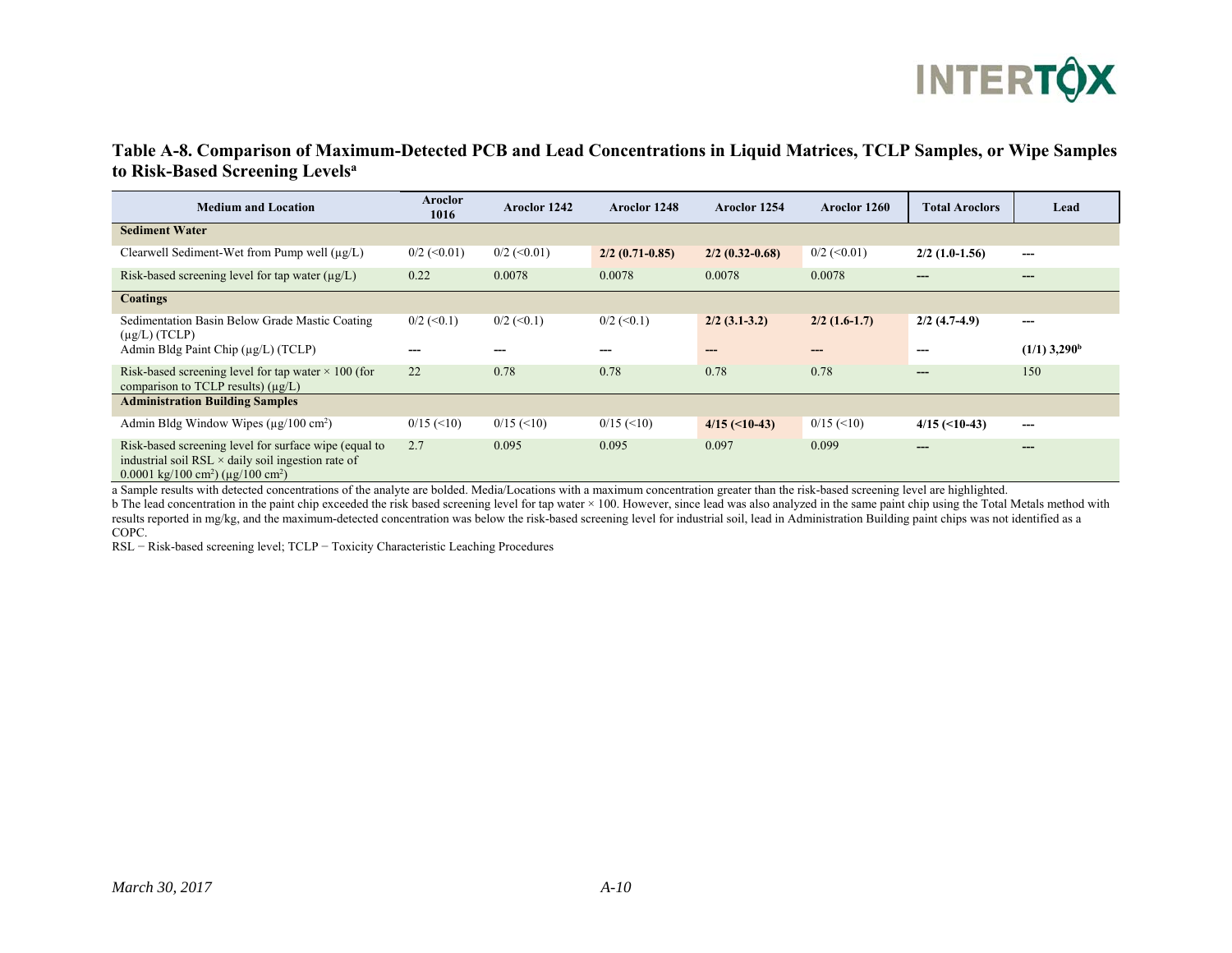**Table A-8. Comparison of Maximum-Detected PCB and Lead Concentrations in Liquid Matrices, TCLP Samples, or Wipe Samples to Risk-Based Screening Levels[a]**

| Medium and Location | Aroclor 1016 | Aroclor 1242 | Aroclor 1248 | Aroclor 1254 | Aroclor 1260 | Total Aroclors | Lead |
|---|---|---|---|---|---|---|---|
| **Sediment Water** | | | | | | | |
| Clearwell Sediment-Wet from Pump well (µg/L) | 0/2 (<0.01) | 0/2 (<0.01) | **2/2 (0.71-0.85)** | **2/2 (0.32-0.68)** | 0/2 (<0.01) | **2/2 (1.0-1.56)** | --- |
| Risk-based screening level for tap water (µg/L) | 0.22 | 0.0078 | 0.0078 | 0.0078 | 0.0078 | --- | --- |
| **Coatings** | | | | | | | |
| Sedimentation Basin Below Grade Mastic Coating (µg/L) (TCLP) | 0/2 (<0.1) | 0/2 (<0.1) | 0/2 (<0.1) | **2/2 (3.1-3.2)** | **2/2 (1.6-1.7)** | **2/2 (4.7-4.9)** | --- |
| Admin Bldg Paint Chip (µg/L) (TCLP) | --- | --- | --- | --- | --- | --- | **(1/1) 3,290[b]** |
| Risk-based screening level for tap water × 100 (for comparison to TCLP results) (µg/L) | 22 | 0.78 | 0.78 | 0.78 | 0.78 | --- | 150 |
| **Administration Building Samples** | | | | | | | |
| Admin Bldg Window Wipes (µg/100 cm²) | 0/15 (<10) | 0/15 (<10) | 0/15 (<10) | **4/15 (<10-43)** | 0/15 (<10) | **4/15 (<10-43)** | --- |
| Risk-based screening level for surface wipe (equal to industrial soil RSL × daily soil ingestion rate of 0.0001 kg/100 cm²) (µg/100 cm²) | 2.7 | 0.095 | 0.095 | 0.097 | 0.099 | --- | --- |

a Sample results with detected concentrations of the analyte are bolded. Media/Locations with a maximum concentration greater than the risk-based screening level are highlighted.

b The lead concentration in the paint chip exceeded the risk based screening level for tap water × 100. However, since lead was also analyzed in the same paint chip using the Total Metals method with results reported in mg/kg, and the maximum-detected concentration was below the risk-based screening level for industrial soil, lead in Administration Building paint chips was not identified as a COPC.

RSL − Risk-based screening level; TCLP − Toxicity Characteristic Leaching Procedures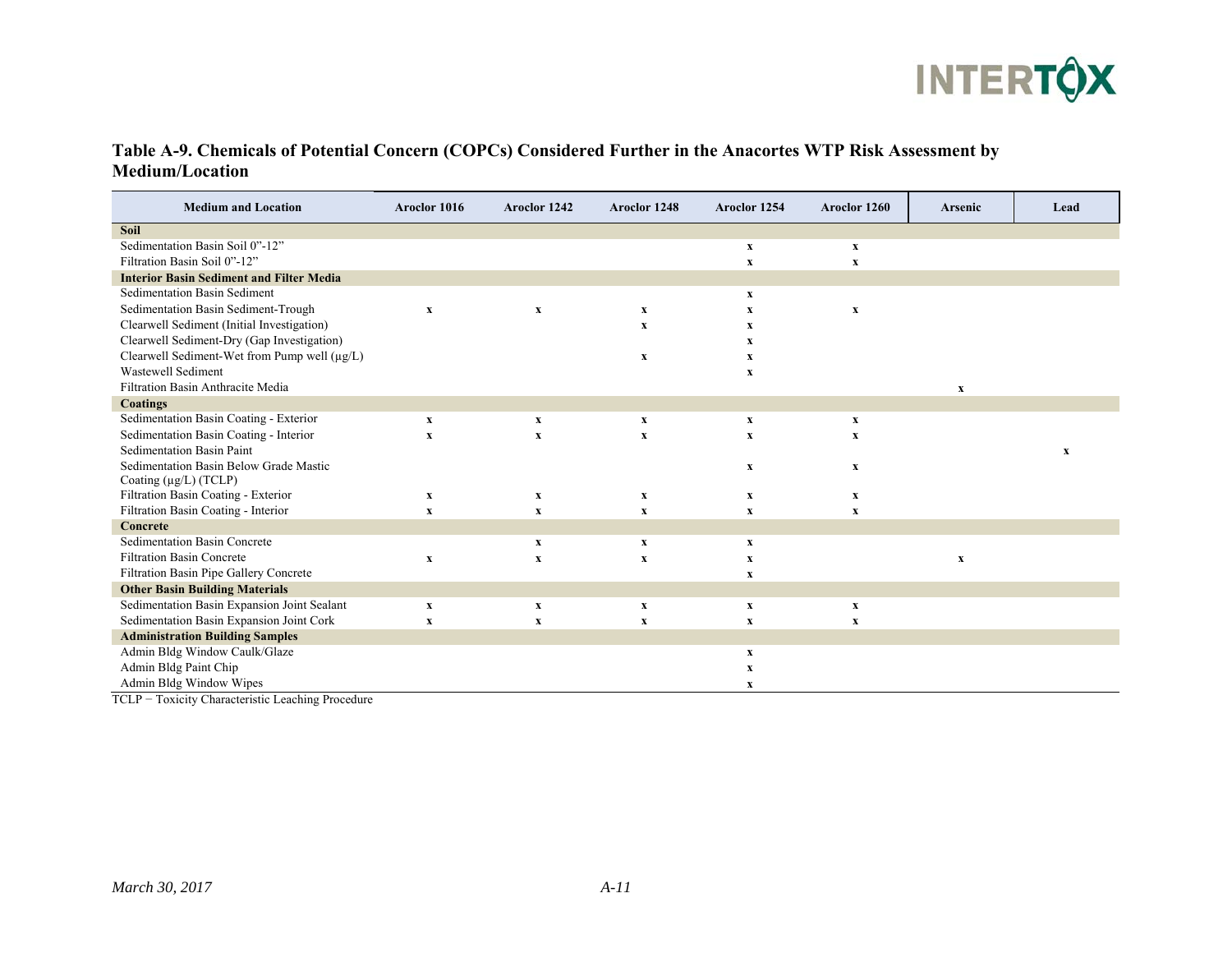**Table A-9. Chemicals of Potential Concern (COPCs) Considered Further in the Anacortes WTP Risk Assessment by Medium/Location**

| Medium and Location | Aroclor 1016 | Aroclor 1242 | Aroclor 1248 | Aroclor 1254 | Aroclor 1260 | Arsenic | Lead |
|---|---|---|---|---|---|---|---|
| **Soil** | | | | | | | |
| Sedimentation Basin Soil 0”-12” | | | | x | x | | |
| Filtration Basin Soil 0”-12” | | | | x | x | | |
| **Interior Basin Sediment and Filter Media** | | | | | | | |
| Sedimentation Basin Sediment | | | | x | | | |
| Sedimentation Basin Sediment-Trough | x | x | x | x | x | | |
| Clearwell Sediment (Initial Investigation) | | | x | x | | | |
| Clearwell Sediment-Dry (Gap Investigation) | | | | x | | | |
| Clearwell Sediment-Wet from Pump well (µg/L) | | | x | x | | | |
| Wastewell Sediment | | | | x | | | |
| Filtration Basin Anthracite Media | | | | | | x | |
| **Coatings** | | | | | | | |
| Sedimentation Basin Coating - Exterior | x | x | x | x | x | | |
| Sedimentation Basin Coating - Interior | x | x | x | x | x | | |
| Sedimentation Basin Paint | | | | | | | x |
| Sedimentation Basin Below Grade Mastic Coating (µg/L) (TCLP) | | | | x | x | | |
| Filtration Basin Coating - Exterior | x | x | x | x | x | | |
| Filtration Basin Coating - Interior | x | x | x | x | x | | |
| **Concrete** | | | | | | | |
| Sedimentation Basin Concrete | | x | x | x | | | |
| Filtration Basin Concrete | x | x | x | x | | x | |
| Filtration Basin Pipe Gallery Concrete | | | | x | | | |
| **Other Basin Building Materials** | | | | | | | |
| Sedimentation Basin Expansion Joint Sealant | x | x | x | x | x | | |
| Sedimentation Basin Expansion Joint Cork | x | x | x | x | x | | |
| **Administration Building Samples** | | | | | | | |
| Admin Bldg Window Caulk/Glaze | | | | x | | | |
| Admin Bldg Paint Chip | | | | x | | | |
| Admin Bldg Window Wipes | | | | x | | | |

TCLP − Toxicity Characteristic Leaching Procedure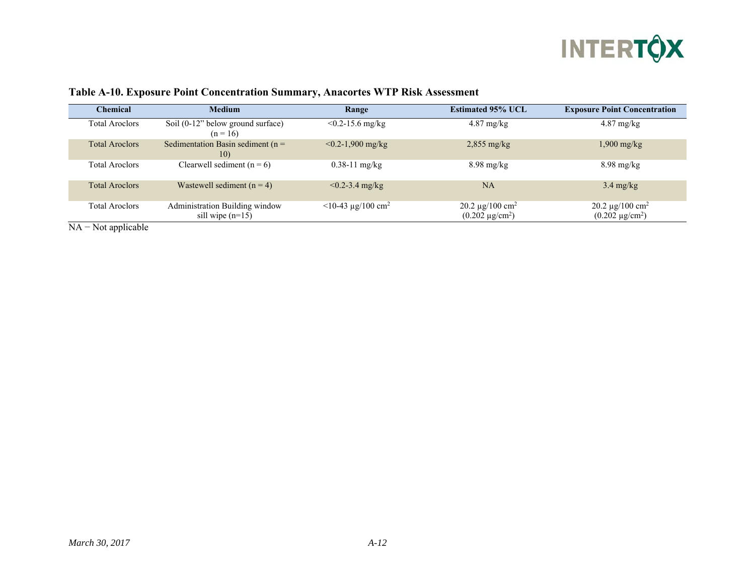**Table A-10. Exposure Point Concentration Summary, Anacortes WTP Risk Assessment**

| Chemical | Medium | Range | Estimated 95% UCL | Exposure Point Concentration |
|---|---|---|---|---|
| Total Aroclors | Soil (0-12" below ground surface) (n = 16) | <0.2-15.6 mg/kg | 4.87 mg/kg | 4.87 mg/kg |
| Total Aroclors | Sedimentation Basin sediment (n = 10) | <0.2-1,900 mg/kg | 2,855 mg/kg | 1,900 mg/kg |
| Total Aroclors | Clearwell sediment (n = 6) | 0.38-11 mg/kg | 8.98 mg/kg | 8.98 mg/kg |
| Total Aroclors | Wastewell sediment (n = 4) | <0.2-3.4 mg/kg | NA | 3.4 mg/kg |
| Total Aroclors | Administration Building window sill wipe (n=15) | <10-43 µg/100 $cm^2$ | 20.2 µg/100 $cm^2$ (0.202 µg/$cm^2$) | 20.2 µg/100 $cm^2$ (0.202 µg/$cm^2$) |

NA − Not applicable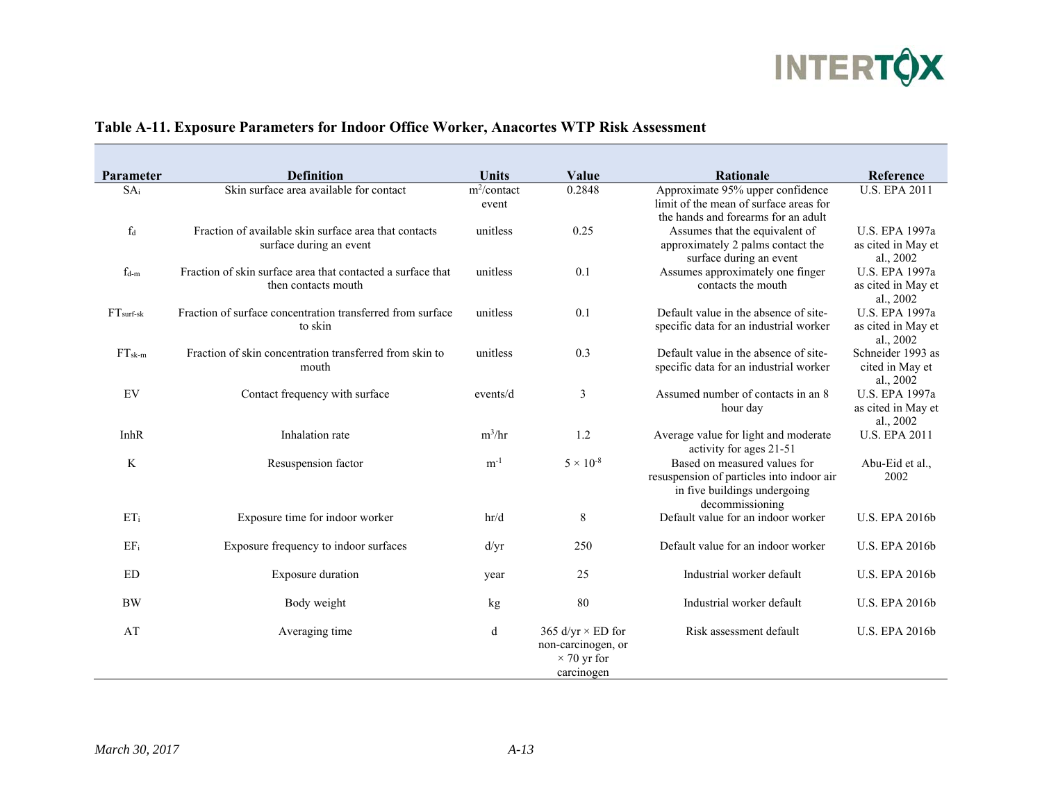**Table A-11. Exposure Parameters for Indoor Office Worker, Anacortes WTP Risk Assessment**

| Parameter | Definition | Units | Value | Rationale | Reference |
|---|---|---|---|---|---|
| $SA_i$ | Skin surface area available for contact | $m^2$/contact event | 0.2848 | Approximate 95% upper confidence limit of the mean of surface areas for the hands and forearms for an adult | U.S. EPA 2011 |
| $f_d$ | Fraction of available skin surface area that contacts surface during an event | unitless | 0.25 | Assumes that the equivalent of approximately 2 palms contact the surface during an event | U.S. EPA 1997a as cited in May et al., 2002 |
| $f_{d-m}$ | Fraction of skin surface area that contacted a surface that then contacts mouth | unitless | 0.1 | Assumes approximately one finger contacts the mouth | U.S. EPA 1997a as cited in May et al., 2002 |
| $FT_{surf-sk}$ | Fraction of surface concentration transferred from surface to skin | unitless | 0.1 | Default value in the absence of site-specific data for an industrial worker | U.S. EPA 1997a as cited in May et al., 2002 |
| $FT_{sk-m}$ | Fraction of skin concentration transferred from skin to mouth | unitless | 0.3 | Default value in the absence of site-specific data for an industrial worker | Schneider 1993 as cited in May et al., 2002 |
| EV | Contact frequency with surface | events/d | 3 | Assumed number of contacts in an 8 hour day | U.S. EPA 1997a as cited in May et al., 2002 |
| InhR | Inhalation rate | $m^3$/hr | 1.2 | Average value for light and moderate activity for ages 21-51 | U.S. EPA 2011 |
| K | Resuspension factor | $m^{-1}$ | $5 \times 10^{-8}$ | Based on measured values for resuspension of particles into indoor air in five buildings undergoing decommissioning | Abu-Eid et al., 2002 |
| $ET_i$ | Exposure time for indoor worker | hr/d | 8 | Default value for an indoor worker | U.S. EPA 2016b |
| $EF_i$ | Exposure frequency to indoor surfaces | d/yr | 250 | Default value for an indoor worker | U.S. EPA 2016b |
| ED | Exposure duration | year | 25 | Industrial worker default | U.S. EPA 2016b |
| BW | Body weight | kg | 80 | Industrial worker default | U.S. EPA 2016b |
| AT | Averaging time | d | 365 d/yr × ED for non-carcinogen, or × 70 yr for carcinogen | Risk assessment default | U.S. EPA 2016b |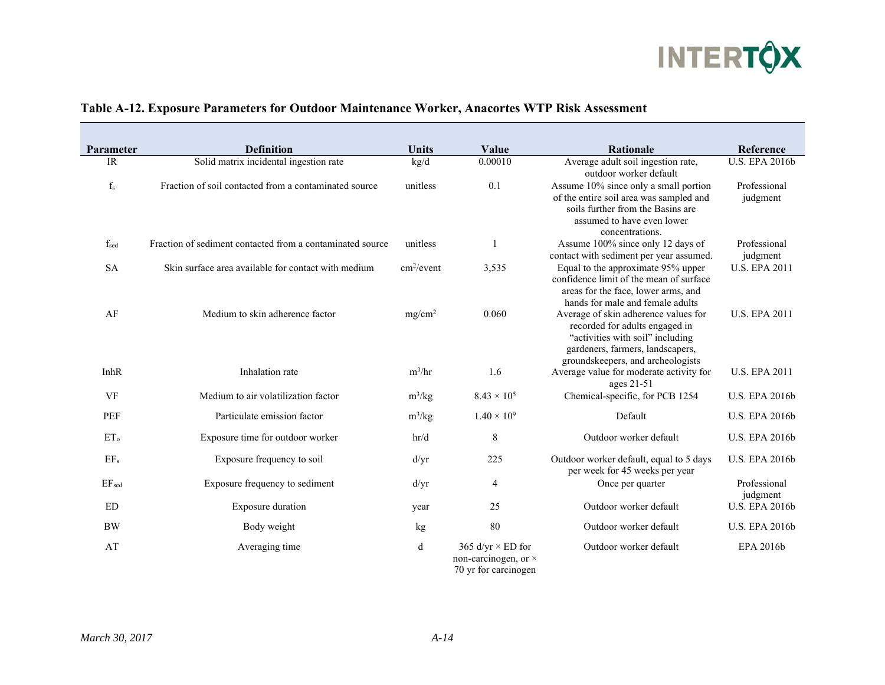**Table A-12. Exposure Parameters for Outdoor Maintenance Worker, Anacortes WTP Risk Assessment**

| Parameter | Definition | Units | Value | Rationale | Reference |
|---|---|---|---|---|---|
| IR | Solid matrix incidental ingestion rate | kg/d | 0.00010 | Average adult soil ingestion rate, outdoor worker default | U.S. EPA 2016b |
| $f_s$ | Fraction of soil contacted from a contaminated source | unitless | 0.1 | Assume 10% since only a small portion of the entire soil area was sampled and soils further from the Basins are assumed to have even lower concentrations. | Professional judgment |
| $f_{sed}$ | Fraction of sediment contacted from a contaminated source | unitless | 1 | Assume 100% since only 12 days of contact with sediment per year assumed. | Professional judgment |
| SA | Skin surface area available for contact with medium | $cm^2$/event | 3,535 | Equal to the approximate 95% upper confidence limit of the mean of surface areas for the face, lower arms, and hands for male and female adults | U.S. EPA 2011 |
| AF | Medium to skin adherence factor | $mg/cm^2$ | 0.060 | Average of skin adherence values for recorded for adults engaged in "activities with soil" including gardeners, farmers, landscapers, groundskeepers, and archeologists | U.S. EPA 2011 |
| InhR | Inhalation rate | $m^3$/hr | 1.6 | Average value for moderate activity for ages 21-51 | U.S. EPA 2011 |
| VF | Medium to air volatilization factor | $m^3$/kg | $8.43 \times 10^5$ | Chemical-specific, for PCB 1254 | U.S. EPA 2016b |
| PEF | Particulate emission factor | $m^3$/kg | $1.40 \times 10^9$ | Default | U.S. EPA 2016b |
| $ET_o$ | Exposure time for outdoor worker | hr/d | 8 | Outdoor worker default | U.S. EPA 2016b |
| $EF_s$ | Exposure frequency to soil | d/yr | 225 | Outdoor worker default, equal to 5 days per week for 45 weeks per year | U.S. EPA 2016b |
| $EF_{sed}$ | Exposure frequency to sediment | d/yr | 4 | Once per quarter | Professional judgment |
| ED | Exposure duration | year | 25 | Outdoor worker default | U.S. EPA 2016b |
| BW | Body weight | kg | 80 | Outdoor worker default | U.S. EPA 2016b |
| AT | Averaging time | d | 365 d/yr × ED for non-carcinogen, or × 70 yr for carcinogen | Outdoor worker default | EPA 2016b |

*March 30, 2017*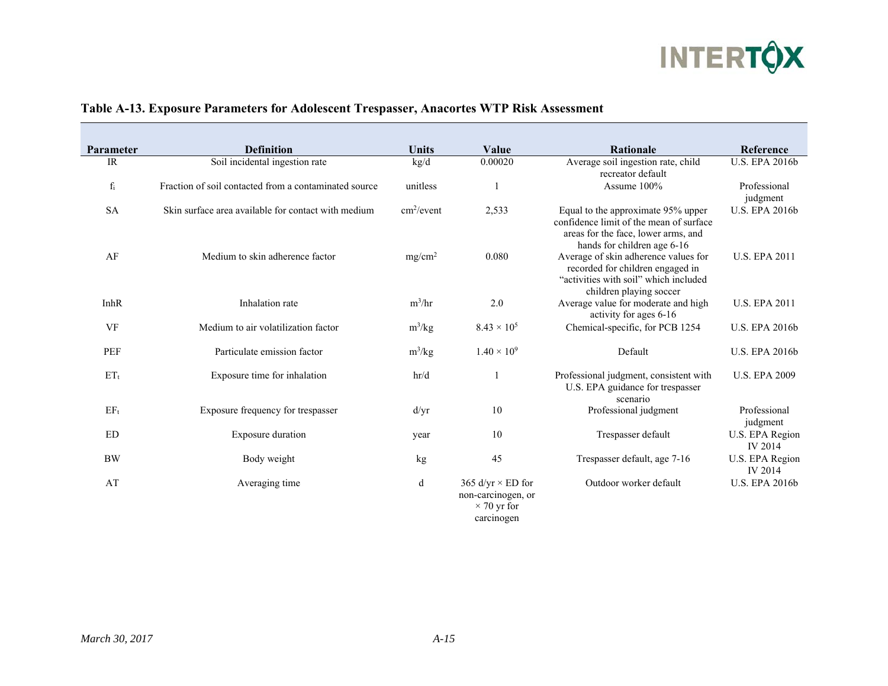**Table A-13. Exposure Parameters for Adolescent Trespasser, Anacortes WTP Risk Assessment**

| Parameter | Definition | Units | Value | Rationale | Reference |
|---|---|---|---|---|---|
| IR | Soil incidental ingestion rate | kg/d | 0.00020 | Average soil ingestion rate, child recreator default | U.S. EPA 2016b |
| $f_i$ | Fraction of soil contacted from a contaminated source | unitless | 1 | Assume 100% | Professional judgment |
| SA | Skin surface area available for contact with medium | $cm^2$/event | 2,533 | Equal to the approximate 95% upper confidence limit of the mean of surface areas for the face, lower arms, and hands for children age 6-16 | U.S. EPA 2016b |
| AF | Medium to skin adherence factor | $mg/cm^2$ | 0.080 | Average of skin adherence values for recorded for children engaged in "activities with soil" which included children playing soccer | U.S. EPA 2011 |
| InhR | Inhalation rate | $m^3$/hr | 2.0 | Average value for moderate and high activity for ages 6-16 | U.S. EPA 2011 |
| VF | Medium to air volatilization factor | $m^3$/kg | $8.43 \times 10^5$ | Chemical-specific, for PCB 1254 | U.S. EPA 2016b |
| PEF | Particulate emission factor | $m^3$/kg | $1.40 \times 10^9$ | Default | U.S. EPA 2016b |
| $ET_t$ | Exposure time for inhalation | hr/d | 1 | Professional judgment, consistent with U.S. EPA guidance for trespasser scenario | U.S. EPA 2009 |
| $EF_t$ | Exposure frequency for trespasser | d/yr | 10 | Professional judgment | Professional judgment |
| ED | Exposure duration | year | 10 | Trespasser default | U.S. EPA Region IV 2014 |
| BW | Body weight | kg | 45 | Trespasser default, age 7-16 | U.S. EPA Region IV 2014 |
| AT | Averaging time | d | 365 d/yr × ED for non-carcinogen, or × 70 yr for carcinogen | Outdoor worker default | U.S. EPA 2016b |

*March 30, 2017*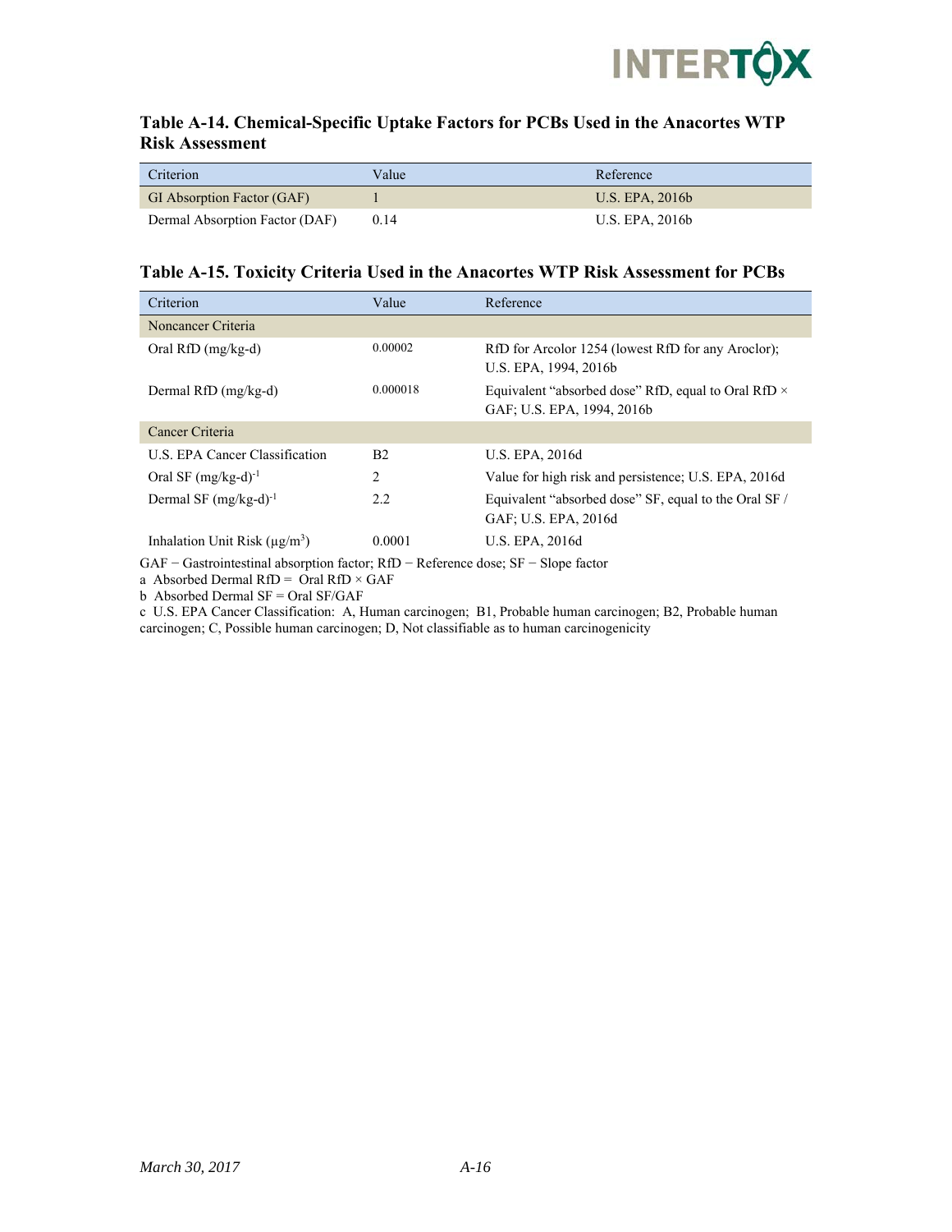### Table A-14. Chemical-Specific Uptake Factors for PCBs Used in the Anacortes WTP Risk Assessment

| Criterion | Value | Reference |
|---|---|---|
| GI Absorption Factor (GAF) | 1 | U.S. EPA, 2016b |
| Dermal Absorption Factor (DAF) | 0.14 | U.S. EPA, 2016b |

### Table A-15. Toxicity Criteria Used in the Anacortes WTP Risk Assessment for PCBs

| Criterion | Value | Reference |
|---|---|---|
| Noncancer Criteria | | |
| Oral RfD (mg/kg-d) | 0.00002 | RfD for Arcolor 1254 (lowest RfD for any Aroclor); U.S. EPA, 1994, 2016b |
| Dermal RfD (mg/kg-d) | 0.000018 | Equivalent "absorbed dose" RfD, equal to Oral RfD × GAF; U.S. EPA, 1994, 2016b |
| Cancer Criteria | | |
| U.S. EPA Cancer Classification | B2 | U.S. EPA, 2016d |
| Oral SF $(mg/kg\text{-}d)^{-1}$ | 2 | Value for high risk and persistence; U.S. EPA, 2016d |
| Dermal SF $(mg/kg\text{-}d)^{-1}$ | 2.2 | Equivalent "absorbed dose" SF, equal to the Oral SF / GAF; U.S. EPA, 2016d |
| Inhalation Unit Risk $(\mu g/m^3)$ | 0.0001 | U.S. EPA, 2016d |

GAF − Gastrointestinal absorption factor; RfD − Reference dose; SF − Slope factor

a Absorbed Dermal RfD = Oral RfD × GAF

b Absorbed Dermal SF = Oral SF/GAF

c U.S. EPA Cancer Classification: A, Human carcinogen; B1, Probable human carcinogen; B2, Probable human carcinogen; C, Possible human carcinogen; D, Not classifiable as to human carcinogenicity

*March 30, 2017*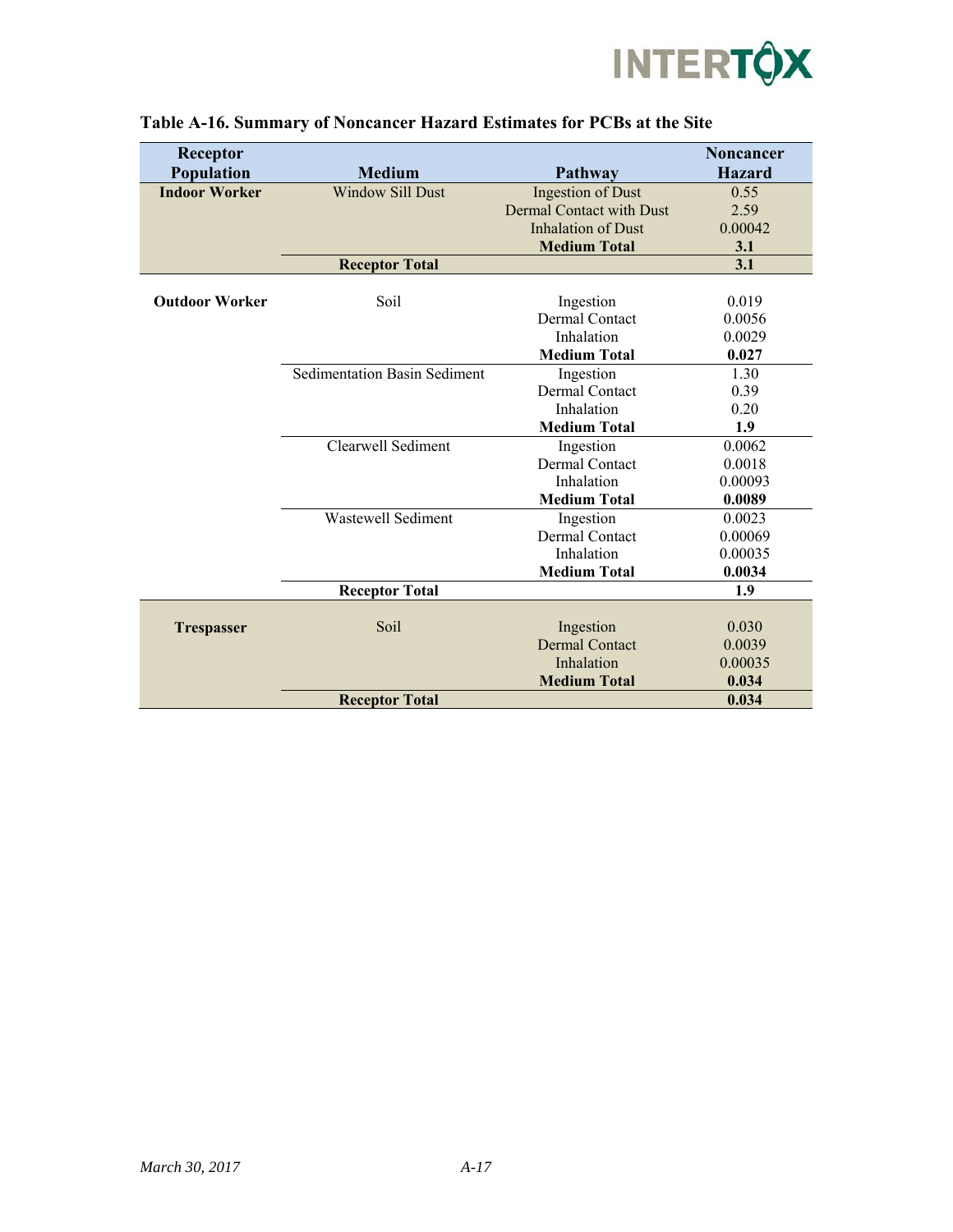**Table A-16. Summary of Noncancer Hazard Estimates for PCBs at the Site**

| Receptor Population | Medium | Pathway | Noncancer Hazard |
|---|---|---|---|
| **Indoor Worker** | Window Sill Dust | Ingestion of Dust | 0.55 |
| | | Dermal Contact with Dust | 2.59 |
| | | Inhalation of Dust | 0.00042 |
| | | **Medium Total** | **3.1** |
| | **Receptor Total** | | **3.1** |
| **Outdoor Worker** | Soil | Ingestion | 0.019 |
| | | Dermal Contact | 0.0056 |
| | | Inhalation | 0.0029 |
| | | **Medium Total** | **0.027** |
| | Sedimentation Basin Sediment | Ingestion | 1.30 |
| | | Dermal Contact | 0.39 |
| | | Inhalation | 0.20 |
| | | **Medium Total** | **1.9** |
| | Clearwell Sediment | Ingestion | 0.0062 |
| | | Dermal Contact | 0.0018 |
| | | Inhalation | 0.00093 |
| | | **Medium Total** | **0.0089** |
| | Wastewell Sediment | Ingestion | 0.0023 |
| | | Dermal Contact | 0.00069 |
| | | Inhalation | 0.00035 |
| | | **Medium Total** | **0.0034** |
| | **Receptor Total** | | **1.9** |
| **Trespasser** | Soil | Ingestion | 0.030 |
| | | Dermal Contact | 0.0039 |
| | | Inhalation | 0.00035 |
| | | **Medium Total** | **0.034** |
| | **Receptor Total** | | **0.034** |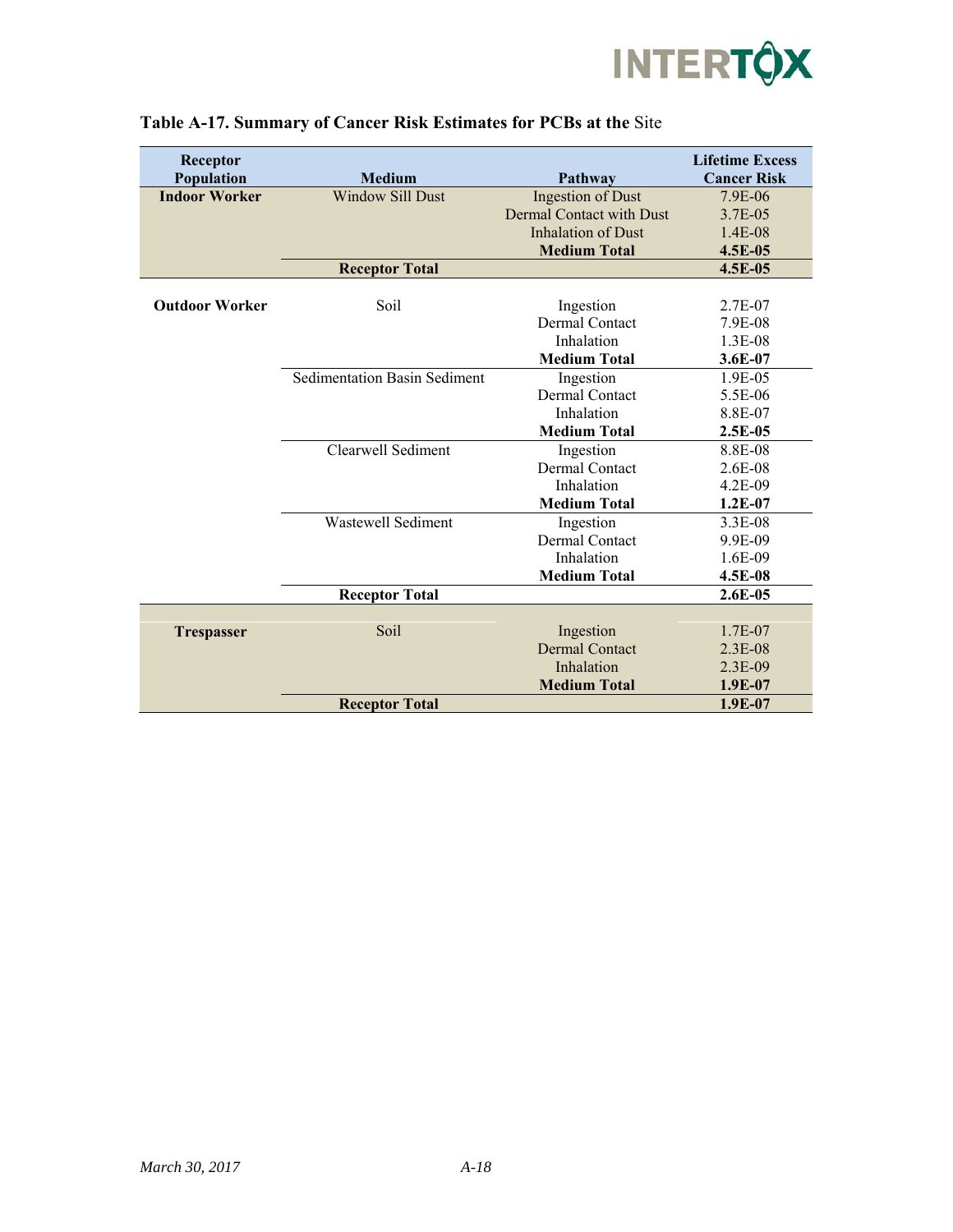**Table A-17. Summary of Cancer Risk Estimates for PCBs at the Site**

| Receptor Population | Medium | Pathway | Lifetime Excess Cancer Risk |
|---|---|---|---|
| **Indoor Worker** | Window Sill Dust | Ingestion of Dust | 7.9E-06 |
| | | Dermal Contact with Dust | 3.7E-05 |
| | | Inhalation of Dust | 1.4E-08 |
| | | **Medium Total** | **4.5E-05** |
| | **Receptor Total** | | **4.5E-05** |
| **Outdoor Worker** | Soil | Ingestion | 2.7E-07 |
| | | Dermal Contact | 7.9E-08 |
| | | Inhalation | 1.3E-08 |
| | | **Medium Total** | **3.6E-07** |
| | Sedimentation Basin Sediment | Ingestion | 1.9E-05 |
| | | Dermal Contact | 5.5E-06 |
| | | Inhalation | 8.8E-07 |
| | | **Medium Total** | **2.5E-05** |
| | Clearwell Sediment | Ingestion | 8.8E-08 |
| | | Dermal Contact | 2.6E-08 |
| | | Inhalation | 4.2E-09 |
| | | **Medium Total** | **1.2E-07** |
| | Wastewell Sediment | Ingestion | 3.3E-08 |
| | | Dermal Contact | 9.9E-09 |
| | | Inhalation | 1.6E-09 |
| | | **Medium Total** | **4.5E-08** |
| | **Receptor Total** | | **2.6E-05** |
| **Trespasser** | Soil | Ingestion | 1.7E-07 |
| | | Dermal Contact | 2.3E-08 |
| | | Inhalation | 2.3E-09 |
| | | **Medium Total** | **1.9E-07** |
| | **Receptor Total** | | **1.9E-07** |

*March 30, 2017*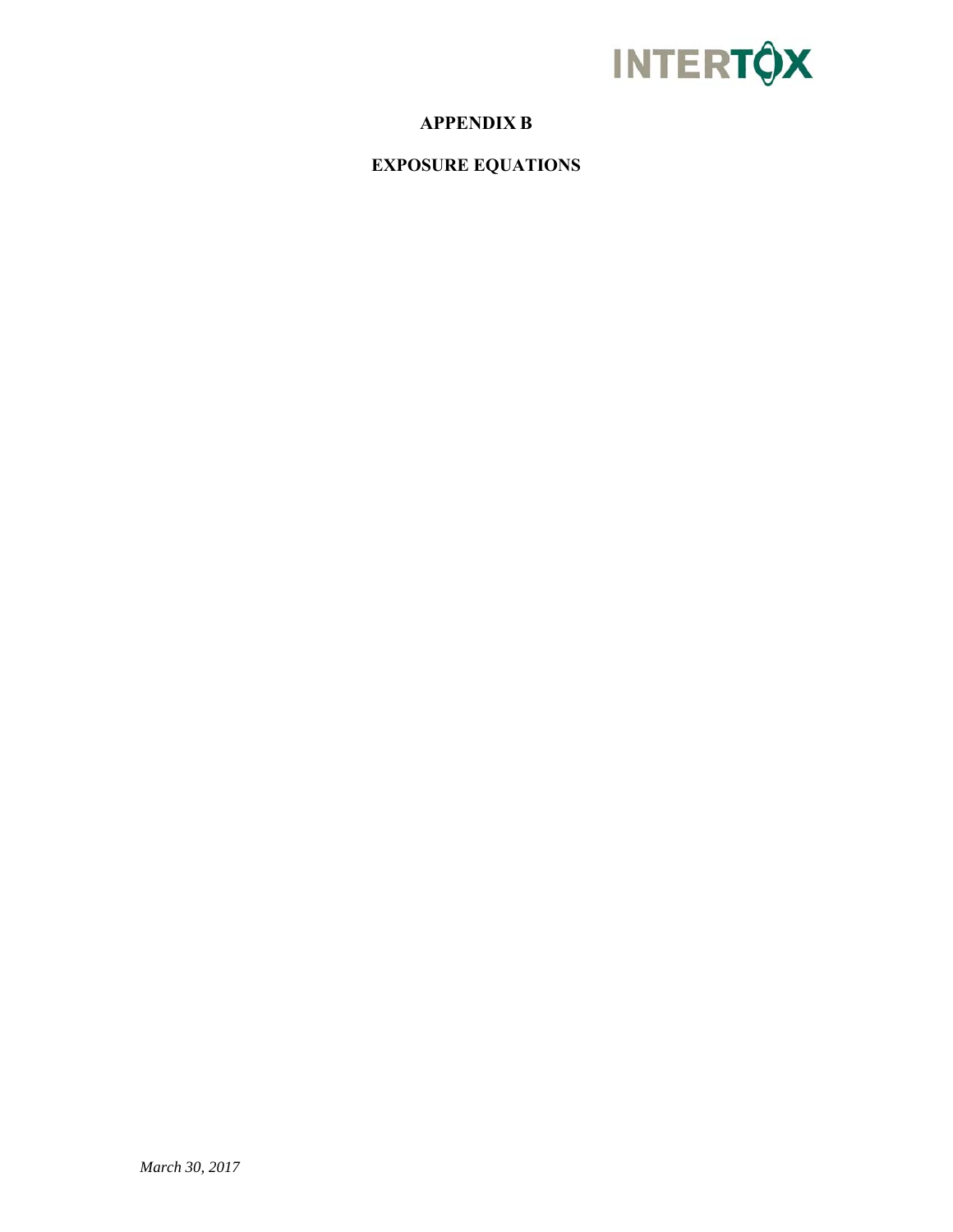# APPENDIX B

## EXPOSURE EQUATIONS

*March 30, 2017*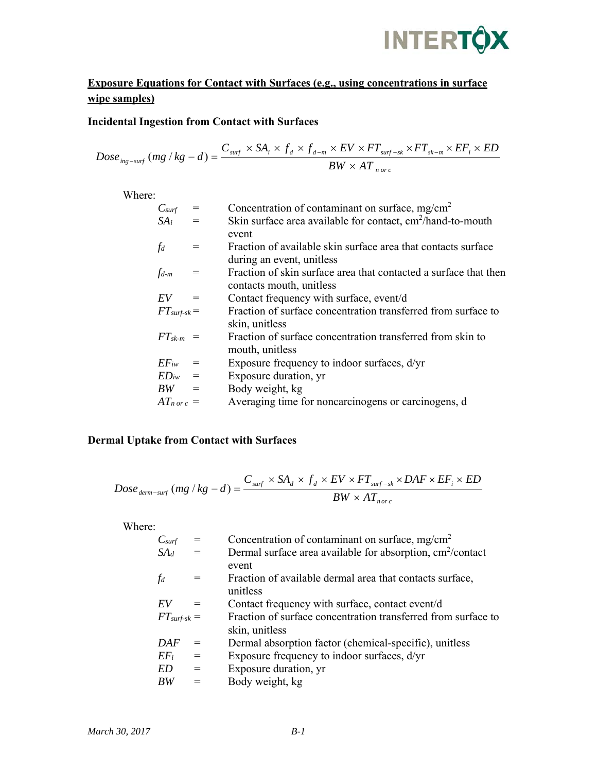## Exposure Equations for Contact with Surfaces (e.g., using concentrations in surface wipe samples)

### Incidental Ingestion from Contact with Surfaces

$$Dose_{ing-surf}\,(mg/kg-d) = \frac{C_{surf} \times SA_i \times f_d \times f_{d-m} \times EV \times FT_{surf-sk} \times FT_{sk-m} \times EF_i \times ED}{BW \times AT_{n\ or\ c}}$$

Where:

| | | |
|---|---|---|
| $C_{surf}$ | = | Concentration of contaminant on surface, $mg/cm^2$ |
| $SA_i$ | = | Skin surface area available for contact, $cm^2$/hand-to-mouth event |
| $f_d$ | = | Fraction of available skin surface area that contacts surface during an event, unitless |
| $f_{d-m}$ | = | Fraction of skin surface area that contacted a surface that then contacts mouth, unitless |
| $EV$ | = | Contact frequency with surface, event/d |
| $FT_{surf-sk}$ | = | Fraction of surface concentration transferred from surface to skin, unitless |
| $FT_{sk-m}$ | = | Fraction of surface concentration transferred from skin to mouth, unitless |
| $EF_{iw}$ | = | Exposure frequency to indoor surfaces, d/yr |
| $ED_{iw}$ | = | Exposure duration, yr |
| $BW$ | = | Body weight, kg |
| $AT_{n\ or\ c}$ | = | Averaging time for noncarcinogens or carcinogens, d |

### Dermal Uptake from Contact with Surfaces

$$Dose_{derm-surf}\,(mg/kg-d) = \frac{C_{surf} \times SA_d \times f_d \times EV \times FT_{surf-sk} \times DAF \times EF_i \times ED}{BW \times AT_{n\ or\ c}}$$

Where:

| | | |
|---|---|---|
| $C_{surf}$ | = | Concentration of contaminant on surface, $mg/cm^2$ |
| $SA_d$ | = | Dermal surface area available for absorption, $cm^2$/contact event |
| $f_d$ | = | Fraction of available dermal area that contacts surface, unitless |
| $EV$ | = | Contact frequency with surface, contact event/d |
| $FT_{surf-sk}$ | = | Fraction of surface concentration transferred from surface to skin, unitless |
| $DAF$ | = | Dermal absorption factor (chemical-specific), unitless |
| $EF_i$ | = | Exposure frequency to indoor surfaces, d/yr |
| $ED$ | = | Exposure duration, yr |
| $BW$ | = | Body weight, kg |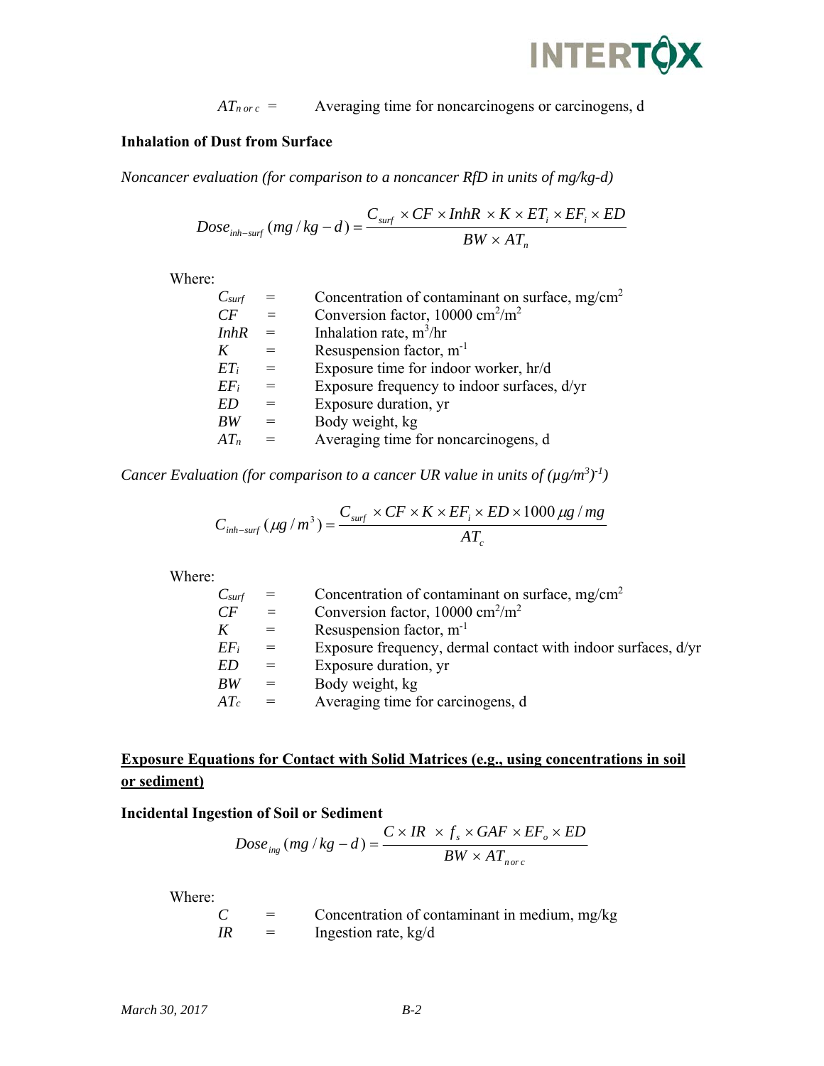$AT_{n\ or\ c}$ = Averaging time for noncarcinogens or carcinogens, d

**Inhalation of Dust from Surface**

*Noncancer evaluation (for comparison to a noncancer RfD in units of mg/kg-d)*

$$Dose_{inh-surf}\,(mg/kg-d) = \frac{C_{surf} \times CF \times InhR \times K \times ET_i \times EF_i \times ED}{BW \times AT_n}$$

Where:

| | | |
|---|---|---|
| $C_{surf}$ | = | Concentration of contaminant on surface, $mg/cm^2$ |
| $CF$ | = | Conversion factor, 10000 $cm^2/m^2$ |
| $InhR$ | = | Inhalation rate, $m^3$/hr |
| $K$ | = | Resuspension factor, $m^{-1}$ |
| $ET_i$ | = | Exposure time for indoor worker, hr/d |
| $EF_i$ | = | Exposure frequency to indoor surfaces, d/yr |
| $ED$ | = | Exposure duration, yr |
| $BW$ | = | Body weight, kg |
| $AT_n$ | = | Averaging time for noncarcinogens, d |

*Cancer Evaluation (for comparison to a cancer UR value in units of $(\mu g/m^3)^{-1}$)*

$$C_{inh-surf}\,(\mu g/m^3) = \frac{C_{surf} \times CF \times K \times EF_i \times ED \times 1000\,\mu g/mg}{AT_c}$$

Where:

| | | |
|---|---|---|
| $C_{surf}$ | = | Concentration of contaminant on surface, $mg/cm^2$ |
| $CF$ | = | Conversion factor, 10000 $cm^2/m^2$ |
| $K$ | = | Resuspension factor, $m^{-1}$ |
| $EF_i$ | = | Exposure frequency, dermal contact with indoor surfaces, d/yr |
| $ED$ | = | Exposure duration, yr |
| $BW$ | = | Body weight, kg |
| $AT_c$ | = | Averaging time for carcinogens, d |

**Exposure Equations for Contact with Solid Matrices (e.g., using concentrations in soil or sediment)**

**Incidental Ingestion of Soil or Sediment**

$$Dose_{ing}\,(mg/kg-d) = \frac{C \times IR \times f_s \times GAF \times EF_o \times ED}{BW \times AT_{n\ or\ c}}$$

Where:

| | | |
|---|---|---|
| $C$ | = | Concentration of contaminant in medium, mg/kg |
| $IR$ | = | Ingestion rate, kg/d |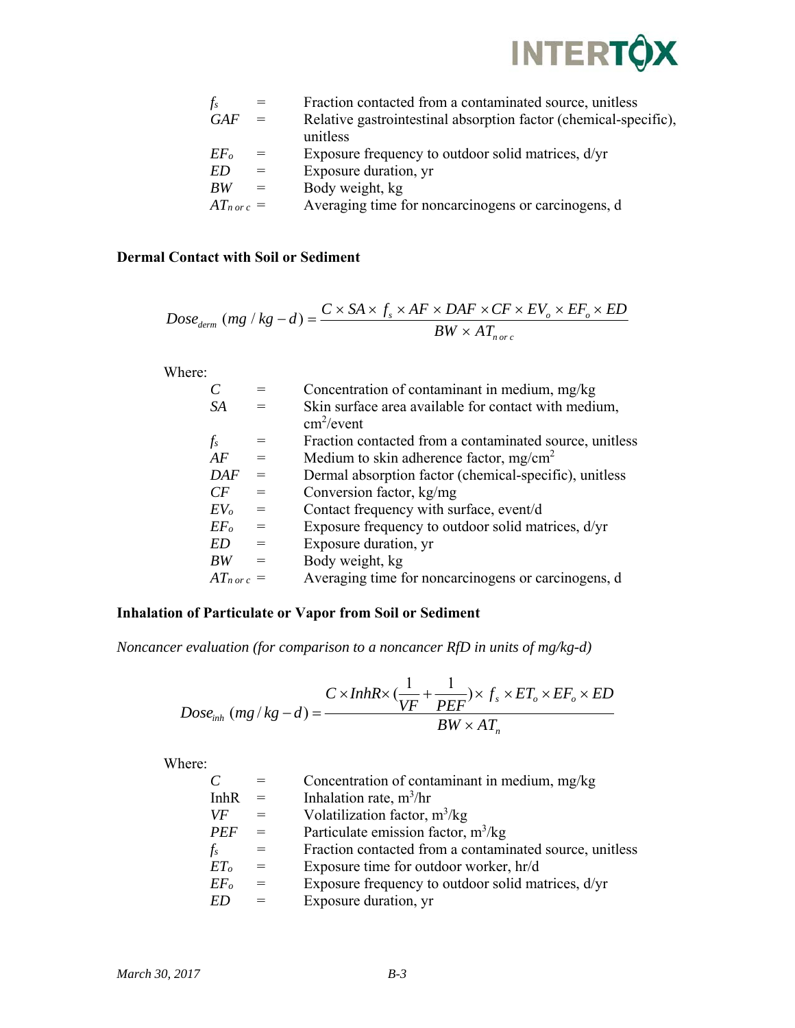| | | |
|---|---|---|
| $f_s$ | = | Fraction contacted from a contaminated source, unitless |
| $GAF$ | = | Relative gastrointestinal absorption factor (chemical-specific), unitless |
| $EF_o$ | = | Exposure frequency to outdoor solid matrices, d/yr |
| $ED$ | = | Exposure duration, yr |
| $BW$ | = | Body weight, kg |
| $AT_{n\ or\ c}$ | = | Averaging time for noncarcinogens or carcinogens, d |

**Dermal Contact with Soil or Sediment**

$$Dose_{derm}\ (mg/kg-d) = \frac{C \times SA \times f_s \times AF \times DAF \times CF \times EV_o \times EF_o \times ED}{BW \times AT_{n\ or\ c}}$$

Where:

| | | |
|---|---|---|
| $C$ | = | Concentration of contaminant in medium, mg/kg |
| $SA$ | = | Skin surface area available for contact with medium, $cm^2$/event |
| $f_s$ | = | Fraction contacted from a contaminated source, unitless |
| $AF$ | = | Medium to skin adherence factor, $mg/cm^2$ |
| $DAF$ | = | Dermal absorption factor (chemical-specific), unitless |
| $CF$ | = | Conversion factor, kg/mg |
| $EV_o$ | = | Contact frequency with surface, event/d |
| $EF_o$ | = | Exposure frequency to outdoor solid matrices, d/yr |
| $ED$ | = | Exposure duration, yr |
| $BW$ | = | Body weight, kg |
| $AT_{n\ or\ c}$ | = | Averaging time for noncarcinogens or carcinogens, d |

**Inhalation of Particulate or Vapor from Soil or Sediment**

*Noncancer evaluation (for comparison to a noncancer RfD in units of mg/kg-d)*

$$Dose_{inh}\ (mg/kg-d) = \frac{C \times InhR \times (\frac{1}{VF} + \frac{1}{PEF}) \times f_s \times ET_o \times EF_o \times ED}{BW \times AT_n}$$

Where:

| | | |
|---|---|---|
| $C$ | = | Concentration of contaminant in medium, mg/kg |
| InhR | = | Inhalation rate, $m^3$/hr |
| $VF$ | = | Volatilization factor, $m^3$/kg |
| $PEF$ | = | Particulate emission factor, $m^3$/kg |
| $f_s$ | = | Fraction contacted from a contaminated source, unitless |
| $ET_o$ | = | Exposure time for outdoor worker, hr/d |
| $EF_o$ | = | Exposure frequency to outdoor solid matrices, d/yr |
| $ED$ | = | Exposure duration, yr |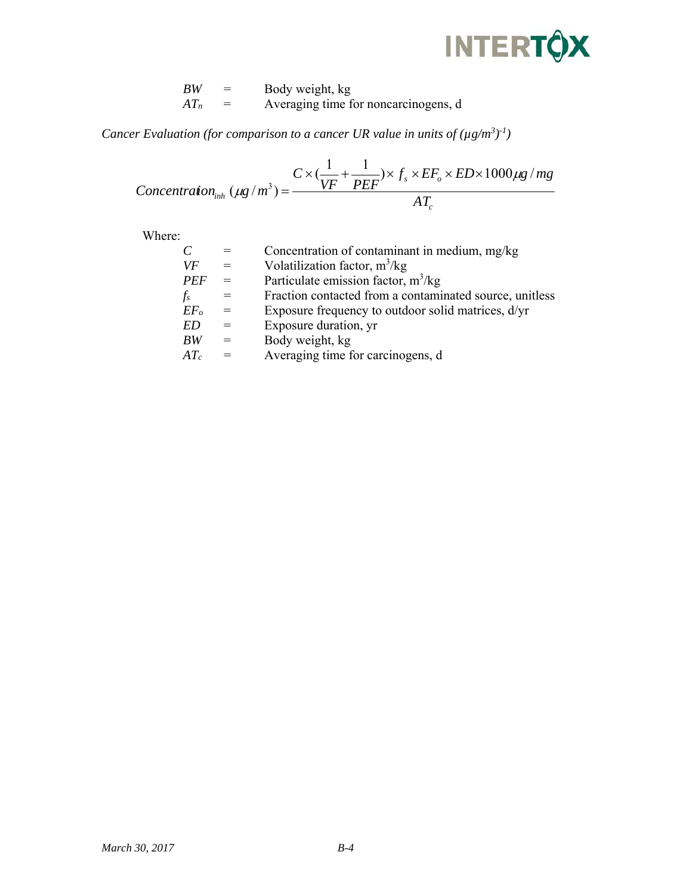| | | |
|---|---|---|
| $BW$ | = | Body weight, kg |
| $AT_n$ | = | Averaging time for noncarcinogens, d |

*Cancer Evaluation (for comparison to a cancer UR value in units of $(\mu g/m^3)^{-1}$)*

$$Concentration_{inh}\ (\mu g/m^3) = \frac{C \times (\frac{1}{VF} + \frac{1}{PEF}) \times f_s \times EF_o \times ED \times 1000 \mu g/mg}{AT_c}$$

Where:

| | | |
|---|---|---|
| $C$ | = | Concentration of contaminant in medium, mg/kg |
| $VF$ | = | Volatilization factor, $m^3$/kg |
| $PEF$ | = | Particulate emission factor, $m^3$/kg |
| $f_s$ | = | Fraction contacted from a contaminated source, unitless |
| $EF_o$ | = | Exposure frequency to outdoor solid matrices, d/yr |
| $ED$ | = | Exposure duration, yr |
| $BW$ | = | Body weight, kg |
| $AT_c$ | = | Averaging time for carcinogens, d |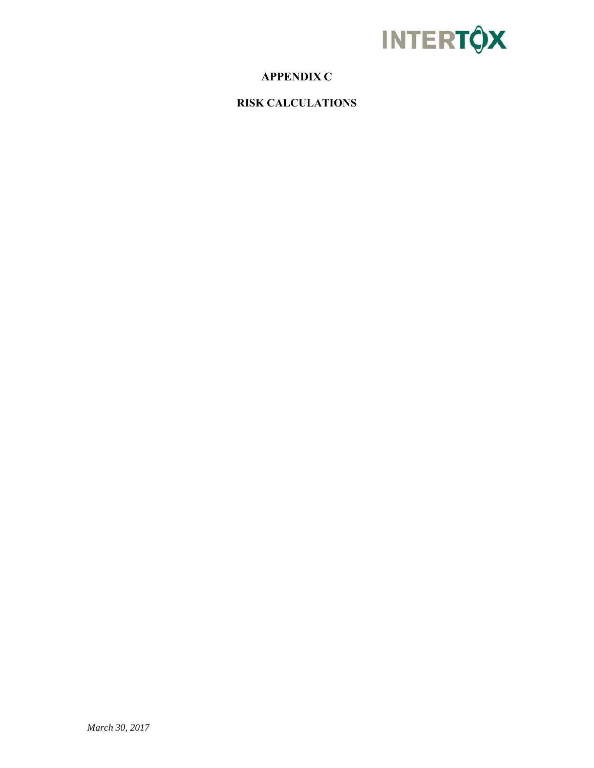# APPENDIX C

## RISK CALCULATIONS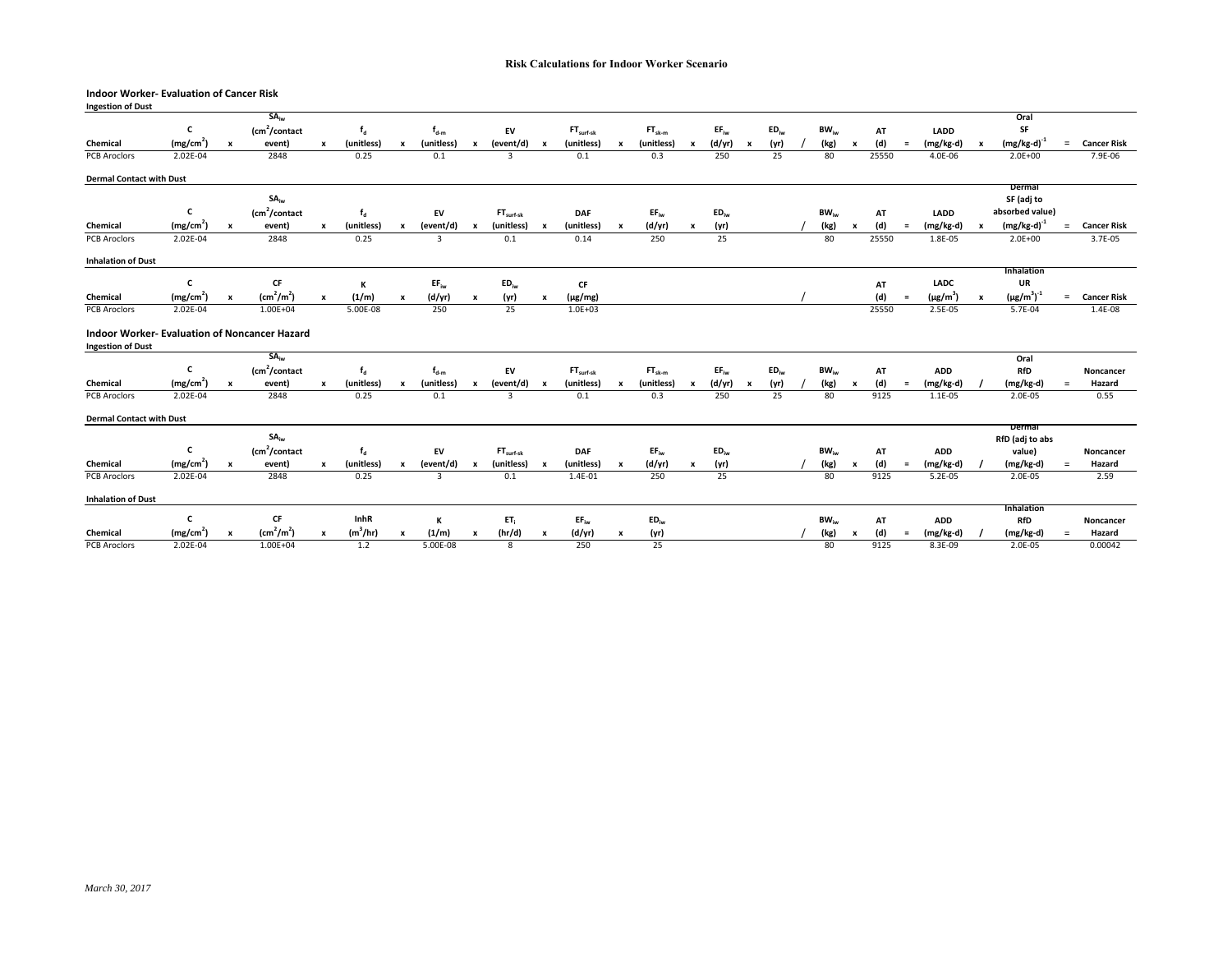# Risk Calculations for Indoor Worker Scenario

## Indoor Worker- Evaluation of Cancer Risk

### Ingestion of Dust

| Chemical | C ($mg/cm^2$) | x | $SA_{iw}$ ($cm^2$/contact event) | x | $f_d$ (unitless) | x | $f_{d-m}$ (unitless) | x | EV (event/d) | x | $FT_{surf-sk}$ (unitless) | x | $FT_{sk-m}$ (unitless) | x | $EF_{iw}$ (d/yr) | x | $ED_{iw}$ (yr) | / | $BW_{iw}$ (kg) | x | AT (d) | = | LADD (mg/kg-d) | x | Oral SF $(mg/kg\text{-}d)^{-1}$ | = | Cancer Risk |
|---|---|---|---|---|---|---|---|---|---|---|---|---|---|---|---|---|---|---|---|---|---|---|---|---|---|---|---|
| PCB Aroclors | 2.02E-04 | | 2848 | | 0.25 | | 0.1 | | 3 | | 0.1 | | 0.3 | | 250 | | 25 | | 80 | | 25550 | | 4.0E-06 | | 2.0E+00 | | 7.9E-06 |

### Dermal Contact with Dust

| Chemical | C ($mg/cm^2$) | x | $SA_{iw}$ ($cm^2$/contact event) | x | $f_d$ (unitless) | x | EV (event/d) | x | $FT_{surf-sk}$ (unitless) | x | DAF (unitless) | x | $EF_{iw}$ (d/yr) | x | $ED_{iw}$ (yr) | / | $BW_{iw}$ (kg) | x | AT (d) | = | LADD (mg/kg-d) | x | Dermal SF (adj to absorbed value) $(mg/kg\text{-}d)^{-1}$ | = | Cancer Risk |
|---|---|---|---|---|---|---|---|---|---|---|---|---|---|---|---|---|---|---|---|---|---|---|---|---|---|
| PCB Aroclors | 2.02E-04 | | 2848 | | 0.25 | | 3 | | 0.1 | | 0.14 | | 250 | | 25 | | 80 | | 25550 | | 1.8E-05 | | 2.0E+00 | | 3.7E-05 |

### Inhalation of Dust

| Chemical | C ($mg/cm^2$) | x | CF ($cm^2/m^2$) | x | K (1/m) | x | $EF_{iw}$ (d/yr) | x | $ED_{iw}$ (yr) | x | CF (µg/mg) | / | AT (d) | = | LADC ($\mu g/m^3$) | x | Inhalation UR $(\mu g/m^3)^{-1}$ | = | Cancer Risk |
|---|---|---|---|---|---|---|---|---|---|---|---|---|---|---|---|---|---|---|---|
| PCB Aroclors | 2.02E-04 | | 1.00E+04 | | 5.00E-08 | | 250 | | 25 | | 1.0E+03 | | 25550 | | 2.5E-05 | | 5.7E-04 | | 1.4E-08 |

## Indoor Worker- Evaluation of Noncancer Hazard

### Ingestion of Dust

| Chemical | C ($mg/cm^2$) | x | $SA_{iw}$ ($cm^2$/contact event) | x | $f_d$ (unitless) | x | $f_{d-m}$ (unitless) | x | EV (event/d) | x | $FT_{surf-sk}$ (unitless) | x | $FT_{sk-m}$ (unitless) | x | $EF_{iw}$ (d/yr) | x | $ED_{iw}$ (yr) | / | $BW_{iw}$ (kg) | x | AT (d) | = | ADD (mg/kg-d) | / | Oral RfD (mg/kg-d) | = | Noncancer Hazard |
|---|---|---|---|---|---|---|---|---|---|---|---|---|---|---|---|---|---|---|---|---|---|---|---|---|---|---|---|
| PCB Aroclors | 2.02E-04 | | 2848 | | 0.25 | | 0.1 | | 3 | | 0.1 | | 0.3 | | 250 | | 25 | | 80 | | 9125 | | 1.1E-05 | | 2.0E-05 | | 0.55 |

### Dermal Contact with Dust

| Chemical | C ($mg/cm^2$) | x | $SA_{iw}$ ($cm^2$/contact event) | x | $f_d$ (unitless) | x | EV (event/d) | x | $FT_{surf-sk}$ (unitless) | x | DAF (unitless) | x | $EF_{iw}$ (d/yr) | x | $ED_{iw}$ (yr) | / | $BW_{iw}$ (kg) | x | AT (d) | = | ADD (mg/kg-d) | / | Dermal RfD (adj to abs value) (mg/kg-d) | = | Noncancer Hazard |
|---|---|---|---|---|---|---|---|---|---|---|---|---|---|---|---|---|---|---|---|---|---|---|---|---|---|
| PCB Aroclors | 2.02E-04 | | 2848 | | 0.25 | | 3 | | 0.1 | | 1.4E-01 | | 250 | | 25 | | 80 | | 9125 | | 5.2E-05 | | 2.0E-05 | | 2.59 |

### Inhalation of Dust

| Chemical | C ($mg/cm^2$) | x | CF ($cm^2/m^2$) | x | InhR ($m^3$/hr) | x | K (1/m) | x | $ET_i$ (hr/d) | x | $EF_{iw}$ (d/yr) | x | $ED_{iw}$ (yr) | / | $BW_{iw}$ (kg) | x | AT (d) | = | ADD (mg/kg-d) | / | Inhalation RfD (mg/kg-d) | = | Noncancer Hazard |
|---|---|---|---|---|---|---|---|---|---|---|---|---|---|---|---|---|---|---|---|---|---|---|---|
| PCB Aroclors | 2.02E-04 | | 1.00E+04 | | 1.2 | | 5.00E-08 | | 8 | | 250 | | 25 | | 80 | | 9125 | | 8.3E-09 | | 2.0E-05 | | 0.00042 |

*March 30, 2017*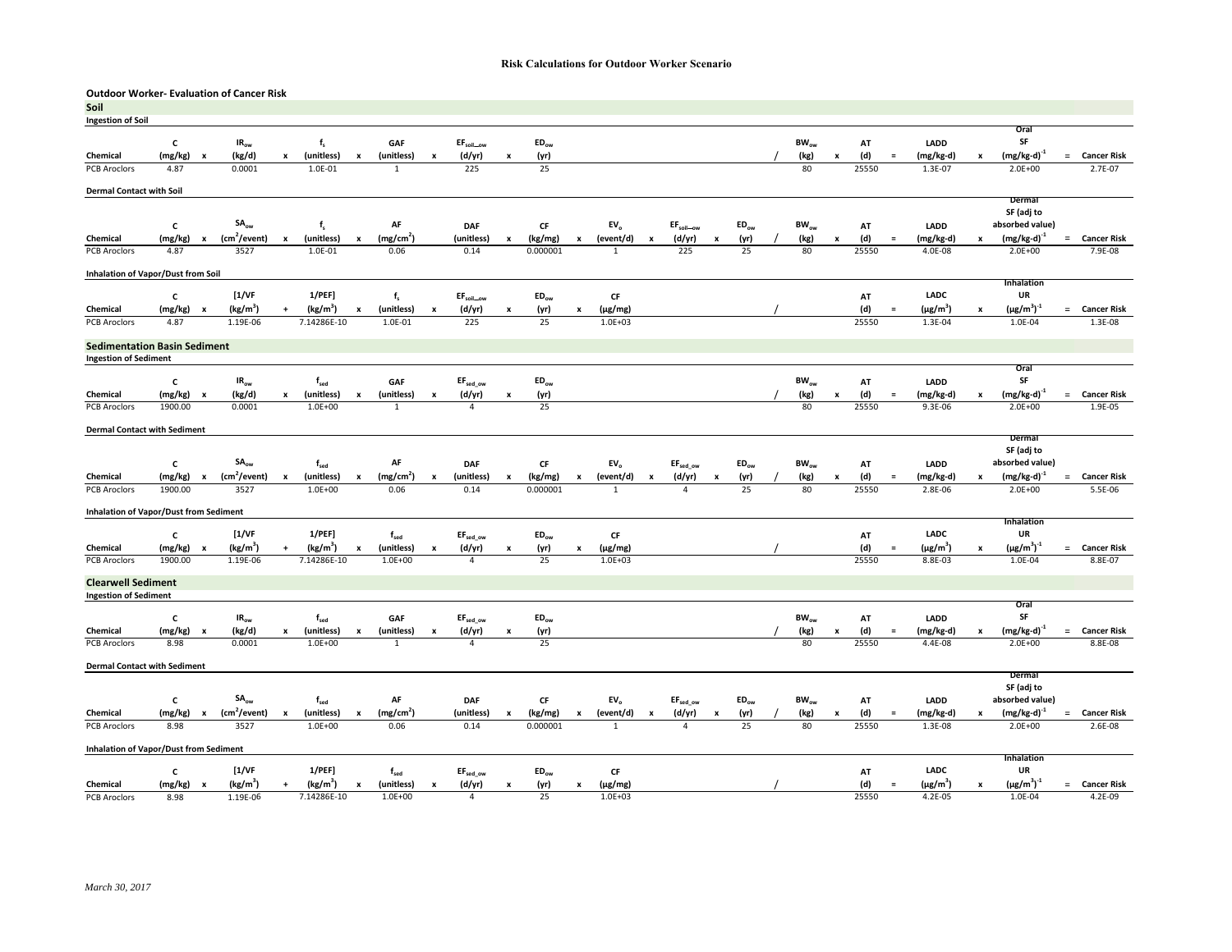# Risk Calculations for Outdoor Worker Scenario

## Outdoor Worker- Evaluation of Cancer Risk

## Soil

### Ingestion of Soil

| Chemical | C (mg/kg) | x | $IR_{ow}$ (kg/d) | x | $f_s$ (unitless) | x | GAF (unitless) | x | $EF_{soil\_ow}$ (d/yr) | x | $ED_{ow}$ (yr) | / | $BW_{ow}$ (kg) | x | AT (d) | = | LADD (mg/kg-d) | x | Oral SF $(mg/kg\text{-}d)^{-1}$ | = | Cancer Risk |
|---|---|---|---|---|---|---|---|---|---|---|---|---|---|---|---|---|---|---|---|---|---|
| PCB Aroclors | 4.87 | | 0.0001 | | 1.0E-01 | | 1 | | 225 | | 25 | | 80 | | 25550 | | 1.3E-07 | | 2.0E+00 | | 2.7E-07 |

### Dermal Contact with Soil

| Chemical | C (mg/kg) | x | $SA_{ow}$ ($cm^2$/event) | x | $f_s$ (unitless) | x | AF ($mg/cm^2$) | x | DAF (unitless) | x | CF (kg/mg) | x | $EV_o$ (event/d) | x | $EF_{soil\_ow}$ (d/yr) | x | $ED_{ow}$ (yr) | / | $BW_{ow}$ (kg) | x | AT (d) | = | LADD (mg/kg-d) | x | Dermal SF (adj to absorbed value) $(mg/kg\text{-}d)^{-1}$ | = | Cancer Risk |
|---|---|---|---|---|---|---|---|---|---|---|---|---|---|---|---|---|---|---|---|---|---|---|---|---|---|---|---|
| PCB Aroclors | 4.87 | | 3527 | | 1.0E-01 | | 0.06 | | 0.14 | | 0.000001 | | 1 | | 225 | | 25 | | 80 | | 25550 | | 4.0E-08 | | 2.0E+00 | | 7.9E-08 |

### Inhalation of Vapor/Dust from Soil

| Chemical | C (mg/kg) | x | [1/VF ($kg/m^3$) | + | 1/PEF] ($kg/m^3$) | x | $f_s$ (unitless) | x | $EF_{soil\_ow}$ (d/yr) | x | $ED_{ow}$ (yr) | x | CF (µg/mg) | / | AT (d) | = | LADC (µg/$m^3$) | x | Inhalation UR $(\mu g/m^3)^{-1}$ | = | Cancer Risk |
|---|---|---|---|---|---|---|---|---|---|---|---|---|---|---|---|---|---|---|---|---|---|
| PCB Aroclors | 4.87 | | 1.19E-06 | | 7.14286E-10 | | 1.0E-01 | | 225 | | 25 | | 1.0E+03 | | 25550 | | 1.3E-04 | | 1.0E-04 | | 1.3E-08 |

## Sedimentation Basin Sediment

### Ingestion of Sediment

| Chemical | C (mg/kg) | x | $IR_{ow}$ (kg/d) | x | $f_{sed}$ (unitless) | x | GAF (unitless) | x | $EF_{sed\_ow}$ (d/yr) | x | $ED_{ow}$ (yr) | / | $BW_{ow}$ (kg) | x | AT (d) | = | LADD (mg/kg-d) | x | Oral SF $(mg/kg\text{-}d)^{-1}$ | = | Cancer Risk |
|---|---|---|---|---|---|---|---|---|---|---|---|---|---|---|---|---|---|---|---|---|---|
| PCB Aroclors | 1900.00 | | 0.0001 | | 1.0E+00 | | 1 | | 4 | | 25 | | 80 | | 25550 | | 9.3E-06 | | 2.0E+00 | | 1.9E-05 |

### Dermal Contact with Sediment

| Chemical | C (mg/kg) | x | $SA_{ow}$ ($cm^2$/event) | x | $f_{sed}$ (unitless) | x | AF ($mg/cm^2$) | x | DAF (unitless) | x | CF (kg/mg) | x | $EV_o$ (event/d) | x | $EF_{sed\_ow}$ (d/yr) | x | $ED_{ow}$ (yr) | / | $BW_{ow}$ (kg) | x | AT (d) | = | LADD (mg/kg-d) | x | Dermal SF (adj to absorbed value) $(mg/kg\text{-}d)^{-1}$ | = | Cancer Risk |
|---|---|---|---|---|---|---|---|---|---|---|---|---|---|---|---|---|---|---|---|---|---|---|---|---|---|---|---|
| PCB Aroclors | 1900.00 | | 3527 | | 1.0E+00 | | 0.06 | | 0.14 | | 0.000001 | | 1 | | 4 | | 25 | | 80 | | 25550 | | 2.8E-06 | | 2.0E+00 | | 5.5E-06 |

### Inhalation of Vapor/Dust from Sediment

| Chemical | C (mg/kg) | x | [1/VF ($kg/m^3$) | + | 1/PEF] ($kg/m^3$) | x | $f_{sed}$ (unitless) | x | $EF_{sed\_ow}$ (d/yr) | x | $ED_{ow}$ (yr) | x | CF (µg/mg) | / | AT (d) | = | LADC (µg/$m^3$) | x | Inhalation UR $(\mu g/m^3)^{-1}$ | = | Cancer Risk |
|---|---|---|---|---|---|---|---|---|---|---|---|---|---|---|---|---|---|---|---|---|---|
| PCB Aroclors | 1900.00 | | 1.19E-06 | | 7.14286E-10 | | 1.0E+00 | | 4 | | 25 | | 1.0E+03 | | 25550 | | 8.8E-03 | | 1.0E-04 | | 8.8E-07 |

## Clearwell Sediment

### Ingestion of Sediment

| Chemical | C (mg/kg) | x | $IR_{ow}$ (kg/d) | x | $f_{sed}$ (unitless) | x | GAF (unitless) | x | $EF_{sed\_ow}$ (d/yr) | x | $ED_{ow}$ (yr) | / | $BW_{ow}$ (kg) | x | AT (d) | = | LADD (mg/kg-d) | x | Oral SF $(mg/kg\text{-}d)^{-1}$ | = | Cancer Risk |
|---|---|---|---|---|---|---|---|---|---|---|---|---|---|---|---|---|---|---|---|---|---|
| PCB Aroclors | 8.98 | | 0.0001 | | 1.0E+00 | | 1 | | 4 | | 25 | | 80 | | 25550 | | 4.4E-08 | | 2.0E+00 | | 8.8E-08 |

### Dermal Contact with Sediment

| Chemical | C (mg/kg) | x | $SA_{ow}$ ($cm^2$/event) | x | $f_{sed}$ (unitless) | x | AF ($mg/cm^2$) | x | DAF (unitless) | x | CF (kg/mg) | x | $EV_o$ (event/d) | x | $EF_{sed\_ow}$ (d/yr) | x | $ED_{ow}$ (yr) | / | $BW_{ow}$ (kg) | x | AT (d) | = | LADD (mg/kg-d) | x | Dermal SF (adj to absorbed value) $(mg/kg\text{-}d)^{-1}$ | = | Cancer Risk |
|---|---|---|---|---|---|---|---|---|---|---|---|---|---|---|---|---|---|---|---|---|---|---|---|---|---|---|---|
| PCB Aroclors | 8.98 | | 3527 | | 1.0E+00 | | 0.06 | | 0.14 | | 0.000001 | | 1 | | 4 | | 25 | | 80 | | 25550 | | 1.3E-08 | | 2.0E+00 | | 2.6E-08 |

### Inhalation of Vapor/Dust from Sediment

| Chemical | C (mg/kg) | x | [1/VF ($kg/m^3$) | + | 1/PEF] ($kg/m^3$) | x | $f_{sed}$ (unitless) | x | $EF_{sed\_ow}$ (d/yr) | x | $ED_{ow}$ (yr) | x | CF (µg/mg) | / | AT (d) | = | LADC (µg/$m^3$) | x | Inhalation UR $(\mu g/m^3)^{-1}$ | = | Cancer Risk |
|---|---|---|---|---|---|---|---|---|---|---|---|---|---|---|---|---|---|---|---|---|---|
| PCB Aroclors | 8.98 | | 1.19E-06 | | 7.14286E-10 | | 1.0E+00 | | 4 | | 25 | | 1.0E+03 | | 25550 | | 4.2E-05 | | 1.0E-04 | | 4.2E-09 |

*March 30, 2017*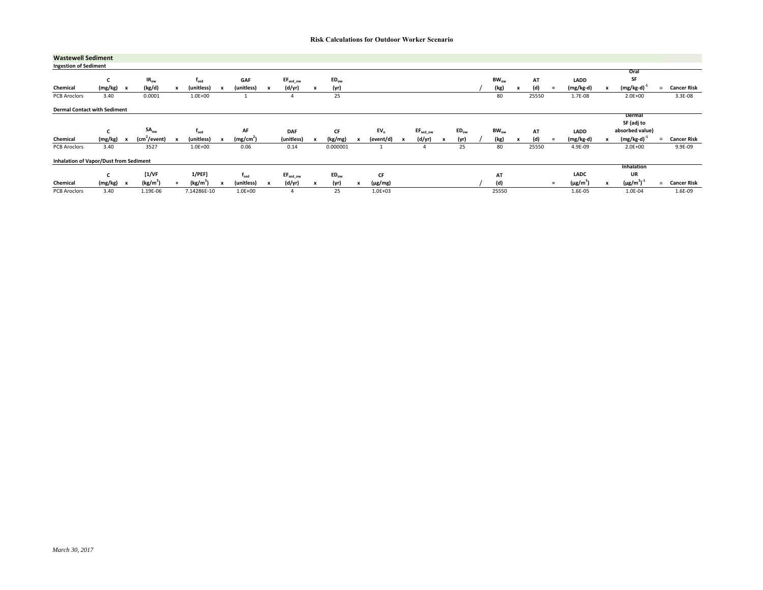# Risk Calculations for Outdoor Worker Scenario

## Wastewell Sediment

### Ingestion of Sediment

| Chemical | C (mg/kg) | x | $IR_{ow}$ (kg/d) | x | $f_{sed}$ (unitless) | x | GAF (unitless) | x | $EF_{sed\_ow}$ (d/yr) | x | $ED_{ow}$ (yr) | / | $BW_{ow}$ (kg) | x | AT (d) | = | LADD (mg/kg-d) | x | Oral SF $(mg/kg\text{-}d)^{-1}$ | = | Cancer Risk |
|---|---|---|---|---|---|---|---|---|---|---|---|---|---|---|---|---|---|---|---|---|---|
| PCB Aroclors | 3.40 | | 0.0001 | | 1.0E+00 | | 1 | | 4 | | 25 | | 80 | | 25550 | | 1.7E-08 | | 2.0E+00 | | 3.3E-08 |

### Dermal Contact with Sediment

| Chemical | C (mg/kg) | x | $SA_{ow}$ $(cm^2/event)$ | x | $f_{sed}$ (unitless) | x | AF $(mg/cm^2)$ | | DAF (unitless) | x | CF (kg/mg) | x | $EV_o$ (event/d) | x | $EF_{sed\_ow}$ (d/yr) | x | $ED_{ow}$ (yr) | / | $BW_{ow}$ (kg) | x | AT (d) | = | LADD (mg/kg-d) | x | Dermal SF (adj to absorbed value) $(mg/kg\text{-}d)^{-1}$ | = | Cancer Risk |
|---|---|---|---|---|---|---|---|---|---|---|---|---|---|---|---|---|---|---|---|---|---|---|---|---|---|---|---|
| PCB Aroclors | 3.40 | | 3527 | | 1.0E+00 | | 0.06 | | 0.14 | | 0.000001 | | 1 | | 4 | | 25 | | 80 | | 25550 | | 4.9E-09 | | 2.0E+00 | | 9.9E-09 |

### Inhalation of Vapor/Dust from Sediment

| Chemical | C (mg/kg) | x | [1/VF $(kg/m^3)$ | + | 1/PEF] $(kg/m^3)$ | x | $f_{sed}$ (unitless) | x | $EF_{sed\_ow}$ (d/yr) | x | $ED_{ow}$ (yr) | x | CF (µg/mg) | / | AT (d) | = | LADC $(\mu g/m^3)$ | x | Inhalation UR $(\mu g/m^3)^{-1}$ | = | Cancer Risk |
|---|---|---|---|---|---|---|---|---|---|---|---|---|---|---|---|---|---|---|---|---|---|
| PCB Aroclors | 3.40 | | 1.19E-06 | | 7.14286E-10 | | 1.0E+00 | | 4 | | 25 | | 1.0E+03 | | 25550 | | 1.6E-05 | | 1.0E-04 | | 1.6E-09 |

*March 30, 2017*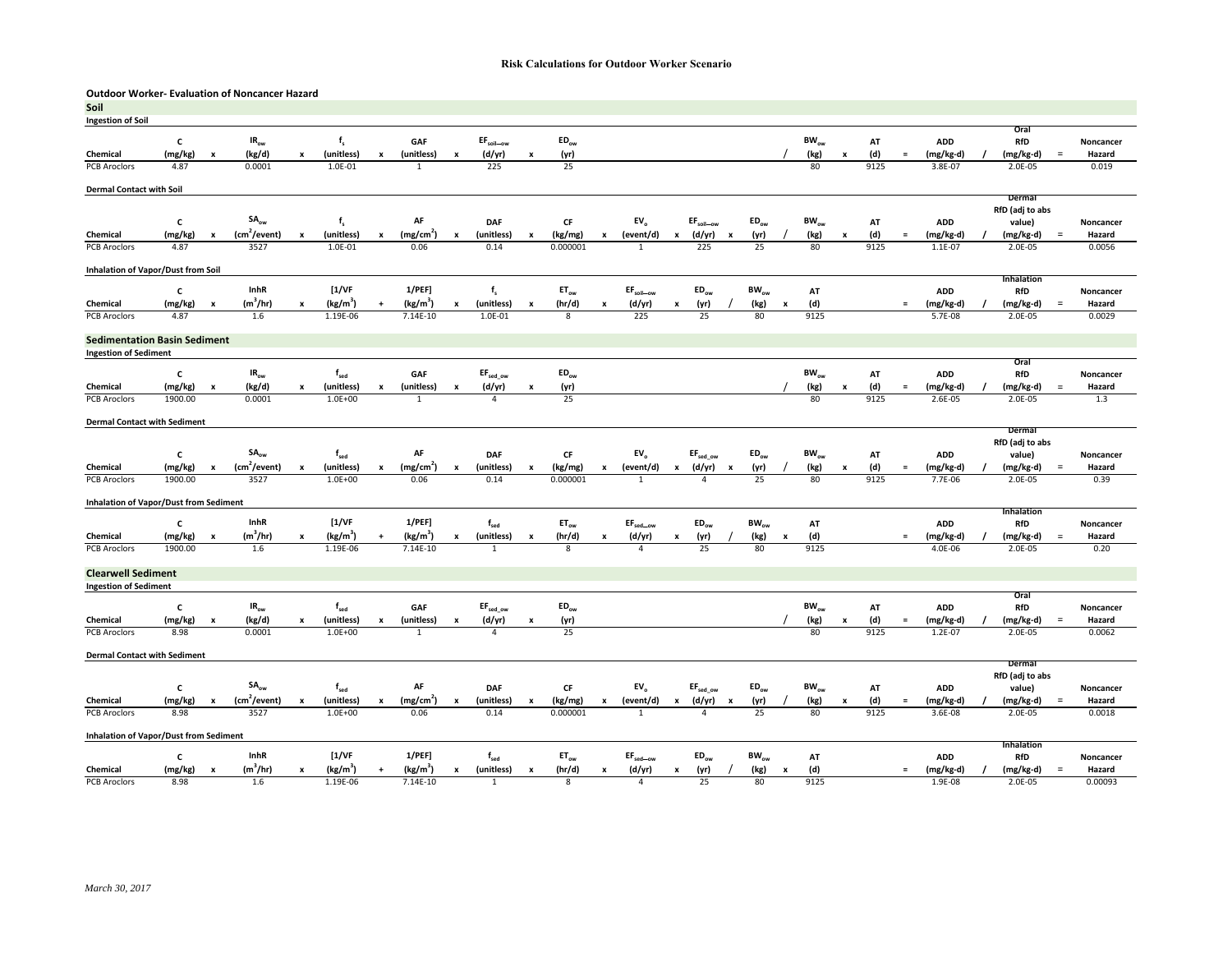# Risk Calculations for Outdoor Worker Scenario

## Outdoor Worker- Evaluation of Noncancer Hazard

## Soil

### Ingestion of Soil

| Chemical | C (mg/kg) | x | $IR_{ow}$ (kg/d) | x | $f_s$ (unitless) | x | GAF (unitless) | x | $EF_{soil-ow}$ (d/yr) | x | $ED_{ow}$ (yr) | / | $BW_{ow}$ (kg) | x | AT (d) | = | ADD (mg/kg-d) | / | Oral RfD (mg/kg-d) | = | Noncancer Hazard |
|---|---|---|---|---|---|---|---|---|---|---|---|---|---|---|---|---|---|---|---|---|---|
| PCB Aroclors | 4.87 | | 0.0001 | | 1.0E-01 | | 1 | | 225 | | 25 | | 80 | | 9125 | | 3.8E-07 | | 2.0E-05 | | 0.019 |

### Dermal Contact with Soil

| Chemical | C (mg/kg) | x | $SA_{ow}$ ($cm^2$/event) | x | $f_s$ (unitless) | x | AF ($mg/cm^2$) | x | DAF (unitless) | x | CF (kg/mg) | x | $EV_o$ (event/d) | x | $EF_{soil-ow}$ (d/yr) | x | $ED_{ow}$ (yr) | / | $BW_{ow}$ (kg) | x | AT (d) | = | ADD (mg/kg-d) | / | Dermal RfD (adj to abs value) (mg/kg-d) | = | Noncancer Hazard |
|---|---|---|---|---|---|---|---|---|---|---|---|---|---|---|---|---|---|---|---|---|---|---|---|---|---|---|---|
| PCB Aroclors | 4.87 | | 3527 | | 1.0E-01 | | 0.06 | | 0.14 | | 0.000001 | | 1 | | 225 | | 25 | | 80 | | 9125 | | 1.1E-07 | | 2.0E-05 | | 0.0056 |

### Inhalation of Vapor/Dust from Soil

| Chemical | C (mg/kg) | x | InhR ($m^3$/hr) | x | [1/VF ($kg/m^3$) | + | 1/PEF] ($kg/m^3$) | x | $f_s$ (unitless) | x | $ET_{ow}$ (hr/d) | x | $EF_{soil-ow}$ (d/yr) | x | $ED_{ow}$ (yr) | / | $BW_{ow}$ (kg) | x | AT (d) | = | ADD (mg/kg-d) | / | Inhalation RfD (mg/kg-d) | = | Noncancer Hazard |
|---|---|---|---|---|---|---|---|---|---|---|---|---|---|---|---|---|---|---|---|---|---|---|---|---|---|
| PCB Aroclors | 4.87 | | 1.6 | | 1.19E-06 | | 7.14E-10 | | 1.0E-01 | | 8 | | 225 | | 25 | | 80 | | 9125 | | 5.7E-08 | | 2.0E-05 | | 0.0029 |

## Sedimentation Basin Sediment

### Ingestion of Sediment

| Chemical | C (mg/kg) | x | $IR_{ow}$ (kg/d) | x | $f_{sed}$ (unitless) | x | GAF (unitless) | x | $EF_{sed\_ow}$ (d/yr) | x | $ED_{ow}$ (yr) | / | $BW_{ow}$ (kg) | x | AT (d) | = | ADD (mg/kg-d) | / | Oral RfD (mg/kg-d) | = | Noncancer Hazard |
|---|---|---|---|---|---|---|---|---|---|---|---|---|---|---|---|---|---|---|---|---|---|
| PCB Aroclors | 1900.00 | | 0.0001 | | 1.0E+00 | | 1 | | 4 | | 25 | | 80 | | 9125 | | 2.6E-05 | | 2.0E-05 | | 1.3 |

### Dermal Contact with Sediment

| Chemical | C (mg/kg) | x | $SA_{ow}$ ($cm^2$/event) | x | $f_{sed}$ (unitless) | x | AF ($mg/cm^2$) | x | DAF (unitless) | x | CF (kg/mg) | x | $EV_o$ (event/d) | x | $EF_{sed\_ow}$ (d/yr) | x | $ED_{ow}$ (yr) | / | $BW_{ow}$ (kg) | x | AT (d) | = | ADD (mg/kg-d) | / | Dermal RfD (adj to abs value) (mg/kg-d) | = | Noncancer Hazard |
|---|---|---|---|---|---|---|---|---|---|---|---|---|---|---|---|---|---|---|---|---|---|---|---|---|---|---|---|
| PCB Aroclors | 1900.00 | | 3527 | | 1.0E+00 | | 0.06 | | 0.14 | | 0.000001 | | 1 | | 4 | | 25 | | 80 | | 9125 | | 7.7E-06 | | 2.0E-05 | | 0.39 |

### Inhalation of Vapor/Dust from Sediment

| Chemical | C (mg/kg) | x | InhR ($m^3$/hr) | x | [1/VF ($kg/m^3$) | + | 1/PEF] ($kg/m^3$) | x | $f_{sed}$ (unitless) | x | $ET_{ow}$ (hr/d) | x | $EF_{sed-ow}$ (d/yr) | x | $ED_{ow}$ (yr) | / | $BW_{ow}$ (kg) | x | AT (d) | = | ADD (mg/kg-d) | / | Inhalation RfD (mg/kg-d) | = | Noncancer Hazard |
|---|---|---|---|---|---|---|---|---|---|---|---|---|---|---|---|---|---|---|---|---|---|---|---|---|---|
| PCB Aroclors | 1900.00 | | 1.6 | | 1.19E-06 | | 7.14E-10 | | 1 | | 8 | | 4 | | 25 | | 80 | | 9125 | | 4.0E-06 | | 2.0E-05 | | 0.20 |

## Clearwell Sediment

### Ingestion of Sediment

| Chemical | C (mg/kg) | x | $IR_{ow}$ (kg/d) | x | $f_{sed}$ (unitless) | x | GAF (unitless) | x | $EF_{sed\_ow}$ (d/yr) | x | $ED_{ow}$ (yr) | / | $BW_{ow}$ (kg) | x | AT (d) | = | ADD (mg/kg-d) | / | Oral RfD (mg/kg-d) | = | Noncancer Hazard |
|---|---|---|---|---|---|---|---|---|---|---|---|---|---|---|---|---|---|---|---|---|---|
| PCB Aroclors | 8.98 | | 0.0001 | | 1.0E+00 | | 1 | | 4 | | 25 | | 80 | | 9125 | | 1.2E-07 | | 2.0E-05 | | 0.0062 |

### Dermal Contact with Sediment

| Chemical | C (mg/kg) | x | $SA_{ow}$ ($cm^2$/event) | x | $f_{sed}$ (unitless) | x | AF ($mg/cm^2$) | x | DAF (unitless) | x | CF (kg/mg) | x | $EV_o$ (event/d) | x | $EF_{sed\_ow}$ (d/yr) | x | $ED_{ow}$ (yr) | / | $BW_{ow}$ (kg) | x | AT (d) | = | ADD (mg/kg-d) | / | Dermal RfD (adj to abs value) (mg/kg-d) | = | Noncancer Hazard |
|---|---|---|---|---|---|---|---|---|---|---|---|---|---|---|---|---|---|---|---|---|---|---|---|---|---|---|---|
| PCB Aroclors | 8.98 | | 3527 | | 1.0E+00 | | 0.06 | | 0.14 | | 0.000001 | | 1 | | 4 | | 25 | | 80 | | 9125 | | 3.6E-08 | | 2.0E-05 | | 0.0018 |

### Inhalation of Vapor/Dust from Sediment

| Chemical | C (mg/kg) | x | InhR ($m^3$/hr) | x | [1/VF ($kg/m^3$) | + | 1/PEF] ($kg/m^3$) | x | $f_{sed}$ (unitless) | x | $ET_{ow}$ (hr/d) | x | $EF_{sed-ow}$ (d/yr) | x | $ED_{ow}$ (yr) | / | $BW_{ow}$ (kg) | x | AT (d) | = | ADD (mg/kg-d) | / | Inhalation RfD (mg/kg-d) | = | Noncancer Hazard |
|---|---|---|---|---|---|---|---|---|---|---|---|---|---|---|---|---|---|---|---|---|---|---|---|---|---|
| PCB Aroclors | 8.98 | | 1.6 | | 1.19E-06 | | 7.14E-10 | | 1 | | 8 | | 4 | | 25 | | 80 | | 9125 | | 1.9E-08 | | 2.0E-05 | | 0.00093 |

*March 30, 2017*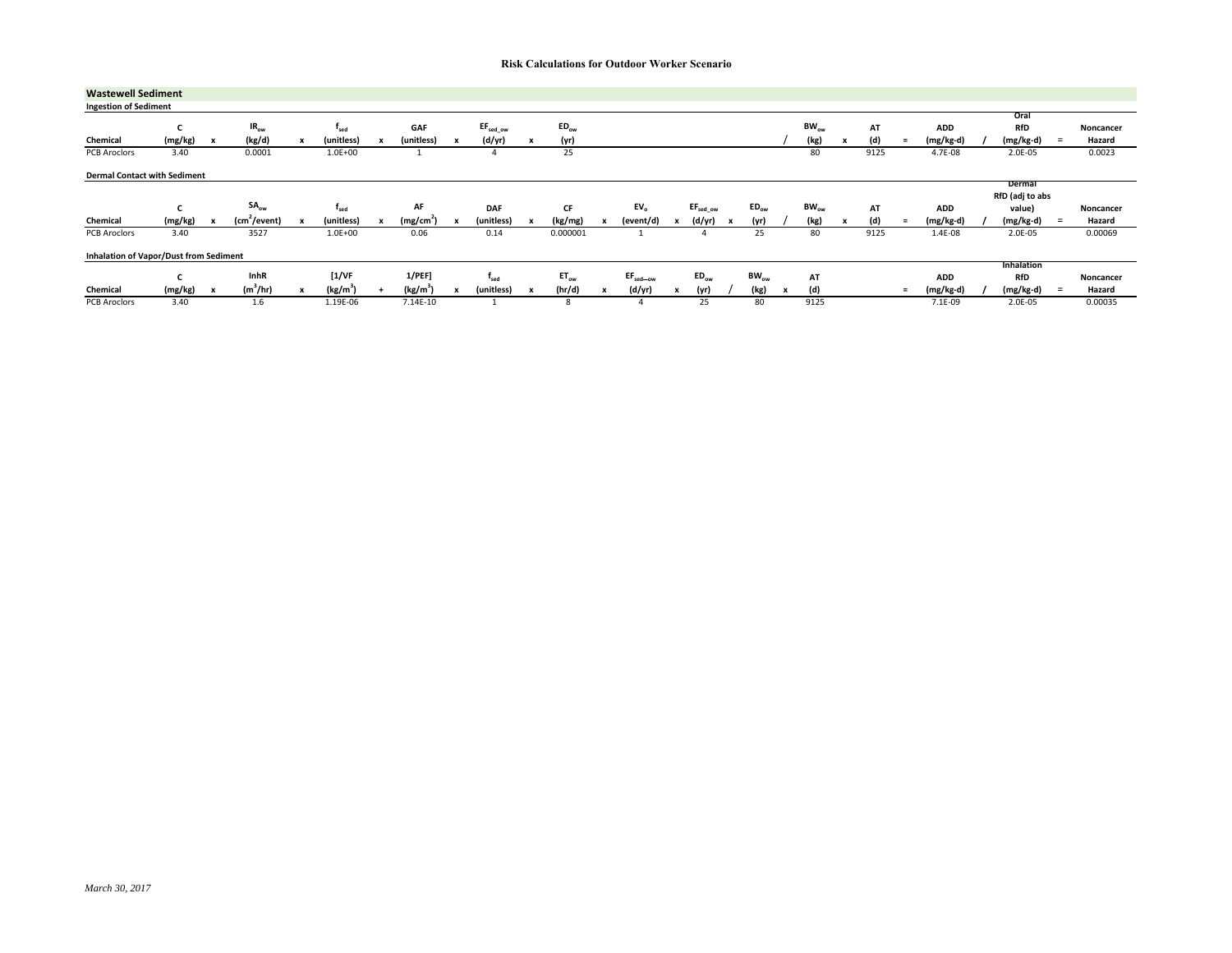# Risk Calculations for Outdoor Worker Scenario

## Wastewell Sediment

### Ingestion of Sediment

| Chemical | C (mg/kg) | x | $IR_{ow}$ (kg/d) | x | $f_{sed}$ (unitless) | x | GAF (unitless) | x | $EF_{sed\_ow}$ (d/yr) | x | $ED_{ow}$ (yr) | / | $BW_{ow}$ (kg) | x | AT (d) | = | ADD (mg/kg-d) | / | Oral RfD (mg/kg-d) | = | Noncancer Hazard |
|---|---|---|---|---|---|---|---|---|---|---|---|---|---|---|---|---|---|---|---|---|---|
| PCB Aroclors | 3.40 | | 0.0001 | | 1.0E+00 | | 1 | | 4 | | 25 | | 80 | | 9125 | | 4.7E-08 | | 2.0E-05 | | 0.0023 |

### Dermal Contact with Sediment

| Chemical | C (mg/kg) | x | $SA_{ow}$ ($cm^2$/event) | x | $f_{sed}$ (unitless) | x | AF ($mg/cm^2$) | x | DAF (unitless) | x | CF (kg/mg) | x | $EV_o$ (event/d) | x | $EF_{sed\_ow}$ (d/yr) | x | $ED_{ow}$ (yr) | / | $BW_{ow}$ (kg) | x | AT (d) | = | ADD (mg/kg-d) | / | Dermal RfD (adj to abs value) (mg/kg-d) | = | Noncancer Hazard |
|---|---|---|---|---|---|---|---|---|---|---|---|---|---|---|---|---|---|---|---|---|---|---|---|---|---|---|---|
| PCB Aroclors | 3.40 | | 3527 | | 1.0E+00 | | 0.06 | | 0.14 | | 0.000001 | | 1 | | 4 | | 25 | | 80 | | 9125 | | 1.4E-08 | | 2.0E-05 | | 0.00069 |

### Inhalation of Vapor/Dust from Sediment

| Chemical | C (mg/kg) | x | InhR ($m^3$/hr) | x | [1/VF ($kg/m^3$) | + | 1/PEF] ($kg/m^3$) | x | $f_{sed}$ (unitless) | x | $ET_{ow}$ (hr/d) | x | $EF_{sed\_ow}$ (d/yr) | x | $ED_{ow}$ (yr) | / | $BW_{ow}$ (kg) | x | AT (d) | = | ADD (mg/kg-d) | / | Inhalation RfD (mg/kg-d) | = | Noncancer Hazard |
|---|---|---|---|---|---|---|---|---|---|---|---|---|---|---|---|---|---|---|---|---|---|---|---|---|---|
| PCB Aroclors | 3.40 | | 1.6 | | 1.19E-06 | | 7.14E-10 | | 1 | | 8 | | 4 | | 25 | | 80 | | 9125 | | 7.1E-09 | | 2.0E-05 | | 0.00035 |

*March 30, 2017*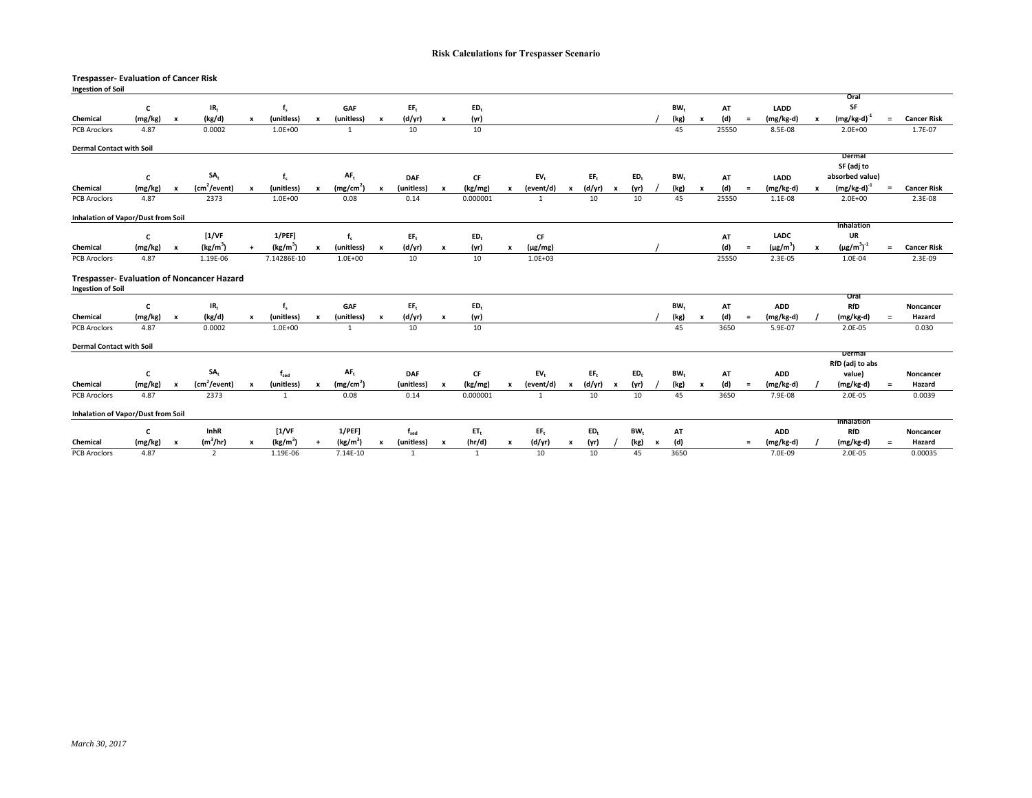# Risk Calculations for Trespasser Scenario

## Trespasser- Evaluation of Cancer Risk

### Ingestion of Soil

| Chemical | C (mg/kg) | x | $IR_t$ (kg/d) | x | $f_s$ (unitless) | x | GAF (unitless) | x | $EF_t$ (d/yr) | x | $ED_t$ (yr) | / | $BW_t$ (kg) | x | AT (d) | = | LADD (mg/kg-d) | x | Oral SF $(mg/kg\text{-}d)^{-1}$ | = | Cancer Risk |
|---|---|---|---|---|---|---|---|---|---|---|---|---|---|---|---|---|---|---|---|---|---|
| PCB Aroclors | 4.87 | | 0.0002 | | 1.0E+00 | | 1 | | 10 | | 10 | | 45 | | 25550 | | 8.5E-08 | | 2.0E+00 | | 1.7E-07 |

### Dermal Contact with Soil

| Chemical | C (mg/kg) | x | $SA_t$ $(cm^2/event)$ | x | $f_s$ (unitless) | x | $AF_t$ $(mg/cm^2)$ | x | DAF (unitless) | x | CF (kg/mg) | x | $EV_t$ (event/d) | x | $EF_t$ (d/yr) | x | $ED_t$ (yr) | / | $BW_t$ (kg) | x | AT (d) | = | LADD (mg/kg-d) | x | Dermal SF (adj to absorbed value) $(mg/kg\text{-}d)^{-1}$ | = | Cancer Risk |
|---|---|---|---|---|---|---|---|---|---|---|---|---|---|---|---|---|---|---|---|---|---|---|---|---|---|---|---|
| PCB Aroclors | 4.87 | | 2373 | | 1.0E+00 | | 0.08 | | 0.14 | | 0.000001 | | 1 | | 10 | | 10 | | 45 | | 25550 | | 1.1E-08 | | 2.0E+00 | | 2.3E-08 |

### Inhalation of Vapor/Dust from Soil

| Chemical | C (mg/kg) | x | [1/VF $(kg/m^3)$ | + | 1/PEF] $(kg/m^3)$ | x | $f_s$ (unitless) | x | $EF_t$ (d/yr) | x | $ED_t$ (yr) | x | CF (µg/mg) | / | AT (d) | = | LADC $(\mu g/m^3)$ | x | Inhalation UR $(\mu g/m^3)^{-1}$ | = | Cancer Risk |
|---|---|---|---|---|---|---|---|---|---|---|---|---|---|---|---|---|---|---|---|---|---|
| PCB Aroclors | 4.87 | | 1.19E-06 | | 7.14286E-10 | | 1.0E+00 | | 10 | | 10 | | 1.0E+03 | | 25550 | | 2.3E-05 | | 1.0E-04 | | 2.3E-09 |

## Trespasser- Evaluation of Noncancer Hazard

### Ingestion of Soil

| Chemical | C (mg/kg) | x | $IR_t$ (kg/d) | x | $f_s$ (unitless) | x | GAF (unitless) | x | $EF_t$ (d/yr) | x | $ED_t$ (yr) | / | $BW_t$ (kg) | x | AT (d) | = | ADD (mg/kg-d) | / | Oral RfD (mg/kg-d) | = | Noncancer Hazard |
|---|---|---|---|---|---|---|---|---|---|---|---|---|---|---|---|---|---|---|---|---|---|
| PCB Aroclors | 4.87 | | 0.0002 | | 1.0E+00 | | 1 | | 10 | | 10 | | 45 | | 3650 | | 5.9E-07 | | 2.0E-05 | | 0.030 |

### Dermal Contact with Soil

| Chemical | C (mg/kg) | x | $SA_t$ $(cm^2/event)$ | x | $f_{sed}$ (unitless) | x | $AF_t$ $(mg/cm^2)$ | x | DAF (unitless) | x | CF (kg/mg) | x | $EV_t$ (event/d) | x | $EF_t$ (d/yr) | x | $ED_t$ (yr) | / | $BW_t$ (kg) | x | AT (d) | = | ADD (mg/kg-d) | / | Dermal RfD (adj to abs value) (mg/kg-d) | = | Noncancer Hazard |
|---|---|---|---|---|---|---|---|---|---|---|---|---|---|---|---|---|---|---|---|---|---|---|---|---|---|---|---|
| PCB Aroclors | 4.87 | | 2373 | | 1 | | 0.08 | | 0.14 | | 0.000001 | | 1 | | 10 | | 10 | | 45 | | 3650 | | 7.9E-08 | | 2.0E-05 | | 0.0039 |

### Inhalation of Vapor/Dust from Soil

| Chemical | C (mg/kg) | x | InhR $(m^3/hr)$ | x | [1/VF $(kg/m^3)$ | + | 1/PEF] $(kg/m^3)$ | x | $f_{sed}$ (unitless) | x | $ET_t$ (hr/d) | x | $EF_t$ (d/yr) | x | $ED_t$ (yr) | / | $BW_t$ (kg) | x | AT (d) | = | ADD (mg/kg-d) | / | Inhalation RfD (mg/kg-d) | = | Noncancer Hazard |
|---|---|---|---|---|---|---|---|---|---|---|---|---|---|---|---|---|---|---|---|---|---|---|---|---|---|
| PCB Aroclors | 4.87 | | 2 | | 1.19E-06 | | 7.14E-10 | | 1 | | 1 | | 10 | | 10 | | 45 | | 3650 | | 7.0E-09 | | 2.0E-05 | | 0.00035 |

*March 30, 2017*